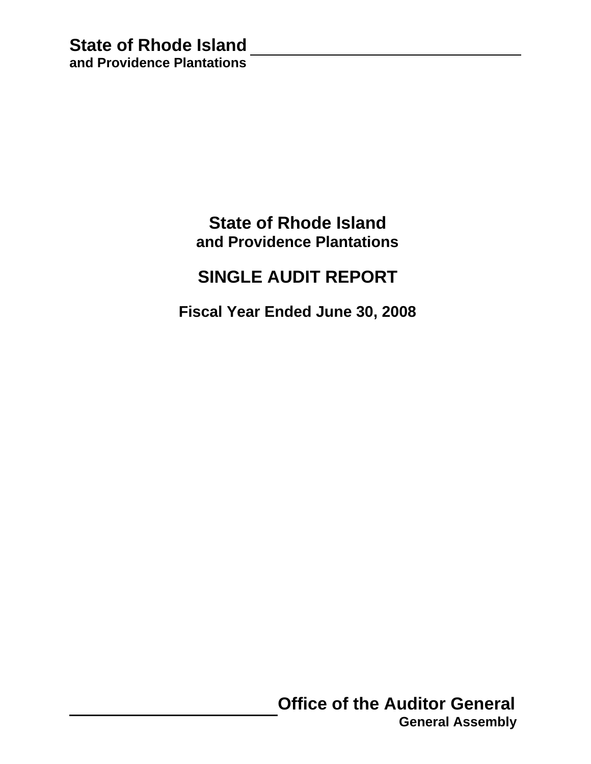**State of Rhode Island**
**and Providence Plantations**

# State of Rhode Island
## and Providence Plantations

# SINGLE AUDIT REPORT

### Fiscal Year Ended June 30, 2008

**Office of the Auditor General**
**General Assembly**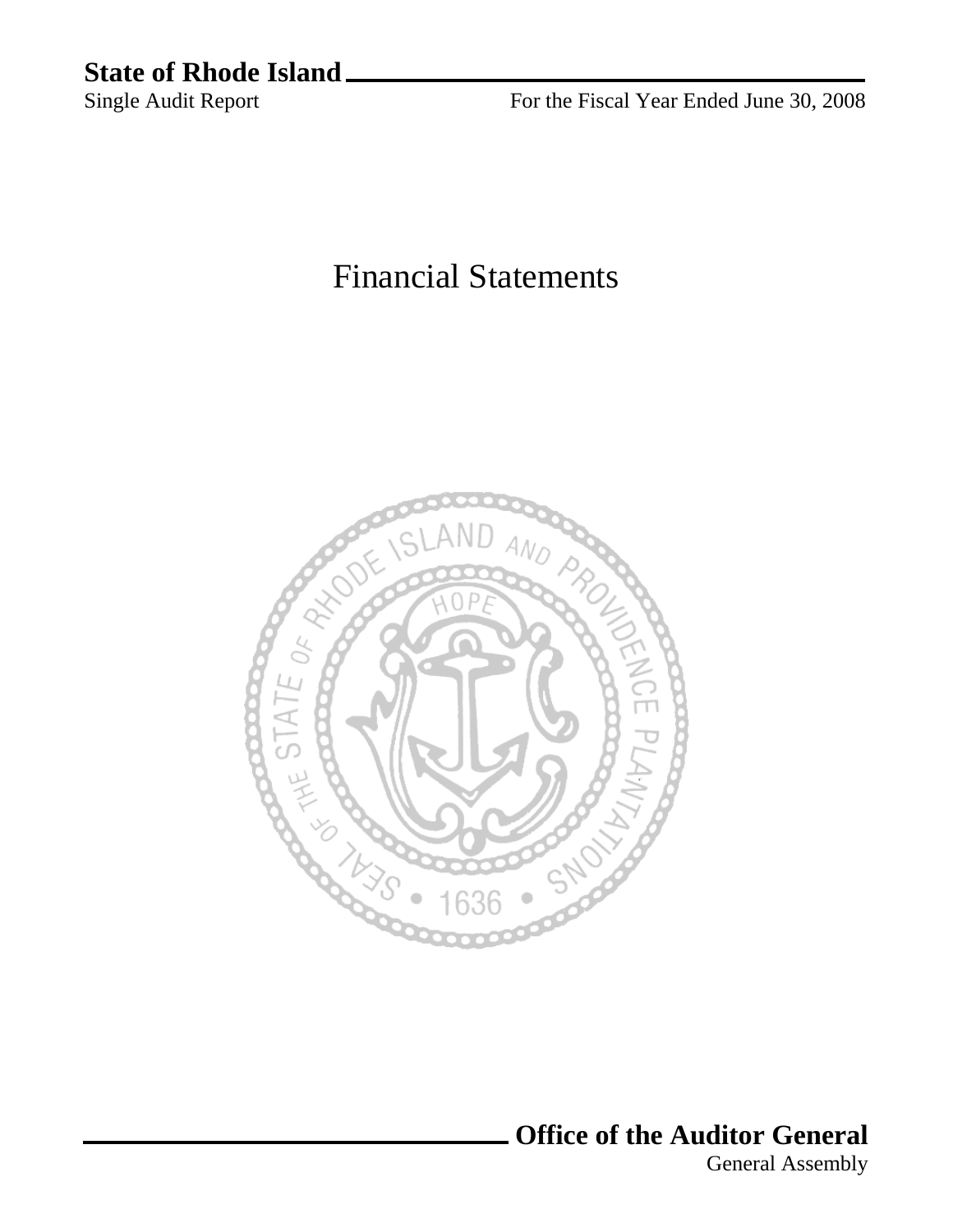**State of Rhode Island**

Single Audit Report

For the Fiscal Year Ended June 30, 2008

# Financial Statements

**Office of the Auditor General**

General Assembly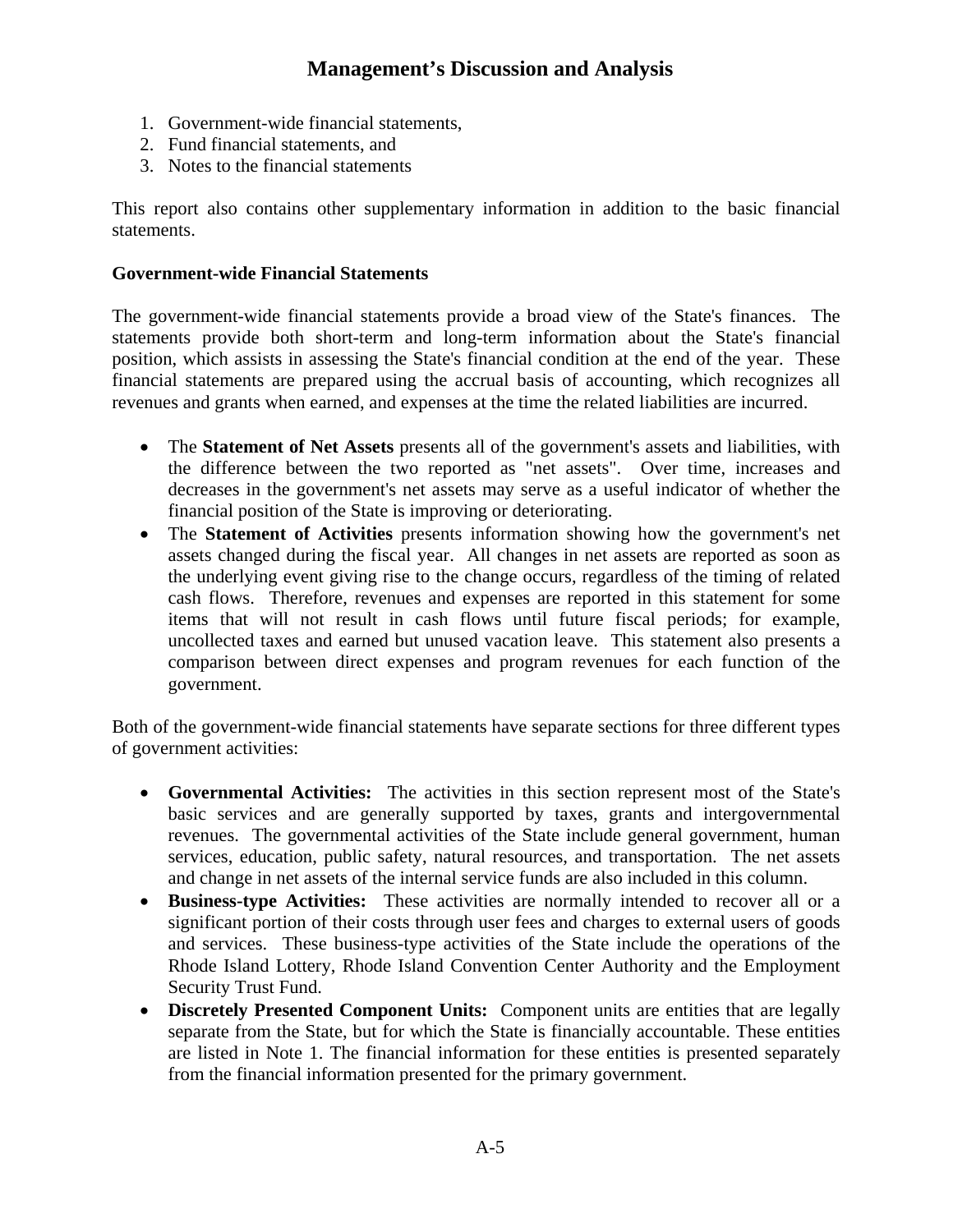# Management's Discussion and Analysis

1. Government-wide financial statements,
2. Fund financial statements, and
3. Notes to the financial statements

This report also contains other supplementary information in addition to the basic financial statements.

**Government-wide Financial Statements**

The government-wide financial statements provide a broad view of the State's finances. The statements provide both short-term and long-term information about the State's financial position, which assists in assessing the State's financial condition at the end of the year. These financial statements are prepared using the accrual basis of accounting, which recognizes all revenues and grants when earned, and expenses at the time the related liabilities are incurred.

- The **Statement of Net Assets** presents all of the government's assets and liabilities, with the difference between the two reported as "net assets". Over time, increases and decreases in the government's net assets may serve as a useful indicator of whether the financial position of the State is improving or deteriorating.
- The **Statement of Activities** presents information showing how the government's net assets changed during the fiscal year. All changes in net assets are reported as soon as the underlying event giving rise to the change occurs, regardless of the timing of related cash flows. Therefore, revenues and expenses are reported in this statement for some items that will not result in cash flows until future fiscal periods; for example, uncollected taxes and earned but unused vacation leave. This statement also presents a comparison between direct expenses and program revenues for each function of the government.

Both of the government-wide financial statements have separate sections for three different types of government activities:

- **Governmental Activities:** The activities in this section represent most of the State's basic services and are generally supported by taxes, grants and intergovernmental revenues. The governmental activities of the State include general government, human services, education, public safety, natural resources, and transportation. The net assets and change in net assets of the internal service funds are also included in this column.
- **Business-type Activities:** These activities are normally intended to recover all or a significant portion of their costs through user fees and charges to external users of goods and services. These business-type activities of the State include the operations of the Rhode Island Lottery, Rhode Island Convention Center Authority and the Employment Security Trust Fund.
- **Discretely Presented Component Units:** Component units are entities that are legally separate from the State, but for which the State is financially accountable. These entities are listed in Note 1. The financial information for these entities is presented separately from the financial information presented for the primary government.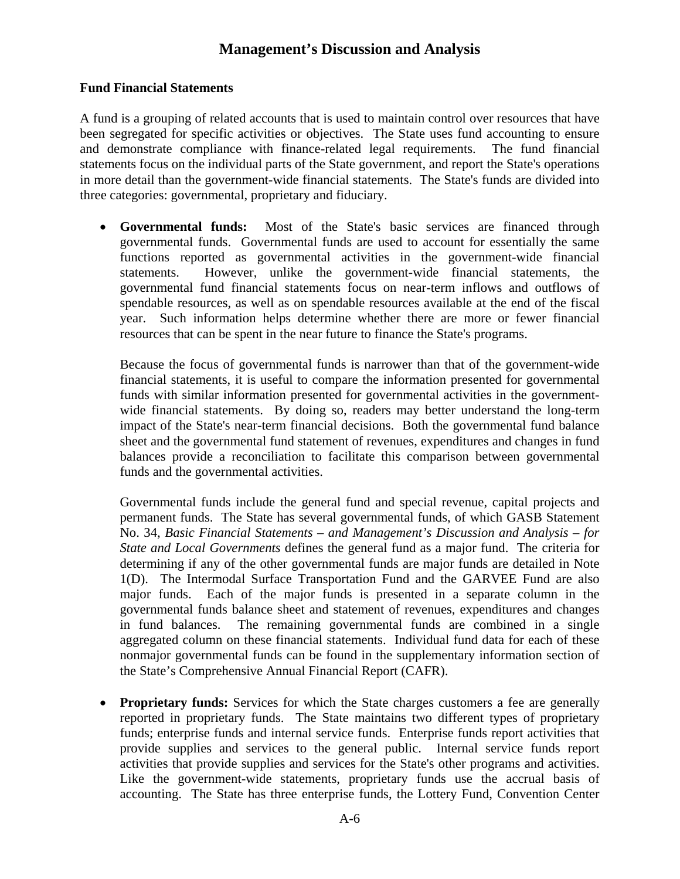# Management's Discussion and Analysis

### Fund Financial Statements

A fund is a grouping of related accounts that is used to maintain control over resources that have been segregated for specific activities or objectives. The State uses fund accounting to ensure and demonstrate compliance with finance-related legal requirements. The fund financial statements focus on the individual parts of the State government, and report the State's operations in more detail than the government-wide financial statements. The State's funds are divided into three categories: governmental, proprietary and fiduciary.

- **Governmental funds:** Most of the State's basic services are financed through governmental funds. Governmental funds are used to account for essentially the same functions reported as governmental activities in the government-wide financial statements. However, unlike the government-wide financial statements, the governmental fund financial statements focus on near-term inflows and outflows of spendable resources, as well as on spendable resources available at the end of the fiscal year. Such information helps determine whether there are more or fewer financial resources that can be spent in the near future to finance the State's programs.

  Because the focus of governmental funds is narrower than that of the government-wide financial statements, it is useful to compare the information presented for governmental funds with similar information presented for governmental activities in the government-wide financial statements. By doing so, readers may better understand the long-term impact of the State's near-term financial decisions. Both the governmental fund balance sheet and the governmental fund statement of revenues, expenditures and changes in fund balances provide a reconciliation to facilitate this comparison between governmental funds and the governmental activities.

  Governmental funds include the general fund and special revenue, capital projects and permanent funds. The State has several governmental funds, of which GASB Statement No. 34, *Basic Financial Statements – and Management's Discussion and Analysis – for State and Local Governments* defines the general fund as a major fund. The criteria for determining if any of the other governmental funds are major funds are detailed in Note 1(D). The Intermodal Surface Transportation Fund and the GARVEE Fund are also major funds. Each of the major funds is presented in a separate column in the governmental funds balance sheet and statement of revenues, expenditures and changes in fund balances. The remaining governmental funds are combined in a single aggregated column on these financial statements. Individual fund data for each of these nonmajor governmental funds can be found in the supplementary information section of the State's Comprehensive Annual Financial Report (CAFR).

- **Proprietary funds:** Services for which the State charges customers a fee are generally reported in proprietary funds. The State maintains two different types of proprietary funds; enterprise funds and internal service funds. Enterprise funds report activities that provide supplies and services to the general public. Internal service funds report activities that provide supplies and services for the State's other programs and activities. Like the government-wide statements, proprietary funds use the accrual basis of accounting. The State has three enterprise funds, the Lottery Fund, Convention Center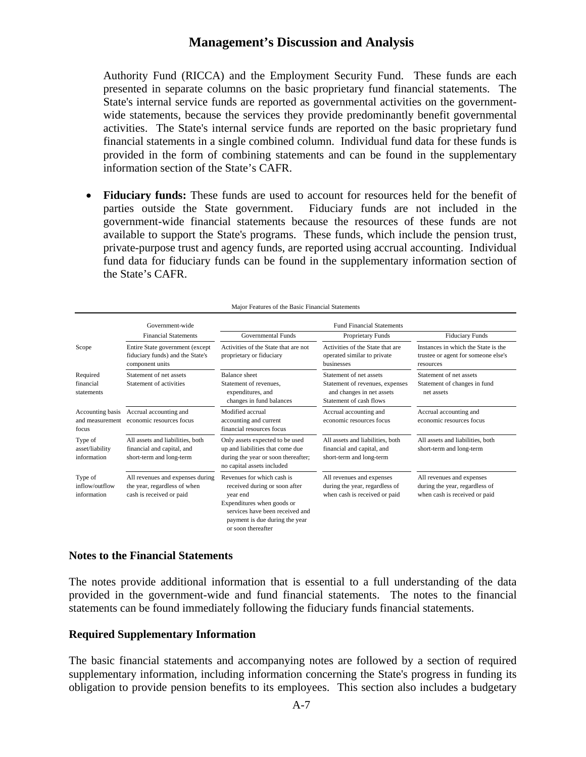Authority Fund (RICCA) and the Employment Security Fund. These funds are each presented in separate columns on the basic proprietary fund financial statements. The State's internal service funds are reported as governmental activities on the government-wide statements, because the services they provide predominantly benefit governmental activities. The State's internal service funds are reported on the basic proprietary fund financial statements in a single combined column. Individual fund data for these funds is provided in the form of combining statements and can be found in the supplementary information section of the State's CAFR.

- **Fiduciary funds:** These funds are used to account for resources held for the benefit of parties outside the State government. Fiduciary funds are not included in the government-wide financial statements because the resources of these funds are not available to support the State's programs. These funds, which include the pension trust, private-purpose trust and agency funds, are reported using accrual accounting. Individual fund data for fiduciary funds can be found in the supplementary information section of the State's CAFR.

Major Features of the Basic Financial Statements

| | Government-wide | Fund Financial Statements | | |
|---|---|---|---|---|
| | Financial Statements | Governmental Funds | Proprietary Funds | Fiduciary Funds |
| Scope | Entire State government (except fiduciary funds) and the State's component units | Activities of the State that are not proprietary or fiduciary | Activities of the State that are operated similar to private businesses | Instances in which the State is the trustee or agent for someone else's resources |
| Required financial statements | Statement of net assets<br>Statement of activities | Balance sheet<br>Statement of revenues, expenditures, and changes in fund balances | Statement of net assets<br>Statement of revenues, expenses and changes in net assets<br>Statement of cash flows | Statement of net assets<br>Statement of changes in fund net assets |
| Accounting basis and measurement focus | Accrual accounting and economic resources focus | Modified accrual accounting and current financial resources focus | Accrual accounting and economic resources focus | Accrual accounting and economic resources focus |
| Type of asset/liability information | All assets and liabilities, both financial and capital, and short-term and long-term | Only assets expected to be used up and liabilities that come due during the year or soon thereafter; no capital assets included | All assets and liabilities, both financial and capital, and short-term and long-term | All assets and liabilities, both short-term and long-term |
| Type of inflow/outflow information | All revenues and expenses during the year, regardless of when cash is received or paid | Revenues for which cash is received during or soon after year end<br>Expenditures when goods or services have been received and payment is due during the year or soon thereafter | All revenues and expenses during the year, regardless of when cash is received or paid | All revenues and expenses during the year, regardless of when cash is received or paid |

### Notes to the Financial Statements

The notes provide additional information that is essential to a full understanding of the data provided in the government-wide and fund financial statements. The notes to the financial statements can be found immediately following the fiduciary funds financial statements.

### Required Supplementary Information

The basic financial statements and accompanying notes are followed by a section of required supplementary information, including information concerning the State's progress in funding its obligation to provide pension benefits to its employees. This section also includes a budgetary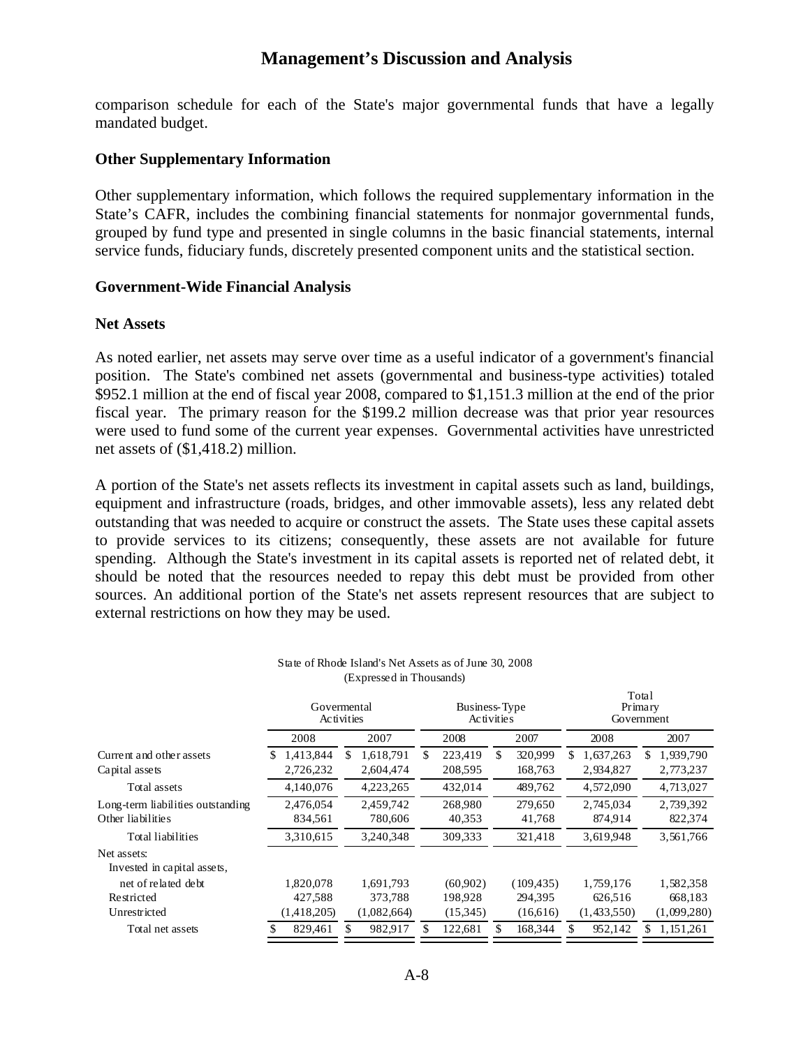comparison schedule for each of the State's major governmental funds that have a legally mandated budget.

**Other Supplementary Information**

Other supplementary information, which follows the required supplementary information in the State's CAFR, includes the combining financial statements for nonmajor governmental funds, grouped by fund type and presented in single columns in the basic financial statements, internal service funds, fiduciary funds, discretely presented component units and the statistical section.

**Government-Wide Financial Analysis**

**Net Assets**

As noted earlier, net assets may serve over time as a useful indicator of a government's financial position. The State's combined net assets (governmental and business-type activities) totaled $952.1 million at the end of fiscal year 2008, compared to $1,151.3 million at the end of the prior fiscal year. The primary reason for the $199.2 million decrease was that prior year resources were used to fund some of the current year expenses. Governmental activities have unrestricted net assets of ($1,418.2) million.

A portion of the State's net assets reflects its investment in capital assets such as land, buildings, equipment and infrastructure (roads, bridges, and other immovable assets), less any related debt outstanding that was needed to acquire or construct the assets. The State uses these capital assets to provide services to its citizens; consequently, these assets are not available for future spending. Although the State's investment in its capital assets is reported net of related debt, it should be noted that the resources needed to repay this debt must be provided from other sources. An additional portion of the State's net assets represent resources that are subject to external restrictions on how they may be used.

State of Rhode Island's Net Assets as of June 30, 2008
(Expressed in Thousands)

| | Govermental Activities | | Business-Type Activities | | Total Primary Government | |
|---|---|---|---|---|---|---|
| | 2008 | 2007 | 2008 | 2007 | 2008 | 2007 |
| Current and other assets | $ 1,413,844 | $ 1,618,791 | $ 223,419 | $ 320,999 | $ 1,637,263 | $ 1,939,790 |
| Capital assets | 2,726,232 | 2,604,474 | 208,595 | 168,763 | 2,934,827 | 2,773,237 |
| Total assets | 4,140,076 | 4,223,265 | 432,014 | 489,762 | 4,572,090 | 4,713,027 |
| Long-term liabilities outstanding | 2,476,054 | 2,459,742 | 268,980 | 279,650 | 2,745,034 | 2,739,392 |
| Other liabilities | 834,561 | 780,606 | 40,353 | 41,768 | 874,914 | 822,374 |
| Total liabilities | 3,310,615 | 3,240,348 | 309,333 | 321,418 | 3,619,948 | 3,561,766 |
| Net assets: | | | | | | |
| Invested in capital assets, net of related debt | 1,820,078 | 1,691,793 | (60,902) | (109,435) | 1,759,176 | 1,582,358 |
| Restricted | 427,588 | 373,788 | 198,928 | 294,395 | 626,516 | 668,183 |
| Unrestricted | (1,418,205) | (1,082,664) | (15,345) | (16,616) | (1,433,550) | (1,099,280) |
| Total net assets | $ 829,461 | $ 982,917 | $ 122,681 | $ 168,344 | $ 952,142 | $ 1,151,261 |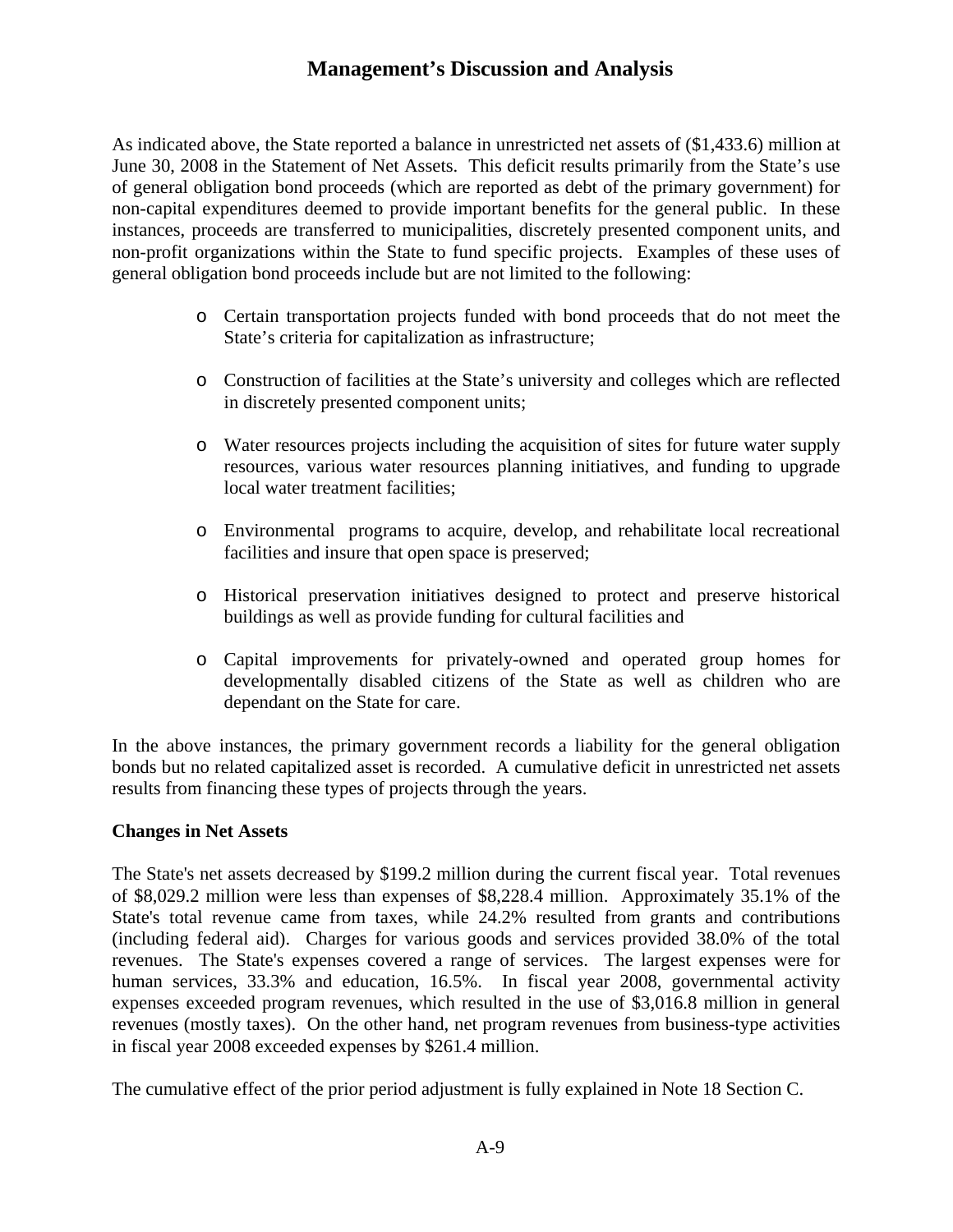# Management's Discussion and Analysis

As indicated above, the State reported a balance in unrestricted net assets of ($1,433.6) million at June 30, 2008 in the Statement of Net Assets. This deficit results primarily from the State's use of general obligation bond proceeds (which are reported as debt of the primary government) for non-capital expenditures deemed to provide important benefits for the general public. In these instances, proceeds are transferred to municipalities, discretely presented component units, and non-profit organizations within the State to fund specific projects. Examples of these uses of general obligation bond proceeds include but are not limited to the following:

- Certain transportation projects funded with bond proceeds that do not meet the State's criteria for capitalization as infrastructure;
- Construction of facilities at the State's university and colleges which are reflected in discretely presented component units;
- Water resources projects including the acquisition of sites for future water supply resources, various water resources planning initiatives, and funding to upgrade local water treatment facilities;
- Environmental programs to acquire, develop, and rehabilitate local recreational facilities and insure that open space is preserved;
- Historical preservation initiatives designed to protect and preserve historical buildings as well as provide funding for cultural facilities and
- Capital improvements for privately-owned and operated group homes for developmentally disabled citizens of the State as well as children who are dependant on the State for care.

In the above instances, the primary government records a liability for the general obligation bonds but no related capitalized asset is recorded. A cumulative deficit in unrestricted net assets results from financing these types of projects through the years.

**Changes in Net Assets**

The State's net assets decreased by $199.2 million during the current fiscal year. Total revenues of $8,029.2 million were less than expenses of $8,228.4 million. Approximately 35.1% of the State's total revenue came from taxes, while 24.2% resulted from grants and contributions (including federal aid). Charges for various goods and services provided 38.0% of the total revenues. The State's expenses covered a range of services. The largest expenses were for human services, 33.3% and education, 16.5%. In fiscal year 2008, governmental activity expenses exceeded program revenues, which resulted in the use of $3,016.8 million in general revenues (mostly taxes). On the other hand, net program revenues from business-type activities in fiscal year 2008 exceeded expenses by $261.4 million.

The cumulative effect of the prior period adjustment is fully explained in Note 18 Section C.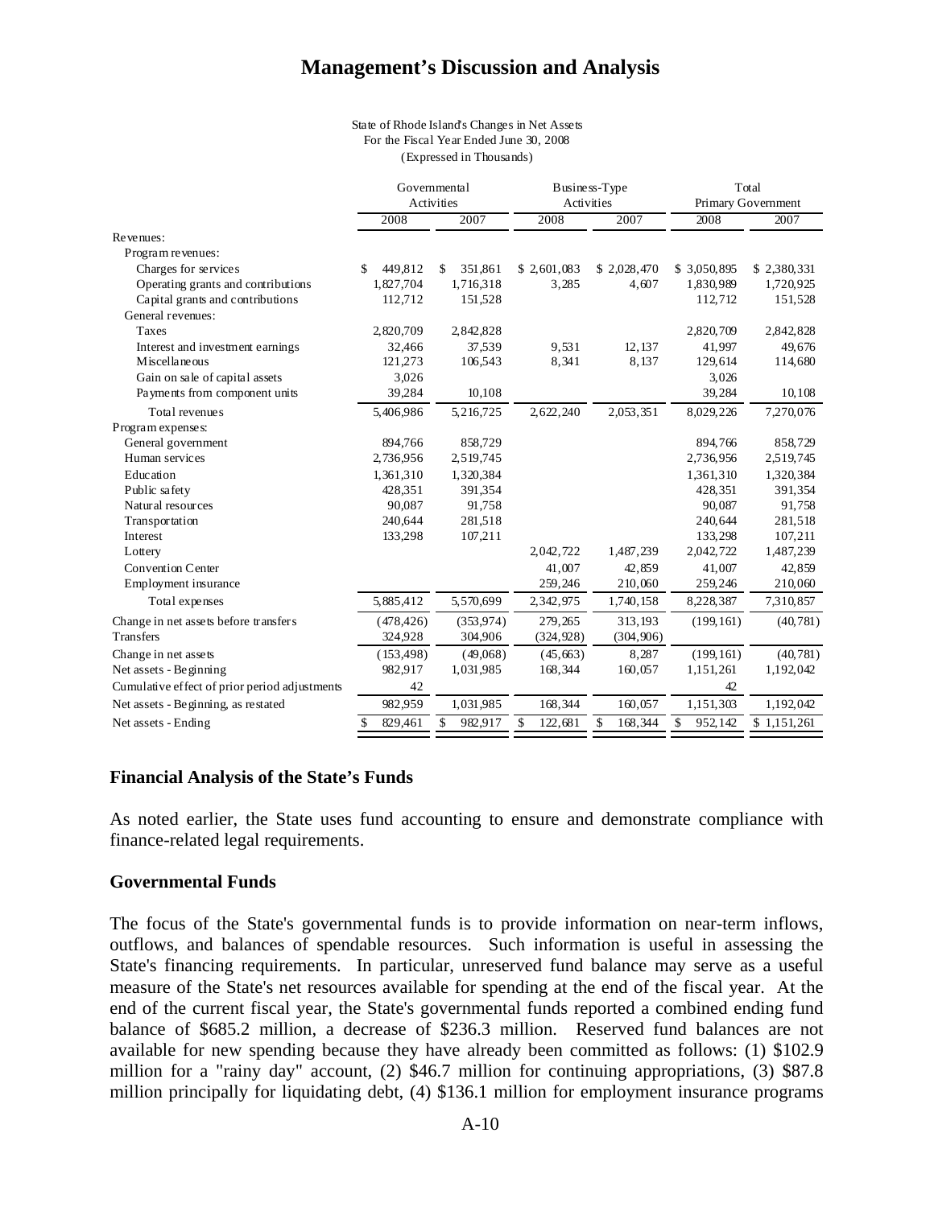# Management's Discussion and Analysis

State of Rhode Island's Changes in Net Assets
For the Fiscal Year Ended June 30, 2008
(Expressed in Thousands)

| | Governmental Activities | | Business-Type Activities | | Total Primary Government | |
|---|---|---|---|---|---|---|
| | 2008 | 2007 | 2008 | 2007 | 2008 | 2007 |
| Revenues: | | | | | | |
| Program revenues: | | | | | | |
| Charges for services | $ 449,812 | $ 351,861 | $ 2,601,083 | $ 2,028,470 | $ 3,050,895 | $ 2,380,331 |
| Operating grants and contributions | 1,827,704 | 1,716,318 | 3,285 | 4,607 | 1,830,989 | 1,720,925 |
| Capital grants and contributions | 112,712 | 151,528 | | | 112,712 | 151,528 |
| General revenues: | | | | | | |
| Taxes | 2,820,709 | 2,842,828 | | | 2,820,709 | 2,842,828 |
| Interest and investment earnings | 32,466 | 37,539 | 9,531 | 12,137 | 41,997 | 49,676 |
| Miscellaneous | 121,273 | 106,543 | 8,341 | 8,137 | 129,614 | 114,680 |
| Gain on sale of capital assets | 3,026 | | | | 3,026 | |
| Payments from component units | 39,284 | 10,108 | | | 39,284 | 10,108 |
| Total revenues | 5,406,986 | 5,216,725 | 2,622,240 | 2,053,351 | 8,029,226 | 7,270,076 |
| Program expenses: | | | | | | |
| General government | 894,766 | 858,729 | | | 894,766 | 858,729 |
| Human services | 2,736,956 | 2,519,745 | | | 2,736,956 | 2,519,745 |
| Education | 1,361,310 | 1,320,384 | | | 1,361,310 | 1,320,384 |
| Public safety | 428,351 | 391,354 | | | 428,351 | 391,354 |
| Natural resources | 90,087 | 91,758 | | | 90,087 | 91,758 |
| Transportation | 240,644 | 281,518 | | | 240,644 | 281,518 |
| Interest | 133,298 | 107,211 | | | 133,298 | 107,211 |
| Lottery | | | 2,042,722 | 1,487,239 | 2,042,722 | 1,487,239 |
| Convention Center | | | 41,007 | 42,859 | 41,007 | 42,859 |
| Employment insurance | | | 259,246 | 210,060 | 259,246 | 210,060 |
| Total expenses | 5,885,412 | 5,570,699 | 2,342,975 | 1,740,158 | 8,228,387 | 7,310,857 |
| Change in net assets before transfers | (478,426) | (353,974) | 279,265 | 313,193 | (199,161) | (40,781) |
| Transfers | 324,928 | 304,906 | (324,928) | (304,906) | | |
| Change in net assets | (153,498) | (49,068) | (45,663) | 8,287 | (199,161) | (40,781) |
| Net assets - Beginning | 982,917 | 1,031,985 | 168,344 | 160,057 | 1,151,261 | 1,192,042 |
| Cumulative effect of prior period adjustments | 42 | | | | 42 | |
| Net assets - Beginning, as restated | 982,959 | 1,031,985 | 168,344 | 160,057 | 1,151,303 | 1,192,042 |
| Net assets - Ending | $ 829,461 | $ 982,917 | $ 122,681 | $ 168,344 | $ 952,142 | $ 1,151,261 |

## Financial Analysis of the State's Funds

As noted earlier, the State uses fund accounting to ensure and demonstrate compliance with finance-related legal requirements.

## Governmental Funds

The focus of the State's governmental funds is to provide information on near-term inflows, outflows, and balances of spendable resources. Such information is useful in assessing the State's financing requirements. In particular, unreserved fund balance may serve as a useful measure of the State's net resources available for spending at the end of the fiscal year. At the end of the current fiscal year, the State's governmental funds reported a combined ending fund balance of $685.2 million, a decrease of $236.3 million. Reserved fund balances are not available for new spending because they have already been committed as follows: (1) $102.9 million for a "rainy day" account, (2) $46.7 million for continuing appropriations, (3) $87.8 million principally for liquidating debt, (4) $136.1 million for employment insurance programs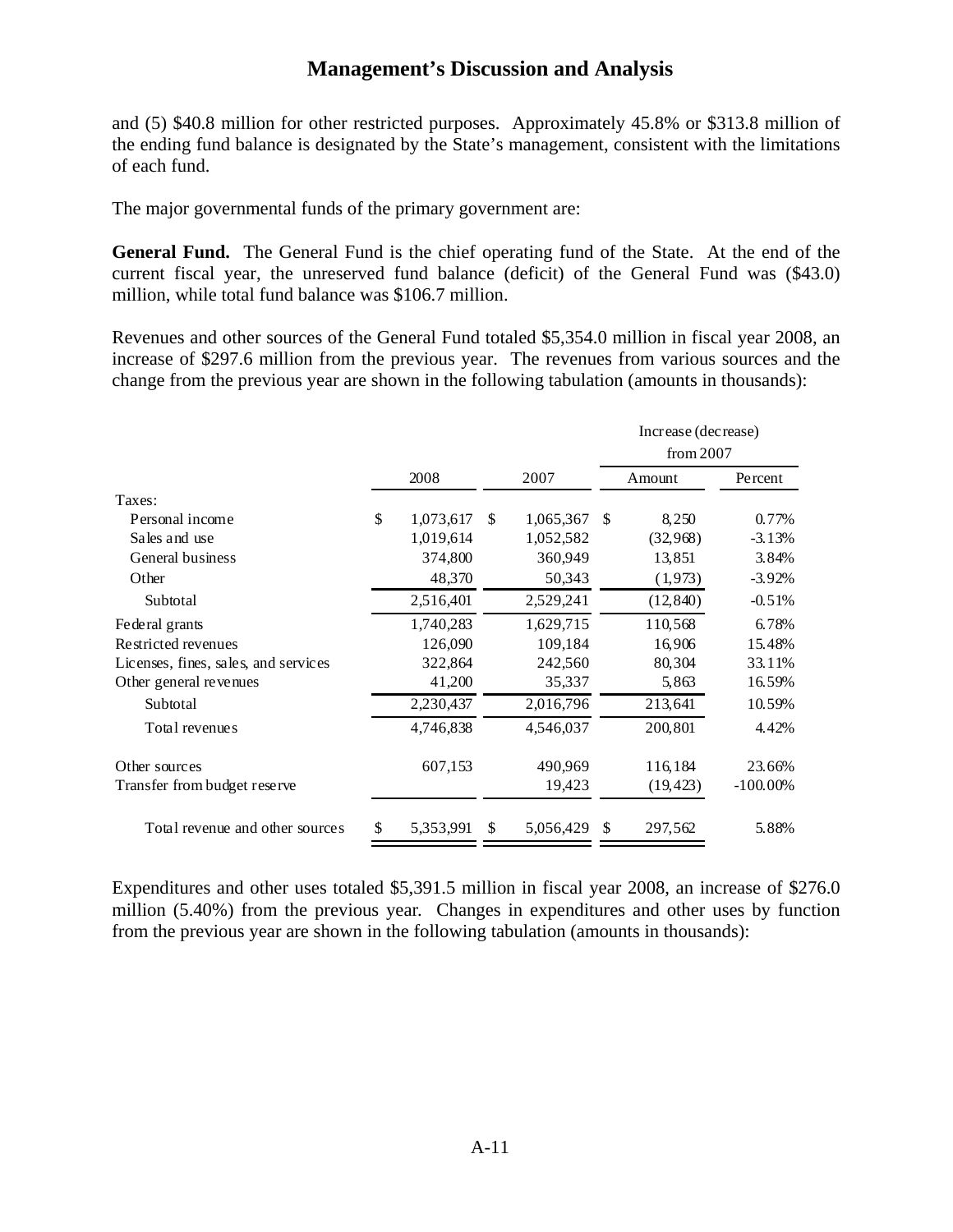## Management's Discussion and Analysis

and (5) $40.8 million for other restricted purposes. Approximately 45.8% or $313.8 million of the ending fund balance is designated by the State's management, consistent with the limitations of each fund.

The major governmental funds of the primary government are:

**General Fund.** The General Fund is the chief operating fund of the State. At the end of the current fiscal year, the unreserved fund balance (deficit) of the General Fund was ($43.0) million, while total fund balance was $106.7 million.

Revenues and other sources of the General Fund totaled $5,354.0 million in fiscal year 2008, an increase of $297.6 million from the previous year. The revenues from various sources and the change from the previous year are shown in the following tabulation (amounts in thousands):

| | | | Increase (decrease) from 2007 | |
|---|---|---|---|---|
| | 2008 | 2007 | Amount | Percent |
| Taxes: | | | | |
| Personal income | $ 1,073,617 | $ 1,065,367 | $ 8,250 | 0.77% |
| Sales and use | 1,019,614 | 1,052,582 | (32,968) | -3.13% |
| General business | 374,800 | 360,949 | 13,851 | 3.84% |
| Other | 48,370 | 50,343 | (1,973) | -3.92% |
| Subtotal | 2,516,401 | 2,529,241 | (12,840) | -0.51% |
| Federal grants | 1,740,283 | 1,629,715 | 110,568 | 6.78% |
| Restricted revenues | 126,090 | 109,184 | 16,906 | 15.48% |
| Licenses, fines, sales, and services | 322,864 | 242,560 | 80,304 | 33.11% |
| Other general revenues | 41,200 | 35,337 | 5,863 | 16.59% |
| Subtotal | 2,230,437 | 2,016,796 | 213,641 | 10.59% |
| Total revenues | 4,746,838 | 4,546,037 | 200,801 | 4.42% |
| Other sources | 607,153 | 490,969 | 116,184 | 23.66% |
| Transfer from budget reserve | | 19,423 | (19,423) | -100.00% |
| Total revenue and other sources | $ 5,353,991 | $ 5,056,429 | $ 297,562 | 5.88% |

Expenditures and other uses totaled $5,391.5 million in fiscal year 2008, an increase of $276.0 million (5.40%) from the previous year. Changes in expenditures and other uses by function from the previous year are shown in the following tabulation (amounts in thousands):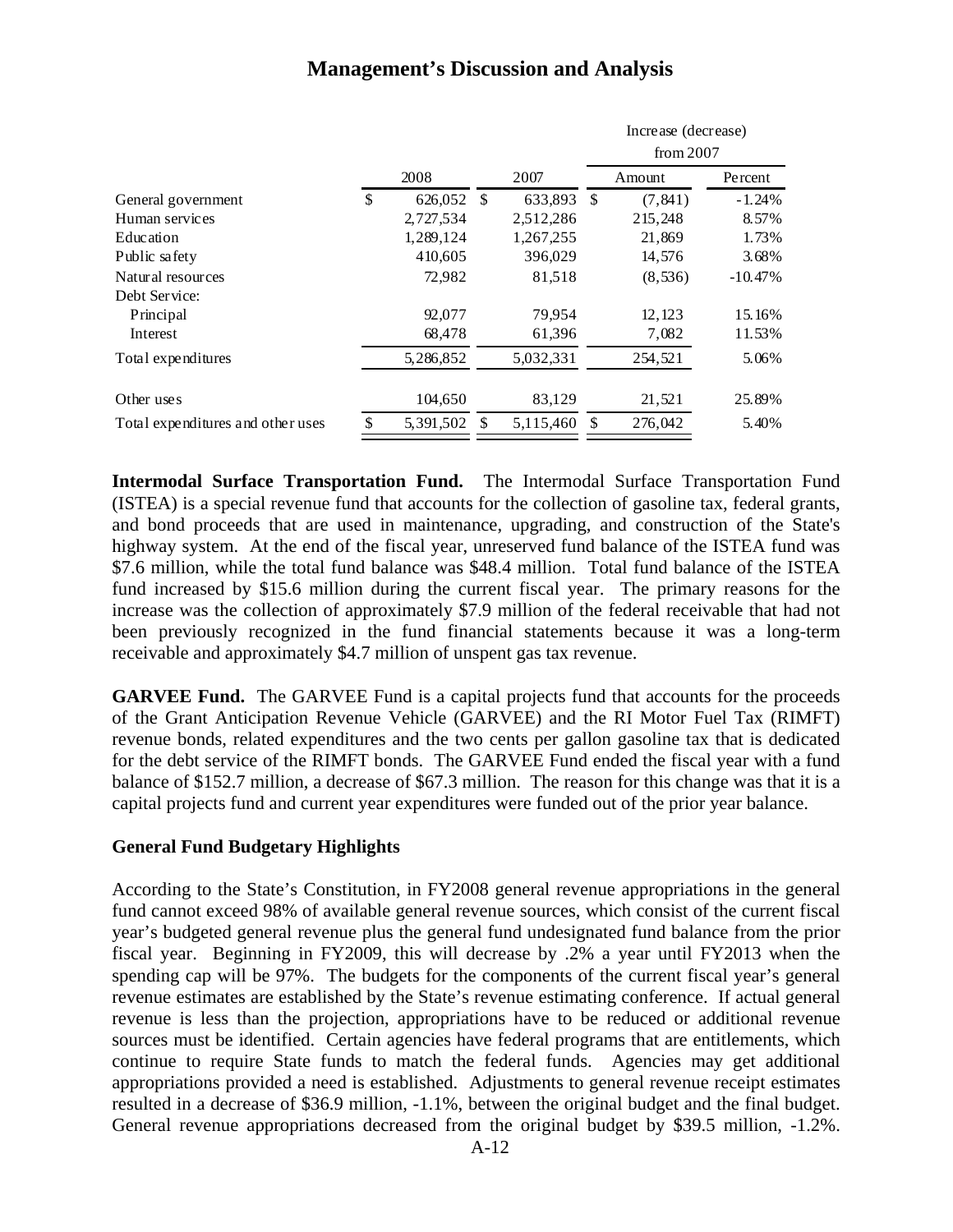## Management's Discussion and Analysis

| | 2008 | 2007 | Increase (decrease) from 2007 Amount | Percent |
|---|---|---|---|---|
| General government | $ 626,052 | $ 633,893 | $ (7,841) | -1.24% |
| Human services | 2,727,534 | 2,512,286 | 215,248 | 8.57% |
| Education | 1,289,124 | 1,267,255 | 21,869 | 1.73% |
| Public safety | 410,605 | 396,029 | 14,576 | 3.68% |
| Natural resources | 72,982 | 81,518 | (8,536) | -10.47% |
| Debt Service: | | | | |
| Principal | 92,077 | 79,954 | 12,123 | 15.16% |
| Interest | 68,478 | 61,396 | 7,082 | 11.53% |
| Total expenditures | 5,286,852 | 5,032,331 | 254,521 | 5.06% |
| Other uses | 104,650 | 83,129 | 21,521 | 25.89% |
| Total expenditures and other uses | $ 5,391,502 | $ 5,115,460 | $ 276,042 | 5.40% |

**Intermodal Surface Transportation Fund.** The Intermodal Surface Transportation Fund (ISTEA) is a special revenue fund that accounts for the collection of gasoline tax, federal grants, and bond proceeds that are used in maintenance, upgrading, and construction of the State's highway system. At the end of the fiscal year, unreserved fund balance of the ISTEA fund was $7.6 million, while the total fund balance was $48.4 million. Total fund balance of the ISTEA fund increased by $15.6 million during the current fiscal year. The primary reasons for the increase was the collection of approximately $7.9 million of the federal receivable that had not been previously recognized in the fund financial statements because it was a long-term receivable and approximately $4.7 million of unspent gas tax revenue.

**GARVEE Fund.** The GARVEE Fund is a capital projects fund that accounts for the proceeds of the Grant Anticipation Revenue Vehicle (GARVEE) and the RI Motor Fuel Tax (RIMFT) revenue bonds, related expenditures and the two cents per gallon gasoline tax that is dedicated for the debt service of the RIMFT bonds. The GARVEE Fund ended the fiscal year with a fund balance of $152.7 million, a decrease of $67.3 million. The reason for this change was that it is a capital projects fund and current year expenditures were funded out of the prior year balance.

### General Fund Budgetary Highlights

According to the State's Constitution, in FY2008 general revenue appropriations in the general fund cannot exceed 98% of available general revenue sources, which consist of the current fiscal year's budgeted general revenue plus the general fund undesignated fund balance from the prior fiscal year. Beginning in FY2009, this will decrease by .2% a year until FY2013 when the spending cap will be 97%. The budgets for the components of the current fiscal year's general revenue estimates are established by the State's revenue estimating conference. If actual general revenue is less than the projection, appropriations have to be reduced or additional revenue sources must be identified. Certain agencies have federal programs that are entitlements, which continue to require State funds to match the federal funds. Agencies may get additional appropriations provided a need is established. Adjustments to general revenue receipt estimates resulted in a decrease of $36.9 million, -1.1%, between the original budget and the final budget. General revenue appropriations decreased from the original budget by $39.5 million, -1.2%.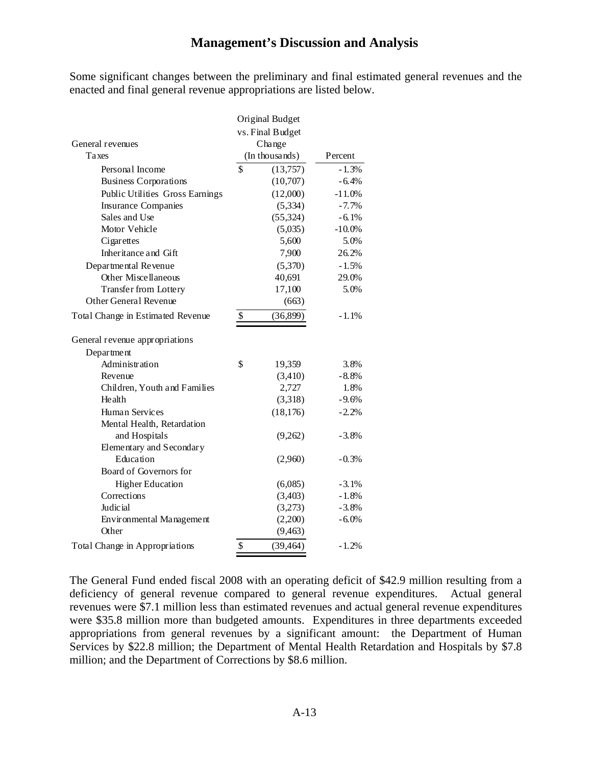# Management's Discussion and Analysis

Some significant changes between the preliminary and final estimated general revenues and the enacted and final general revenue appropriations are listed below.

| | Original Budget vs. Final Budget Change (In thousands) | Percent |
|---|---|---|
| General revenues | | |
| Taxes | | |
| Personal Income | $ (13,757) | -1.3% |
| Business Corporations | (10,707) | -6.4% |
| Public Utilities Gross Earnings | (12,000) | -11.0% |
| Insurance Companies | (5,334) | -7.7% |
| Sales and Use | (55,324) | -6.1% |
| Motor Vehicle | (5,035) | -10.0% |
| Cigarettes | 5,600 | 5.0% |
| Inheritance and Gift | 7,900 | 26.2% |
| Departmental Revenue | (5,370) | -1.5% |
| Other Miscellaneous | 40,691 | 29.0% |
| Transfer from Lottery | 17,100 | 5.0% |
| Other General Revenue | (663) | |
| Total Change in Estimated Revenue | $ (36,899) | -1.1% |
| General revenue appropriations | | |
| Department | | |
| Administration | $ 19,359 | 3.8% |
| Revenue | (3,410) | -8.8% |
| Children, Youth and Families | 2,727 | 1.8% |
| Health | (3,318) | -9.6% |
| Human Services | (18,176) | -2.2% |
| Mental Health, Retardation and Hospitals | (9,262) | -3.8% |
| Elementary and Secondary Education | (2,960) | -0.3% |
| Board of Governors for Higher Education | (6,085) | -3.1% |
| Corrections | (3,403) | -1.8% |
| Judicial | (3,273) | -3.8% |
| Environmental Management | (2,200) | -6.0% |
| Other | (9,463) | |
| Total Change in Appropriations | $ (39,464) | -1.2% |

The General Fund ended fiscal 2008 with an operating deficit of $42.9 million resulting from a deficiency of general revenue compared to general revenue expenditures. Actual general revenues were $7.1 million less than estimated revenues and actual general revenue expenditures were $35.8 million more than budgeted amounts. Expenditures in three departments exceeded appropriations from general revenues by a significant amount: the Department of Human Services by $22.8 million; the Department of Mental Health Retardation and Hospitals by $7.8 million; and the Department of Corrections by $8.6 million.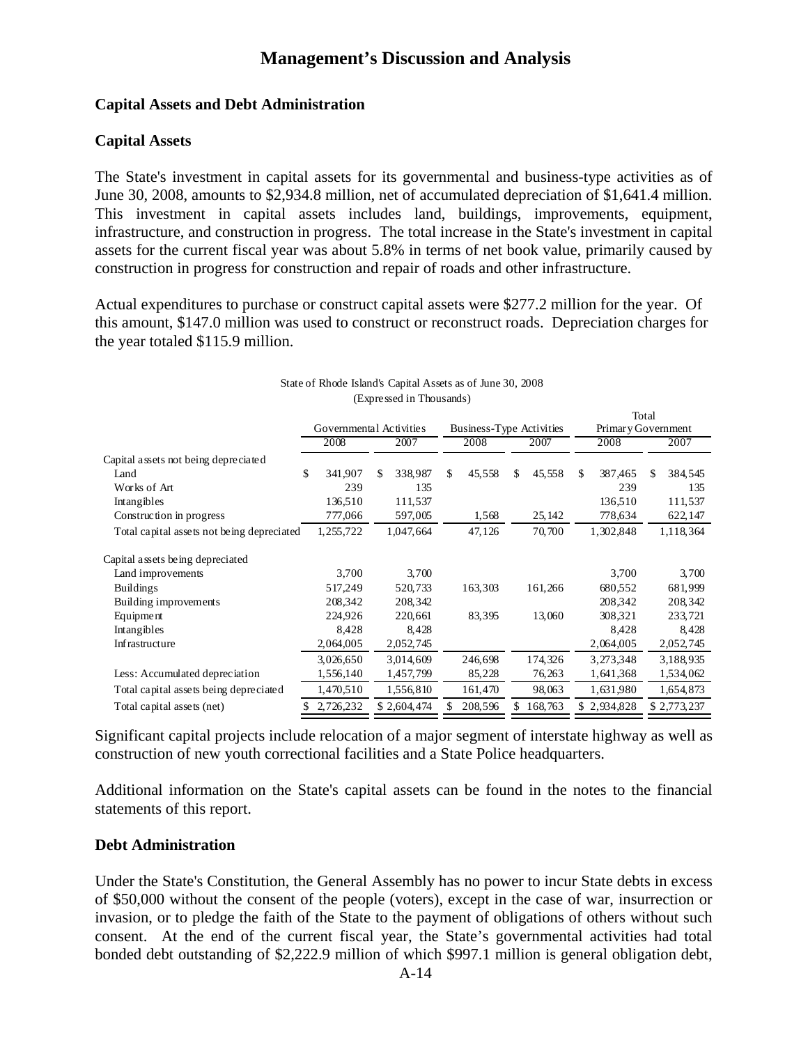# Management's Discussion and Analysis

## Capital Assets and Debt Administration

### Capital Assets

The State's investment in capital assets for its governmental and business-type activities as of June 30, 2008, amounts to $2,934.8 million, net of accumulated depreciation of $1,641.4 million. This investment in capital assets includes land, buildings, improvements, equipment, infrastructure, and construction in progress. The total increase in the State's investment in capital assets for the current fiscal year was about 5.8% in terms of net book value, primarily caused by construction in progress for construction and repair of roads and other infrastructure.

Actual expenditures to purchase or construct capital assets were $277.2 million for the year. Of this amount, $147.0 million was used to construct or reconstruct roads. Depreciation charges for the year totaled $115.9 million.

State of Rhode Island's Capital Assets as of June 30, 2008
(Expressed in Thousands)

| | Governmental Activities | | Business-Type Activities | | Total Primary Government | |
|---|---|---|---|---|---|---|
| | 2008 | 2007 | 2008 | 2007 | 2008 | 2007 |
| Capital assets not being depreciated | | | | | | |
| Land | $ 341,907 | $ 338,987 | $ 45,558 | $ 45,558 | $ 387,465 | $ 384,545 |
| Works of Art | 239 | 135 | | | 239 | 135 |
| Intangibles | 136,510 | 111,537 | | | 136,510 | 111,537 |
| Construction in progress | 777,066 | 597,005 | 1,568 | 25,142 | 778,634 | 622,147 |
| Total capital assets not being depreciated | 1,255,722 | 1,047,664 | 47,126 | 70,700 | 1,302,848 | 1,118,364 |
| Capital assets being depreciated | | | | | | |
| Land improvements | 3,700 | 3,700 | | | 3,700 | 3,700 |
| Buildings | 517,249 | 520,733 | 163,303 | 161,266 | 680,552 | 681,999 |
| Building improvements | 208,342 | 208,342 | | | 208,342 | 208,342 |
| Equipment | 224,926 | 220,661 | 83,395 | 13,060 | 308,321 | 233,721 |
| Intangibles | 8,428 | 8,428 | | | 8,428 | 8,428 |
| Infrastructure | 2,064,005 | 2,052,745 | | | 2,064,005 | 2,052,745 |
| | 3,026,650 | 3,014,609 | 246,698 | 174,326 | 3,273,348 | 3,188,935 |
| Less: Accumulated depreciation | 1,556,140 | 1,457,799 | 85,228 | 76,263 | 1,641,368 | 1,534,062 |
| Total capital assets being depreciated | 1,470,510 | 1,556,810 | 161,470 | 98,063 | 1,631,980 | 1,654,873 |
| Total capital assets (net) | $ 2,726,232 | $ 2,604,474 | $ 208,596 | $ 168,763 | $ 2,934,828 | $ 2,773,237 |

Significant capital projects include relocation of a major segment of interstate highway as well as construction of new youth correctional facilities and a State Police headquarters.

Additional information on the State's capital assets can be found in the notes to the financial statements of this report.

### Debt Administration

Under the State's Constitution, the General Assembly has no power to incur State debts in excess of $50,000 without the consent of the people (voters), except in the case of war, insurrection or invasion, or to pledge the faith of the State to the payment of obligations of others without such consent. At the end of the current fiscal year, the State's governmental activities had total bonded debt outstanding of $2,222.9 million of which $997.1 million is general obligation debt,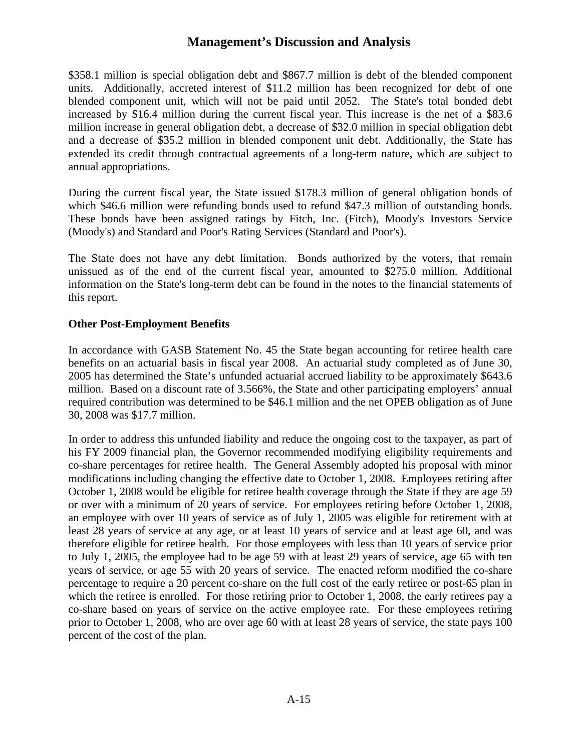# Management's Discussion and Analysis

$358.1 million is special obligation debt and $867.7 million is debt of the blended component units. Additionally, accreted interest of $11.2 million has been recognized for debt of one blended component unit, which will not be paid until 2052. The State's total bonded debt increased by $16.4 million during the current fiscal year. This increase is the net of a $83.6 million increase in general obligation debt, a decrease of $32.0 million in special obligation debt and a decrease of $35.2 million in blended component unit debt. Additionally, the State has extended its credit through contractual agreements of a long-term nature, which are subject to annual appropriations.

During the current fiscal year, the State issued $178.3 million of general obligation bonds of which $46.6 million were refunding bonds used to refund $47.3 million of outstanding bonds. These bonds have been assigned ratings by Fitch, Inc. (Fitch), Moody's Investors Service (Moody's) and Standard and Poor's Rating Services (Standard and Poor's).

The State does not have any debt limitation. Bonds authorized by the voters, that remain unissued as of the end of the current fiscal year, amounted to $275.0 million. Additional information on the State's long-term debt can be found in the notes to the financial statements of this report.

**Other Post-Employment Benefits**

In accordance with GASB Statement No. 45 the State began accounting for retiree health care benefits on an actuarial basis in fiscal year 2008. An actuarial study completed as of June 30, 2005 has determined the State's unfunded actuarial accrued liability to be approximately $643.6 million. Based on a discount rate of 3.566%, the State and other participating employers' annual required contribution was determined to be $46.1 million and the net OPEB obligation as of June 30, 2008 was $17.7 million.

In order to address this unfunded liability and reduce the ongoing cost to the taxpayer, as part of his FY 2009 financial plan, the Governor recommended modifying eligibility requirements and co-share percentages for retiree health. The General Assembly adopted his proposal with minor modifications including changing the effective date to October 1, 2008. Employees retiring after October 1, 2008 would be eligible for retiree health coverage through the State if they are age 59 or over with a minimum of 20 years of service. For employees retiring before October 1, 2008, an employee with over 10 years of service as of July 1, 2005 was eligible for retirement with at least 28 years of service at any age, or at least 10 years of service and at least age 60, and was therefore eligible for retiree health. For those employees with less than 10 years of service prior to July 1, 2005, the employee had to be age 59 with at least 29 years of service, age 65 with ten years of service, or age 55 with 20 years of service. The enacted reform modified the co-share percentage to require a 20 percent co-share on the full cost of the early retiree or post-65 plan in which the retiree is enrolled. For those retiring prior to October 1, 2008, the early retirees pay a co-share based on years of service on the active employee rate. For these employees retiring prior to October 1, 2008, who are over age 60 with at least 28 years of service, the state pays 100 percent of the cost of the plan.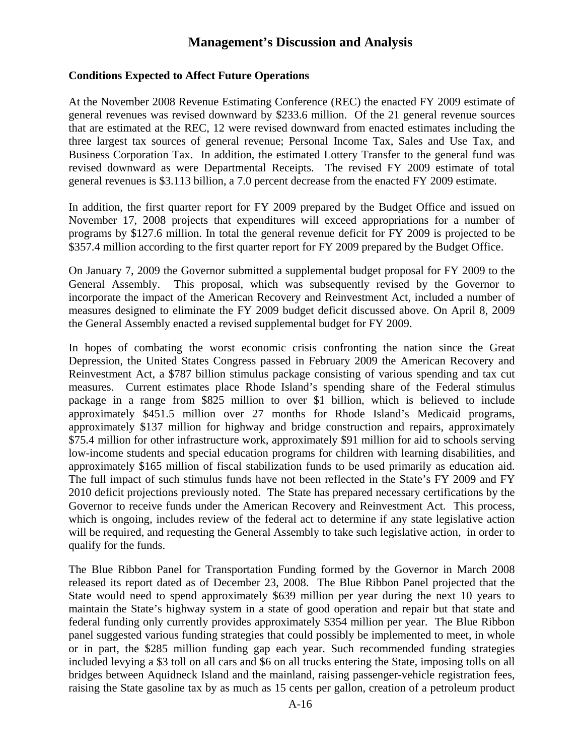# Management's Discussion and Analysis

**Conditions Expected to Affect Future Operations**

At the November 2008 Revenue Estimating Conference (REC) the enacted FY 2009 estimate of general revenues was revised downward by $233.6 million. Of the 21 general revenue sources that are estimated at the REC, 12 were revised downward from enacted estimates including the three largest tax sources of general revenue; Personal Income Tax, Sales and Use Tax, and Business Corporation Tax. In addition, the estimated Lottery Transfer to the general fund was revised downward as were Departmental Receipts. The revised FY 2009 estimate of total general revenues is $3.113 billion, a 7.0 percent decrease from the enacted FY 2009 estimate.

In addition, the first quarter report for FY 2009 prepared by the Budget Office and issued on November 17, 2008 projects that expenditures will exceed appropriations for a number of programs by $127.6 million. In total the general revenue deficit for FY 2009 is projected to be $357.4 million according to the first quarter report for FY 2009 prepared by the Budget Office.

On January 7, 2009 the Governor submitted a supplemental budget proposal for FY 2009 to the General Assembly. This proposal, which was subsequently revised by the Governor to incorporate the impact of the American Recovery and Reinvestment Act, included a number of measures designed to eliminate the FY 2009 budget deficit discussed above. On April 8, 2009 the General Assembly enacted a revised supplemental budget for FY 2009.

In hopes of combating the worst economic crisis confronting the nation since the Great Depression, the United States Congress passed in February 2009 the American Recovery and Reinvestment Act, a $787 billion stimulus package consisting of various spending and tax cut measures. Current estimates place Rhode Island's spending share of the Federal stimulus package in a range from $825 million to over $1 billion, which is believed to include approximately $451.5 million over 27 months for Rhode Island's Medicaid programs, approximately $137 million for highway and bridge construction and repairs, approximately $75.4 million for other infrastructure work, approximately $91 million for aid to schools serving low-income students and special education programs for children with learning disabilities, and approximately $165 million of fiscal stabilization funds to be used primarily as education aid. The full impact of such stimulus funds have not been reflected in the State's FY 2009 and FY 2010 deficit projections previously noted. The State has prepared necessary certifications by the Governor to receive funds under the American Recovery and Reinvestment Act. This process, which is ongoing, includes review of the federal act to determine if any state legislative action will be required, and requesting the General Assembly to take such legislative action, in order to qualify for the funds.

The Blue Ribbon Panel for Transportation Funding formed by the Governor in March 2008 released its report dated as of December 23, 2008. The Blue Ribbon Panel projected that the State would need to spend approximately $639 million per year during the next 10 years to maintain the State's highway system in a state of good operation and repair but that state and federal funding only currently provides approximately $354 million per year. The Blue Ribbon panel suggested various funding strategies that could possibly be implemented to meet, in whole or in part, the $285 million funding gap each year. Such recommended funding strategies included levying a $3 toll on all cars and $6 on all trucks entering the State, imposing tolls on all bridges between Aquidneck Island and the mainland, raising passenger-vehicle registration fees, raising the State gasoline tax by as much as 15 cents per gallon, creation of a petroleum product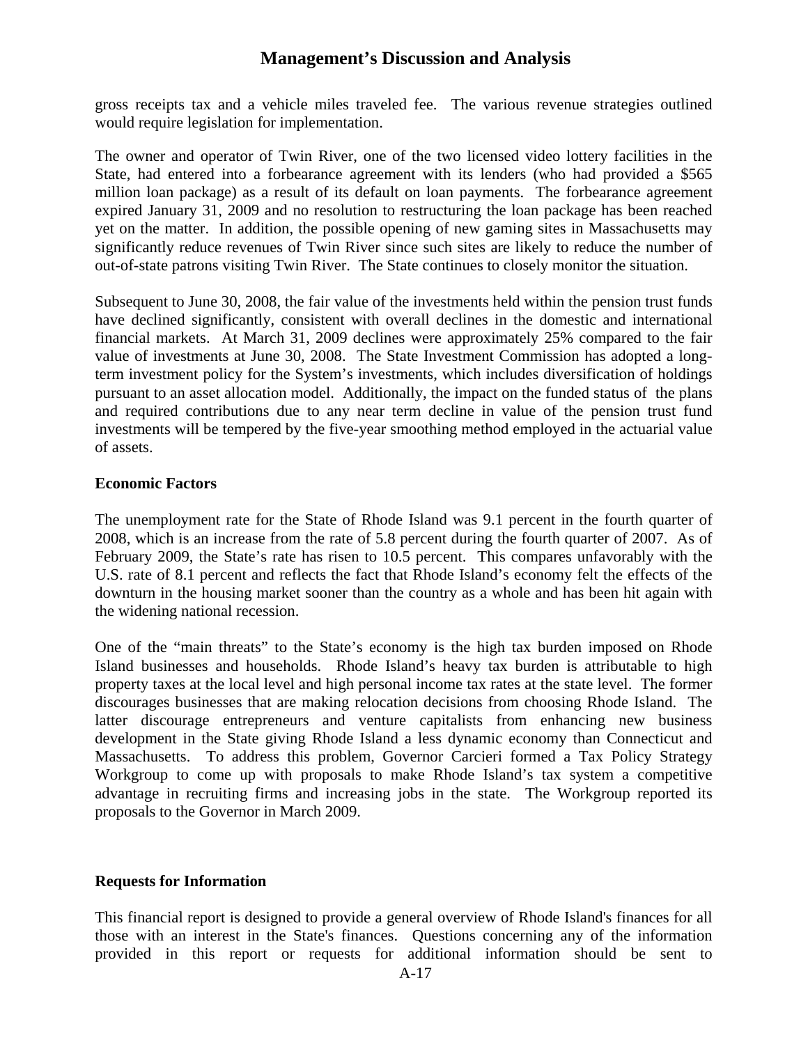gross receipts tax and a vehicle miles traveled fee. The various revenue strategies outlined would require legislation for implementation.

The owner and operator of Twin River, one of the two licensed video lottery facilities in the State, had entered into a forbearance agreement with its lenders (who had provided a $565 million loan package) as a result of its default on loan payments. The forbearance agreement expired January 31, 2009 and no resolution to restructuring the loan package has been reached yet on the matter. In addition, the possible opening of new gaming sites in Massachusetts may significantly reduce revenues of Twin River since such sites are likely to reduce the number of out-of-state patrons visiting Twin River. The State continues to closely monitor the situation.

Subsequent to June 30, 2008, the fair value of the investments held within the pension trust funds have declined significantly, consistent with overall declines in the domestic and international financial markets. At March 31, 2009 declines were approximately 25% compared to the fair value of investments at June 30, 2008. The State Investment Commission has adopted a long-term investment policy for the System's investments, which includes diversification of holdings pursuant to an asset allocation model. Additionally, the impact on the funded status of the plans and required contributions due to any near term decline in value of the pension trust fund investments will be tempered by the five-year smoothing method employed in the actuarial value of assets.

**Economic Factors**

The unemployment rate for the State of Rhode Island was 9.1 percent in the fourth quarter of 2008, which is an increase from the rate of 5.8 percent during the fourth quarter of 2007. As of February 2009, the State's rate has risen to 10.5 percent. This compares unfavorably with the U.S. rate of 8.1 percent and reflects the fact that Rhode Island's economy felt the effects of the downturn in the housing market sooner than the country as a whole and has been hit again with the widening national recession.

One of the "main threats" to the State's economy is the high tax burden imposed on Rhode Island businesses and households. Rhode Island's heavy tax burden is attributable to high property taxes at the local level and high personal income tax rates at the state level. The former discourages businesses that are making relocation decisions from choosing Rhode Island. The latter discourage entrepreneurs and venture capitalists from enhancing new business development in the State giving Rhode Island a less dynamic economy than Connecticut and Massachusetts. To address this problem, Governor Carcieri formed a Tax Policy Strategy Workgroup to come up with proposals to make Rhode Island's tax system a competitive advantage in recruiting firms and increasing jobs in the state. The Workgroup reported its proposals to the Governor in March 2009.

**Requests for Information**

This financial report is designed to provide a general overview of Rhode Island's finances for all those with an interest in the State's finances. Questions concerning any of the information provided in this report or requests for additional information should be sent to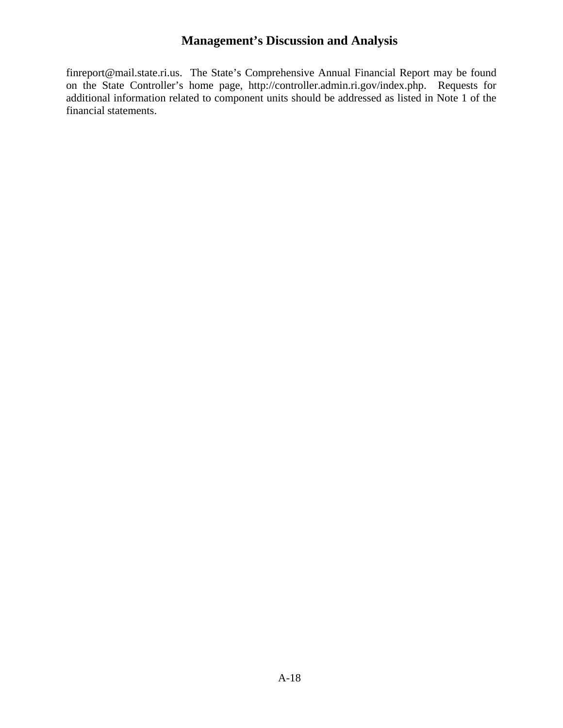finreport@mail.state.ri.us. The State's Comprehensive Annual Financial Report may be found on the State Controller's home page, http://controller.admin.ri.gov/index.php. Requests for additional information related to component units should be addressed as listed in Note 1 of the financial statements.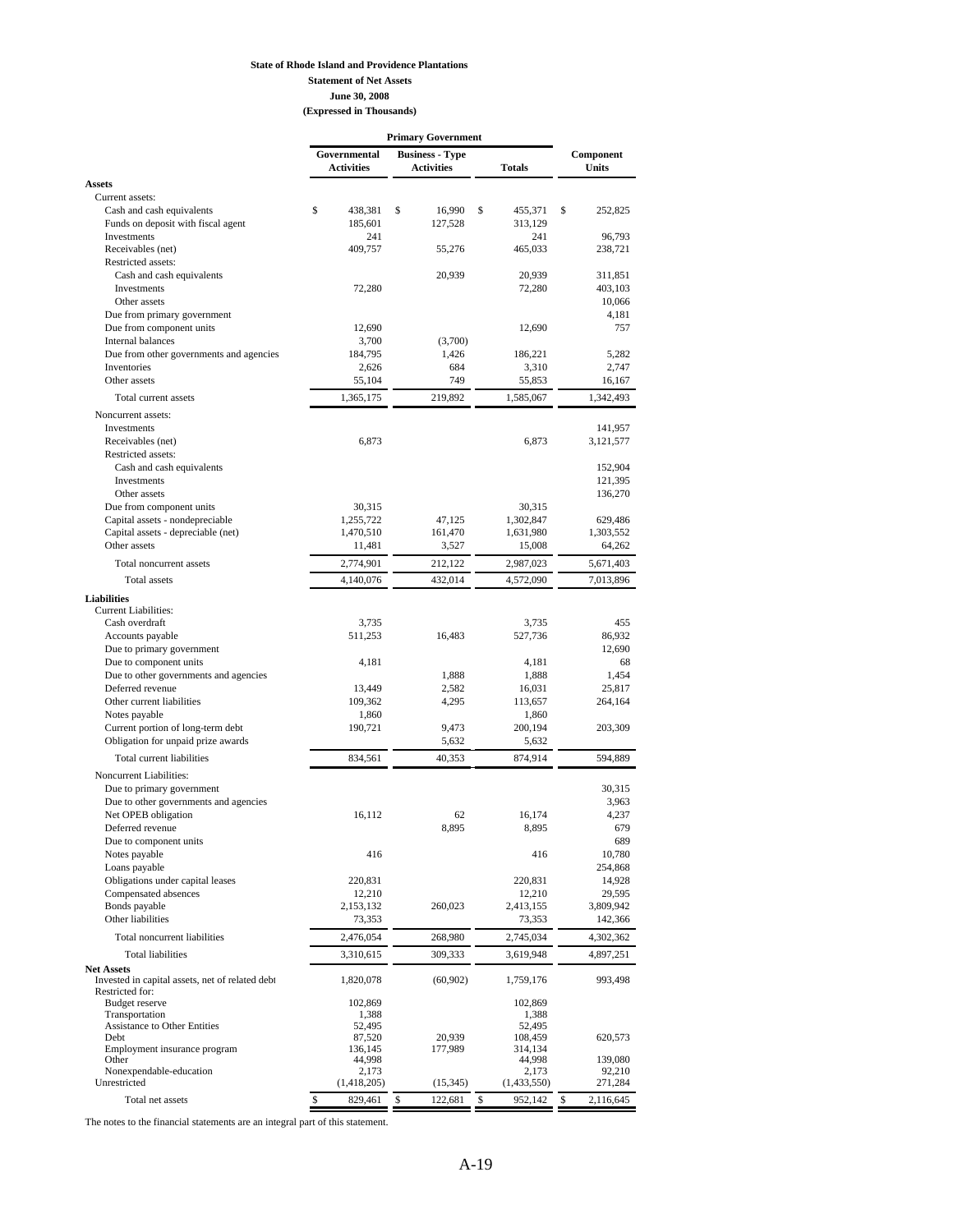**State of Rhode Island and Providence Plantations**

**Statement of Net Assets**

**June 30, 2008**

**(Expressed in Thousands)**

| | Primary Government | | | |
|---|---|---|---|---|
| | Governmental Activities | Business - Type Activities | Totals | Component Units |
| **Assets** | | | | |
| Current assets: | | | | |
| Cash and cash equivalents | $ 438,381 | $ 16,990 | $ 455,371 | $ 252,825 |
| Funds on deposit with fiscal agent | 185,601 | 127,528 | 313,129 | |
| Investments | 241 | | 241 | 96,793 |
| Receivables (net) | 409,757 | 55,276 | 465,033 | 238,721 |
| Restricted assets: | | | | |
| Cash and cash equivalents | | 20,939 | 20,939 | 311,851 |
| Investments | 72,280 | | 72,280 | 403,103 |
| Other assets | | | | 10,066 |
| Due from primary government | | | | 4,181 |
| Due from component units | 12,690 | | 12,690 | 757 |
| Internal balances | 3,700 | (3,700) | | |
| Due from other governments and agencies | 184,795 | 1,426 | 186,221 | 5,282 |
| Inventories | 2,626 | 684 | 3,310 | 2,747 |
| Other assets | 55,104 | 749 | 55,853 | 16,167 |
| Total current assets | 1,365,175 | 219,892 | 1,585,067 | 1,342,493 |
| Noncurrent assets: | | | | |
| Investments | | | | 141,957 |
| Receivables (net) | 6,873 | | 6,873 | 3,121,577 |
| Restricted assets: | | | | |
| Cash and cash equivalents | | | | 152,904 |
| Investments | | | | 121,395 |
| Other assets | | | | 136,270 |
| Due from component units | 30,315 | | 30,315 | |
| Capital assets - nondepreciable | 1,255,722 | 47,125 | 1,302,847 | 629,486 |
| Capital assets - depreciable (net) | 1,470,510 | 161,470 | 1,631,980 | 1,303,552 |
| Other assets | 11,481 | 3,527 | 15,008 | 64,262 |
| Total noncurrent assets | 2,774,901 | 212,122 | 2,987,023 | 5,671,403 |
| Total assets | 4,140,076 | 432,014 | 4,572,090 | 7,013,896 |
| **Liabilities** | | | | |
| Current Liabilities: | | | | |
| Cash overdraft | 3,735 | | 3,735 | 455 |
| Accounts payable | 511,253 | 16,483 | 527,736 | 86,932 |
| Due to primary government | | | | 12,690 |
| Due to component units | 4,181 | | 4,181 | 68 |
| Due to other governments and agencies | | 1,888 | 1,888 | 1,454 |
| Deferred revenue | 13,449 | 2,582 | 16,031 | 25,817 |
| Other current liabilities | 109,362 | 4,295 | 113,657 | 264,164 |
| Notes payable | 1,860 | | 1,860 | |
| Current portion of long-term debt | 190,721 | 9,473 | 200,194 | 203,309 |
| Obligation for unpaid prize awards | | 5,632 | 5,632 | |
| Total current liabilities | 834,561 | 40,353 | 874,914 | 594,889 |
| Noncurrent Liabilities: | | | | |
| Due to primary government | | | | 30,315 |
| Due to other governments and agencies | | | | 3,963 |
| Net OPEB obligation | 16,112 | 62 | 16,174 | 4,237 |
| Deferred revenue | | 8,895 | 8,895 | 679 |
| Due to component units | | | | 689 |
| Notes payable | 416 | | 416 | 10,780 |
| Loans payable | | | | 254,868 |
| Obligations under capital leases | 220,831 | | 220,831 | 14,928 |
| Compensated absences | 12,210 | | 12,210 | 29,595 |
| Bonds payable | 2,153,132 | 260,023 | 2,413,155 | 3,809,942 |
| Other liabilities | 73,353 | | 73,353 | 142,366 |
| Total noncurrent liabilities | 2,476,054 | 268,980 | 2,745,034 | 4,302,362 |
| Total liabilities | 3,310,615 | 309,333 | 3,619,948 | 4,897,251 |
| **Net Assets** | | | | |
| Invested in capital assets, net of related debt | 1,820,078 | (60,902) | 1,759,176 | 993,498 |
| Restricted for: | | | | |
| Budget reserve | 102,869 | | 102,869 | |
| Transportation | 1,388 | | 1,388 | |
| Assistance to Other Entities | 52,495 | | 52,495 | |
| Debt | 87,520 | 20,939 | 108,459 | 620,573 |
| Employment insurance program | 136,145 | 177,989 | 314,134 | |
| Other | 44,998 | | 44,998 | 139,080 |
| Nonexpendable-education | 2,173 | | 2,173 | 92,210 |
| Unrestricted | (1,418,205) | (15,345) | (1,433,550) | 271,284 |
| Total net assets | $ 829,461 | $ 122,681 | $ 952,142 | $ 2,116,645 |

The notes to the financial statements are an integral part of this statement.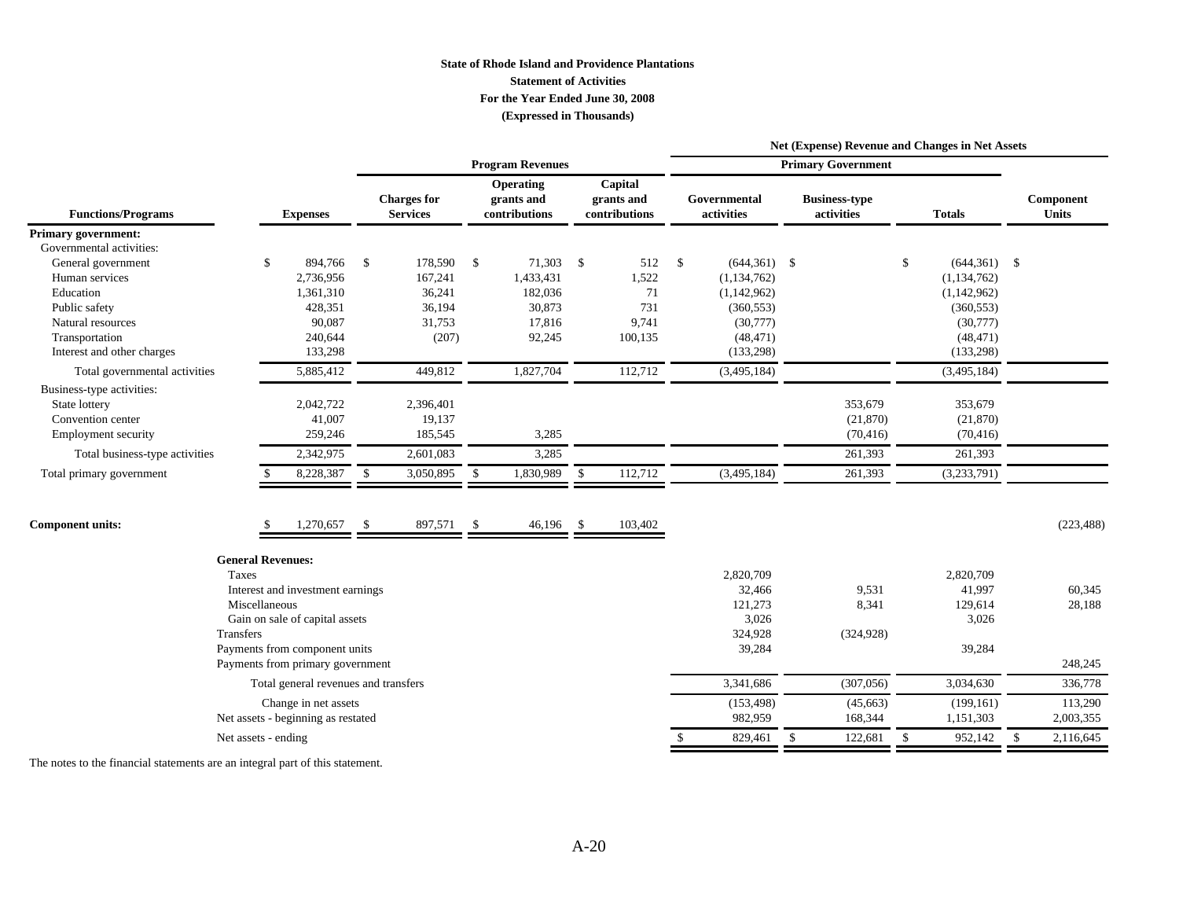**State of Rhode Island and Providence Plantations**

**Statement of Activities**

**For the Year Ended June 30, 2008**

**(Expressed in Thousands)**

| | | Program Revenues | | | Net (Expense) Revenue and Changes in Net Assets | | | |
|---|---|---|---|---|---|---|---|---|
| | | | | | Primary Government | | | |
| **Functions/Programs** | **Expenses** | **Charges for Services** | **Operating grants and contributions** | **Capital grants and contributions** | **Governmental activities** | **Business-type activities** | **Totals** | **Component Units** |
| **Primary government:** | | | | | | | | |
| Governmental activities: | | | | | | | | |
| General government | $ 894,766 | $ 178,590 | $ 71,303 | $ 512 | $ (644,361) | $ | $ (644,361) | $ |
| Human services | 2,736,956 | 167,241 | 1,433,431 | 1,522 | (1,134,762) | | (1,134,762) | |
| Education | 1,361,310 | 36,241 | 182,036 | 71 | (1,142,962) | | (1,142,962) | |
| Public safety | 428,351 | 36,194 | 30,873 | 731 | (360,553) | | (360,553) | |
| Natural resources | 90,087 | 31,753 | 17,816 | 9,741 | (30,777) | | (30,777) | |
| Transportation | 240,644 | (207) | 92,245 | 100,135 | (48,471) | | (48,471) | |
| Interest and other charges | 133,298 | | | | (133,298) | | (133,298) | |
| Total governmental activities | 5,885,412 | 449,812 | 1,827,704 | 112,712 | (3,495,184) | | (3,495,184) | |
| Business-type activities: | | | | | | | | |
| State lottery | 2,042,722 | 2,396,401 | | | | 353,679 | 353,679 | |
| Convention center | 41,007 | 19,137 | | | | (21,870) | (21,870) | |
| Employment security | 259,246 | 185,545 | 3,285 | | | (70,416) | (70,416) | |
| Total business-type activities | 2,342,975 | 2,601,083 | 3,285 | | | 261,393 | 261,393 | |
| Total primary government | $ 8,228,387 | $ 3,050,895 | $ 1,830,989 | $ 112,712 | (3,495,184) | 261,393 | (3,233,791) | |
| **Component units:** | $ 1,270,657 | $ 897,571 | $ 46,196 | $ 103,402 | | | | (223,488) |
| **General Revenues:** | | | | | | | | |
| Taxes | | | | | 2,820,709 | | 2,820,709 | |
| Interest and investment earnings | | | | | 32,466 | 9,531 | 41,997 | 60,345 |
| Miscellaneous | | | | | 121,273 | 8,341 | 129,614 | 28,188 |
| Gain on sale of capital assets | | | | | 3,026 | | 3,026 | |
| Transfers | | | | | 324,928 | (324,928) | | |
| Payments from component units | | | | | 39,284 | | 39,284 | |
| Payments from primary government | | | | | | | | 248,245 |
| Total general revenues and transfers | | | | | 3,341,686 | (307,056) | 3,034,630 | 336,778 |
| Change in net assets | | | | | (153,498) | (45,663) | (199,161) | 113,290 |
| Net assets - beginning as restated | | | | | 982,959 | 168,344 | 1,151,303 | 2,003,355 |
| Net assets - ending | | | | | $ 829,461 | $ 122,681 | $ 952,142 | $ 2,116,645 |

The notes to the financial statements are an integral part of this statement.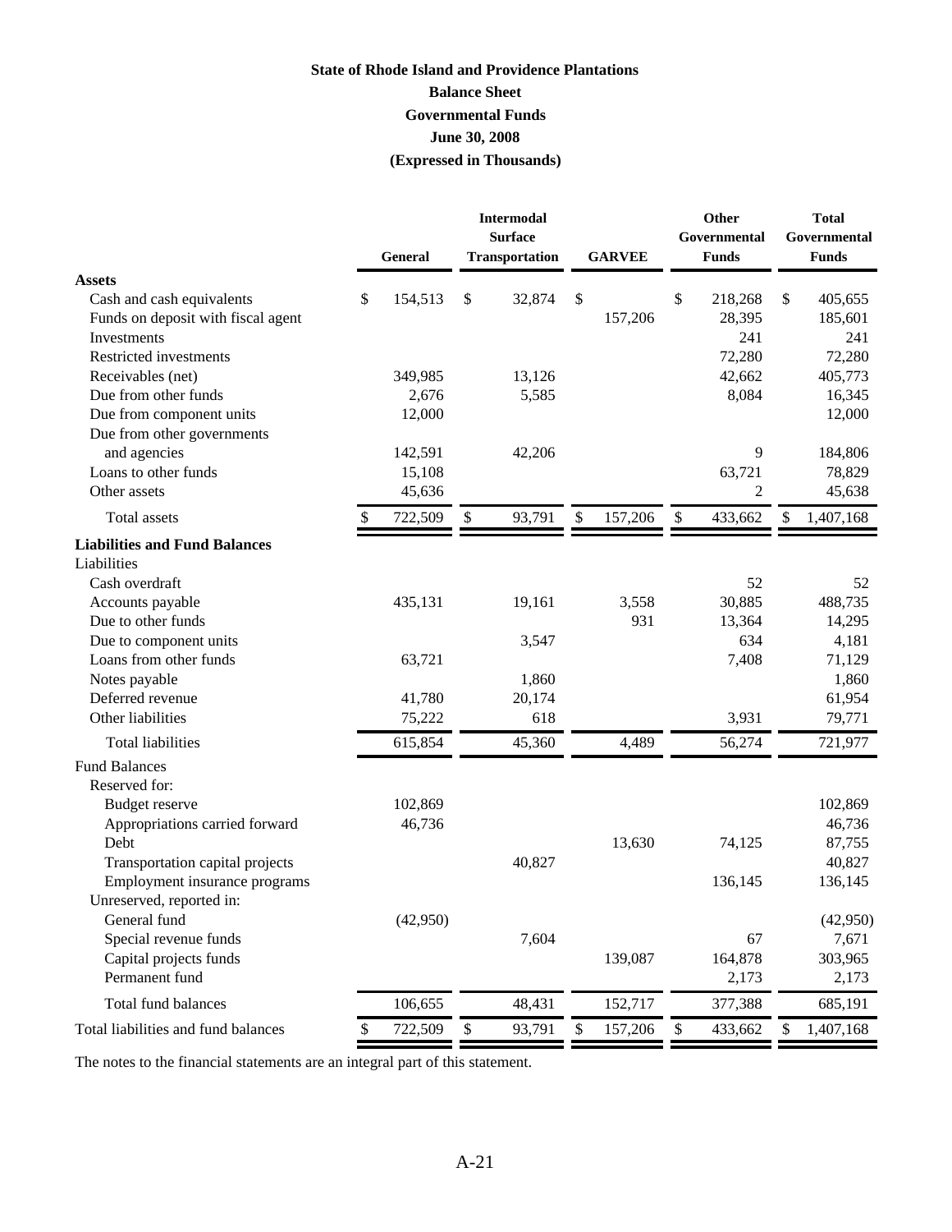# State of Rhode Island and Providence Plantations

## Balance Sheet

## Governmental Funds

## June 30, 2008

## (Expressed in Thousands)

| | General | Intermodal Surface Transportation | GARVEE | Other Governmental Funds | Total Governmental Funds |
|---|---|---|---|---|---|
| **Assets** | | | | | |
| Cash and cash equivalents | $ 154,513 | $ 32,874 | $ | $ 218,268 | $ 405,655 |
| Funds on deposit with fiscal agent | | | 157,206 | 28,395 | 185,601 |
| Investments | | | | 241 | 241 |
| Restricted investments | | | | 72,280 | 72,280 |
| Receivables (net) | 349,985 | 13,126 | | 42,662 | 405,773 |
| Due from other funds | 2,676 | 5,585 | | 8,084 | 16,345 |
| Due from component units | 12,000 | | | | 12,000 |
| Due from other governments and agencies | 142,591 | 42,206 | | 9 | 184,806 |
| Loans to other funds | 15,108 | | | 63,721 | 78,829 |
| Other assets | 45,636 | | | 2 | 45,638 |
| Total assets | $ 722,509 | $ 93,791 | $ 157,206 | $ 433,662 | $ 1,407,168 |
| **Liabilities and Fund Balances** | | | | | |
| Liabilities | | | | | |
| Cash overdraft | | | | 52 | 52 |
| Accounts payable | 435,131 | 19,161 | 3,558 | 30,885 | 488,735 |
| Due to other funds | | | 931 | 13,364 | 14,295 |
| Due to component units | | 3,547 | | 634 | 4,181 |
| Loans from other funds | 63,721 | | | 7,408 | 71,129 |
| Notes payable | | 1,860 | | | 1,860 |
| Deferred revenue | 41,780 | 20,174 | | | 61,954 |
| Other liabilities | 75,222 | 618 | | 3,931 | 79,771 |
| Total liabilities | 615,854 | 45,360 | 4,489 | 56,274 | 721,977 |
| Fund Balances | | | | | |
| Reserved for: | | | | | |
| Budget reserve | 102,869 | | | | 102,869 |
| Appropriations carried forward | 46,736 | | | | 46,736 |
| Debt | | | 13,630 | 74,125 | 87,755 |
| Transportation capital projects | | 40,827 | | | 40,827 |
| Employment insurance programs | | | | 136,145 | 136,145 |
| Unreserved, reported in: | | | | | |
| General fund | (42,950) | | | | (42,950) |
| Special revenue funds | | 7,604 | | 67 | 7,671 |
| Capital projects funds | | | 139,087 | 164,878 | 303,965 |
| Permanent fund | | | | 2,173 | 2,173 |
| Total fund balances | 106,655 | 48,431 | 152,717 | 377,388 | 685,191 |
| Total liabilities and fund balances | $ 722,509 | $ 93,791 | $ 157,206 | $ 433,662 | $ 1,407,168 |

The notes to the financial statements are an integral part of this statement.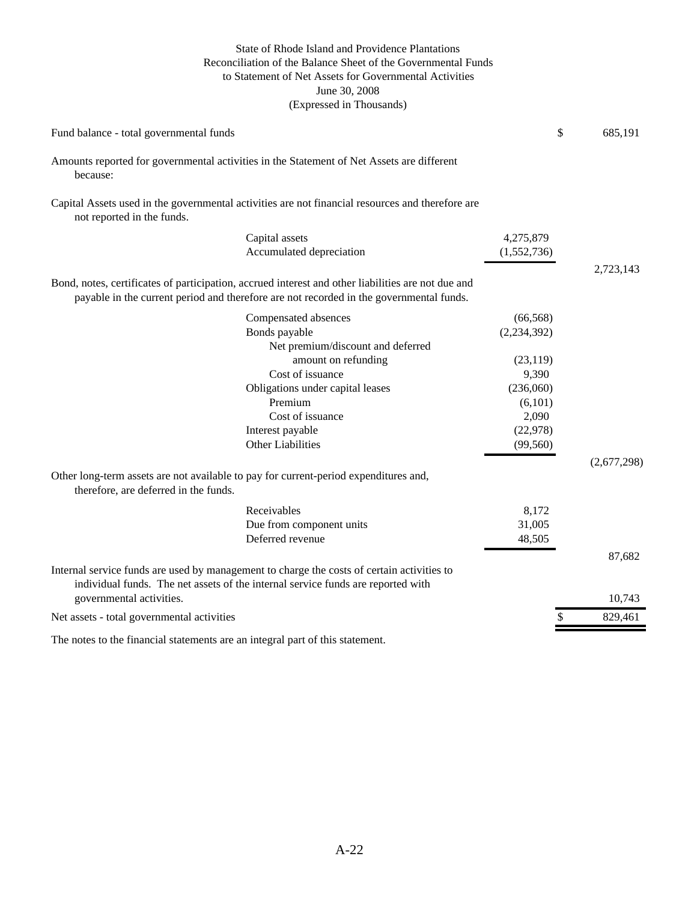# State of Rhode Island and Providence Plantations
## Reconciliation of the Balance Sheet of the Governmental Funds to Statement of Net Assets for Governmental Activities
### June 30, 2008
### (Expressed in Thousands)

| | | |
|---|---|---|
| Fund balance - total governmental funds | | $ 685,191 |
| Amounts reported for governmental activities in the Statement of Net Assets are different because: | | |
| Capital Assets used in the governmental activities are not financial resources and therefore are not reported in the funds. | | |
| Capital assets | 4,275,879 | |
| Accumulated depreciation | (1,552,736) | |
| | | 2,723,143 |
| Bond, notes, certificates of participation, accrued interest and other liabilities are not due and payable in the current period and therefore are not recorded in the governmental funds. | | |
| Compensated absences | (66,568) | |
| Bonds payable | (2,234,392) | |
| Net premium/discount and deferred amount on refunding | (23,119) | |
| Cost of issuance | 9,390 | |
| Obligations under capital leases | (236,060) | |
| Premium | (6,101) | |
| Cost of issuance | 2,090 | |
| Interest payable | (22,978) | |
| Other Liabilities | (99,560) | |
| | | (2,677,298) |
| Other long-term assets are not available to pay for current-period expenditures and, therefore, are deferred in the funds. | | |
| Receivables | 8,172 | |
| Due from component units | 31,005 | |
| Deferred revenue | 48,505 | |
| | | 87,682 |
| Internal service funds are used by management to charge the costs of certain activities to individual funds. The net assets of the internal service funds are reported with governmental activities. | | 10,743 |
| Net assets - total governmental activities | | $ 829,461 |

The notes to the financial statements are an integral part of this statement.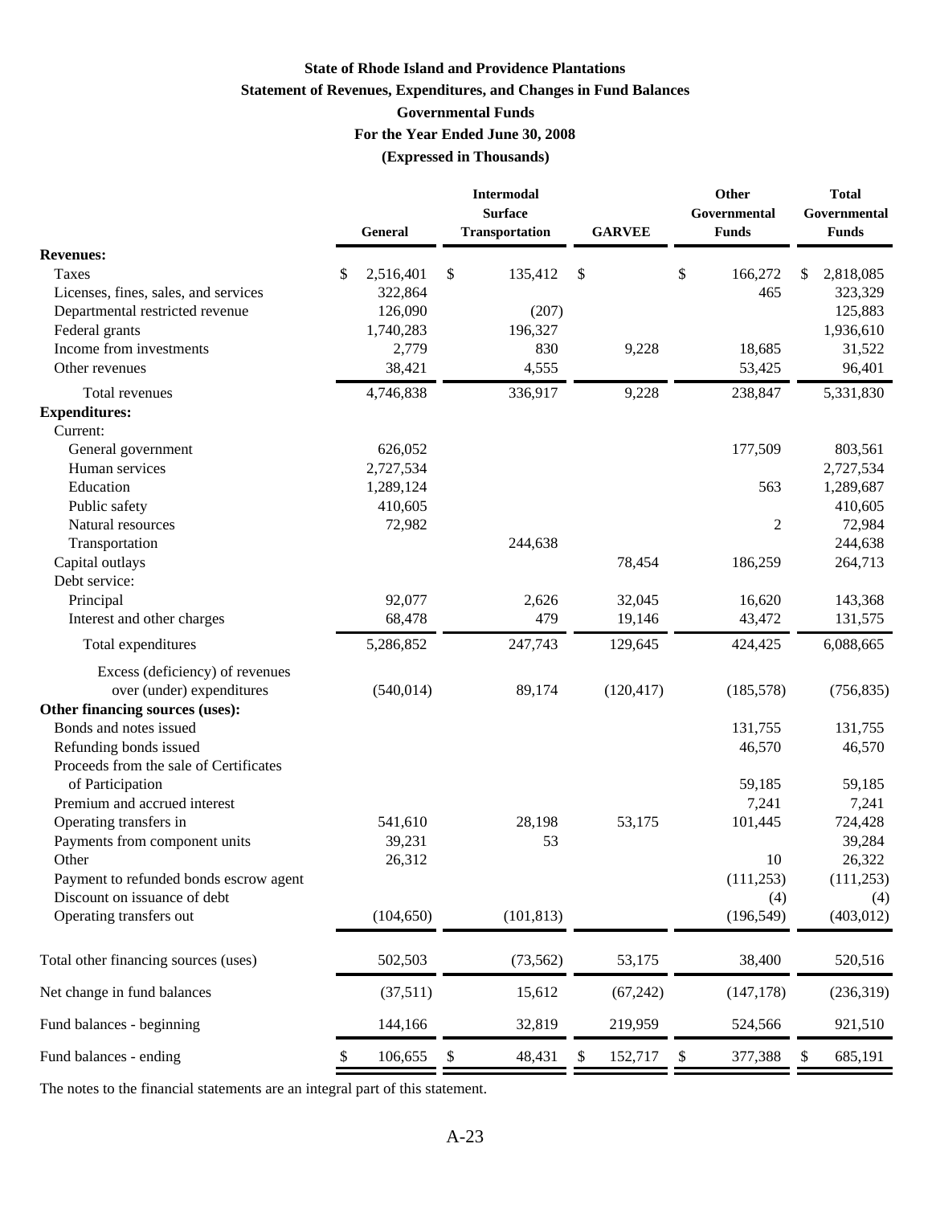# State of Rhode Island and Providence Plantations

## Statement of Revenues, Expenditures, and Changes in Fund Balances

### Governmental Funds

### For the Year Ended June 30, 2008

### (Expressed in Thousands)

| | General | Intermodal Surface Transportation | GARVEE | Other Governmental Funds | Total Governmental Funds |
|---|---|---|---|---|---|
| **Revenues:** | | | | | |
| Taxes | $ 2,516,401 | $ 135,412 | $ | $ 166,272 | $ 2,818,085 |
| Licenses, fines, sales, and services | 322,864 | | | 465 | 323,329 |
| Departmental restricted revenue | 126,090 | (207) | | | 125,883 |
| Federal grants | 1,740,283 | 196,327 | | | 1,936,610 |
| Income from investments | 2,779 | 830 | 9,228 | 18,685 | 31,522 |
| Other revenues | 38,421 | 4,555 | | 53,425 | 96,401 |
| Total revenues | 4,746,838 | 336,917 | 9,228 | 238,847 | 5,331,830 |
| **Expenditures:** | | | | | |
| Current: | | | | | |
| General government | 626,052 | | | 177,509 | 803,561 |
| Human services | 2,727,534 | | | | 2,727,534 |
| Education | 1,289,124 | | | 563 | 1,289,687 |
| Public safety | 410,605 | | | | 410,605 |
| Natural resources | 72,982 | | | 2 | 72,984 |
| Transportation | | 244,638 | | | 244,638 |
| Capital outlays | | | 78,454 | 186,259 | 264,713 |
| Debt service: | | | | | |
| Principal | 92,077 | 2,626 | 32,045 | 16,620 | 143,368 |
| Interest and other charges | 68,478 | 479 | 19,146 | 43,472 | 131,575 |
| Total expenditures | 5,286,852 | 247,743 | 129,645 | 424,425 | 6,088,665 |
| Excess (deficiency) of revenues over (under) expenditures | (540,014) | 89,174 | (120,417) | (185,578) | (756,835) |
| **Other financing sources (uses):** | | | | | |
| Bonds and notes issued | | | | 131,755 | 131,755 |
| Refunding bonds issued | | | | 46,570 | 46,570 |
| Proceeds from the sale of Certificates of Participation | | | | 59,185 | 59,185 |
| Premium and accrued interest | | | | 7,241 | 7,241 |
| Operating transfers in | 541,610 | 28,198 | 53,175 | 101,445 | 724,428 |
| Payments from component units | 39,231 | 53 | | | 39,284 |
| Other | 26,312 | | | 10 | 26,322 |
| Payment to refunded bonds escrow agent | | | | (111,253) | (111,253) |
| Discount on issuance of debt | | | | (4) | (4) |
| Operating transfers out | (104,650) | (101,813) | | (196,549) | (403,012) |
| Total other financing sources (uses) | 502,503 | (73,562) | 53,175 | 38,400 | 520,516 |
| Net change in fund balances | (37,511) | 15,612 | (67,242) | (147,178) | (236,319) |
| Fund balances - beginning | 144,166 | 32,819 | 219,959 | 524,566 | 921,510 |
| Fund balances - ending | $ 106,655 | $ 48,431 | $ 152,717 | $ 377,388 | $ 685,191 |

The notes to the financial statements are an integral part of this statement.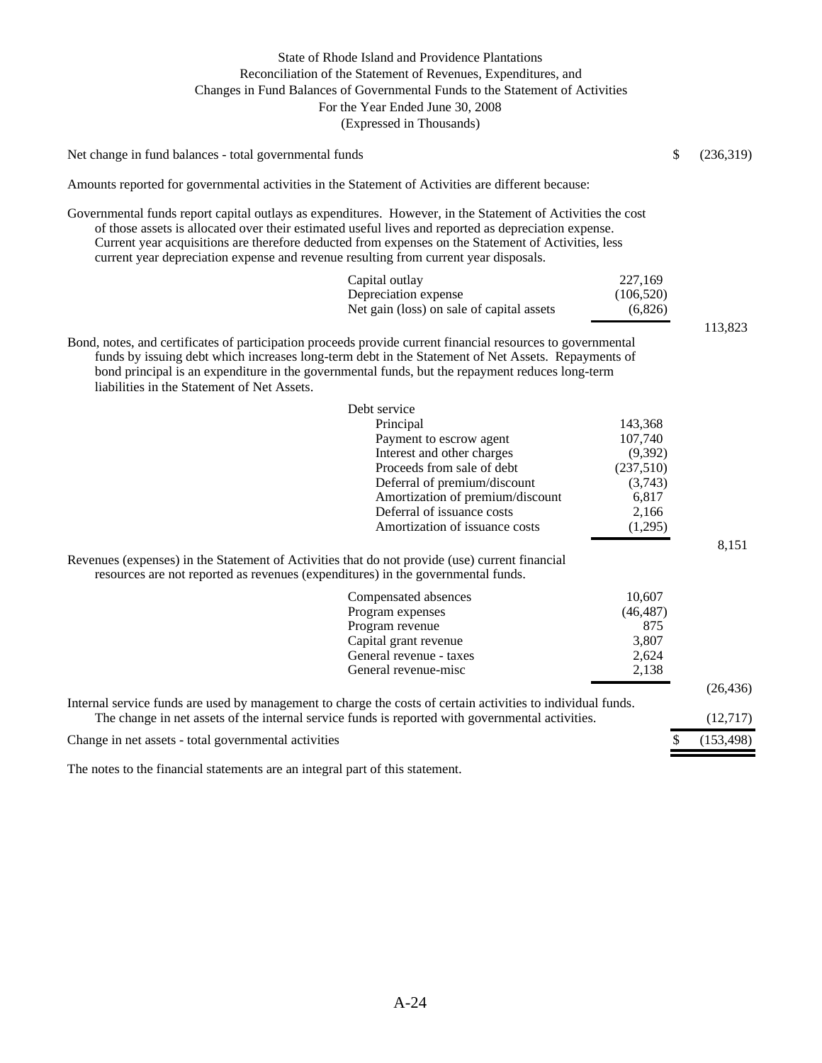# State of Rhode Island and Providence Plantations
## Reconciliation of the Statement of Revenues, Expenditures, and Changes in Fund Balances of Governmental Funds to the Statement of Activities
### For the Year Ended June 30, 2008
### (Expressed in Thousands)

| | | |
|---|---|---|
| Net change in fund balances - total governmental funds | | $ (236,319) |
| Amounts reported for governmental activities in the Statement of Activities are different because: | | |
| Governmental funds report capital outlays as expenditures. However, in the Statement of Activities the cost of those assets is allocated over their estimated useful lives and reported as depreciation expense. Current year acquisitions are therefore deducted from expenses on the Statement of Activities, less current year depreciation expense and revenue resulting from current year disposals. | | |
| Capital outlay | 227,169 | |
| Depreciation expense | (106,520) | |
| Net gain (loss) on sale of capital assets | (6,826) | |
| | | 113,823 |
| Bond, notes, and certificates of participation proceeds provide current financial resources to governmental funds by issuing debt which increases long-term debt in the Statement of Net Assets. Repayments of bond principal is an expenditure in the governmental funds, but the repayment reduces long-term liabilities in the Statement of Net Assets. | | |
| Debt service | | |
| Principal | 143,368 | |
| Payment to escrow agent | 107,740 | |
| Interest and other charges | (9,392) | |
| Proceeds from sale of debt | (237,510) | |
| Deferral of premium/discount | (3,743) | |
| Amortization of premium/discount | 6,817 | |
| Deferral of issuance costs | 2,166 | |
| Amortization of issuance costs | (1,295) | |
| | | 8,151 |
| Revenues (expenses) in the Statement of Activities that do not provide (use) current financial resources are not reported as revenues (expenditures) in the governmental funds. | | |
| Compensated absences | 10,607 | |
| Program expenses | (46,487) | |
| Program revenue | 875 | |
| Capital grant revenue | 3,807 | |
| General revenue - taxes | 2,624 | |
| General revenue-misc | 2,138 | |
| | | (26,436) |
| Internal service funds are used by management to charge the costs of certain activities to individual funds. The change in net assets of the internal service funds is reported with governmental activities. | | (12,717) |
| Change in net assets - total governmental activities | | $ (153,498) |

The notes to the financial statements are an integral part of this statement.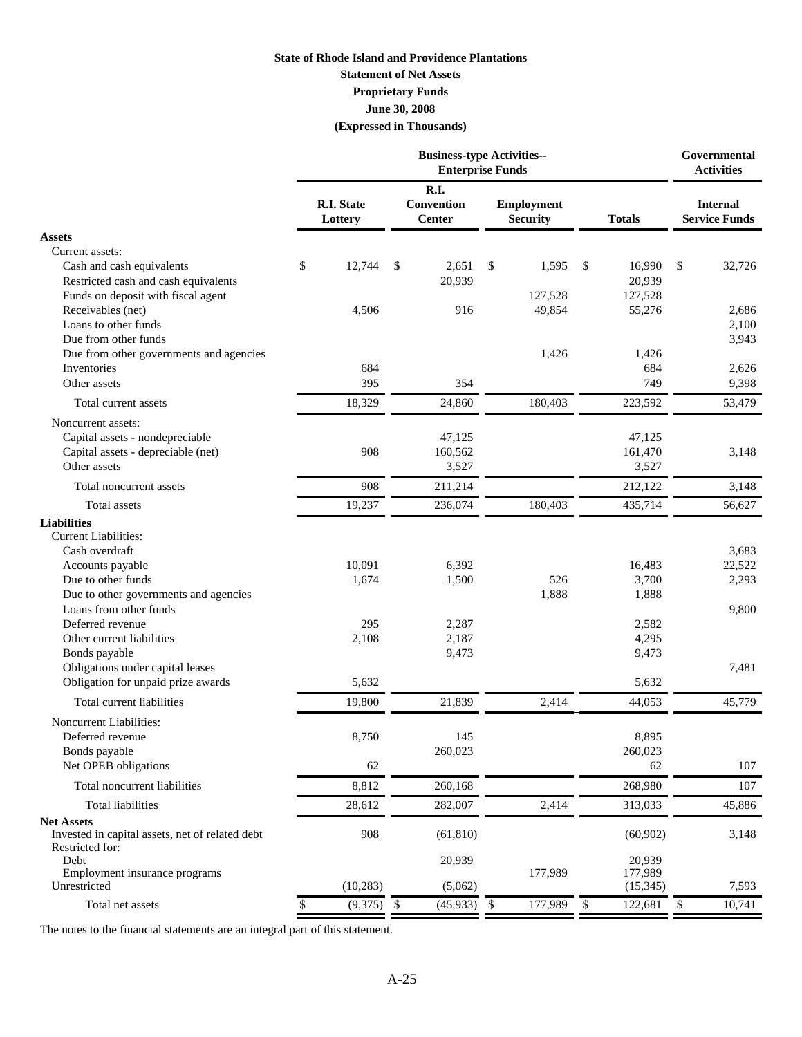**State of Rhode Island and Providence Plantations**

**Statement of Net Assets**

**Proprietary Funds**

**June 30, 2008**

**(Expressed in Thousands)**

| | Business-type Activities-- Enterprise Funds | | | | Governmental Activities |
|---|---|---|---|---|---|
| | R.I. State Lottery | R.I. Convention Center | Employment Security | Totals | Internal Service Funds |
| **Assets** | | | | | |
| Current assets: | | | | | |
| Cash and cash equivalents | $ 12,744 | $ 2,651 | $ 1,595 | $ 16,990 | $ 32,726 |
| Restricted cash and cash equivalents | | 20,939 | | 20,939 | |
| Funds on deposit with fiscal agent | | | 127,528 | 127,528 | |
| Receivables (net) | 4,506 | 916 | 49,854 | 55,276 | 2,686 |
| Loans to other funds | | | | | 2,100 |
| Due from other funds | | | | | 3,943 |
| Due from other governments and agencies | | | 1,426 | 1,426 | |
| Inventories | 684 | | | 684 | 2,626 |
| Other assets | 395 | 354 | | 749 | 9,398 |
| Total current assets | 18,329 | 24,860 | 180,403 | 223,592 | 53,479 |
| Noncurrent assets: | | | | | |
| Capital assets - nondepreciable | | 47,125 | | 47,125 | |
| Capital assets - depreciable (net) | 908 | 160,562 | | 161,470 | 3,148 |
| Other assets | | 3,527 | | 3,527 | |
| Total noncurrent assets | 908 | 211,214 | | 212,122 | 3,148 |
| Total assets | 19,237 | 236,074 | 180,403 | 435,714 | 56,627 |
| **Liabilities** | | | | | |
| Current Liabilities: | | | | | |
| Cash overdraft | | | | | 3,683 |
| Accounts payable | 10,091 | 6,392 | | 16,483 | 22,522 |
| Due to other funds | 1,674 | 1,500 | 526 | 3,700 | 2,293 |
| Due to other governments and agencies | | | 1,888 | 1,888 | |
| Loans from other funds | | | | | 9,800 |
| Deferred revenue | 295 | 2,287 | | 2,582 | |
| Other current liabilities | 2,108 | 2,187 | | 4,295 | |
| Bonds payable | | 9,473 | | 9,473 | |
| Obligations under capital leases | | | | | 7,481 |
| Obligation for unpaid prize awards | 5,632 | | | 5,632 | |
| Total current liabilities | 19,800 | 21,839 | 2,414 | 44,053 | 45,779 |
| Noncurrent Liabilities: | | | | | |
| Deferred revenue | 8,750 | 145 | | 8,895 | |
| Bonds payable | | 260,023 | | 260,023 | |
| Net OPEB obligations | 62 | | | 62 | 107 |
| Total noncurrent liabilities | 8,812 | 260,168 | | 268,980 | 107 |
| Total liabilities | 28,612 | 282,007 | 2,414 | 313,033 | 45,886 |
| **Net Assets** | | | | | |
| Invested in capital assets, net of related debt | 908 | (61,810) | | (60,902) | 3,148 |
| Restricted for: | | | | | |
| Debt | | 20,939 | | 20,939 | |
| Employment insurance programs | | | 177,989 | 177,989 | |
| Unrestricted | (10,283) | (5,062) | | (15,345) | 7,593 |
| Total net assets | $ (9,375) | $ (45,933) | $ 177,989 | $ 122,681 | $ 10,741 |

The notes to the financial statements are an integral part of this statement.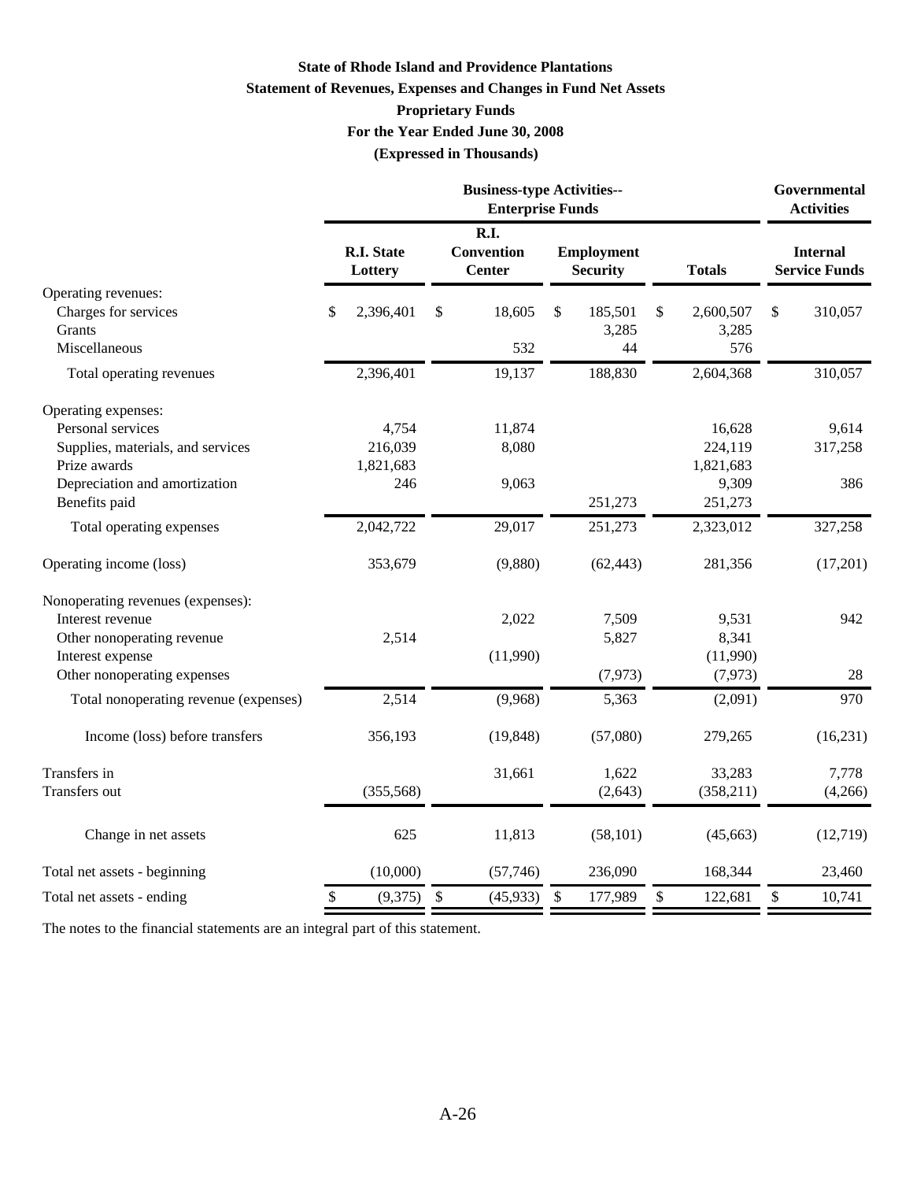**State of Rhode Island and Providence Plantations**

**Statement of Revenues, Expenses and Changes in Fund Net Assets**

**Proprietary Funds**

**For the Year Ended June 30, 2008**

**(Expressed in Thousands)**

| | Business-type Activities-- Enterprise Funds | | | | Governmental Activities |
|---|---|---|---|---|---|
| | R.I. State Lottery | R.I. Convention Center | Employment Security | Totals | Internal Service Funds |
| Operating revenues: | | | | | |
| Charges for services | $ 2,396,401 | $ 18,605 | $ 185,501 | $ 2,600,507 | $ 310,057 |
| Grants | | | 3,285 | 3,285 | |
| Miscellaneous | | 532 | 44 | 576 | |
| Total operating revenues | 2,396,401 | 19,137 | 188,830 | 2,604,368 | 310,057 |
| Operating expenses: | | | | | |
| Personal services | 4,754 | 11,874 | | 16,628 | 9,614 |
| Supplies, materials, and services | 216,039 | 8,080 | | 224,119 | 317,258 |
| Prize awards | 1,821,683 | | | 1,821,683 | |
| Depreciation and amortization | 246 | 9,063 | | 9,309 | 386 |
| Benefits paid | | | 251,273 | 251,273 | |
| Total operating expenses | 2,042,722 | 29,017 | 251,273 | 2,323,012 | 327,258 |
| Operating income (loss) | 353,679 | (9,880) | (62,443) | 281,356 | (17,201) |
| Nonoperating revenues (expenses): | | | | | |
| Interest revenue | | 2,022 | 7,509 | 9,531 | 942 |
| Other nonoperating revenue | 2,514 | | 5,827 | 8,341 | |
| Interest expense | | (11,990) | | (11,990) | |
| Other nonoperating expenses | | | (7,973) | (7,973) | 28 |
| Total nonoperating revenue (expenses) | 2,514 | (9,968) | 5,363 | (2,091) | 970 |
| Income (loss) before transfers | 356,193 | (19,848) | (57,080) | 279,265 | (16,231) |
| Transfers in | | 31,661 | 1,622 | 33,283 | 7,778 |
| Transfers out | (355,568) | | (2,643) | (358,211) | (4,266) |
| Change in net assets | 625 | 11,813 | (58,101) | (45,663) | (12,719) |
| Total net assets - beginning | (10,000) | (57,746) | 236,090 | 168,344 | 23,460 |
| Total net assets - ending | $ (9,375) | $ (45,933) | $ 177,989 | $ 122,681 | $ 10,741 |

The notes to the financial statements are an integral part of this statement.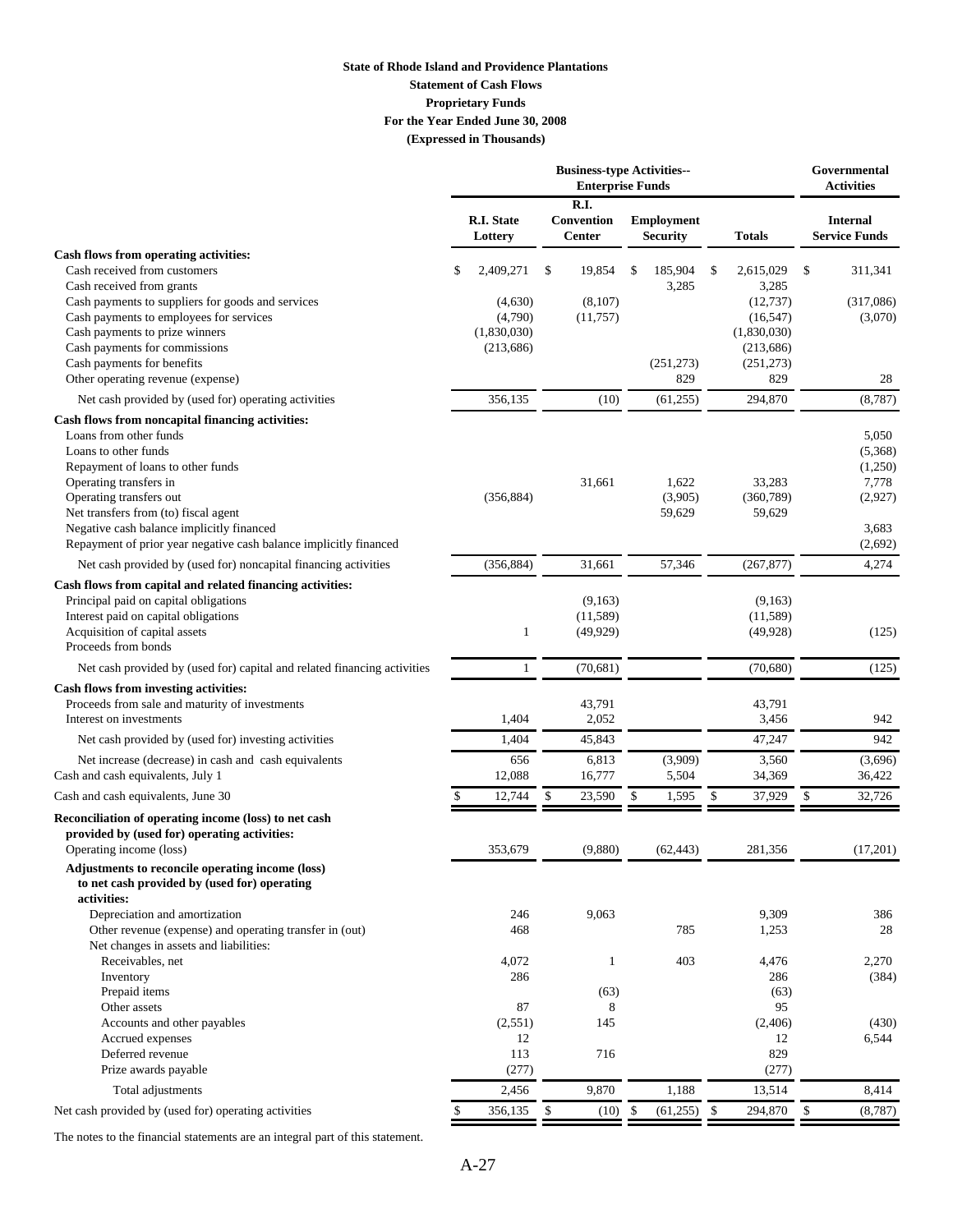**State of Rhode Island and Providence Plantations**
**Statement of Cash Flows**
**Proprietary Funds**
**For the Year Ended June 30, 2008**
**(Expressed in Thousands)**

| | Business-type Activities-- Enterprise Funds | | | | Governmental Activities |
|---|---|---|---|---|---|
| | R.I. State Lottery | R.I. Convention Center | Employment Security | Totals | Internal Service Funds |
| **Cash flows from operating activities:** | | | | | |
| Cash received from customers | $ 2,409,271 | $ 19,854 | $ 185,904 | $ 2,615,029 | $ 311,341 |
| Cash received from grants | | | 3,285 | 3,285 | |
| Cash payments to suppliers for goods and services | (4,630) | (8,107) | | (12,737) | (317,086) |
| Cash payments to employees for services | (4,790) | (11,757) | | (16,547) | (3,070) |
| Cash payments to prize winners | (1,830,030) | | | (1,830,030) | |
| Cash payments for commissions | (213,686) | | | (213,686) | |
| Cash payments for benefits | | | (251,273) | (251,273) | |
| Other operating revenue (expense) | | | 829 | 829 | 28 |
| Net cash provided by (used for) operating activities | 356,135 | (10) | (61,255) | 294,870 | (8,787) |
| **Cash flows from noncapital financing activities:** | | | | | |
| Loans from other funds | | | | | 5,050 |
| Loans to other funds | | | | | (5,368) |
| Repayment of loans to other funds | | | | | (1,250) |
| Operating transfers in | | 31,661 | 1,622 | 33,283 | 7,778 |
| Operating transfers out | (356,884) | | (3,905) | (360,789) | (2,927) |
| Net transfers from (to) fiscal agent | | | 59,629 | 59,629 | |
| Negative cash balance implicitly financed | | | | | 3,683 |
| Repayment of prior year negative cash balance implicitly financed | | | | | (2,692) |
| Net cash provided by (used for) noncapital financing activities | (356,884) | 31,661 | 57,346 | (267,877) | 4,274 |
| **Cash flows from capital and related financing activities:** | | | | | |
| Principal paid on capital obligations | | (9,163) | | (9,163) | |
| Interest paid on capital obligations | | (11,589) | | (11,589) | |
| Acquisition of capital assets | 1 | (49,929) | | (49,928) | (125) |
| Proceeds from bonds | | | | | |
| Net cash provided by (used for) capital and related financing activities | 1 | (70,681) | | (70,680) | (125) |
| **Cash flows from investing activities:** | | | | | |
| Proceeds from sale and maturity of investments | | 43,791 | | 43,791 | |
| Interest on investments | 1,404 | 2,052 | | 3,456 | 942 |
| Net cash provided by (used for) investing activities | 1,404 | 45,843 | | 47,247 | 942 |
| Net increase (decrease) in cash and cash equivalents | 656 | 6,813 | (3,909) | 3,560 | (3,696) |
| Cash and cash equivalents, July 1 | 12,088 | 16,777 | 5,504 | 34,369 | 36,422 |
| Cash and cash equivalents, June 30 | $ 12,744 | $ 23,590 | $ 1,595 | $ 37,929 | $ 32,726 |
| **Reconciliation of operating income (loss) to net cash provided by (used for) operating activities:** | | | | | |
| Operating income (loss) | 353,679 | (9,880) | (62,443) | 281,356 | (17,201) |
| **Adjustments to reconcile operating income (loss) to net cash provided by (used for) operating activities:** | | | | | |
| Depreciation and amortization | 246 | 9,063 | | 9,309 | 386 |
| Other revenue (expense) and operating transfer in (out) | 468 | | 785 | 1,253 | 28 |
| Net changes in assets and liabilities: | | | | | |
| Receivables, net | 4,072 | 1 | 403 | 4,476 | 2,270 |
| Inventory | 286 | | | 286 | (384) |
| Prepaid items | | (63) | | (63) | |
| Other assets | 87 | 8 | | 95 | |
| Accounts and other payables | (2,551) | 145 | | (2,406) | (430) |
| Accrued expenses | 12 | | | 12 | 6,544 |
| Deferred revenue | 113 | 716 | | 829 | |
| Prize awards payable | (277) | | | (277) | |
| Total adjustments | 2,456 | 9,870 | 1,188 | 13,514 | 8,414 |
| Net cash provided by (used for) operating activities | $ 356,135 | $ (10) | $ (61,255) | $ 294,870 | $ (8,787) |

The notes to the financial statements are an integral part of this statement.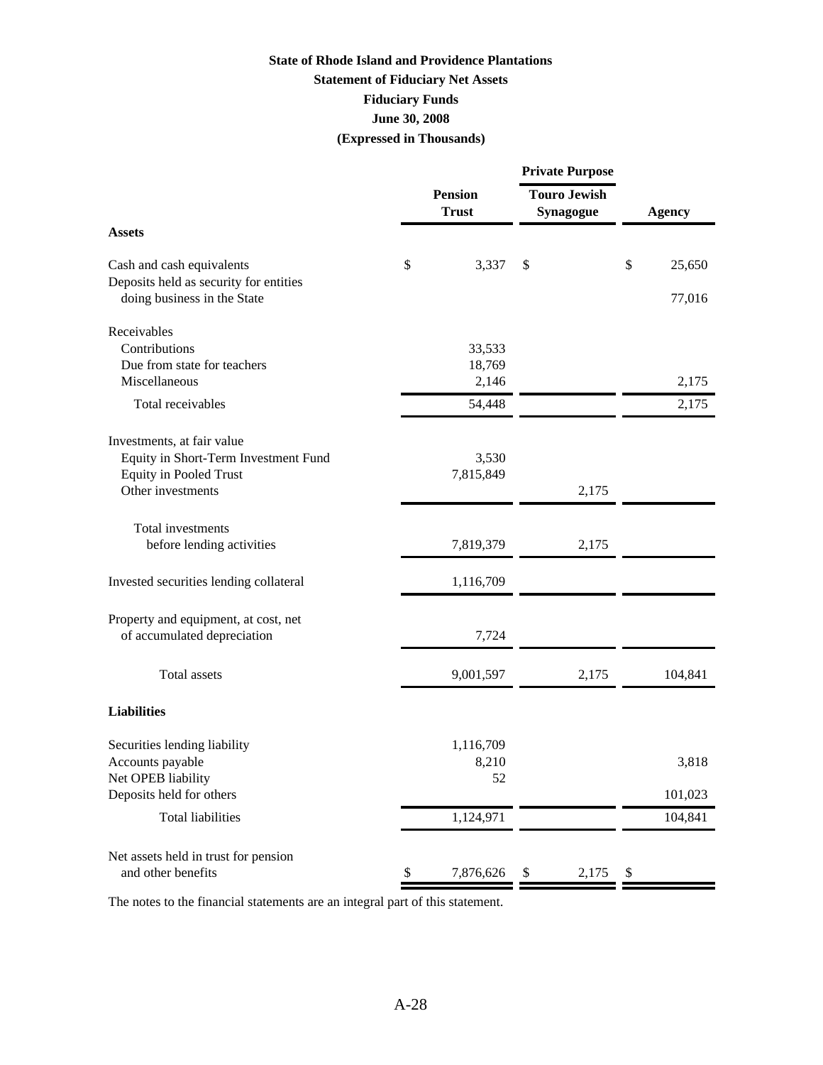**State of Rhode Island and Providence Plantations**

**Statement of Fiduciary Net Assets**

**Fiduciary Funds**

**June 30, 2008**

**(Expressed in Thousands)**

| | Pension Trust | Private Purpose: Touro Jewish Synagogue | Agency |
|---|---|---|---|
| **Assets** | | | |
| Cash and cash equivalents | $ 3,337 | $ | $ 25,650 |
| Deposits held as security for entities doing business in the State | | | 77,016 |
| Receivables | | | |
| Contributions | 33,533 | | |
| Due from state for teachers | 18,769 | | |
| Miscellaneous | 2,146 | | 2,175 |
| Total receivables | 54,448 | | 2,175 |
| Investments, at fair value | | | |
| Equity in Short-Term Investment Fund | 3,530 | | |
| Equity in Pooled Trust | 7,815,849 | | |
| Other investments | | 2,175 | |
| Total investments before lending activities | 7,819,379 | 2,175 | |
| Invested securities lending collateral | 1,116,709 | | |
| Property and equipment, at cost, net of accumulated depreciation | 7,724 | | |
| Total assets | 9,001,597 | 2,175 | 104,841 |
| **Liabilities** | | | |
| Securities lending liability | 1,116,709 | | |
| Accounts payable | 8,210 | | 3,818 |
| Net OPEB liability | 52 | | |
| Deposits held for others | | | 101,023 |
| Total liabilities | 1,124,971 | | 104,841 |
| Net assets held in trust for pension and other benefits | $ 7,876,626 | $ 2,175 | $ |

The notes to the financial statements are an integral part of this statement.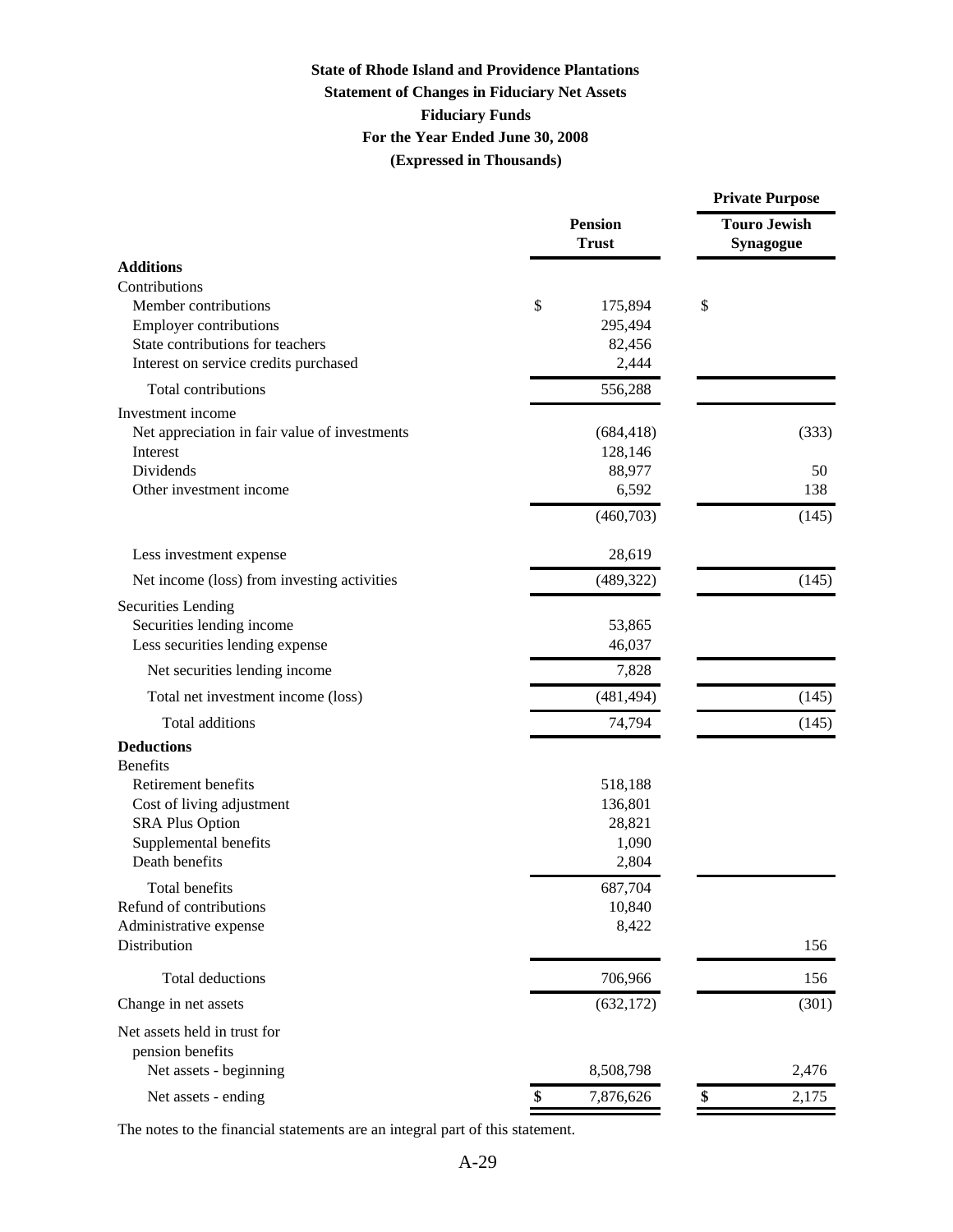**State of Rhode Island and Providence Plantations**

**Statement of Changes in Fiduciary Net Assets**

**Fiduciary Funds**

**For the Year Ended June 30, 2008**

**(Expressed in Thousands)**

| | Pension Trust | Private Purpose<br>Touro Jewish Synagogue |
|---|---|---|
| **Additions** | | |
| Contributions | | |
| Member contributions | $ 175,894 | $ |
| Employer contributions | 295,494 | |
| State contributions for teachers | 82,456 | |
| Interest on service credits purchased | 2,444 | |
| Total contributions | 556,288 | |
| Investment income | | |
| Net appreciation in fair value of investments | (684,418) | (333) |
| Interest | 128,146 | |
| Dividends | 88,977 | 50 |
| Other investment income | 6,592 | 138 |
| | (460,703) | (145) |
| Less investment expense | 28,619 | |
| Net income (loss) from investing activities | (489,322) | (145) |
| Securities Lending | | |
| Securities lending income | 53,865 | |
| Less securities lending expense | 46,037 | |
| Net securities lending income | 7,828 | |
| Total net investment income (loss) | (481,494) | (145) |
| Total additions | 74,794 | (145) |
| **Deductions** | | |
| Benefits | | |
| Retirement benefits | 518,188 | |
| Cost of living adjustment | 136,801 | |
| SRA Plus Option | 28,821 | |
| Supplemental benefits | 1,090 | |
| Death benefits | 2,804 | |
| Total benefits | 687,704 | |
| Refund of contributions | 10,840 | |
| Administrative expense | 8,422 | |
| Distribution | | 156 |
| Total deductions | 706,966 | 156 |
| Change in net assets | (632,172) | (301) |
| Net assets held in trust for pension benefits | | |
| Net assets - beginning | 8,508,798 | 2,476 |
| Net assets - ending | $ 7,876,626 | $ 2,175 |

The notes to the financial statements are an integral part of this statement.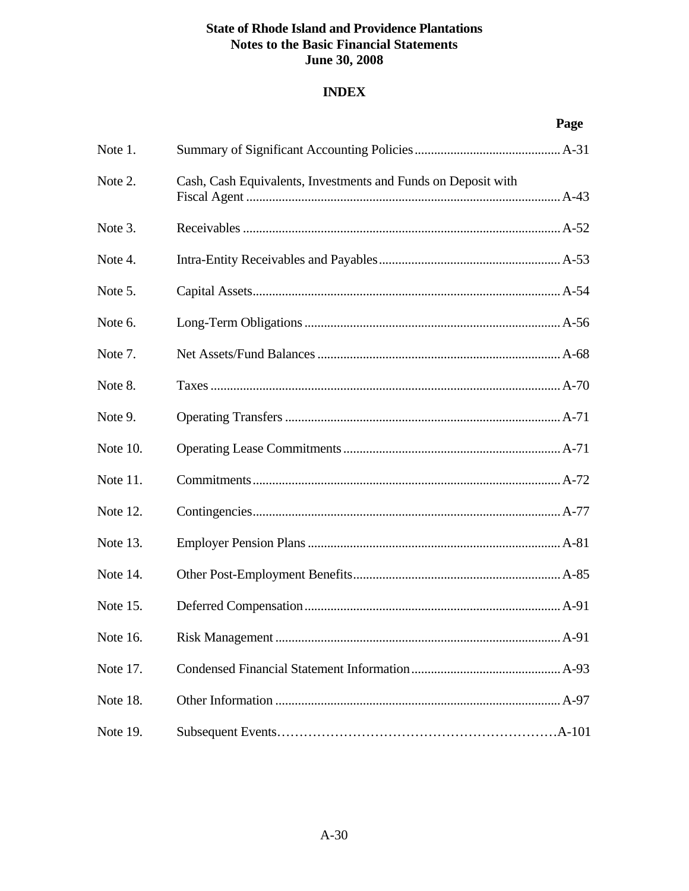**State of Rhode Island and Providence Plantations**
**Notes to the Basic Financial Statements**
**June 30, 2008**

## INDEX

| | | Page |
|---|---|---|
| Note 1. | Summary of Significant Accounting Policies | A-31 |
| Note 2. | Cash, Cash Equivalents, Investments and Funds on Deposit with Fiscal Agent | A-43 |
| Note 3. | Receivables | A-52 |
| Note 4. | Intra-Entity Receivables and Payables | A-53 |
| Note 5. | Capital Assets | A-54 |
| Note 6. | Long-Term Obligations | A-56 |
| Note 7. | Net Assets/Fund Balances | A-68 |
| Note 8. | Taxes | A-70 |
| Note 9. | Operating Transfers | A-71 |
| Note 10. | Operating Lease Commitments | A-71 |
| Note 11. | Commitments | A-72 |
| Note 12. | Contingencies | A-77 |
| Note 13. | Employer Pension Plans | A-81 |
| Note 14. | Other Post-Employment Benefits | A-85 |
| Note 15. | Deferred Compensation | A-91 |
| Note 16. | Risk Management | A-91 |
| Note 17. | Condensed Financial Statement Information | A-93 |
| Note 18. | Other Information | A-97 |
| Note 19. | Subsequent Events | A-101 |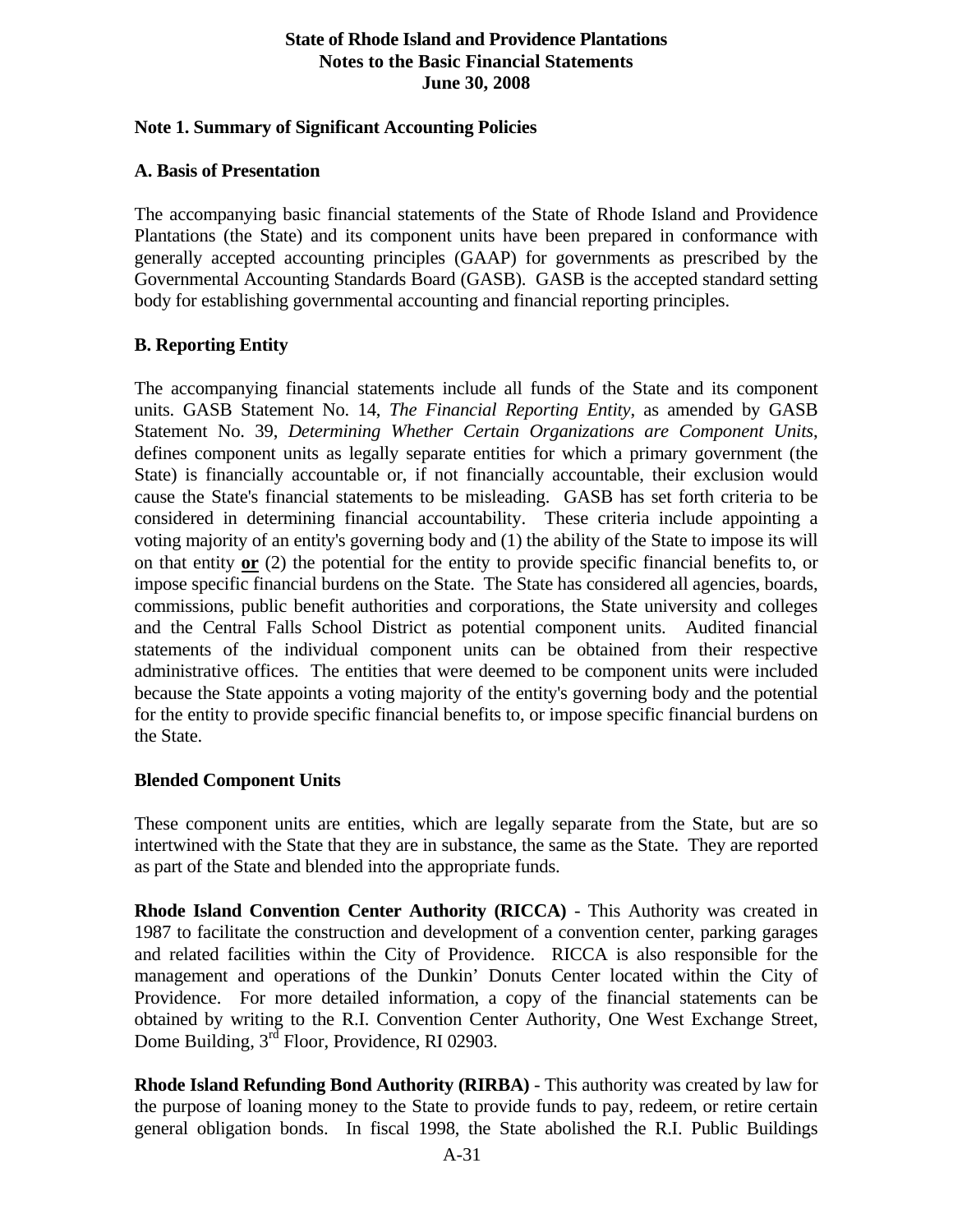## Note 1. Summary of Significant Accounting Policies

### A. Basis of Presentation

The accompanying basic financial statements of the State of Rhode Island and Providence Plantations (the State) and its component units have been prepared in conformance with generally accepted accounting principles (GAAP) for governments as prescribed by the Governmental Accounting Standards Board (GASB). GASB is the accepted standard setting body for establishing governmental accounting and financial reporting principles.

### B. Reporting Entity

The accompanying financial statements include all funds of the State and its component units. GASB Statement No. 14, *The Financial Reporting Entity*, as amended by GASB Statement No. 39, *Determining Whether Certain Organizations are Component Units*, defines component units as legally separate entities for which a primary government (the State) is financially accountable or, if not financially accountable, their exclusion would cause the State's financial statements to be misleading. GASB has set forth criteria to be considered in determining financial accountability. These criteria include appointing a voting majority of an entity's governing body and (1) the ability of the State to impose its will on that entity **or** (2) the potential for the entity to provide specific financial benefits to, or impose specific financial burdens on the State. The State has considered all agencies, boards, commissions, public benefit authorities and corporations, the State university and colleges and the Central Falls School District as potential component units. Audited financial statements of the individual component units can be obtained from their respective administrative offices. The entities that were deemed to be component units were included because the State appoints a voting majority of the entity's governing body and the potential for the entity to provide specific financial benefits to, or impose specific financial burdens on the State.

### Blended Component Units

These component units are entities, which are legally separate from the State, but are so intertwined with the State that they are in substance, the same as the State. They are reported as part of the State and blended into the appropriate funds.

**Rhode Island Convention Center Authority (RICCA)** - This Authority was created in 1987 to facilitate the construction and development of a convention center, parking garages and related facilities within the City of Providence. RICCA is also responsible for the management and operations of the Dunkin' Donuts Center located within the City of Providence. For more detailed information, a copy of the financial statements can be obtained by writing to the R.I. Convention Center Authority, One West Exchange Street, Dome Building, 3rd Floor, Providence, RI 02903.

**Rhode Island Refunding Bond Authority (RIRBA)** - This authority was created by law for the purpose of loaning money to the State to provide funds to pay, redeem, or retire certain general obligation bonds. In fiscal 1998, the State abolished the R.I. Public Buildings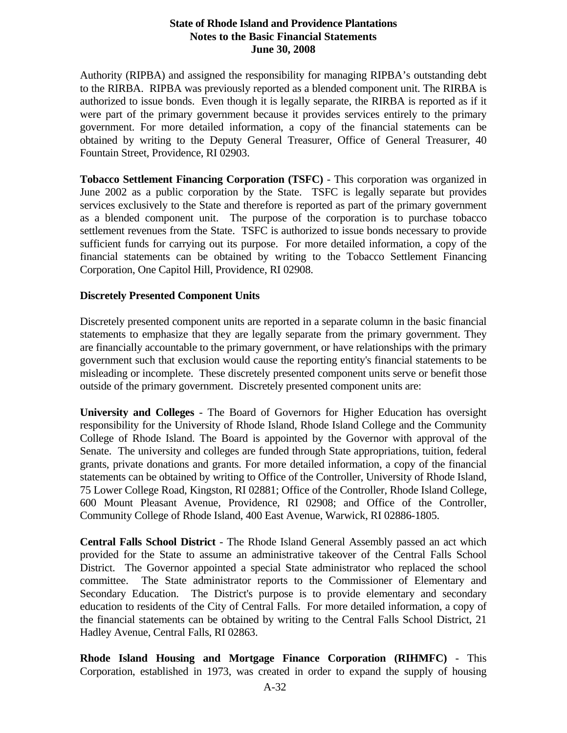Authority (RIPBA) and assigned the responsibility for managing RIPBA's outstanding debt to the RIRBA. RIPBA was previously reported as a blended component unit. The RIRBA is authorized to issue bonds. Even though it is legally separate, the RIRBA is reported as if it were part of the primary government because it provides services entirely to the primary government. For more detailed information, a copy of the financial statements can be obtained by writing to the Deputy General Treasurer, Office of General Treasurer, 40 Fountain Street, Providence, RI 02903.

**Tobacco Settlement Financing Corporation (TSFC)** - This corporation was organized in June 2002 as a public corporation by the State. TSFC is legally separate but provides services exclusively to the State and therefore is reported as part of the primary government as a blended component unit. The purpose of the corporation is to purchase tobacco settlement revenues from the State. TSFC is authorized to issue bonds necessary to provide sufficient funds for carrying out its purpose. For more detailed information, a copy of the financial statements can be obtained by writing to the Tobacco Settlement Financing Corporation, One Capitol Hill, Providence, RI 02908.

**Discretely Presented Component Units**

Discretely presented component units are reported in a separate column in the basic financial statements to emphasize that they are legally separate from the primary government. They are financially accountable to the primary government, or have relationships with the primary government such that exclusion would cause the reporting entity's financial statements to be misleading or incomplete. These discretely presented component units serve or benefit those outside of the primary government. Discretely presented component units are:

**University and Colleges** - The Board of Governors for Higher Education has oversight responsibility for the University of Rhode Island, Rhode Island College and the Community College of Rhode Island. The Board is appointed by the Governor with approval of the Senate. The university and colleges are funded through State appropriations, tuition, federal grants, private donations and grants. For more detailed information, a copy of the financial statements can be obtained by writing to Office of the Controller, University of Rhode Island, 75 Lower College Road, Kingston, RI 02881; Office of the Controller, Rhode Island College, 600 Mount Pleasant Avenue, Providence, RI 02908; and Office of the Controller, Community College of Rhode Island, 400 East Avenue, Warwick, RI 02886-1805.

**Central Falls School District** - The Rhode Island General Assembly passed an act which provided for the State to assume an administrative takeover of the Central Falls School District. The Governor appointed a special State administrator who replaced the school committee. The State administrator reports to the Commissioner of Elementary and Secondary Education. The District's purpose is to provide elementary and secondary education to residents of the City of Central Falls. For more detailed information, a copy of the financial statements can be obtained by writing to the Central Falls School District, 21 Hadley Avenue, Central Falls, RI 02863.

**Rhode Island Housing and Mortgage Finance Corporation (RIHMFC)** - This Corporation, established in 1973, was created in order to expand the supply of housing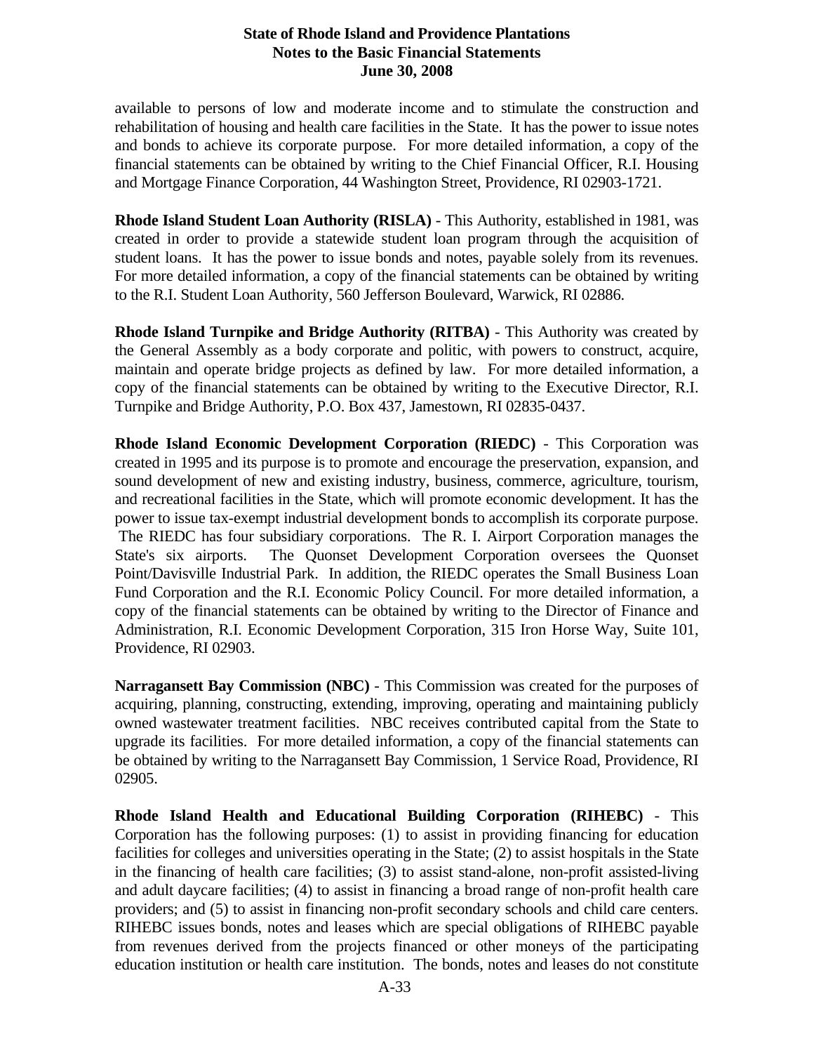available to persons of low and moderate income and to stimulate the construction and rehabilitation of housing and health care facilities in the State. It has the power to issue notes and bonds to achieve its corporate purpose. For more detailed information, a copy of the financial statements can be obtained by writing to the Chief Financial Officer, R.I. Housing and Mortgage Finance Corporation, 44 Washington Street, Providence, RI 02903-1721.

**Rhode Island Student Loan Authority (RISLA)** - This Authority, established in 1981, was created in order to provide a statewide student loan program through the acquisition of student loans. It has the power to issue bonds and notes, payable solely from its revenues. For more detailed information, a copy of the financial statements can be obtained by writing to the R.I. Student Loan Authority, 560 Jefferson Boulevard, Warwick, RI 02886.

**Rhode Island Turnpike and Bridge Authority (RITBA)** - This Authority was created by the General Assembly as a body corporate and politic, with powers to construct, acquire, maintain and operate bridge projects as defined by law. For more detailed information, a copy of the financial statements can be obtained by writing to the Executive Director, R.I. Turnpike and Bridge Authority, P.O. Box 437, Jamestown, RI 02835-0437.

**Rhode Island Economic Development Corporation (RIEDC)** - This Corporation was created in 1995 and its purpose is to promote and encourage the preservation, expansion, and sound development of new and existing industry, business, commerce, agriculture, tourism, and recreational facilities in the State, which will promote economic development. It has the power to issue tax-exempt industrial development bonds to accomplish its corporate purpose. The RIEDC has four subsidiary corporations. The R. I. Airport Corporation manages the State's six airports. The Quonset Development Corporation oversees the Quonset Point/Davisville Industrial Park. In addition, the RIEDC operates the Small Business Loan Fund Corporation and the R.I. Economic Policy Council. For more detailed information, a copy of the financial statements can be obtained by writing to the Director of Finance and Administration, R.I. Economic Development Corporation, 315 Iron Horse Way, Suite 101, Providence, RI 02903.

**Narragansett Bay Commission (NBC)** - This Commission was created for the purposes of acquiring, planning, constructing, extending, improving, operating and maintaining publicly owned wastewater treatment facilities. NBC receives contributed capital from the State to upgrade its facilities. For more detailed information, a copy of the financial statements can be obtained by writing to the Narragansett Bay Commission, 1 Service Road, Providence, RI 02905.

**Rhode Island Health and Educational Building Corporation (RIHEBC)** - This Corporation has the following purposes: (1) to assist in providing financing for education facilities for colleges and universities operating in the State; (2) to assist hospitals in the State in the financing of health care facilities; (3) to assist stand-alone, non-profit assisted-living and adult daycare facilities; (4) to assist in financing a broad range of non-profit health care providers; and (5) to assist in financing non-profit secondary schools and child care centers. RIHEBC issues bonds, notes and leases which are special obligations of RIHEBC payable from revenues derived from the projects financed or other moneys of the participating education institution or health care institution. The bonds, notes and leases do not constitute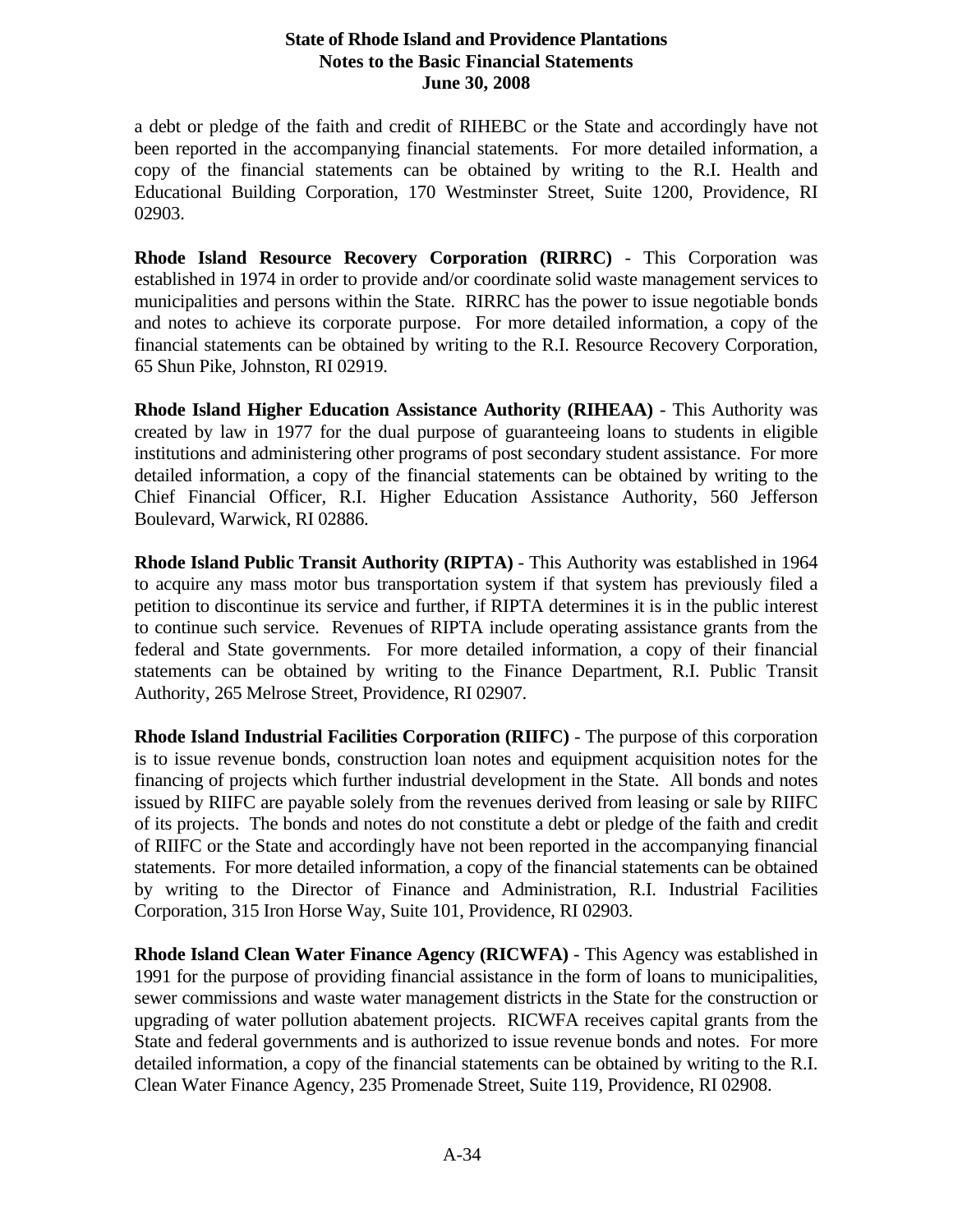a debt or pledge of the faith and credit of RIHEBC or the State and accordingly have not been reported in the accompanying financial statements. For more detailed information, a copy of the financial statements can be obtained by writing to the R.I. Health and Educational Building Corporation, 170 Westminster Street, Suite 1200, Providence, RI 02903.

**Rhode Island Resource Recovery Corporation (RIRRC)** - This Corporation was established in 1974 in order to provide and/or coordinate solid waste management services to municipalities and persons within the State. RIRRC has the power to issue negotiable bonds and notes to achieve its corporate purpose. For more detailed information, a copy of the financial statements can be obtained by writing to the R.I. Resource Recovery Corporation, 65 Shun Pike, Johnston, RI 02919.

**Rhode Island Higher Education Assistance Authority (RIHEAA)** - This Authority was created by law in 1977 for the dual purpose of guaranteeing loans to students in eligible institutions and administering other programs of post secondary student assistance. For more detailed information, a copy of the financial statements can be obtained by writing to the Chief Financial Officer, R.I. Higher Education Assistance Authority, 560 Jefferson Boulevard, Warwick, RI 02886.

**Rhode Island Public Transit Authority (RIPTA)** - This Authority was established in 1964 to acquire any mass motor bus transportation system if that system has previously filed a petition to discontinue its service and further, if RIPTA determines it is in the public interest to continue such service. Revenues of RIPTA include operating assistance grants from the federal and State governments. For more detailed information, a copy of their financial statements can be obtained by writing to the Finance Department, R.I. Public Transit Authority, 265 Melrose Street, Providence, RI 02907.

**Rhode Island Industrial Facilities Corporation (RIIFC)** - The purpose of this corporation is to issue revenue bonds, construction loan notes and equipment acquisition notes for the financing of projects which further industrial development in the State. All bonds and notes issued by RIIFC are payable solely from the revenues derived from leasing or sale by RIIFC of its projects. The bonds and notes do not constitute a debt or pledge of the faith and credit of RIIFC or the State and accordingly have not been reported in the accompanying financial statements. For more detailed information, a copy of the financial statements can be obtained by writing to the Director of Finance and Administration, R.I. Industrial Facilities Corporation, 315 Iron Horse Way, Suite 101, Providence, RI 02903.

**Rhode Island Clean Water Finance Agency (RICWFA)** - This Agency was established in 1991 for the purpose of providing financial assistance in the form of loans to municipalities, sewer commissions and waste water management districts in the State for the construction or upgrading of water pollution abatement projects. RICWFA receives capital grants from the State and federal governments and is authorized to issue revenue bonds and notes. For more detailed information, a copy of the financial statements can be obtained by writing to the R.I. Clean Water Finance Agency, 235 Promenade Street, Suite 119, Providence, RI 02908.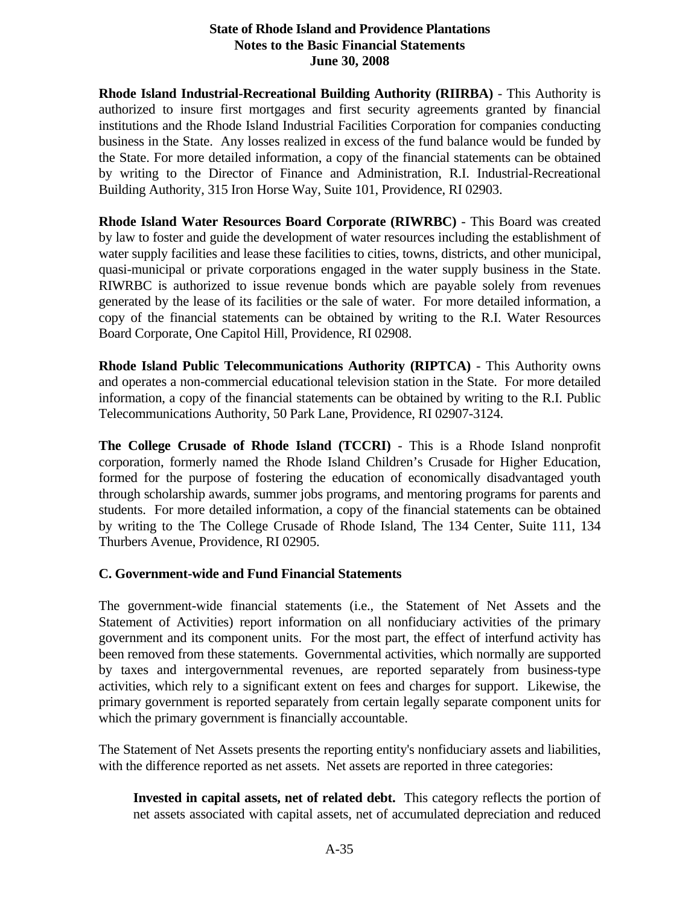**Rhode Island Industrial-Recreational Building Authority (RIIRBA)** - This Authority is authorized to insure first mortgages and first security agreements granted by financial institutions and the Rhode Island Industrial Facilities Corporation for companies conducting business in the State. Any losses realized in excess of the fund balance would be funded by the State. For more detailed information, a copy of the financial statements can be obtained by writing to the Director of Finance and Administration, R.I. Industrial-Recreational Building Authority, 315 Iron Horse Way, Suite 101, Providence, RI 02903.

**Rhode Island Water Resources Board Corporate (RIWRBC)** - This Board was created by law to foster and guide the development of water resources including the establishment of water supply facilities and lease these facilities to cities, towns, districts, and other municipal, quasi-municipal or private corporations engaged in the water supply business in the State. RIWRBC is authorized to issue revenue bonds which are payable solely from revenues generated by the lease of its facilities or the sale of water. For more detailed information, a copy of the financial statements can be obtained by writing to the R.I. Water Resources Board Corporate, One Capitol Hill, Providence, RI 02908.

**Rhode Island Public Telecommunications Authority (RIPTCA)** - This Authority owns and operates a non-commercial educational television station in the State. For more detailed information, a copy of the financial statements can be obtained by writing to the R.I. Public Telecommunications Authority, 50 Park Lane, Providence, RI 02907-3124.

**The College Crusade of Rhode Island (TCCRI)** - This is a Rhode Island nonprofit corporation, formerly named the Rhode Island Children's Crusade for Higher Education, formed for the purpose of fostering the education of economically disadvantaged youth through scholarship awards, summer jobs programs, and mentoring programs for parents and students. For more detailed information, a copy of the financial statements can be obtained by writing to the The College Crusade of Rhode Island, The 134 Center, Suite 111, 134 Thurbers Avenue, Providence, RI 02905.

### C. Government-wide and Fund Financial Statements

The government-wide financial statements (i.e., the Statement of Net Assets and the Statement of Activities) report information on all nonfiduciary activities of the primary government and its component units. For the most part, the effect of interfund activity has been removed from these statements. Governmental activities, which normally are supported by taxes and intergovernmental revenues, are reported separately from business-type activities, which rely to a significant extent on fees and charges for support. Likewise, the primary government is reported separately from certain legally separate component units for which the primary government is financially accountable.

The Statement of Net Assets presents the reporting entity's nonfiduciary assets and liabilities, with the difference reported as net assets. Net assets are reported in three categories:

**Invested in capital assets, net of related debt.** This category reflects the portion of net assets associated with capital assets, net of accumulated depreciation and reduced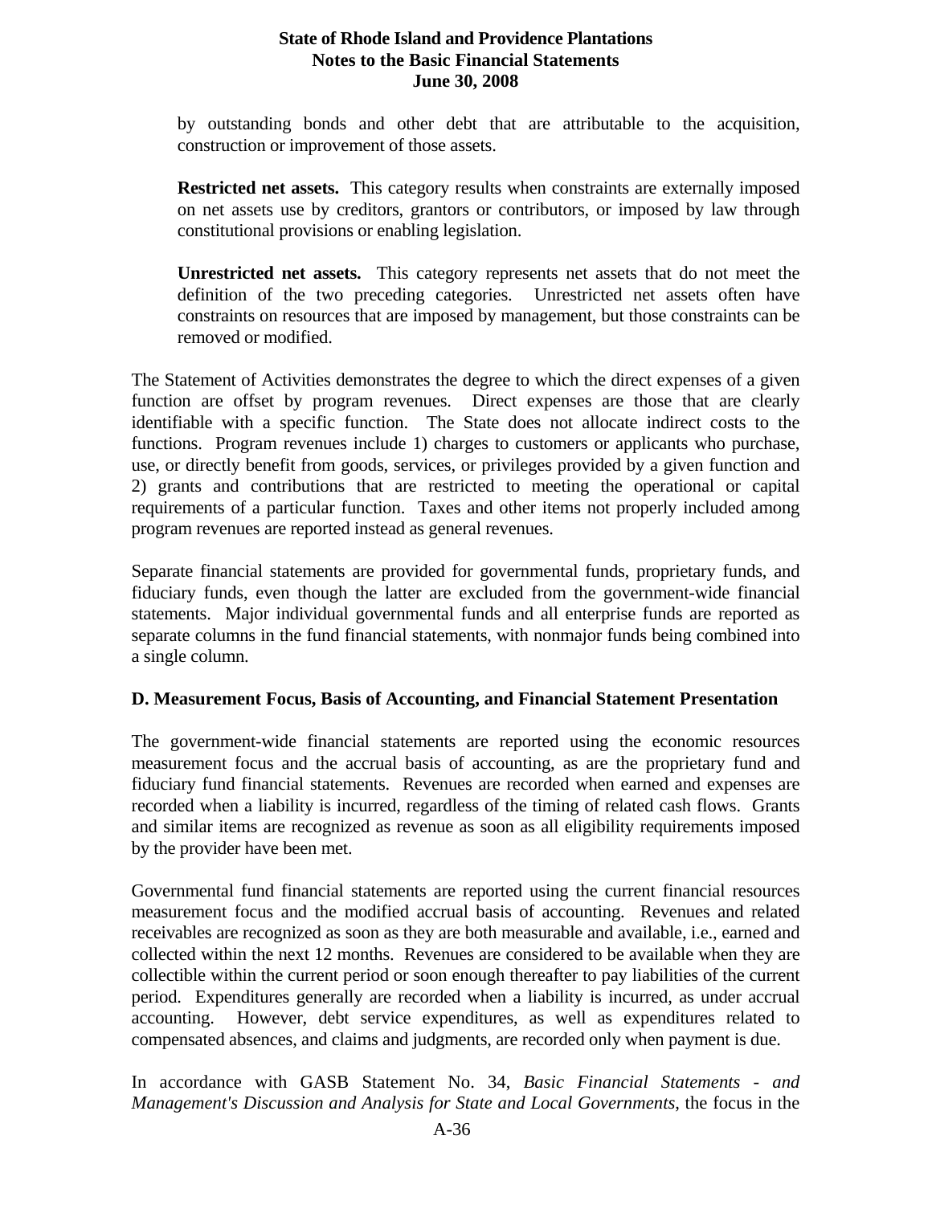by outstanding bonds and other debt that are attributable to the acquisition, construction or improvement of those assets.

**Restricted net assets.** This category results when constraints are externally imposed on net assets use by creditors, grantors or contributors, or imposed by law through constitutional provisions or enabling legislation.

**Unrestricted net assets.** This category represents net assets that do not meet the definition of the two preceding categories. Unrestricted net assets often have constraints on resources that are imposed by management, but those constraints can be removed or modified.

The Statement of Activities demonstrates the degree to which the direct expenses of a given function are offset by program revenues. Direct expenses are those that are clearly identifiable with a specific function. The State does not allocate indirect costs to the functions. Program revenues include 1) charges to customers or applicants who purchase, use, or directly benefit from goods, services, or privileges provided by a given function and 2) grants and contributions that are restricted to meeting the operational or capital requirements of a particular function. Taxes and other items not properly included among program revenues are reported instead as general revenues.

Separate financial statements are provided for governmental funds, proprietary funds, and fiduciary funds, even though the latter are excluded from the government-wide financial statements. Major individual governmental funds and all enterprise funds are reported as separate columns in the fund financial statements, with nonmajor funds being combined into a single column.

### D. Measurement Focus, Basis of Accounting, and Financial Statement Presentation

The government-wide financial statements are reported using the economic resources measurement focus and the accrual basis of accounting, as are the proprietary fund and fiduciary fund financial statements. Revenues are recorded when earned and expenses are recorded when a liability is incurred, regardless of the timing of related cash flows. Grants and similar items are recognized as revenue as soon as all eligibility requirements imposed by the provider have been met.

Governmental fund financial statements are reported using the current financial resources measurement focus and the modified accrual basis of accounting. Revenues and related receivables are recognized as soon as they are both measurable and available, i.e., earned and collected within the next 12 months. Revenues are considered to be available when they are collectible within the current period or soon enough thereafter to pay liabilities of the current period. Expenditures generally are recorded when a liability is incurred, as under accrual accounting. However, debt service expenditures, as well as expenditures related to compensated absences, and claims and judgments, are recorded only when payment is due.

In accordance with GASB Statement No. 34, *Basic Financial Statements - and Management's Discussion and Analysis for State and Local Governments*, the focus in the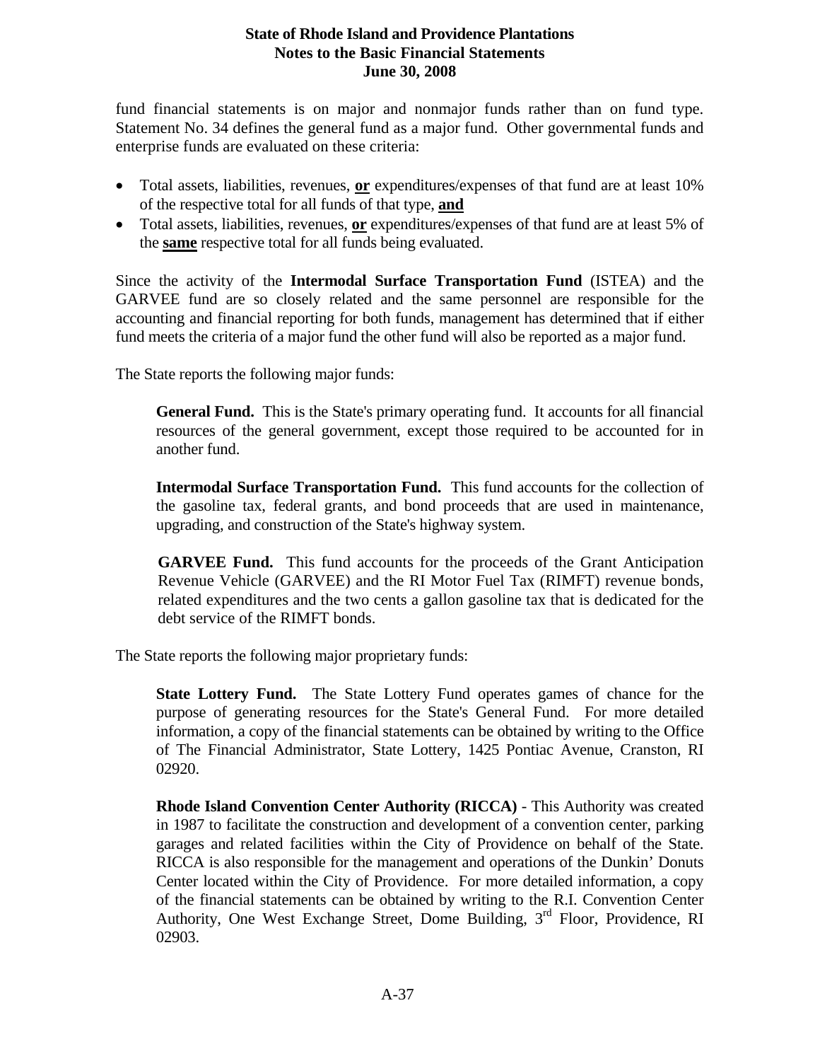fund financial statements is on major and nonmajor funds rather than on fund type. Statement No. 34 defines the general fund as a major fund. Other governmental funds and enterprise funds are evaluated on these criteria:

- Total assets, liabilities, revenues, **or** expenditures/expenses of that fund are at least 10% of the respective total for all funds of that type, **and**
- Total assets, liabilities, revenues, **or** expenditures/expenses of that fund are at least 5% of the **same** respective total for all funds being evaluated.

Since the activity of the **Intermodal Surface Transportation Fund** (ISTEA) and the GARVEE fund are so closely related and the same personnel are responsible for the accounting and financial reporting for both funds, management has determined that if either fund meets the criteria of a major fund the other fund will also be reported as a major fund.

The State reports the following major funds:

**General Fund.** This is the State's primary operating fund. It accounts for all financial resources of the general government, except those required to be accounted for in another fund.

**Intermodal Surface Transportation Fund.** This fund accounts for the collection of the gasoline tax, federal grants, and bond proceeds that are used in maintenance, upgrading, and construction of the State's highway system.

**GARVEE Fund.** This fund accounts for the proceeds of the Grant Anticipation Revenue Vehicle (GARVEE) and the RI Motor Fuel Tax (RIMFT) revenue bonds, related expenditures and the two cents a gallon gasoline tax that is dedicated for the debt service of the RIMFT bonds.

The State reports the following major proprietary funds:

**State Lottery Fund.** The State Lottery Fund operates games of chance for the purpose of generating resources for the State's General Fund. For more detailed information, a copy of the financial statements can be obtained by writing to the Office of The Financial Administrator, State Lottery, 1425 Pontiac Avenue, Cranston, RI 02920.

**Rhode Island Convention Center Authority (RICCA)** - This Authority was created in 1987 to facilitate the construction and development of a convention center, parking garages and related facilities within the City of Providence on behalf of the State. RICCA is also responsible for the management and operations of the Dunkin' Donuts Center located within the City of Providence. For more detailed information, a copy of the financial statements can be obtained by writing to the R.I. Convention Center Authority, One West Exchange Street, Dome Building, 3rd Floor, Providence, RI 02903.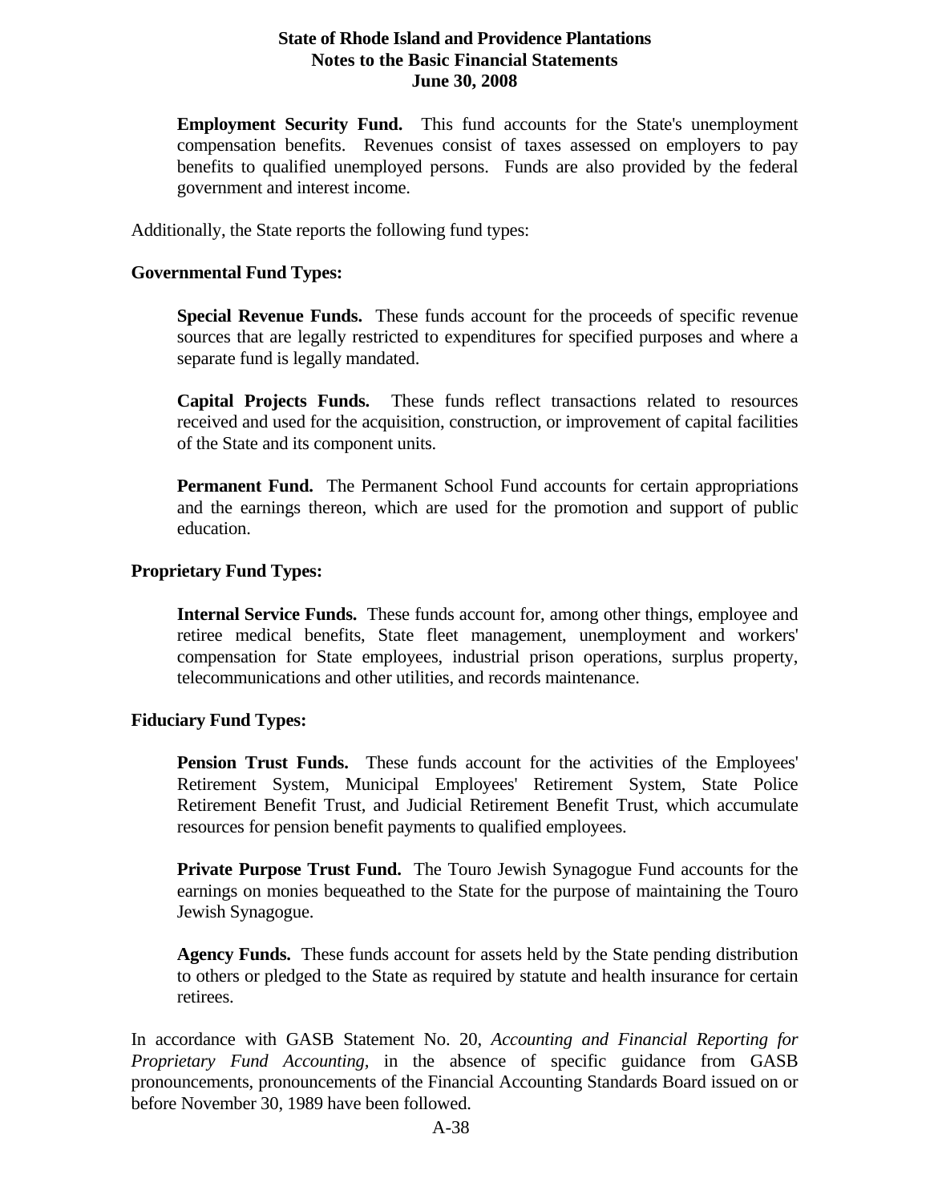**Employment Security Fund.** This fund accounts for the State's unemployment compensation benefits. Revenues consist of taxes assessed on employers to pay benefits to qualified unemployed persons. Funds are also provided by the federal government and interest income.

Additionally, the State reports the following fund types:

**Governmental Fund Types:**

**Special Revenue Funds.** These funds account for the proceeds of specific revenue sources that are legally restricted to expenditures for specified purposes and where a separate fund is legally mandated.

**Capital Projects Funds.** These funds reflect transactions related to resources received and used for the acquisition, construction, or improvement of capital facilities of the State and its component units.

**Permanent Fund.** The Permanent School Fund accounts for certain appropriations and the earnings thereon, which are used for the promotion and support of public education.

**Proprietary Fund Types:**

**Internal Service Funds.** These funds account for, among other things, employee and retiree medical benefits, State fleet management, unemployment and workers' compensation for State employees, industrial prison operations, surplus property, telecommunications and other utilities, and records maintenance.

**Fiduciary Fund Types:**

**Pension Trust Funds.** These funds account for the activities of the Employees' Retirement System, Municipal Employees' Retirement System, State Police Retirement Benefit Trust, and Judicial Retirement Benefit Trust, which accumulate resources for pension benefit payments to qualified employees.

**Private Purpose Trust Fund.** The Touro Jewish Synagogue Fund accounts for the earnings on monies bequeathed to the State for the purpose of maintaining the Touro Jewish Synagogue.

**Agency Funds.** These funds account for assets held by the State pending distribution to others or pledged to the State as required by statute and health insurance for certain retirees.

In accordance with GASB Statement No. 20, *Accounting and Financial Reporting for Proprietary Fund Accounting,* in the absence of specific guidance from GASB pronouncements, pronouncements of the Financial Accounting Standards Board issued on or before November 30, 1989 have been followed.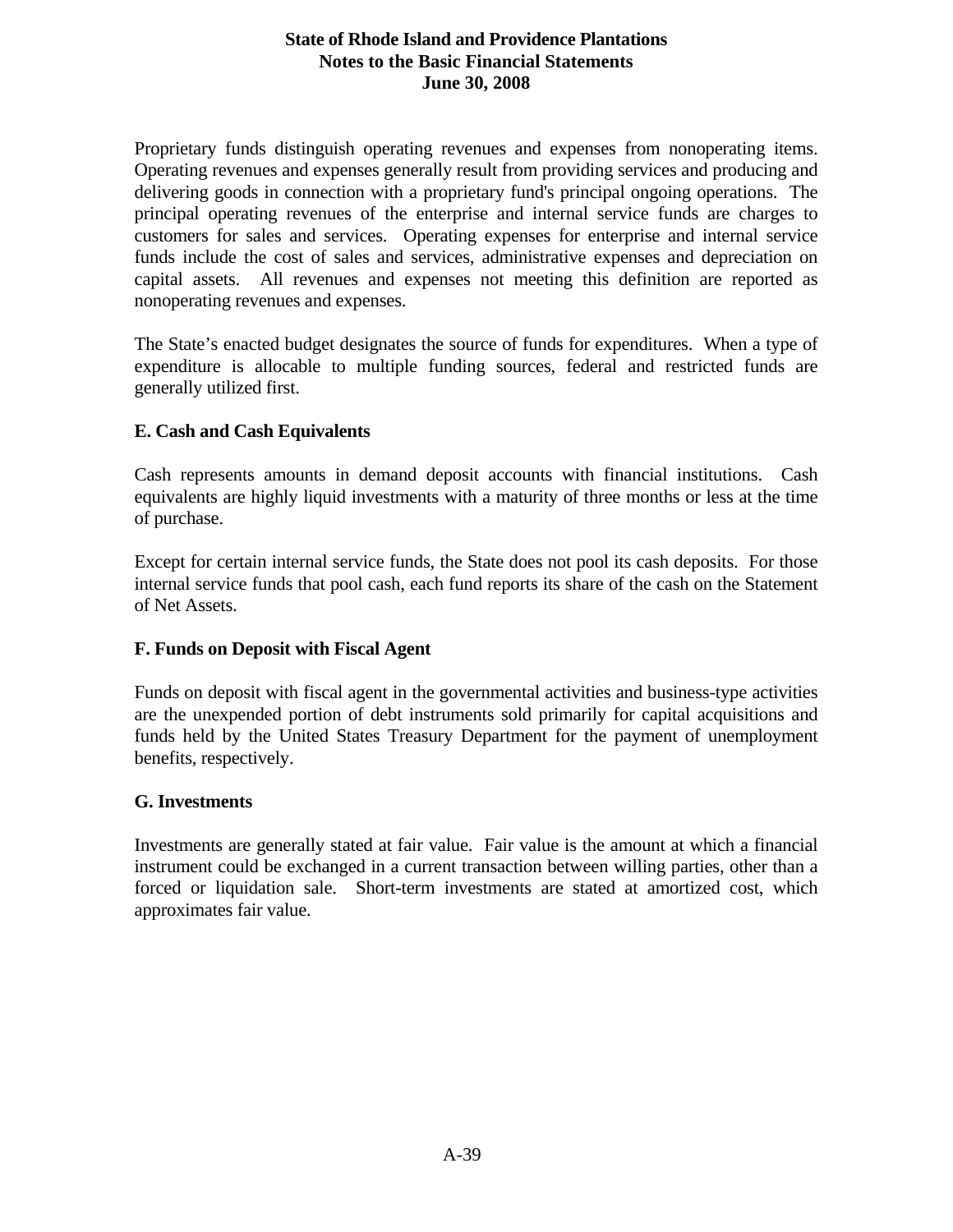Proprietary funds distinguish operating revenues and expenses from nonoperating items. Operating revenues and expenses generally result from providing services and producing and delivering goods in connection with a proprietary fund's principal ongoing operations. The principal operating revenues of the enterprise and internal service funds are charges to customers for sales and services. Operating expenses for enterprise and internal service funds include the cost of sales and services, administrative expenses and depreciation on capital assets. All revenues and expenses not meeting this definition are reported as nonoperating revenues and expenses.

The State's enacted budget designates the source of funds for expenditures. When a type of expenditure is allocable to multiple funding sources, federal and restricted funds are generally utilized first.

### E. Cash and Cash Equivalents

Cash represents amounts in demand deposit accounts with financial institutions. Cash equivalents are highly liquid investments with a maturity of three months or less at the time of purchase.

Except for certain internal service funds, the State does not pool its cash deposits. For those internal service funds that pool cash, each fund reports its share of the cash on the Statement of Net Assets.

### F. Funds on Deposit with Fiscal Agent

Funds on deposit with fiscal agent in the governmental activities and business-type activities are the unexpended portion of debt instruments sold primarily for capital acquisitions and funds held by the United States Treasury Department for the payment of unemployment benefits, respectively.

### G. Investments

Investments are generally stated at fair value. Fair value is the amount at which a financial instrument could be exchanged in a current transaction between willing parties, other than a forced or liquidation sale. Short-term investments are stated at amortized cost, which approximates fair value.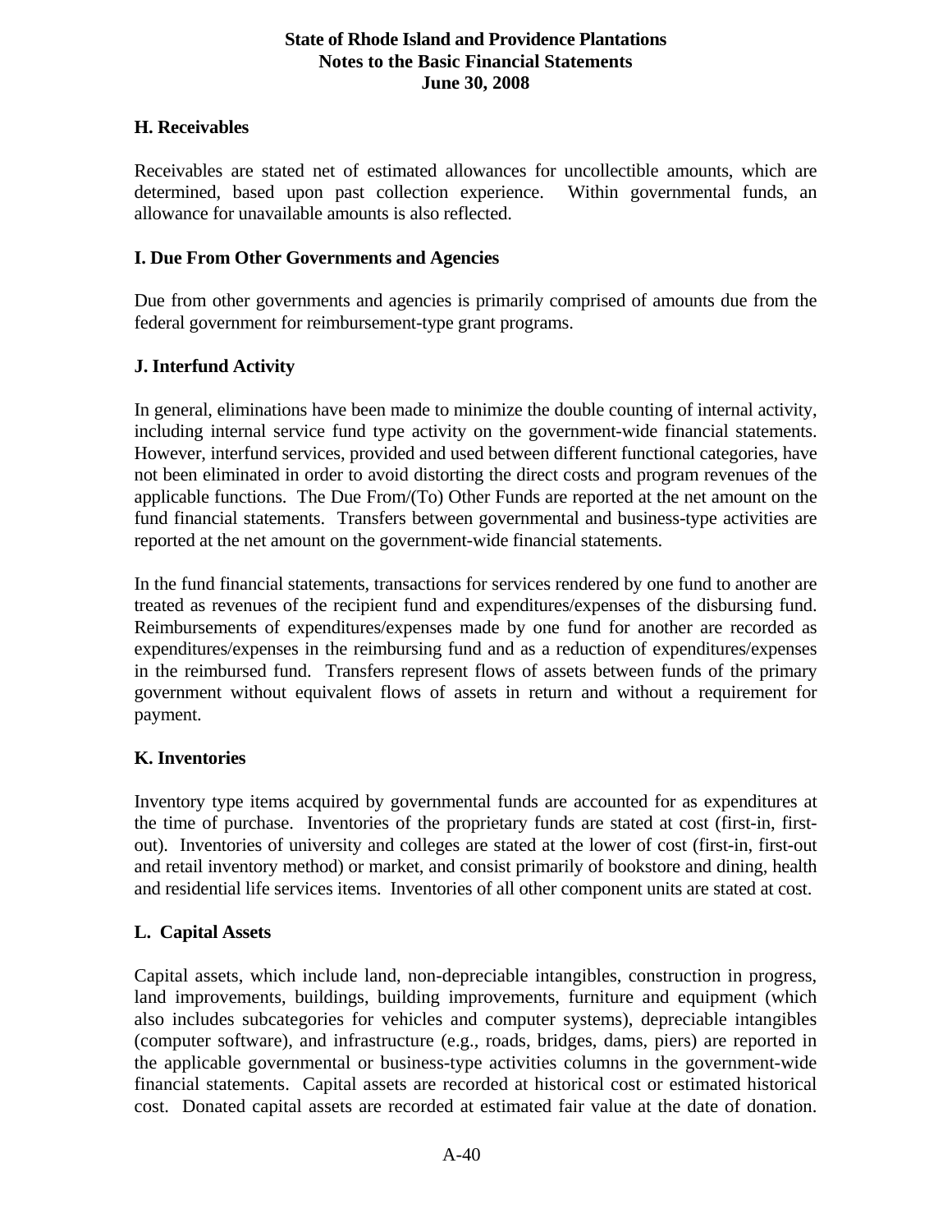### H. Receivables

Receivables are stated net of estimated allowances for uncollectible amounts, which are determined, based upon past collection experience. Within governmental funds, an allowance for unavailable amounts is also reflected.

### I. Due From Other Governments and Agencies

Due from other governments and agencies is primarily comprised of amounts due from the federal government for reimbursement-type grant programs.

### J. Interfund Activity

In general, eliminations have been made to minimize the double counting of internal activity, including internal service fund type activity on the government-wide financial statements. However, interfund services, provided and used between different functional categories, have not been eliminated in order to avoid distorting the direct costs and program revenues of the applicable functions. The Due From/(To) Other Funds are reported at the net amount on the fund financial statements. Transfers between governmental and business-type activities are reported at the net amount on the government-wide financial statements.

In the fund financial statements, transactions for services rendered by one fund to another are treated as revenues of the recipient fund and expenditures/expenses of the disbursing fund. Reimbursements of expenditures/expenses made by one fund for another are recorded as expenditures/expenses in the reimbursing fund and as a reduction of expenditures/expenses in the reimbursed fund. Transfers represent flows of assets between funds of the primary government without equivalent flows of assets in return and without a requirement for payment.

### K. Inventories

Inventory type items acquired by governmental funds are accounted for as expenditures at the time of purchase. Inventories of the proprietary funds are stated at cost (first-in, first-out). Inventories of university and colleges are stated at the lower of cost (first-in, first-out and retail inventory method) or market, and consist primarily of bookstore and dining, health and residential life services items. Inventories of all other component units are stated at cost.

### L. Capital Assets

Capital assets, which include land, non-depreciable intangibles, construction in progress, land improvements, buildings, building improvements, furniture and equipment (which also includes subcategories for vehicles and computer systems), depreciable intangibles (computer software), and infrastructure (e.g., roads, bridges, dams, piers) are reported in the applicable governmental or business-type activities columns in the government-wide financial statements. Capital assets are recorded at historical cost or estimated historical cost. Donated capital assets are recorded at estimated fair value at the date of donation.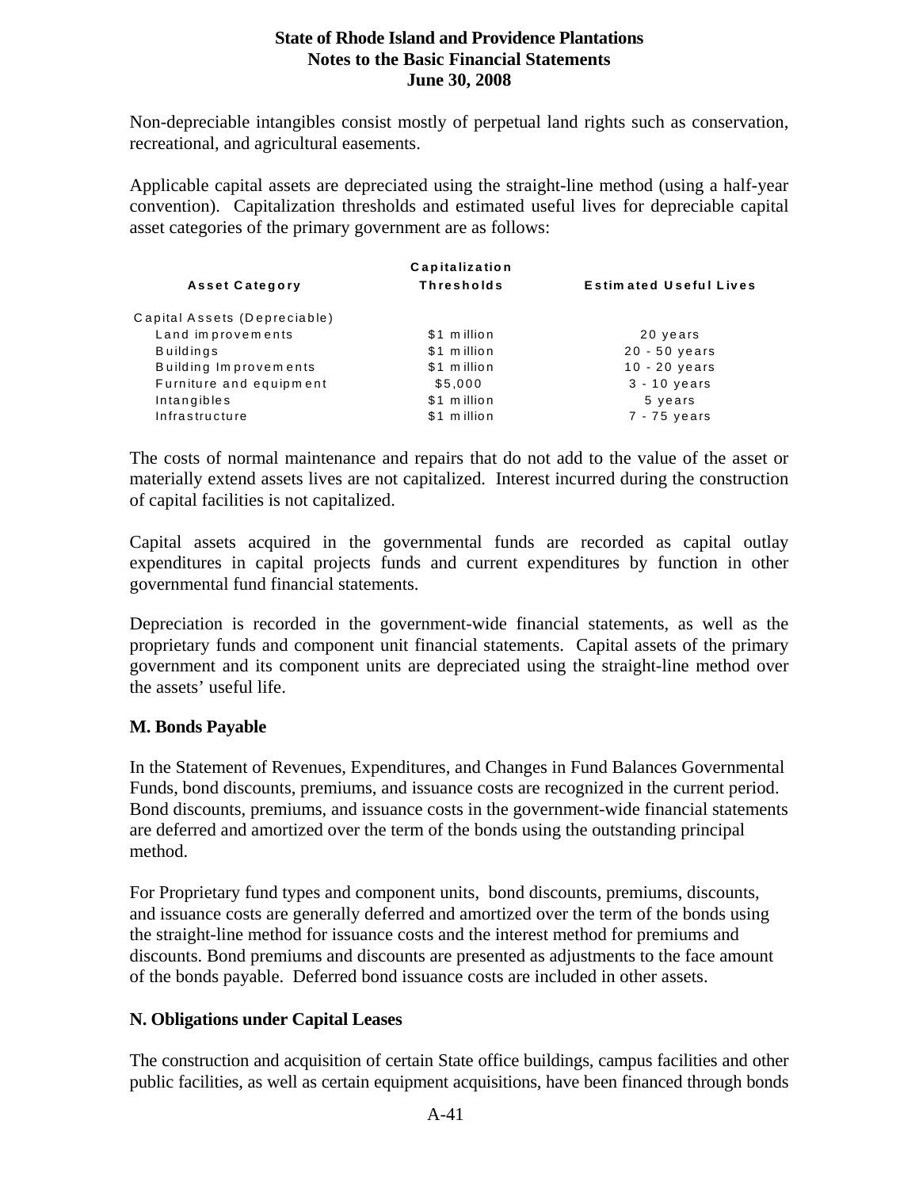Non-depreciable intangibles consist mostly of perpetual land rights such as conservation, recreational, and agricultural easements.

Applicable capital assets are depreciated using the straight-line method (using a half-year convention). Capitalization thresholds and estimated useful lives for depreciable capital asset categories of the primary government are as follows:

| Asset Category | Capitalization Thresholds | Estimated Useful Lives |
|---|---|---|
| Capital Assets (Depreciable) | | |
| Land improvements | $1 million | 20 years |
| Buildings | $1 million | 20 - 50 years |
| Building Improvements | $1 million | 10 - 20 years |
| Furniture and equipment | $5,000 | 3 - 10 years |
| Intangibles | $1 million | 5 years |
| Infrastructure | $1 million | 7 - 75 years |

The costs of normal maintenance and repairs that do not add to the value of the asset or materially extend assets lives are not capitalized. Interest incurred during the construction of capital facilities is not capitalized.

Capital assets acquired in the governmental funds are recorded as capital outlay expenditures in capital projects funds and current expenditures by function in other governmental fund financial statements.

Depreciation is recorded in the government-wide financial statements, as well as the proprietary funds and component unit financial statements. Capital assets of the primary government and its component units are depreciated using the straight-line method over the assets' useful life.

**M. Bonds Payable**

In the Statement of Revenues, Expenditures, and Changes in Fund Balances Governmental Funds, bond discounts, premiums, and issuance costs are recognized in the current period. Bond discounts, premiums, and issuance costs in the government-wide financial statements are deferred and amortized over the term of the bonds using the outstanding principal method.

For Proprietary fund types and component units, bond discounts, premiums, discounts, and issuance costs are generally deferred and amortized over the term of the bonds using the straight-line method for issuance costs and the interest method for premiums and discounts. Bond premiums and discounts are presented as adjustments to the face amount of the bonds payable. Deferred bond issuance costs are included in other assets.

**N. Obligations under Capital Leases**

The construction and acquisition of certain State office buildings, campus facilities and other public facilities, as well as certain equipment acquisitions, have been financed through bonds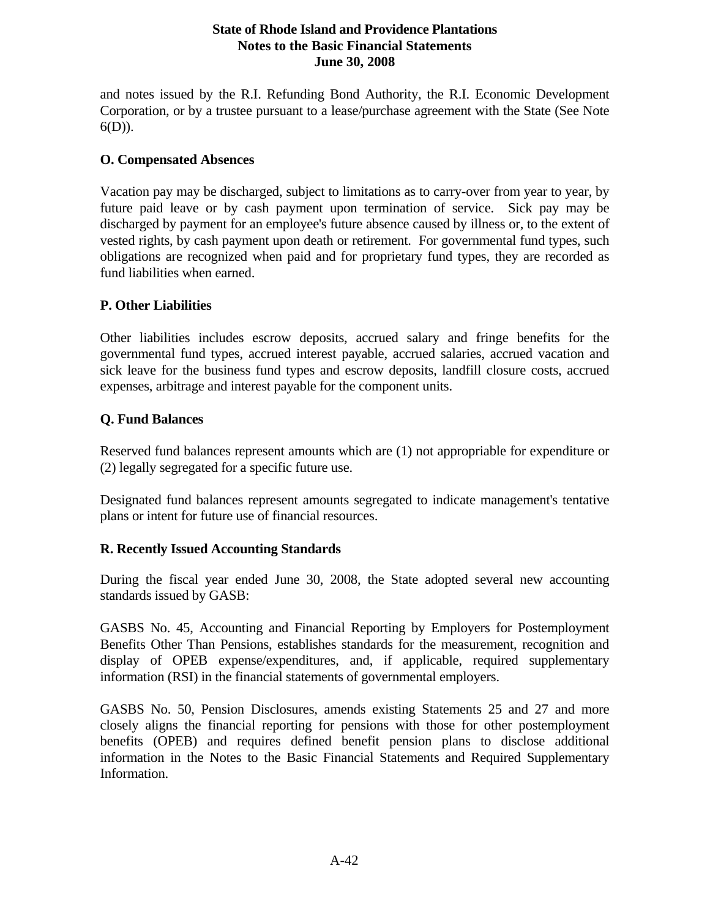and notes issued by the R.I. Refunding Bond Authority, the R.I. Economic Development Corporation, or by a trustee pursuant to a lease/purchase agreement with the State (See Note 6(D)).

### O. Compensated Absences

Vacation pay may be discharged, subject to limitations as to carry-over from year to year, by future paid leave or by cash payment upon termination of service. Sick pay may be discharged by payment for an employee's future absence caused by illness or, to the extent of vested rights, by cash payment upon death or retirement. For governmental fund types, such obligations are recognized when paid and for proprietary fund types, they are recorded as fund liabilities when earned.

### P. Other Liabilities

Other liabilities includes escrow deposits, accrued salary and fringe benefits for the governmental fund types, accrued interest payable, accrued salaries, accrued vacation and sick leave for the business fund types and escrow deposits, landfill closure costs, accrued expenses, arbitrage and interest payable for the component units.

### Q. Fund Balances

Reserved fund balances represent amounts which are (1) not appropriable for expenditure or (2) legally segregated for a specific future use.

Designated fund balances represent amounts segregated to indicate management's tentative plans or intent for future use of financial resources.

### R. Recently Issued Accounting Standards

During the fiscal year ended June 30, 2008, the State adopted several new accounting standards issued by GASB:

GASBS No. 45, Accounting and Financial Reporting by Employers for Postemployment Benefits Other Than Pensions, establishes standards for the measurement, recognition and display of OPEB expense/expenditures, and, if applicable, required supplementary information (RSI) in the financial statements of governmental employers.

GASBS No. 50, Pension Disclosures, amends existing Statements 25 and 27 and more closely aligns the financial reporting for pensions with those for other postemployment benefits (OPEB) and requires defined benefit pension plans to disclose additional information in the Notes to the Basic Financial Statements and Required Supplementary Information.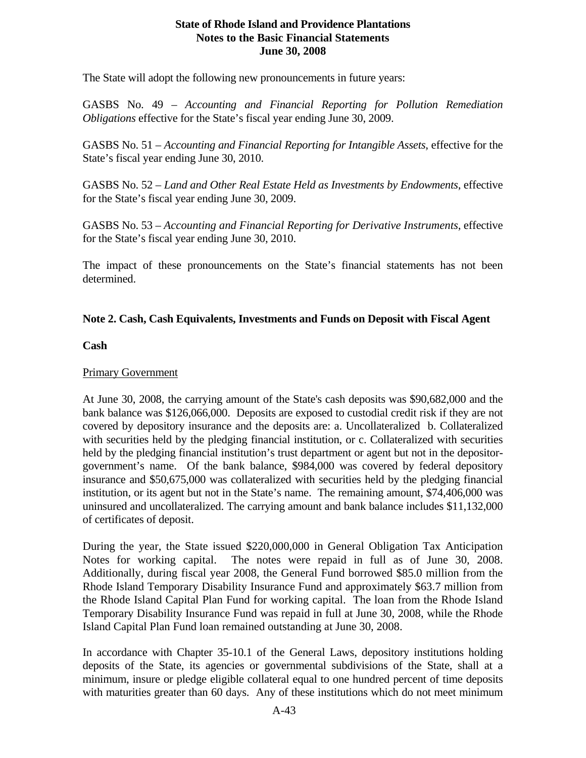The State will adopt the following new pronouncements in future years:

GASBS No. 49 – *Accounting and Financial Reporting for Pollution Remediation Obligations* effective for the State's fiscal year ending June 30, 2009.

GASBS No. 51 – *Accounting and Financial Reporting for Intangible Assets*, effective for the State's fiscal year ending June 30, 2010.

GASBS No. 52 – *Land and Other Real Estate Held as Investments by Endowments*, effective for the State's fiscal year ending June 30, 2009.

GASBS No. 53 – *Accounting and Financial Reporting for Derivative Instruments*, effective for the State's fiscal year ending June 30, 2010.

The impact of these pronouncements on the State's financial statements has not been determined.

## Note 2. Cash, Cash Equivalents, Investments and Funds on Deposit with Fiscal Agent

### Cash

Primary Government

At June 30, 2008, the carrying amount of the State's cash deposits was $90,682,000 and the bank balance was $126,066,000. Deposits are exposed to custodial credit risk if they are not covered by depository insurance and the deposits are: a. Uncollateralized b. Collateralized with securities held by the pledging financial institution, or c. Collateralized with securities held by the pledging financial institution's trust department or agent but not in the depositor-government's name. Of the bank balance, $984,000 was covered by federal depository insurance and $50,675,000 was collateralized with securities held by the pledging financial institution, or its agent but not in the State's name. The remaining amount, $74,406,000 was uninsured and uncollateralized. The carrying amount and bank balance includes $11,132,000 of certificates of deposit.

During the year, the State issued $220,000,000 in General Obligation Tax Anticipation Notes for working capital. The notes were repaid in full as of June 30, 2008. Additionally, during fiscal year 2008, the General Fund borrowed $85.0 million from the Rhode Island Temporary Disability Insurance Fund and approximately $63.7 million from the Rhode Island Capital Plan Fund for working capital. The loan from the Rhode Island Temporary Disability Insurance Fund was repaid in full at June 30, 2008, while the Rhode Island Capital Plan Fund loan remained outstanding at June 30, 2008.

In accordance with Chapter 35-10.1 of the General Laws, depository institutions holding deposits of the State, its agencies or governmental subdivisions of the State, shall at a minimum, insure or pledge eligible collateral equal to one hundred percent of time deposits with maturities greater than 60 days. Any of these institutions which do not meet minimum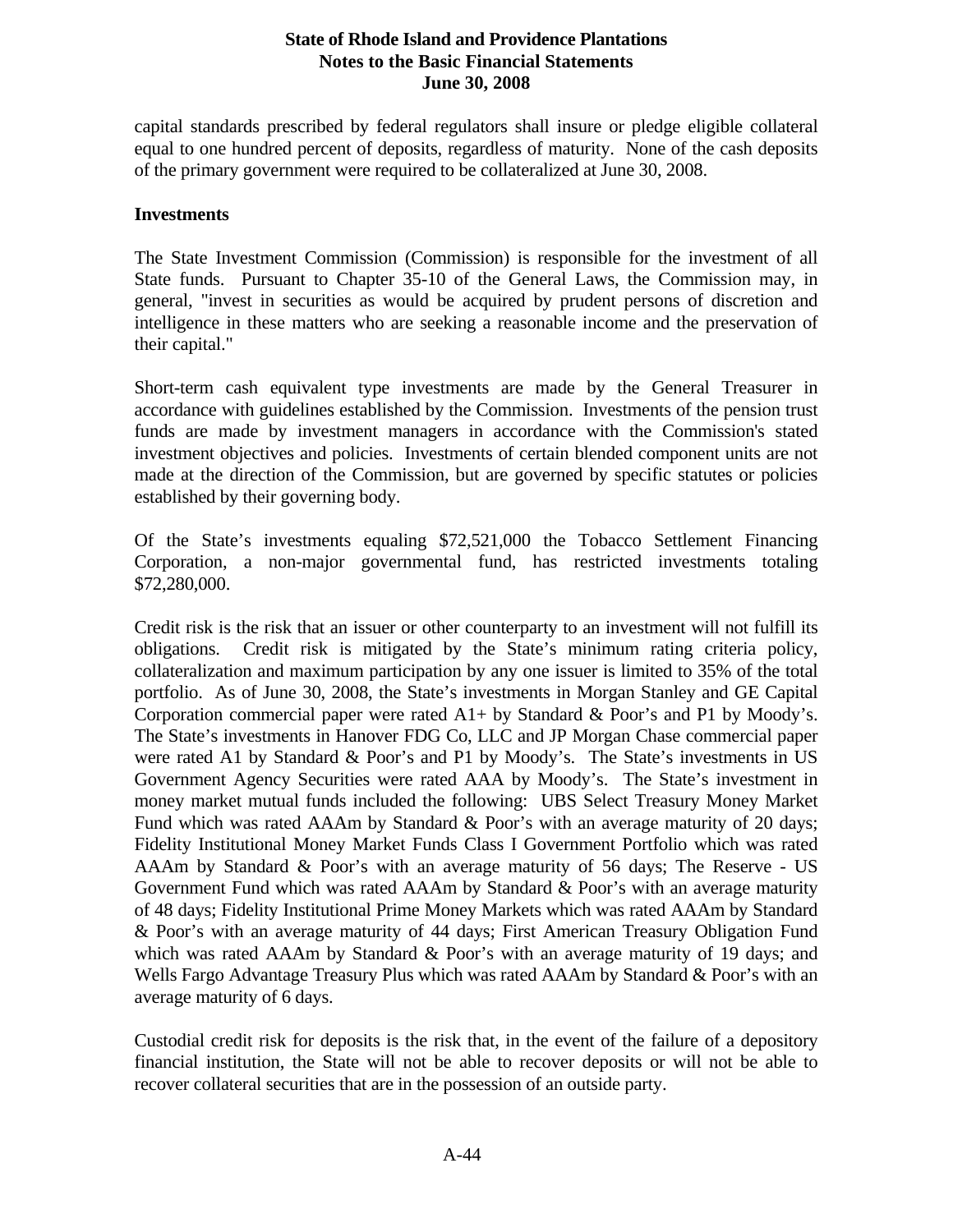capital standards prescribed by federal regulators shall insure or pledge eligible collateral equal to one hundred percent of deposits, regardless of maturity. None of the cash deposits of the primary government were required to be collateralized at June 30, 2008.

**Investments**

The State Investment Commission (Commission) is responsible for the investment of all State funds. Pursuant to Chapter 35-10 of the General Laws, the Commission may, in general, "invest in securities as would be acquired by prudent persons of discretion and intelligence in these matters who are seeking a reasonable income and the preservation of their capital."

Short-term cash equivalent type investments are made by the General Treasurer in accordance with guidelines established by the Commission. Investments of the pension trust funds are made by investment managers in accordance with the Commission's stated investment objectives and policies. Investments of certain blended component units are not made at the direction of the Commission, but are governed by specific statutes or policies established by their governing body.

Of the State's investments equaling $72,521,000 the Tobacco Settlement Financing Corporation, a non-major governmental fund, has restricted investments totaling $72,280,000.

Credit risk is the risk that an issuer or other counterparty to an investment will not fulfill its obligations. Credit risk is mitigated by the State's minimum rating criteria policy, collateralization and maximum participation by any one issuer is limited to 35% of the total portfolio. As of June 30, 2008, the State's investments in Morgan Stanley and GE Capital Corporation commercial paper were rated A1+ by Standard & Poor's and P1 by Moody's. The State's investments in Hanover FDG Co, LLC and JP Morgan Chase commercial paper were rated A1 by Standard & Poor's and P1 by Moody's. The State's investments in US Government Agency Securities were rated AAA by Moody's. The State's investment in money market mutual funds included the following: UBS Select Treasury Money Market Fund which was rated AAAm by Standard & Poor's with an average maturity of 20 days; Fidelity Institutional Money Market Funds Class I Government Portfolio which was rated AAAm by Standard & Poor's with an average maturity of 56 days; The Reserve - US Government Fund which was rated AAAm by Standard & Poor's with an average maturity of 48 days; Fidelity Institutional Prime Money Markets which was rated AAAm by Standard & Poor's with an average maturity of 44 days; First American Treasury Obligation Fund which was rated AAAm by Standard & Poor's with an average maturity of 19 days; and Wells Fargo Advantage Treasury Plus which was rated AAAm by Standard & Poor's with an average maturity of 6 days.

Custodial credit risk for deposits is the risk that, in the event of the failure of a depository financial institution, the State will not be able to recover deposits or will not be able to recover collateral securities that are in the possession of an outside party.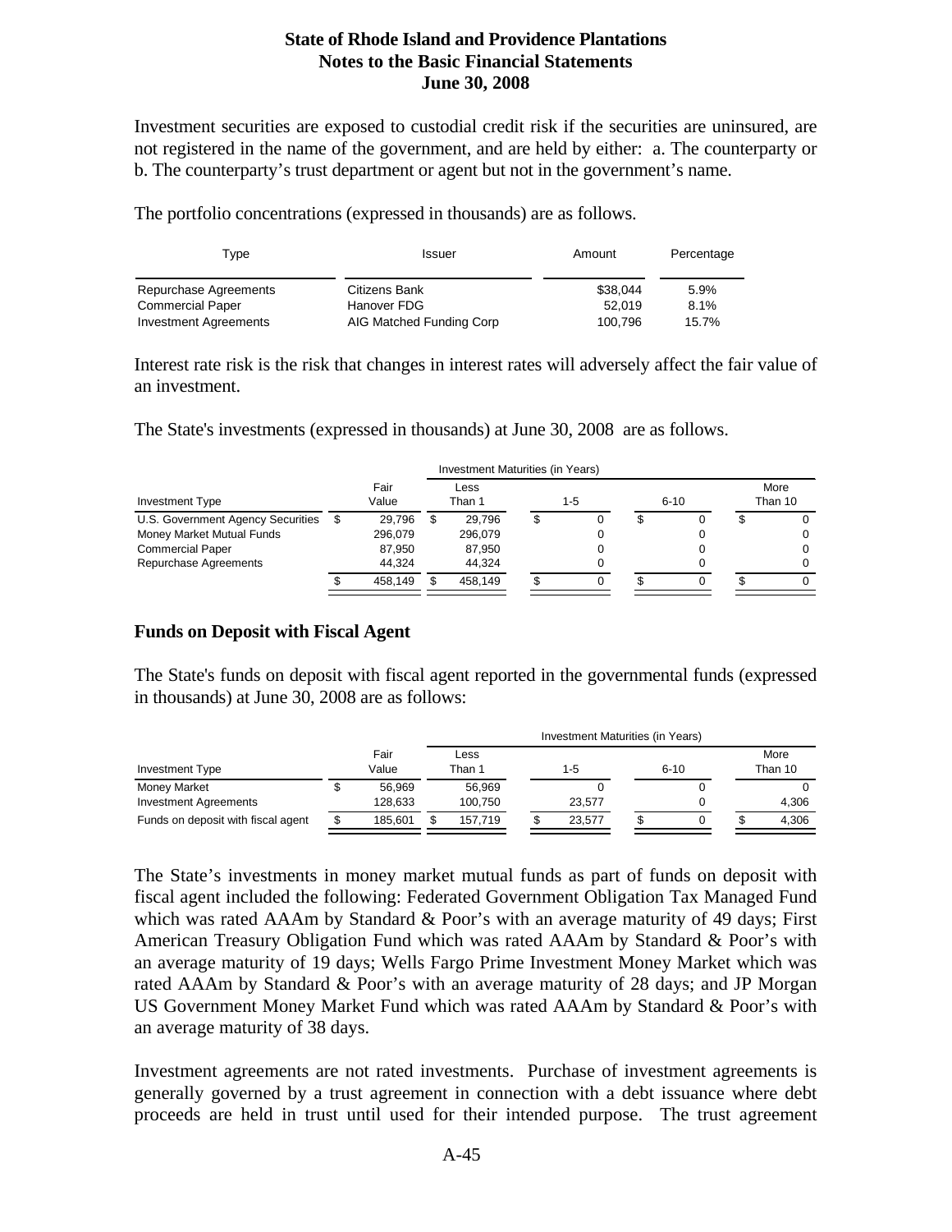Investment securities are exposed to custodial credit risk if the securities are uninsured, are not registered in the name of the government, and are held by either: a. The counterparty or b. The counterparty's trust department or agent but not in the government's name.

The portfolio concentrations (expressed in thousands) are as follows.

| Type | Issuer | Amount | Percentage |
|---|---|---|---|
| Repurchase Agreements | Citizens Bank | $38,044 | 5.9% |
| Commercial Paper | Hanover FDG | 52,019 | 8.1% |
| Investment Agreements | AIG Matched Funding Corp | 100,796 | 15.7% |

Interest rate risk is the risk that changes in interest rates will adversely affect the fair value of an investment.

The State's investments (expressed in thousands) at June 30, 2008 are as follows.

| | | Investment Maturities (in Years) | | | |
|---|---|---|---|---|---|
| Investment Type | Fair Value | Less Than 1 | 1-5 | 6-10 | More Than 10 |
| U.S. Government Agency Securities | $ 29,796 | $ 29,796 | $ 0 | $ 0 | $ 0 |
| Money Market Mutual Funds | 296,079 | 296,079 | 0 | 0 | 0 |
| Commercial Paper | 87,950 | 87,950 | 0 | 0 | 0 |
| Repurchase Agreements | 44,324 | 44,324 | 0 | 0 | 0 |
| | $ 458,149 | $ 458,149 | $ 0 | $ 0 | $ 0 |

## Funds on Deposit with Fiscal Agent

The State's funds on deposit with fiscal agent reported in the governmental funds (expressed in thousands) at June 30, 2008 are as follows:

| | | Investment Maturities (in Years) | | | |
|---|---|---|---|---|---|
| Investment Type | Fair Value | Less Than 1 | 1-5 | 6-10 | More Than 10 |
| Money Market | $ 56,969 | 56,969 | 0 | 0 | 0 |
| Investment Agreements | 128,633 | 100,750 | 23,577 | 0 | 4,306 |
| Funds on deposit with fiscal agent | $ 185,601 | $ 157,719 | $ 23,577 | $ 0 | $ 4,306 |

The State's investments in money market mutual funds as part of funds on deposit with fiscal agent included the following: Federated Government Obligation Tax Managed Fund which was rated AAAm by Standard & Poor's with an average maturity of 49 days; First American Treasury Obligation Fund which was rated AAAm by Standard & Poor's with an average maturity of 19 days; Wells Fargo Prime Investment Money Market which was rated AAAm by Standard & Poor's with an average maturity of 28 days; and JP Morgan US Government Money Market Fund which was rated AAAm by Standard & Poor's with an average maturity of 38 days.

Investment agreements are not rated investments. Purchase of investment agreements is generally governed by a trust agreement in connection with a debt issuance where debt proceeds are held in trust until used for their intended purpose. The trust agreement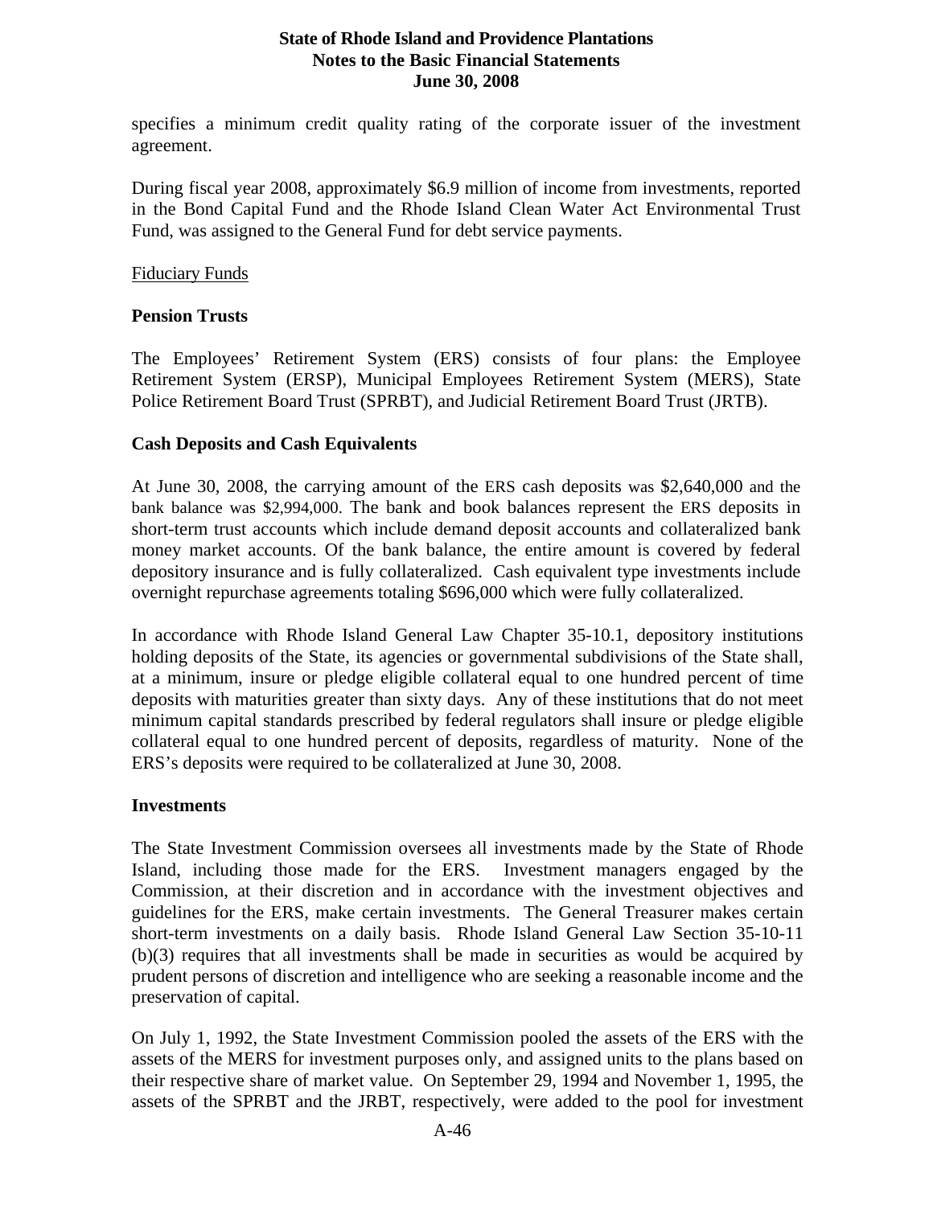specifies a minimum credit quality rating of the corporate issuer of the investment agreement.

During fiscal year 2008, approximately $6.9 million of income from investments, reported in the Bond Capital Fund and the Rhode Island Clean Water Act Environmental Trust Fund, was assigned to the General Fund for debt service payments.

Fiduciary Funds

**Pension Trusts**

The Employees' Retirement System (ERS) consists of four plans: the Employee Retirement System (ERSP), Municipal Employees Retirement System (MERS), State Police Retirement Board Trust (SPRBT), and Judicial Retirement Board Trust (JRTB).

**Cash Deposits and Cash Equivalents**

At June 30, 2008, the carrying amount of the ERS cash deposits was $2,640,000 and the bank balance was $2,994,000. The bank and book balances represent the ERS deposits in short-term trust accounts which include demand deposit accounts and collateralized bank money market accounts. Of the bank balance, the entire amount is covered by federal depository insurance and is fully collateralized. Cash equivalent type investments include overnight repurchase agreements totaling $696,000 which were fully collateralized.

In accordance with Rhode Island General Law Chapter 35-10.1, depository institutions holding deposits of the State, its agencies or governmental subdivisions of the State shall, at a minimum, insure or pledge eligible collateral equal to one hundred percent of time deposits with maturities greater than sixty days. Any of these institutions that do not meet minimum capital standards prescribed by federal regulators shall insure or pledge eligible collateral equal to one hundred percent of deposits, regardless of maturity. None of the ERS's deposits were required to be collateralized at June 30, 2008.

**Investments**

The State Investment Commission oversees all investments made by the State of Rhode Island, including those made for the ERS. Investment managers engaged by the Commission, at their discretion and in accordance with the investment objectives and guidelines for the ERS, make certain investments. The General Treasurer makes certain short-term investments on a daily basis. Rhode Island General Law Section 35-10-11 (b)(3) requires that all investments shall be made in securities as would be acquired by prudent persons of discretion and intelligence who are seeking a reasonable income and the preservation of capital.

On July 1, 1992, the State Investment Commission pooled the assets of the ERS with the assets of the MERS for investment purposes only, and assigned units to the plans based on their respective share of market value. On September 29, 1994 and November 1, 1995, the assets of the SPRBT and the JRBT, respectively, were added to the pool for investment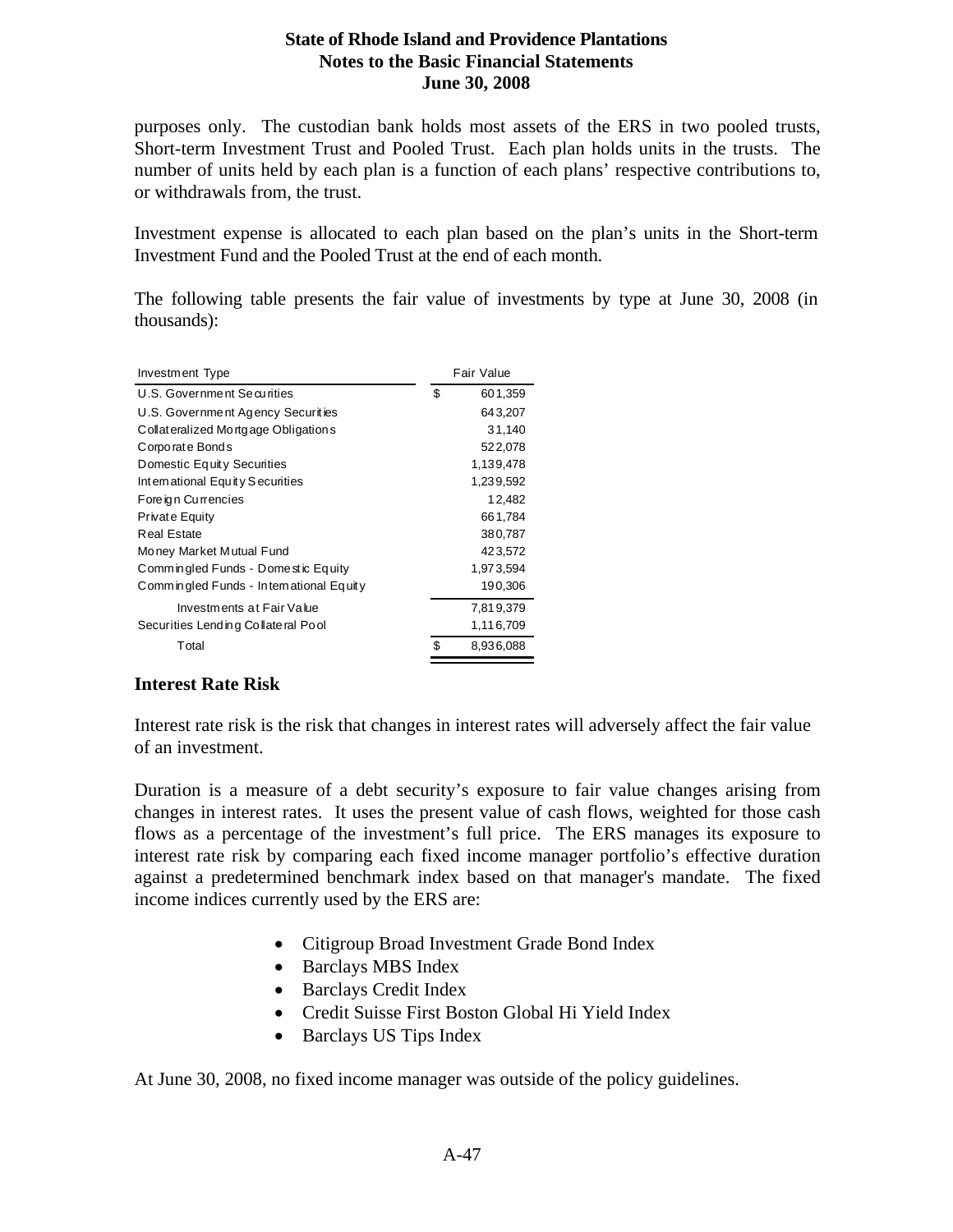purposes only. The custodian bank holds most assets of the ERS in two pooled trusts, Short-term Investment Trust and Pooled Trust. Each plan holds units in the trusts. The number of units held by each plan is a function of each plans' respective contributions to, or withdrawals from, the trust.

Investment expense is allocated to each plan based on the plan's units in the Short-term Investment Fund and the Pooled Trust at the end of each month.

The following table presents the fair value of investments by type at June 30, 2008 (in thousands):

| Investment Type | Fair Value |
|---|---|
| U.S. Government Securities | $ 601,359 |
| U.S. Government Agency Securities | 643,207 |
| Collateralized Mortgage Obligations | 31,140 |
| Corporate Bonds | 522,078 |
| Domestic Equity Securities | 1,139,478 |
| International Equity Securities | 1,239,592 |
| Foreign Currencies | 12,482 |
| Private Equity | 661,784 |
| Real Estate | 380,787 |
| Money Market Mutual Fund | 423,572 |
| Commingled Funds - Domestic Equity | 1,973,594 |
| Commingled Funds - International Equity | 190,306 |
| Investments at Fair Value | 7,819,379 |
| Securities Lending Collateral Pool | 1,116,709 |
| Total | $ 8,936,088 |

### Interest Rate Risk

Interest rate risk is the risk that changes in interest rates will adversely affect the fair value of an investment.

Duration is a measure of a debt security's exposure to fair value changes arising from changes in interest rates. It uses the present value of cash flows, weighted for those cash flows as a percentage of the investment's full price. The ERS manages its exposure to interest rate risk by comparing each fixed income manager portfolio's effective duration against a predetermined benchmark index based on that manager's mandate. The fixed income indices currently used by the ERS are:

- Citigroup Broad Investment Grade Bond Index
- Barclays MBS Index
- Barclays Credit Index
- Credit Suisse First Boston Global Hi Yield Index
- Barclays US Tips Index

At June 30, 2008, no fixed income manager was outside of the policy guidelines.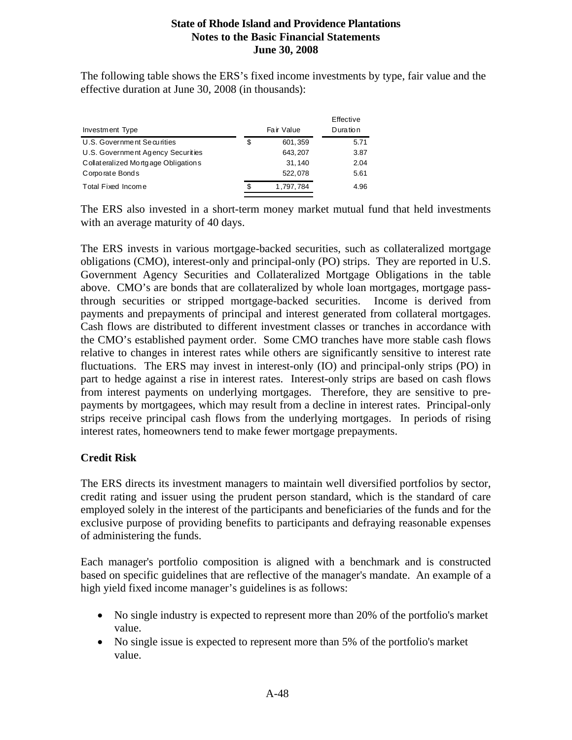The following table shows the ERS's fixed income investments by type, fair value and the effective duration at June 30, 2008 (in thousands):

| Investment Type | Fair Value | Effective Duration |
|---|---|---|
| U.S. Government Securities | $ 601,359 | 5.71 |
| U.S. Government Agency Securities | 643,207 | 3.87 |
| Collateralized Mortgage Obligations | 31,140 | 2.04 |
| Corporate Bonds | 522,078 | 5.61 |
| Total Fixed Income | $ 1,797,784 | 4.96 |

The ERS also invested in a short-term money market mutual fund that held investments with an average maturity of 40 days.

The ERS invests in various mortgage-backed securities, such as collateralized mortgage obligations (CMO), interest-only and principal-only (PO) strips. They are reported in U.S. Government Agency Securities and Collateralized Mortgage Obligations in the table above. CMO's are bonds that are collateralized by whole loan mortgages, mortgage pass-through securities or stripped mortgage-backed securities. Income is derived from payments and prepayments of principal and interest generated from collateral mortgages. Cash flows are distributed to different investment classes or tranches in accordance with the CMO's established payment order. Some CMO tranches have more stable cash flows relative to changes in interest rates while others are significantly sensitive to interest rate fluctuations. The ERS may invest in interest-only (IO) and principal-only strips (PO) in part to hedge against a rise in interest rates. Interest-only strips are based on cash flows from interest payments on underlying mortgages. Therefore, they are sensitive to pre-payments by mortgagees, which may result from a decline in interest rates. Principal-only strips receive principal cash flows from the underlying mortgages. In periods of rising interest rates, homeowners tend to make fewer mortgage prepayments.

### Credit Risk

The ERS directs its investment managers to maintain well diversified portfolios by sector, credit rating and issuer using the prudent person standard, which is the standard of care employed solely in the interest of the participants and beneficiaries of the funds and for the exclusive purpose of providing benefits to participants and defraying reasonable expenses of administering the funds.

Each manager's portfolio composition is aligned with a benchmark and is constructed based on specific guidelines that are reflective of the manager's mandate. An example of a high yield fixed income manager's guidelines is as follows:

- No single industry is expected to represent more than 20% of the portfolio's market value.
- No single issue is expected to represent more than 5% of the portfolio's market value.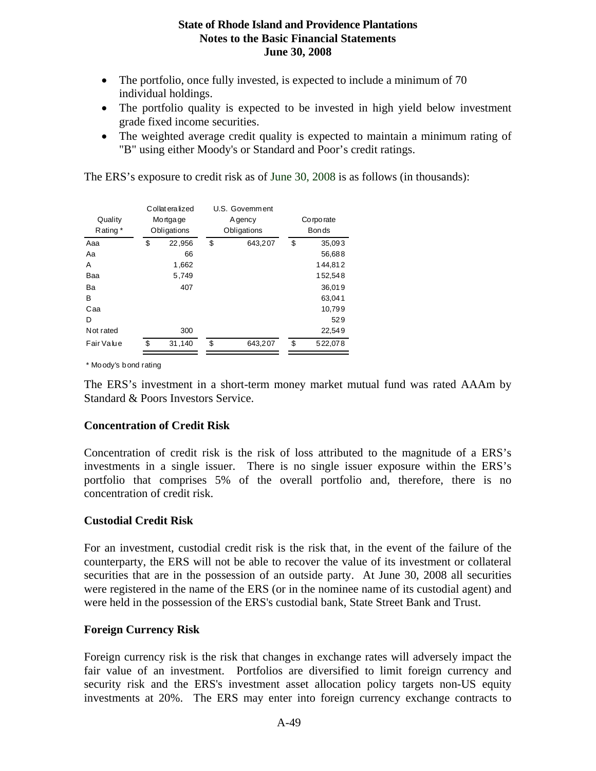- The portfolio, once fully invested, is expected to include a minimum of 70 individual holdings.
- The portfolio quality is expected to be invested in high yield below investment grade fixed income securities.
- The weighted average credit quality is expected to maintain a minimum rating of "B" using either Moody's or Standard and Poor's credit ratings.

The ERS's exposure to credit risk as of June 30, 2008 is as follows (in thousands):

| Quality Rating * | Collateralized Mortgage Obligations | U.S. Government Agency Obligations | Corporate Bonds |
|---|---|---|---|
| Aaa | $ 22,956 | $ 643,207 | $ 35,093 |
| Aa | 66 | | 56,688 |
| A | 1,662 | | 144,812 |
| Baa | 5,749 | | 152,548 |
| Ba | 407 | | 36,019 |
| B | | | 63,041 |
| Caa | | | 10,799 |
| D | | | 529 |
| Not rated | 300 | | 22,549 |
| Fair Value | $ 31,140 | $ 643,207 | $ 522,078 |

\* Moody's bond rating

The ERS's investment in a short-term money market mutual fund was rated AAAm by Standard & Poors Investors Service.

## Concentration of Credit Risk

Concentration of credit risk is the risk of loss attributed to the magnitude of a ERS's investments in a single issuer. There is no single issuer exposure within the ERS's portfolio that comprises 5% of the overall portfolio and, therefore, there is no concentration of credit risk.

## Custodial Credit Risk

For an investment, custodial credit risk is the risk that, in the event of the failure of the counterparty, the ERS will not be able to recover the value of its investment or collateral securities that are in the possession of an outside party. At June 30, 2008 all securities were registered in the name of the ERS (or in the nominee name of its custodial agent) and were held in the possession of the ERS's custodial bank, State Street Bank and Trust.

## Foreign Currency Risk

Foreign currency risk is the risk that changes in exchange rates will adversely impact the fair value of an investment. Portfolios are diversified to limit foreign currency and security risk and the ERS's investment asset allocation policy targets non-US equity investments at 20%. The ERS may enter into foreign currency exchange contracts to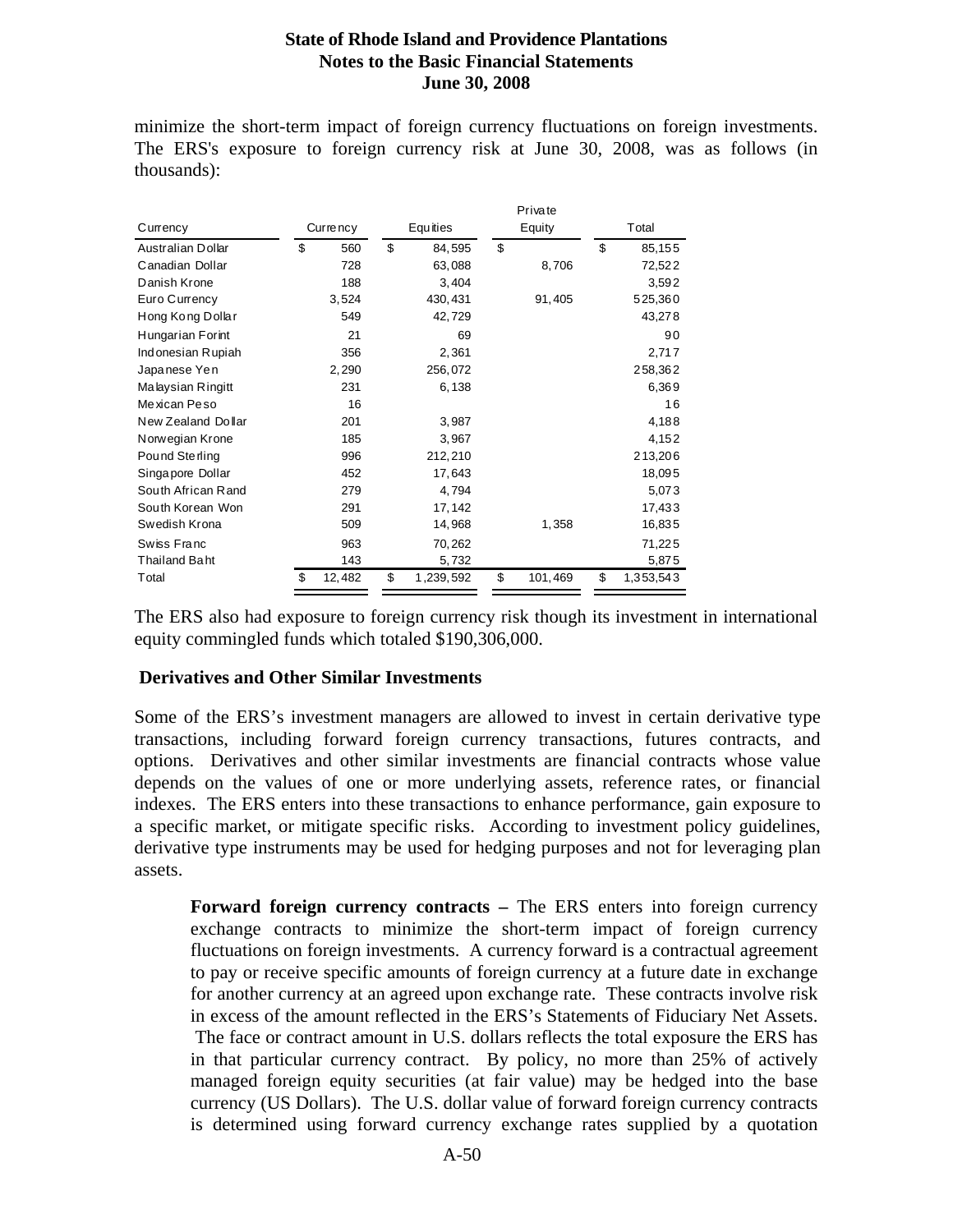minimize the short-term impact of foreign currency fluctuations on foreign investments. The ERS's exposure to foreign currency risk at June 30, 2008, was as follows (in thousands):

| Currency | Currency | Equities | Private Equity | Total |
|---|---|---|---|---|
| Australian Dollar | $ 560 | $ 84,595 | $ | $ 85,155 |
| Canadian Dollar | 728 | 63,088 | 8,706 | 72,522 |
| Danish Krone | 188 | 3,404 | | 3,592 |
| Euro Currency | 3,524 | 430,431 | 91,405 | 525,360 |
| Hong Kong Dollar | 549 | 42,729 | | 43,278 |
| Hungarian Forint | 21 | 69 | | 90 |
| Indonesian Rupiah | 356 | 2,361 | | 2,717 |
| Japanese Yen | 2,290 | 256,072 | | 258,362 |
| Malaysian Ringitt | 231 | 6,138 | | 6,369 |
| Mexican Peso | 16 | | | 16 |
| New Zealand Dollar | 201 | 3,987 | | 4,188 |
| Norwegian Krone | 185 | 3,967 | | 4,152 |
| Pound Sterling | 996 | 212,210 | | 213,206 |
| Singapore Dollar | 452 | 17,643 | | 18,095 |
| South African Rand | 279 | 4,794 | | 5,073 |
| South Korean Won | 291 | 17,142 | | 17,433 |
| Swedish Krona | 509 | 14,968 | 1,358 | 16,835 |
| Swiss Franc | 963 | 70,262 | | 71,225 |
| Thailand Baht | 143 | 5,732 | | 5,875 |
| Total | $ 12,482 | $ 1,239,592 | $ 101,469 | $ 1,353,543 |

The ERS also had exposure to foreign currency risk though its investment in international equity commingled funds which totaled $190,306,000.

### Derivatives and Other Similar Investments

Some of the ERS's investment managers are allowed to invest in certain derivative type transactions, including forward foreign currency transactions, futures contracts, and options. Derivatives and other similar investments are financial contracts whose value depends on the values of one or more underlying assets, reference rates, or financial indexes. The ERS enters into these transactions to enhance performance, gain exposure to a specific market, or mitigate specific risks. According to investment policy guidelines, derivative type instruments may be used for hedging purposes and not for leveraging plan assets.

**Forward foreign currency contracts –** The ERS enters into foreign currency exchange contracts to minimize the short-term impact of foreign currency fluctuations on foreign investments. A currency forward is a contractual agreement to pay or receive specific amounts of foreign currency at a future date in exchange for another currency at an agreed upon exchange rate. These contracts involve risk in excess of the amount reflected in the ERS's Statements of Fiduciary Net Assets. The face or contract amount in U.S. dollars reflects the total exposure the ERS has in that particular currency contract. By policy, no more than 25% of actively managed foreign equity securities (at fair value) may be hedged into the base currency (US Dollars). The U.S. dollar value of forward foreign currency contracts is determined using forward currency exchange rates supplied by a quotation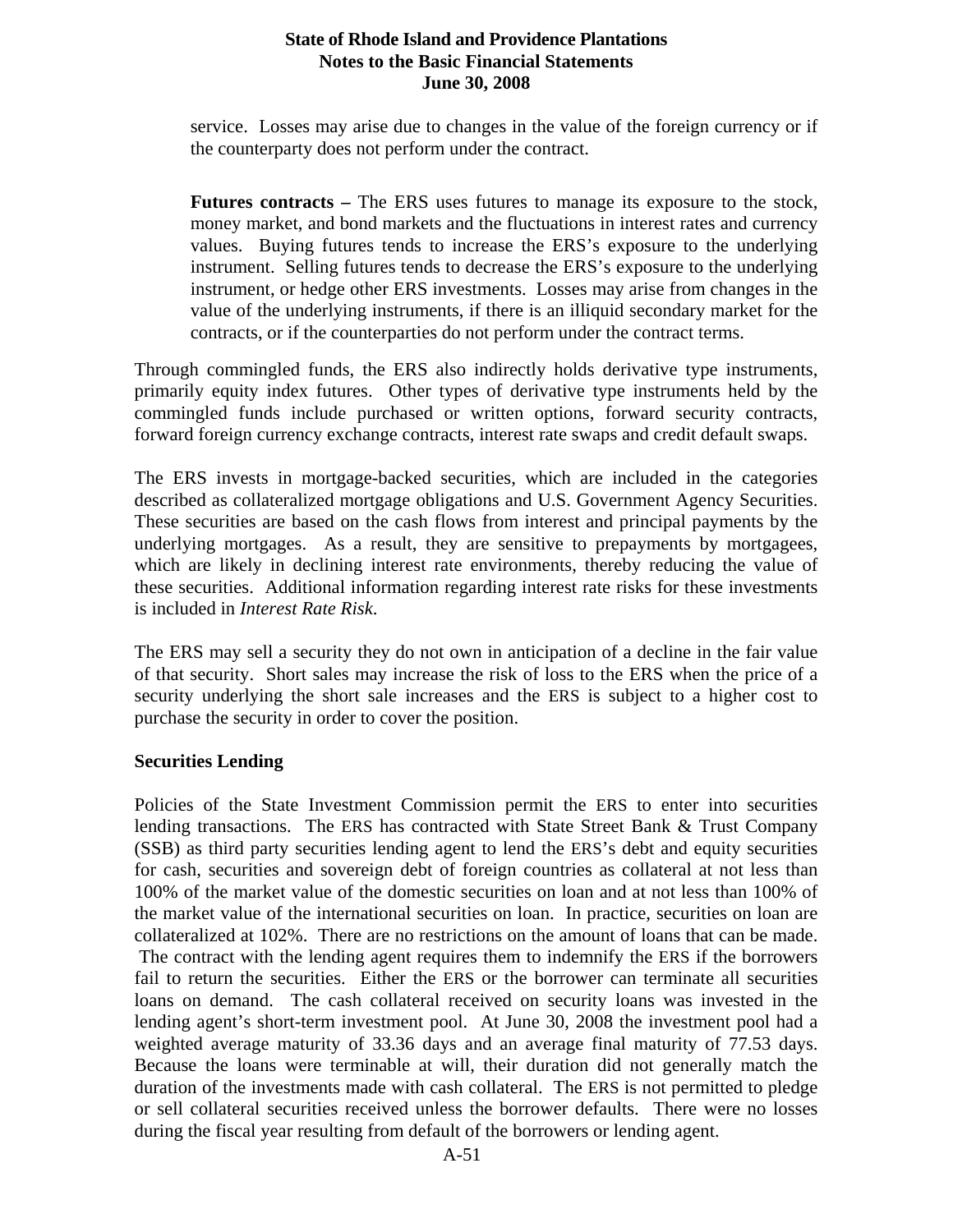service. Losses may arise due to changes in the value of the foreign currency or if the counterparty does not perform under the contract.

**Futures contracts –** The ERS uses futures to manage its exposure to the stock, money market, and bond markets and the fluctuations in interest rates and currency values. Buying futures tends to increase the ERS's exposure to the underlying instrument. Selling futures tends to decrease the ERS's exposure to the underlying instrument, or hedge other ERS investments. Losses may arise from changes in the value of the underlying instruments, if there is an illiquid secondary market for the contracts, or if the counterparties do not perform under the contract terms.

Through commingled funds, the ERS also indirectly holds derivative type instruments, primarily equity index futures. Other types of derivative type instruments held by the commingled funds include purchased or written options, forward security contracts, forward foreign currency exchange contracts, interest rate swaps and credit default swaps.

The ERS invests in mortgage-backed securities, which are included in the categories described as collateralized mortgage obligations and U.S. Government Agency Securities. These securities are based on the cash flows from interest and principal payments by the underlying mortgages. As a result, they are sensitive to prepayments by mortgagees, which are likely in declining interest rate environments, thereby reducing the value of these securities. Additional information regarding interest rate risks for these investments is included in *Interest Rate Risk*.

The ERS may sell a security they do not own in anticipation of a decline in the fair value of that security. Short sales may increase the risk of loss to the ERS when the price of a security underlying the short sale increases and the ERS is subject to a higher cost to purchase the security in order to cover the position.

**Securities Lending**

Policies of the State Investment Commission permit the ERS to enter into securities lending transactions. The ERS has contracted with State Street Bank & Trust Company (SSB) as third party securities lending agent to lend the ERS's debt and equity securities for cash, securities and sovereign debt of foreign countries as collateral at not less than 100% of the market value of the domestic securities on loan and at not less than 100% of the market value of the international securities on loan. In practice, securities on loan are collateralized at 102%. There are no restrictions on the amount of loans that can be made. The contract with the lending agent requires them to indemnify the ERS if the borrowers fail to return the securities. Either the ERS or the borrower can terminate all securities loans on demand. The cash collateral received on security loans was invested in the lending agent's short-term investment pool. At June 30, 2008 the investment pool had a weighted average maturity of 33.36 days and an average final maturity of 77.53 days. Because the loans were terminable at will, their duration did not generally match the duration of the investments made with cash collateral. The ERS is not permitted to pledge or sell collateral securities received unless the borrower defaults. There were no losses during the fiscal year resulting from default of the borrowers or lending agent.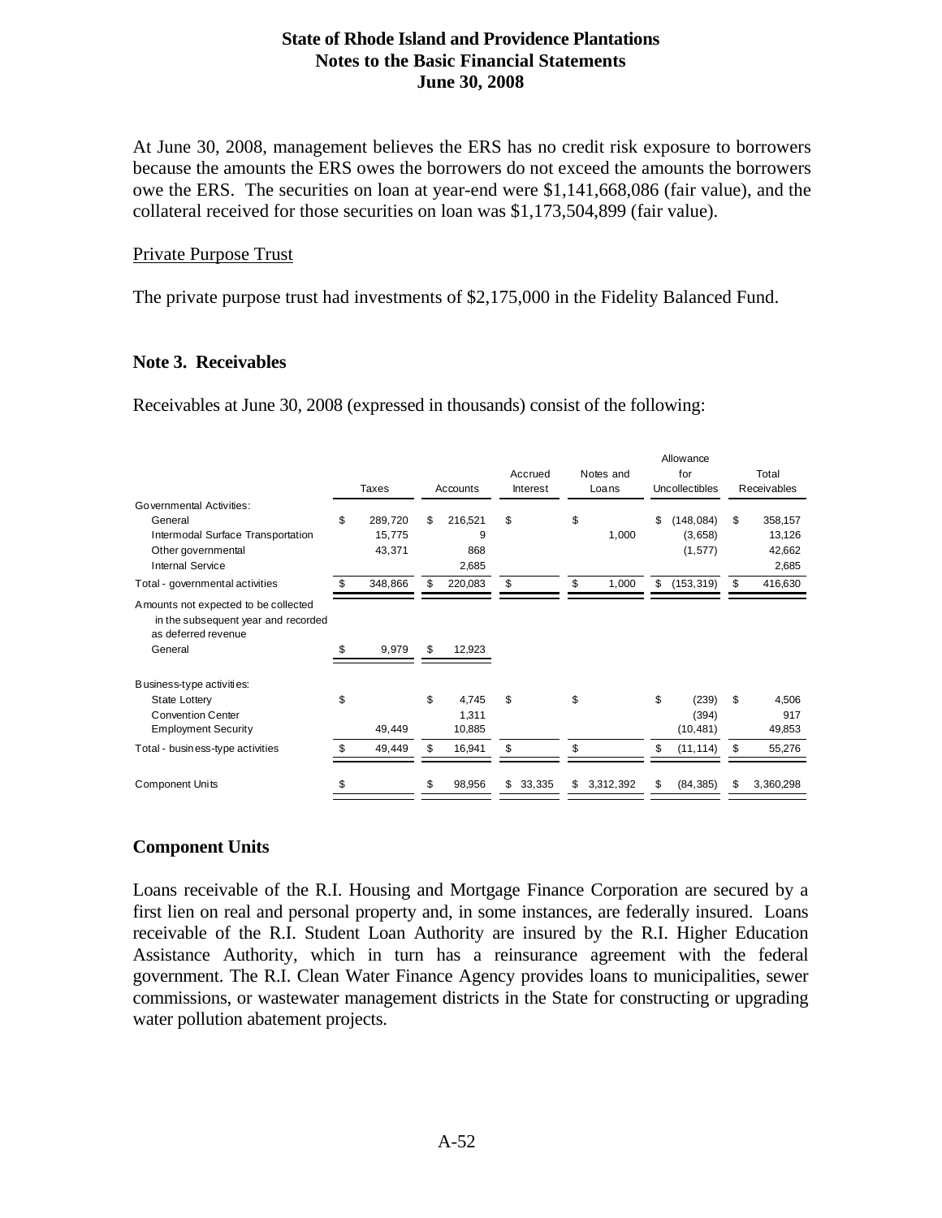At June 30, 2008, management believes the ERS has no credit risk exposure to borrowers because the amounts the ERS owes the borrowers do not exceed the amounts the borrowers owe the ERS. The securities on loan at year-end were $1,141,668,086 (fair value), and the collateral received for those securities on loan was $1,173,504,899 (fair value).

Private Purpose Trust

The private purpose trust had investments of $2,175,000 in the Fidelity Balanced Fund.

## Note 3. Receivables

Receivables at June 30, 2008 (expressed in thousands) consist of the following:

| | Taxes | Accounts | Accrued Interest | Notes and Loans | Allowance for Uncollectibles | Total Receivables |
|---|---|---|---|---|---|---|
| Governmental Activities: | | | | | | |
| General | $ 289,720 | $ 216,521 | $ | $ | $ (148,084) | $ 358,157 |
| Intermodal Surface Transportation | 15,775 | 9 | | 1,000 | (3,658) | 13,126 |
| Other governmental | 43,371 | 868 | | | (1,577) | 42,662 |
| Internal Service | | 2,685 | | | | 2,685 |
| Total - governmental activities | $ 348,866 | $ 220,083 | $ | $ 1,000 | $ (153,319) | $ 416,630 |
| Amounts not expected to be collected in the subsequent year and recorded as deferred revenue | | | | | | |
| General | $ 9,979 | $ 12,923 | | | | |
| Business-type activities: | | | | | | |
| State Lottery | $ | $ 4,745 | $ | $ | $ (239) | $ 4,506 |
| Convention Center | | 1,311 | | | (394) | 917 |
| Employment Security | 49,449 | 10,885 | | | (10,481) | 49,853 |
| Total - business-type activities | $ 49,449 | $ 16,941 | $ | $ | $ (11,114) | $ 55,276 |
| Component Units | $ | $ 98,956 | $ 33,335 | $ 3,312,392 | $ (84,385) | $ 3,360,298 |

### Component Units

Loans receivable of the R.I. Housing and Mortgage Finance Corporation are secured by a first lien on real and personal property and, in some instances, are federally insured. Loans receivable of the R.I. Student Loan Authority are insured by the R.I. Higher Education Assistance Authority, which in turn has a reinsurance agreement with the federal government. The R.I. Clean Water Finance Agency provides loans to municipalities, sewer commissions, or wastewater management districts in the State for constructing or upgrading water pollution abatement projects.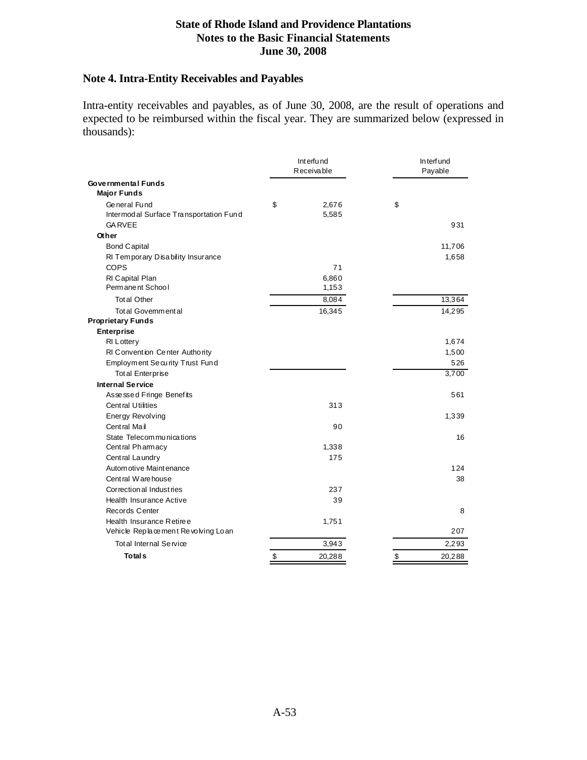State of Rhode Island and Providence Plantations
Notes to the Basic Financial Statements
June 30, 2008

## Note 4. Intra-Entity Receivables and Payables

Intra-entity receivables and payables, as of June 30, 2008, are the result of operations and expected to be reimbursed within the fiscal year. They are summarized below (expressed in thousands):

| | Interfund Receivable | Interfund Payable |
|---|---|---|
| **Governmental Funds** | | |
| **Major Funds** | | |
| General Fund | $ 2,676 | $ |
| Intermodal Surface Transportation Fund | 5,585 | |
| GARVEE | | 931 |
| **Other** | | |
| Bond Capital | | 11,706 |
| RI Temporary Disability Insurance | | 1,658 |
| COPS | 71 | |
| RI Capital Plan | 6,860 | |
| Permanent School | 1,153 | |
| Total Other | 8,084 | 13,364 |
| Total Governmental | 16,345 | 14,295 |
| **Proprietary Funds** | | |
| **Enterprise** | | |
| RI Lottery | | 1,674 |
| RI Convention Center Authority | | 1,500 |
| Employment Security Trust Fund | | 526 |
| Total Enterprise | | 3,700 |
| **Internal Service** | | |
| Assessed Fringe Benefits | | 561 |
| Central Utilities | 313 | |
| Energy Revolving | | 1,339 |
| Central Mail | 90 | |
| State Telecommunications | | 16 |
| Central Pharmacy | 1,338 | |
| Central Laundry | 175 | |
| Automotive Maintenance | | 124 |
| Central Warehouse | | 38 |
| Correctional Industries | 237 | |
| Health Insurance Active | 39 | |
| Records Center | | 8 |
| Health Insurance Retiree | 1,751 | |
| Vehicle Replacement Revolving Loan | | 207 |
| Total Internal Service | 3,943 | 2,293 |
| **Totals** | $ 20,288 | $ 20,288 |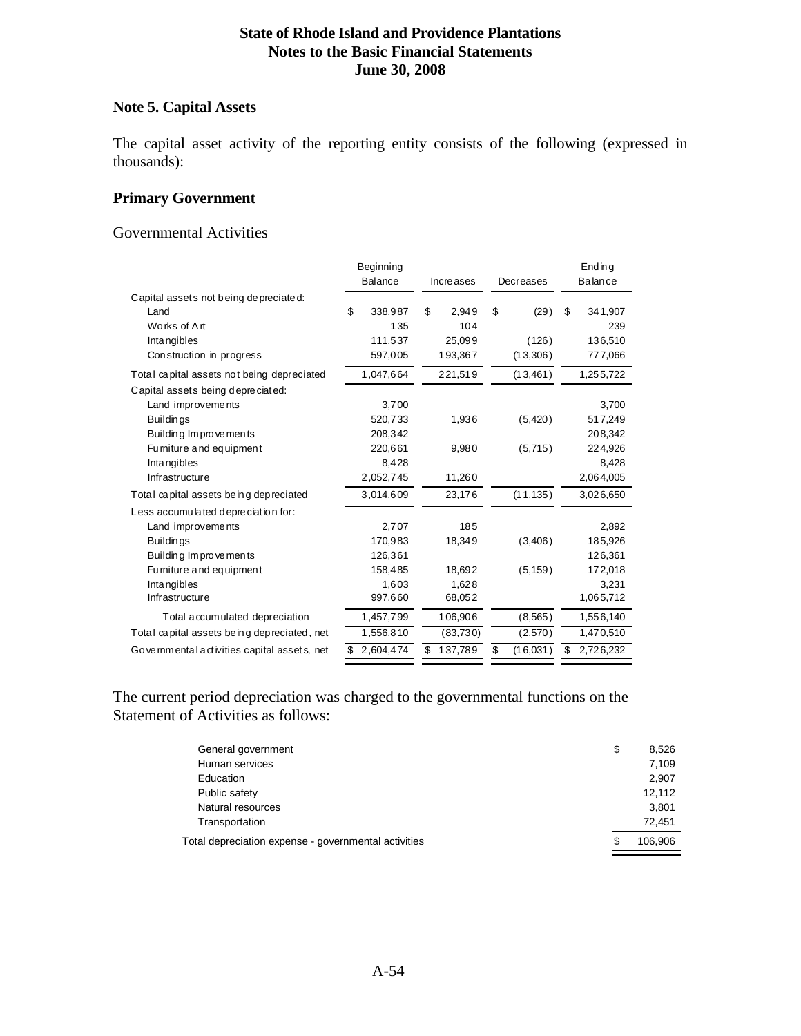## Note 5. Capital Assets

The capital asset activity of the reporting entity consists of the following (expressed in thousands):

### Primary Government

Governmental Activities

| | Beginning Balance | Increases | Decreases | Ending Balance |
|---|---|---|---|---|
| Capital assets not being depreciated: | | | | |
| Land | $ 338,987 | $ 2,949 | $ (29) | $ 341,907 |
| Works of Art | 135 | 104 | | 239 |
| Intangibles | 111,537 | 25,099 | (126) | 136,510 |
| Construction in progress | 597,005 | 193,367 | (13,306) | 777,066 |
| Total capital assets not being depreciated | 1,047,664 | 221,519 | (13,461) | 1,255,722 |
| Capital assets being depreciated: | | | | |
| Land improvements | 3,700 | | | 3,700 |
| Buildings | 520,733 | 1,936 | (5,420) | 517,249 |
| Building Improvements | 208,342 | | | 208,342 |
| Furniture and equipment | 220,661 | 9,980 | (5,715) | 224,926 |
| Intangibles | 8,428 | | | 8,428 |
| Infrastructure | 2,052,745 | 11,260 | | 2,064,005 |
| Total capital assets being depreciated | 3,014,609 | 23,176 | (11,135) | 3,026,650 |
| Less accumulated depreciation for: | | | | |
| Land improvements | 2,707 | 185 | | 2,892 |
| Buildings | 170,983 | 18,349 | (3,406) | 185,926 |
| Building Improvements | 126,361 | | | 126,361 |
| Furniture and equipment | 158,485 | 18,692 | (5,159) | 172,018 |
| Intangibles | 1,603 | 1,628 | | 3,231 |
| Infrastructure | 997,660 | 68,052 | | 1,065,712 |
| Total accumulated depreciation | 1,457,799 | 106,906 | (8,565) | 1,556,140 |
| Total capital assets being depreciated, net | 1,556,810 | (83,730) | (2,570) | 1,470,510 |
| Governmental activities capital assets, net | $ 2,604,474 | $ 137,789 | $ (16,031) | $ 2,726,232 |

The current period depreciation was charged to the governmental functions on the Statement of Activities as follows:

| | |
|---|---|
| General government | $ 8,526 |
| Human services | 7,109 |
| Education | 2,907 |
| Public safety | 12,112 |
| Natural resources | 3,801 |
| Transportation | 72,451 |
| Total depreciation expense - governmental activities | $ 106,906 |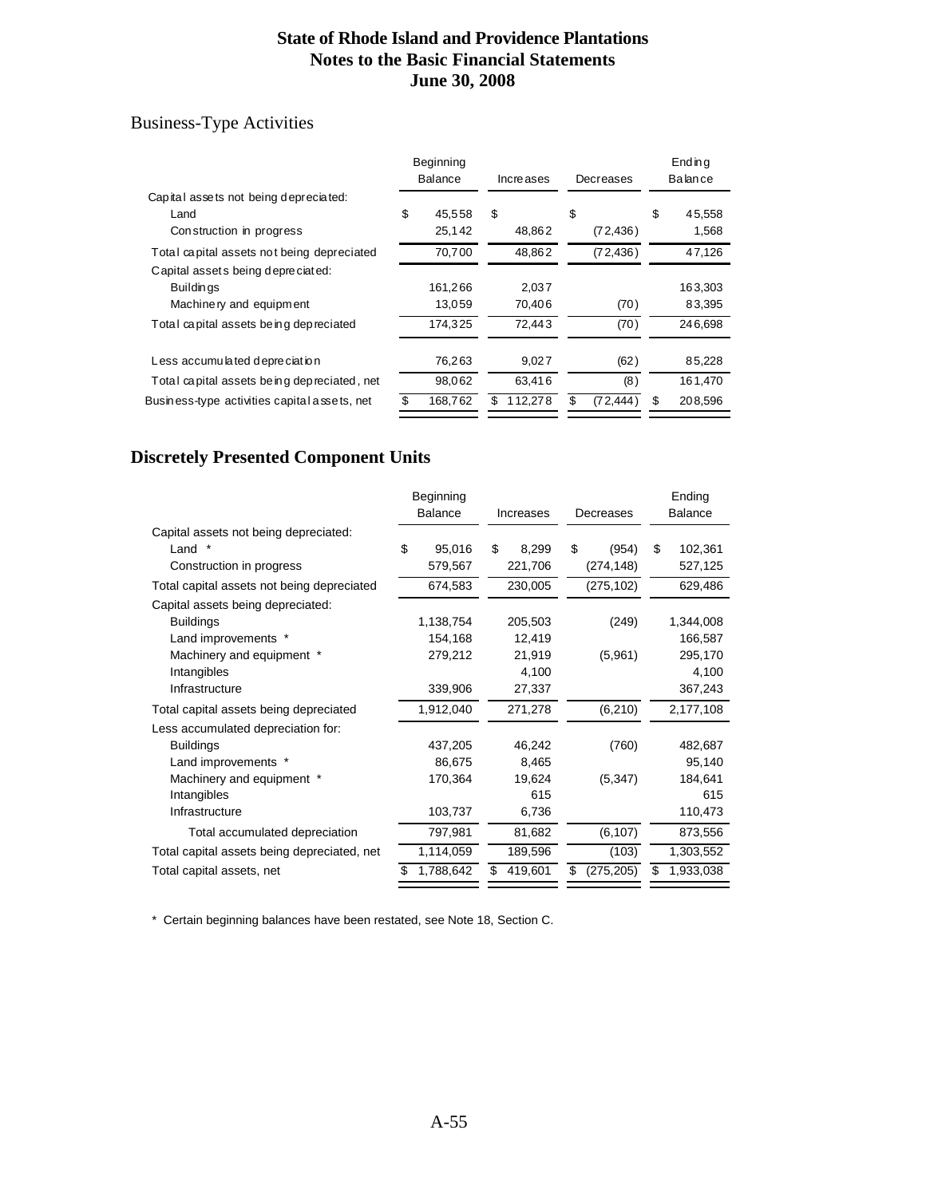# State of Rhode Island and Providence Plantations
## Notes to the Basic Financial Statements
## June 30, 2008

## Business-Type Activities

| | Beginning Balance | Increases | Decreases | Ending Balance |
|---|---|---|---|---|
| Capital assets not being depreciated: | | | | |
| Land | $ 45,558 | $ | $ | $ 45,558 |
| Construction in progress | 25,142 | 48,862 | (72,436) | 1,568 |
| Total capital assets not being depreciated | 70,700 | 48,862 | (72,436) | 47,126 |
| Capital assets being depreciated: | | | | |
| Buildings | 161,266 | 2,037 | | 163,303 |
| Machinery and equipment | 13,059 | 70,406 | (70) | 83,395 |
| Total capital assets being depreciated | 174,325 | 72,443 | (70) | 246,698 |
| Less accumulated depreciation | 76,263 | 9,027 | (62) | 85,228 |
| Total capital assets being depreciated, net | 98,062 | 63,416 | (8) | 161,470 |
| Business-type activities capital assets, net | $ 168,762 | $ 112,278 | $ (72,444) | $ 208,596 |

## Discretely Presented Component Units

| | Beginning Balance | Increases | Decreases | Ending Balance |
|---|---|---|---|---|
| Capital assets not being depreciated: | | | | |
| Land * | $ 95,016 | $ 8,299 | $ (954) | $ 102,361 |
| Construction in progress | 579,567 | 221,706 | (274,148) | 527,125 |
| Total capital assets not being depreciated | 674,583 | 230,005 | (275,102) | 629,486 |
| Capital assets being depreciated: | | | | |
| Buildings | 1,138,754 | 205,503 | (249) | 1,344,008 |
| Land improvements * | 154,168 | 12,419 | | 166,587 |
| Machinery and equipment * | 279,212 | 21,919 | (5,961) | 295,170 |
| Intangibles | | 4,100 | | 4,100 |
| Infrastructure | 339,906 | 27,337 | | 367,243 |
| Total capital assets being depreciated | 1,912,040 | 271,278 | (6,210) | 2,177,108 |
| Less accumulated depreciation for: | | | | |
| Buildings | 437,205 | 46,242 | (760) | 482,687 |
| Land improvements * | 86,675 | 8,465 | | 95,140 |
| Machinery and equipment * | 170,364 | 19,624 | (5,347) | 184,641 |
| Intangibles | | 615 | | 615 |
| Infrastructure | 103,737 | 6,736 | | 110,473 |
| Total accumulated depreciation | 797,981 | 81,682 | (6,107) | 873,556 |
| Total capital assets being depreciated, net | 1,114,059 | 189,596 | (103) | 1,303,552 |
| Total capital assets, net | $ 1,788,642 | $ 419,601 | $ (275,205) | $ 1,933,038 |

* Certain beginning balances have been restated, see Note 18, Section C.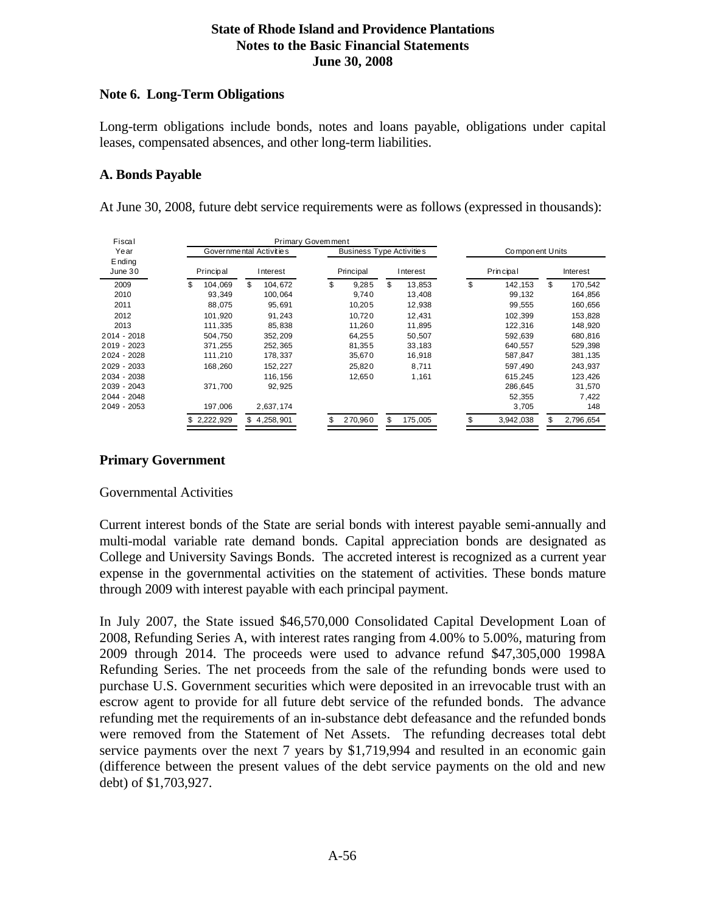## Note 6. Long-Term Obligations

Long-term obligations include bonds, notes and loans payable, obligations under capital leases, compensated absences, and other long-term liabilities.

### A. Bonds Payable

At June 30, 2008, future debt service requirements were as follows (expressed in thousands):

| Fiscal Year Ending June 30 | Primary Government | | | | | |
|---|---|---|---|---|---|---|
| | Governmental Activities | | Business Type Activities | | Component Units | |
| | Principal | Interest | Principal | Interest | Principal | Interest |
| 2009 | $ 104,069 | $ 104,672 | $ 9,285 | $ 13,853 | $ 142,153 | $ 170,542 |
| 2010 | 93,349 | 100,064 | 9,740 | 13,408 | 99,132 | 164,856 |
| 2011 | 88,075 | 95,691 | 10,205 | 12,938 | 99,555 | 160,656 |
| 2012 | 101,920 | 91,243 | 10,720 | 12,431 | 102,399 | 153,828 |
| 2013 | 111,335 | 85,838 | 11,260 | 11,895 | 122,316 | 148,920 |
| 2014 - 2018 | 504,750 | 352,209 | 64,255 | 50,507 | 592,639 | 680,816 |
| 2019 - 2023 | 371,255 | 252,365 | 81,355 | 33,183 | 640,557 | 529,398 |
| 2024 - 2028 | 111,210 | 178,337 | 35,670 | 16,918 | 587,847 | 381,135 |
| 2029 - 2033 | 168,260 | 152,227 | 25,820 | 8,711 | 597,490 | 243,937 |
| 2034 - 2038 | | 116,156 | 12,650 | 1,161 | 615,245 | 123,426 |
| 2039 - 2043 | 371,700 | 92,925 | | | 286,645 | 31,570 |
| 2044 - 2048 | | | | | 52,355 | 7,422 |
| 2049 - 2053 | 197,006 | 2,637,174 | | | 3,705 | 148 |
| | $ 2,222,929 | $ 4,258,901 | $ 270,960 | $ 175,005 | $ 3,942,038 | $ 2,796,654 |

## Primary Government

Governmental Activities

Current interest bonds of the State are serial bonds with interest payable semi-annually and multi-modal variable rate demand bonds. Capital appreciation bonds are designated as College and University Savings Bonds. The accreted interest is recognized as a current year expense in the governmental activities on the statement of activities. These bonds mature through 2009 with interest payable with each principal payment.

In July 2007, the State issued $46,570,000 Consolidated Capital Development Loan of 2008, Refunding Series A, with interest rates ranging from 4.00% to 5.00%, maturing from 2009 through 2014. The proceeds were used to advance refund $47,305,000 1998A Refunding Series. The net proceeds from the sale of the refunding bonds were used to purchase U.S. Government securities which were deposited in an irrevocable trust with an escrow agent to provide for all future debt service of the refunded bonds. The advance refunding met the requirements of an in-substance debt defeasance and the refunded bonds were removed from the Statement of Net Assets. The refunding decreases total debt service payments over the next 7 years by $1,719,994 and resulted in an economic gain (difference between the present values of the debt service payments on the old and new debt) of $1,703,927.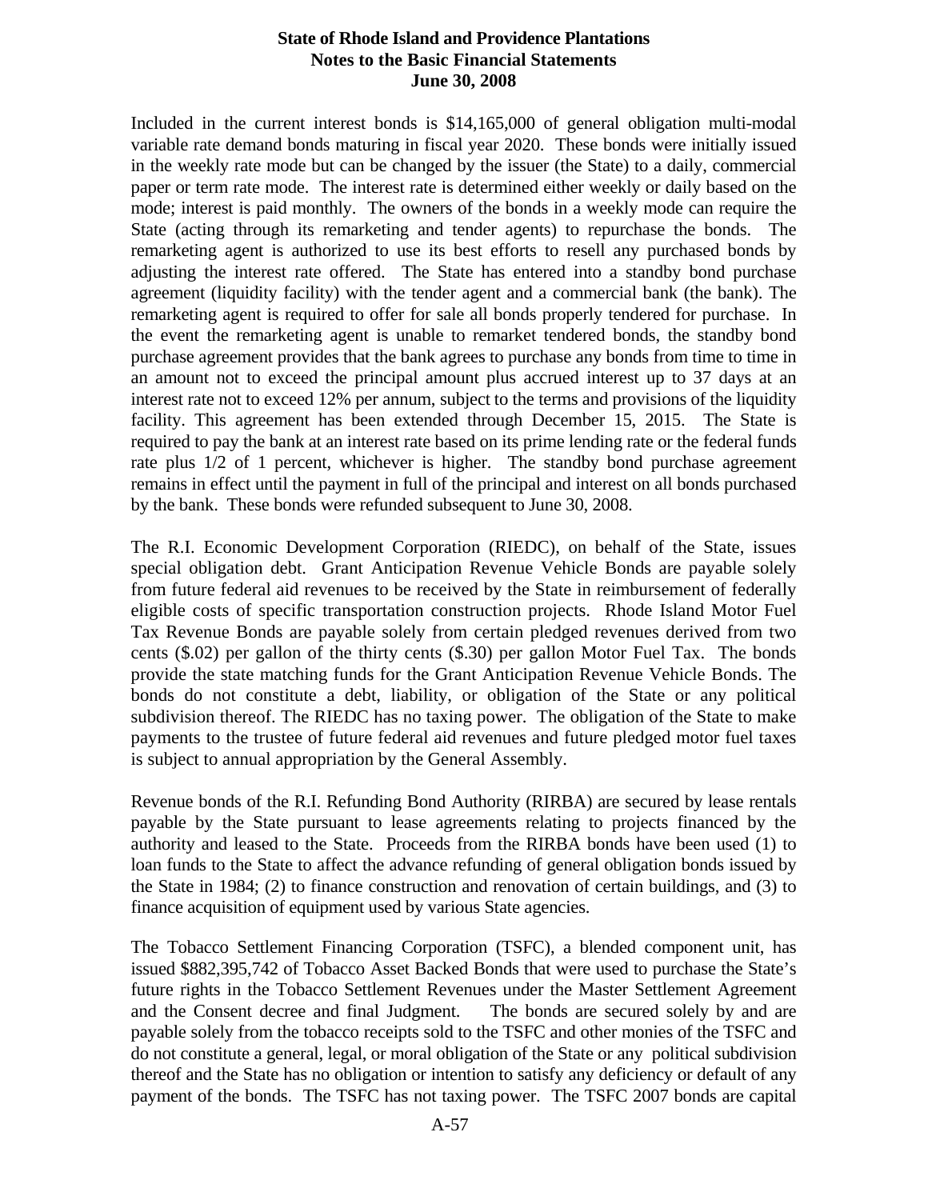Included in the current interest bonds is $14,165,000 of general obligation multi-modal variable rate demand bonds maturing in fiscal year 2020. These bonds were initially issued in the weekly rate mode but can be changed by the issuer (the State) to a daily, commercial paper or term rate mode. The interest rate is determined either weekly or daily based on the mode; interest is paid monthly. The owners of the bonds in a weekly mode can require the State (acting through its remarketing and tender agents) to repurchase the bonds. The remarketing agent is authorized to use its best efforts to resell any purchased bonds by adjusting the interest rate offered. The State has entered into a standby bond purchase agreement (liquidity facility) with the tender agent and a commercial bank (the bank). The remarketing agent is required to offer for sale all bonds properly tendered for purchase. In the event the remarketing agent is unable to remarket tendered bonds, the standby bond purchase agreement provides that the bank agrees to purchase any bonds from time to time in an amount not to exceed the principal amount plus accrued interest up to 37 days at an interest rate not to exceed 12% per annum, subject to the terms and provisions of the liquidity facility. This agreement has been extended through December 15, 2015. The State is required to pay the bank at an interest rate based on its prime lending rate or the federal funds rate plus 1/2 of 1 percent, whichever is higher. The standby bond purchase agreement remains in effect until the payment in full of the principal and interest on all bonds purchased by the bank. These bonds were refunded subsequent to June 30, 2008.

The R.I. Economic Development Corporation (RIEDC), on behalf of the State, issues special obligation debt. Grant Anticipation Revenue Vehicle Bonds are payable solely from future federal aid revenues to be received by the State in reimbursement of federally eligible costs of specific transportation construction projects. Rhode Island Motor Fuel Tax Revenue Bonds are payable solely from certain pledged revenues derived from two cents ($.02) per gallon of the thirty cents ($.30) per gallon Motor Fuel Tax. The bonds provide the state matching funds for the Grant Anticipation Revenue Vehicle Bonds. The bonds do not constitute a debt, liability, or obligation of the State or any political subdivision thereof. The RIEDC has no taxing power. The obligation of the State to make payments to the trustee of future federal aid revenues and future pledged motor fuel taxes is subject to annual appropriation by the General Assembly.

Revenue bonds of the R.I. Refunding Bond Authority (RIRBA) are secured by lease rentals payable by the State pursuant to lease agreements relating to projects financed by the authority and leased to the State. Proceeds from the RIRBA bonds have been used (1) to loan funds to the State to affect the advance refunding of general obligation bonds issued by the State in 1984; (2) to finance construction and renovation of certain buildings, and (3) to finance acquisition of equipment used by various State agencies.

The Tobacco Settlement Financing Corporation (TSFC), a blended component unit, has issued $882,395,742 of Tobacco Asset Backed Bonds that were used to purchase the State's future rights in the Tobacco Settlement Revenues under the Master Settlement Agreement and the Consent decree and final Judgment. The bonds are secured solely by and are payable solely from the tobacco receipts sold to the TSFC and other monies of the TSFC and do not constitute a general, legal, or moral obligation of the State or any political subdivision thereof and the State has no obligation or intention to satisfy any deficiency or default of any payment of the bonds. The TSFC has not taxing power. The TSFC 2007 bonds are capital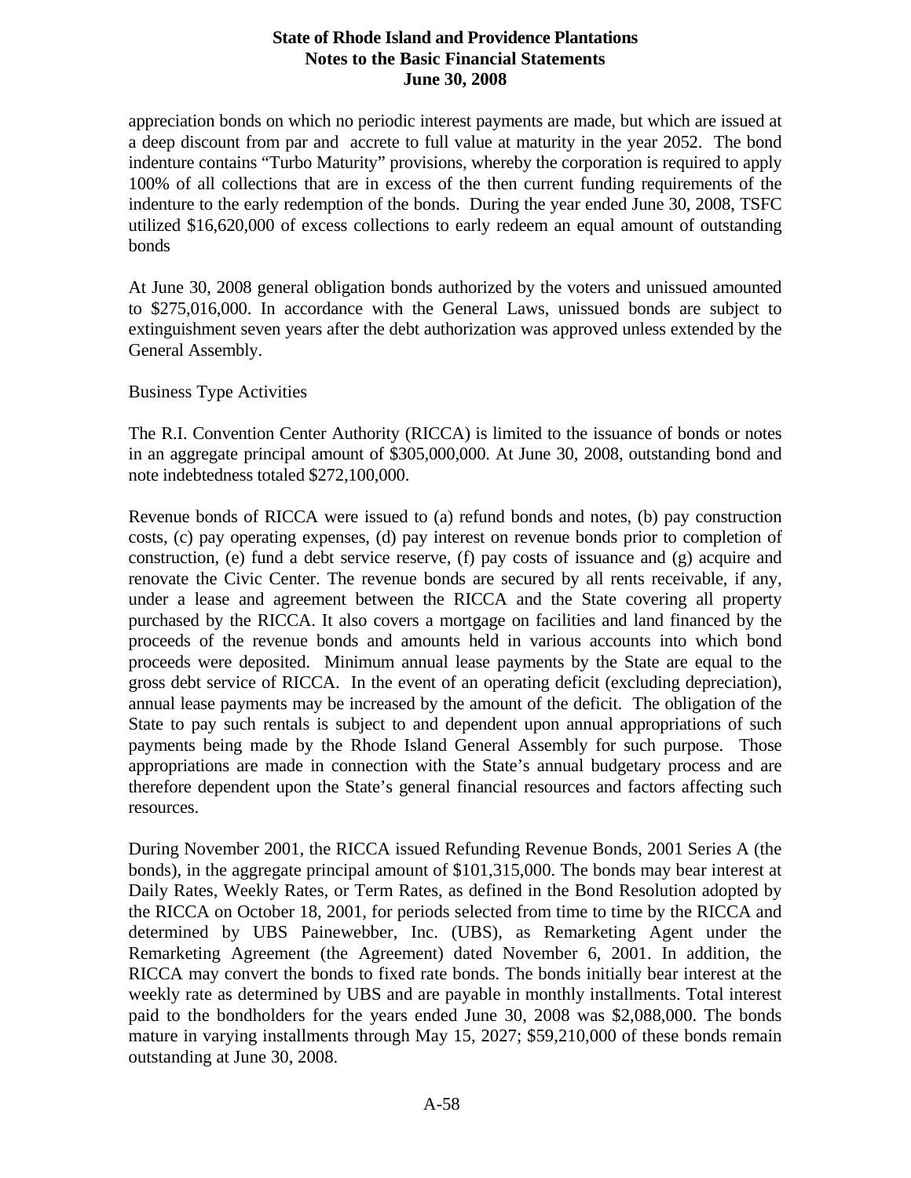appreciation bonds on which no periodic interest payments are made, but which are issued at a deep discount from par and accrete to full value at maturity in the year 2052. The bond indenture contains "Turbo Maturity" provisions, whereby the corporation is required to apply 100% of all collections that are in excess of the then current funding requirements of the indenture to the early redemption of the bonds. During the year ended June 30, 2008, TSFC utilized $16,620,000 of excess collections to early redeem an equal amount of outstanding bonds

At June 30, 2008 general obligation bonds authorized by the voters and unissued amounted to $275,016,000. In accordance with the General Laws, unissued bonds are subject to extinguishment seven years after the debt authorization was approved unless extended by the General Assembly.

Business Type Activities

The R.I. Convention Center Authority (RICCA) is limited to the issuance of bonds or notes in an aggregate principal amount of $305,000,000. At June 30, 2008, outstanding bond and note indebtedness totaled $272,100,000.

Revenue bonds of RICCA were issued to (a) refund bonds and notes, (b) pay construction costs, (c) pay operating expenses, (d) pay interest on revenue bonds prior to completion of construction, (e) fund a debt service reserve, (f) pay costs of issuance and (g) acquire and renovate the Civic Center. The revenue bonds are secured by all rents receivable, if any, under a lease and agreement between the RICCA and the State covering all property purchased by the RICCA. It also covers a mortgage on facilities and land financed by the proceeds of the revenue bonds and amounts held in various accounts into which bond proceeds were deposited. Minimum annual lease payments by the State are equal to the gross debt service of RICCA. In the event of an operating deficit (excluding depreciation), annual lease payments may be increased by the amount of the deficit. The obligation of the State to pay such rentals is subject to and dependent upon annual appropriations of such payments being made by the Rhode Island General Assembly for such purpose. Those appropriations are made in connection with the State's annual budgetary process and are therefore dependent upon the State's general financial resources and factors affecting such resources.

During November 2001, the RICCA issued Refunding Revenue Bonds, 2001 Series A (the bonds), in the aggregate principal amount of $101,315,000. The bonds may bear interest at Daily Rates, Weekly Rates, or Term Rates, as defined in the Bond Resolution adopted by the RICCA on October 18, 2001, for periods selected from time to time by the RICCA and determined by UBS Painewebber, Inc. (UBS), as Remarketing Agent under the Remarketing Agreement (the Agreement) dated November 6, 2001. In addition, the RICCA may convert the bonds to fixed rate bonds. The bonds initially bear interest at the weekly rate as determined by UBS and are payable in monthly installments. Total interest paid to the bondholders for the years ended June 30, 2008 was $2,088,000. The bonds mature in varying installments through May 15, 2027; $59,210,000 of these bonds remain outstanding at June 30, 2008.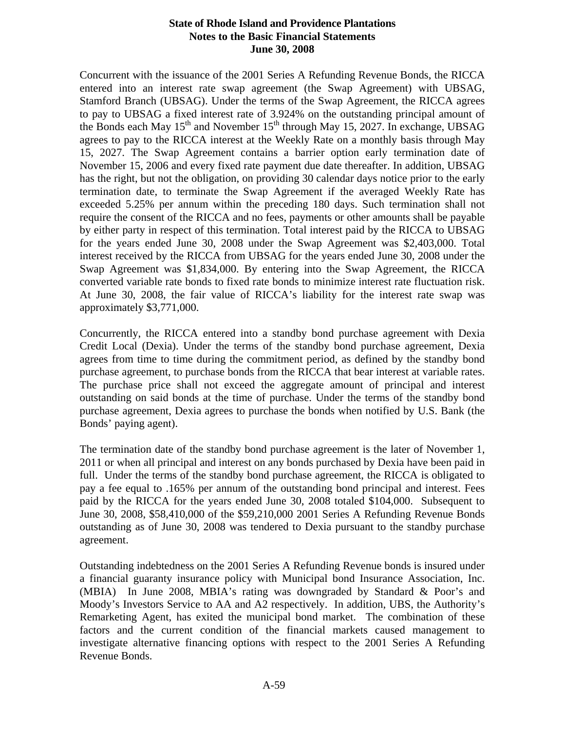Concurrent with the issuance of the 2001 Series A Refunding Revenue Bonds, the RICCA entered into an interest rate swap agreement (the Swap Agreement) with UBSAG, Stamford Branch (UBSAG). Under the terms of the Swap Agreement, the RICCA agrees to pay to UBSAG a fixed interest rate of 3.924% on the outstanding principal amount of the Bonds each May 15th and November 15th through May 15, 2027. In exchange, UBSAG agrees to pay to the RICCA interest at the Weekly Rate on a monthly basis through May 15, 2027. The Swap Agreement contains a barrier option early termination date of November 15, 2006 and every fixed rate payment due date thereafter. In addition, UBSAG has the right, but not the obligation, on providing 30 calendar days notice prior to the early termination date, to terminate the Swap Agreement if the averaged Weekly Rate has exceeded 5.25% per annum within the preceding 180 days. Such termination shall not require the consent of the RICCA and no fees, payments or other amounts shall be payable by either party in respect of this termination. Total interest paid by the RICCA to UBSAG for the years ended June 30, 2008 under the Swap Agreement was $2,403,000. Total interest received by the RICCA from UBSAG for the years ended June 30, 2008 under the Swap Agreement was $1,834,000. By entering into the Swap Agreement, the RICCA converted variable rate bonds to fixed rate bonds to minimize interest rate fluctuation risk. At June 30, 2008, the fair value of RICCA's liability for the interest rate swap was approximately $3,771,000.

Concurrently, the RICCA entered into a standby bond purchase agreement with Dexia Credit Local (Dexia). Under the terms of the standby bond purchase agreement, Dexia agrees from time to time during the commitment period, as defined by the standby bond purchase agreement, to purchase bonds from the RICCA that bear interest at variable rates. The purchase price shall not exceed the aggregate amount of principal and interest outstanding on said bonds at the time of purchase. Under the terms of the standby bond purchase agreement, Dexia agrees to purchase the bonds when notified by U.S. Bank (the Bonds' paying agent).

The termination date of the standby bond purchase agreement is the later of November 1, 2011 or when all principal and interest on any bonds purchased by Dexia have been paid in full. Under the terms of the standby bond purchase agreement, the RICCA is obligated to pay a fee equal to .165% per annum of the outstanding bond principal and interest. Fees paid by the RICCA for the years ended June 30, 2008 totaled $104,000. Subsequent to June 30, 2008, $58,410,000 of the $59,210,000 2001 Series A Refunding Revenue Bonds outstanding as of June 30, 2008 was tendered to Dexia pursuant to the standby purchase agreement.

Outstanding indebtedness on the 2001 Series A Refunding Revenue bonds is insured under a financial guaranty insurance policy with Municipal bond Insurance Association, Inc. (MBIA) In June 2008, MBIA's rating was downgraded by Standard & Poor's and Moody's Investors Service to AA and A2 respectively. In addition, UBS, the Authority's Remarketing Agent, has exited the municipal bond market. The combination of these factors and the current condition of the financial markets caused management to investigate alternative financing options with respect to the 2001 Series A Refunding Revenue Bonds.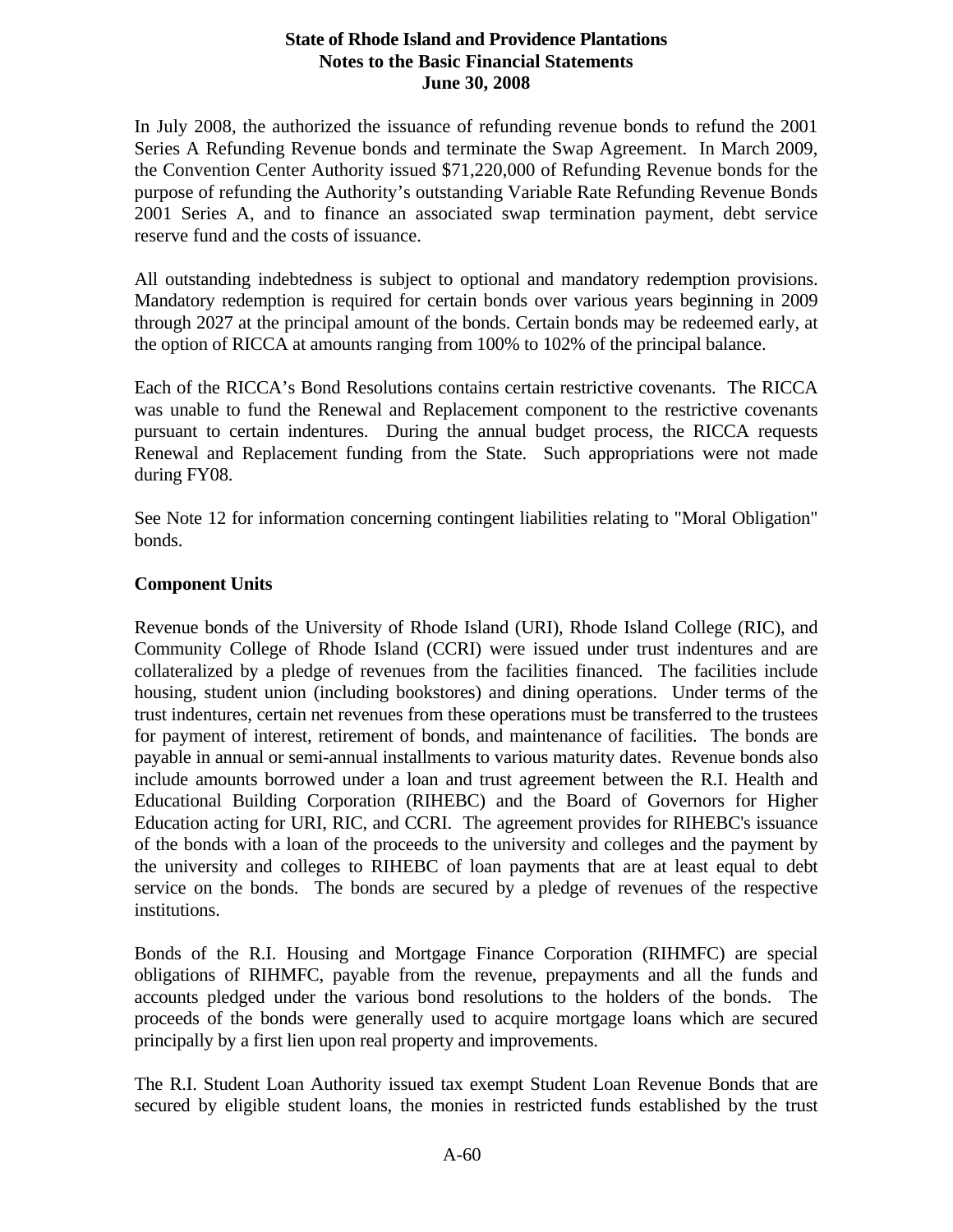In July 2008, the authorized the issuance of refunding revenue bonds to refund the 2001 Series A Refunding Revenue bonds and terminate the Swap Agreement. In March 2009, the Convention Center Authority issued $71,220,000 of Refunding Revenue bonds for the purpose of refunding the Authority's outstanding Variable Rate Refunding Revenue Bonds 2001 Series A, and to finance an associated swap termination payment, debt service reserve fund and the costs of issuance.

All outstanding indebtedness is subject to optional and mandatory redemption provisions. Mandatory redemption is required for certain bonds over various years beginning in 2009 through 2027 at the principal amount of the bonds. Certain bonds may be redeemed early, at the option of RICCA at amounts ranging from 100% to 102% of the principal balance.

Each of the RICCA's Bond Resolutions contains certain restrictive covenants. The RICCA was unable to fund the Renewal and Replacement component to the restrictive covenants pursuant to certain indentures. During the annual budget process, the RICCA requests Renewal and Replacement funding from the State. Such appropriations were not made during FY08.

See Note 12 for information concerning contingent liabilities relating to "Moral Obligation" bonds.

**Component Units**

Revenue bonds of the University of Rhode Island (URI), Rhode Island College (RIC), and Community College of Rhode Island (CCRI) were issued under trust indentures and are collateralized by a pledge of revenues from the facilities financed. The facilities include housing, student union (including bookstores) and dining operations. Under terms of the trust indentures, certain net revenues from these operations must be transferred to the trustees for payment of interest, retirement of bonds, and maintenance of facilities. The bonds are payable in annual or semi-annual installments to various maturity dates. Revenue bonds also include amounts borrowed under a loan and trust agreement between the R.I. Health and Educational Building Corporation (RIHEBC) and the Board of Governors for Higher Education acting for URI, RIC, and CCRI. The agreement provides for RIHEBC's issuance of the bonds with a loan of the proceeds to the university and colleges and the payment by the university and colleges to RIHEBC of loan payments that are at least equal to debt service on the bonds. The bonds are secured by a pledge of revenues of the respective institutions.

Bonds of the R.I. Housing and Mortgage Finance Corporation (RIHMFC) are special obligations of RIHMFC, payable from the revenue, prepayments and all the funds and accounts pledged under the various bond resolutions to the holders of the bonds. The proceeds of the bonds were generally used to acquire mortgage loans which are secured principally by a first lien upon real property and improvements.

The R.I. Student Loan Authority issued tax exempt Student Loan Revenue Bonds that are secured by eligible student loans, the monies in restricted funds established by the trust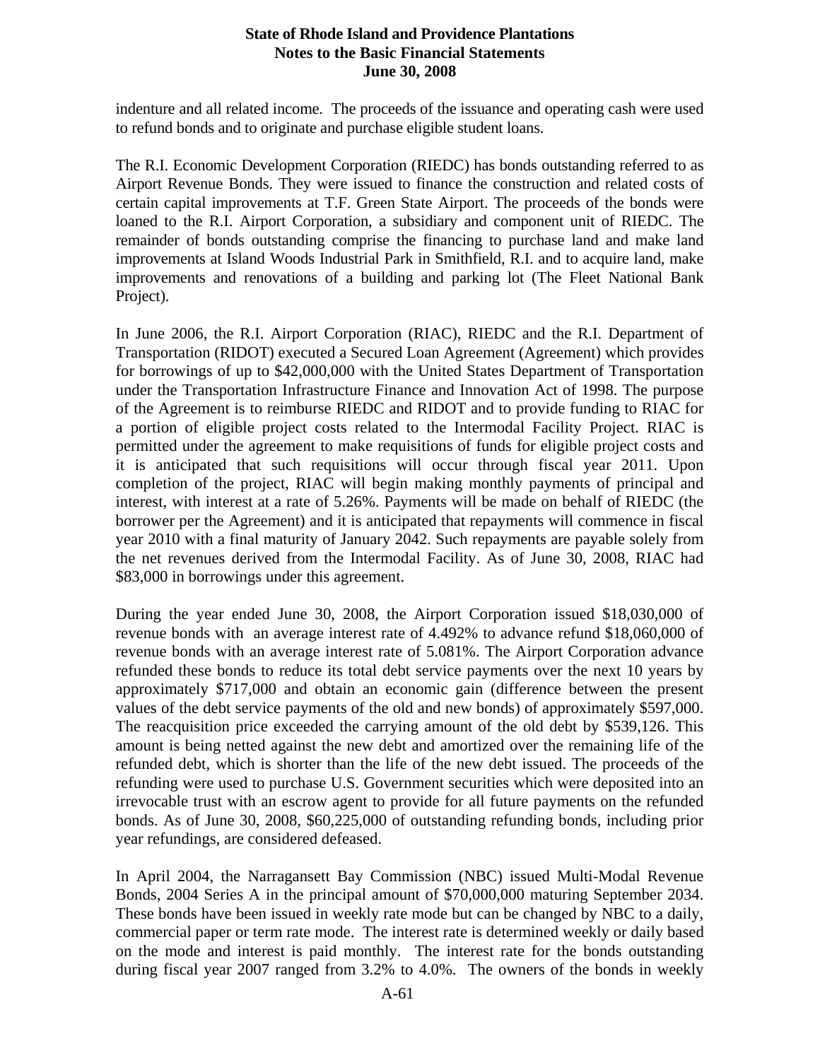indenture and all related income. The proceeds of the issuance and operating cash were used to refund bonds and to originate and purchase eligible student loans.

The R.I. Economic Development Corporation (RIEDC) has bonds outstanding referred to as Airport Revenue Bonds. They were issued to finance the construction and related costs of certain capital improvements at T.F. Green State Airport. The proceeds of the bonds were loaned to the R.I. Airport Corporation, a subsidiary and component unit of RIEDC. The remainder of bonds outstanding comprise the financing to purchase land and make land improvements at Island Woods Industrial Park in Smithfield, R.I. and to acquire land, make improvements and renovations of a building and parking lot (The Fleet National Bank Project).

In June 2006, the R.I. Airport Corporation (RIAC), RIEDC and the R.I. Department of Transportation (RIDOT) executed a Secured Loan Agreement (Agreement) which provides for borrowings of up to $42,000,000 with the United States Department of Transportation under the Transportation Infrastructure Finance and Innovation Act of 1998. The purpose of the Agreement is to reimburse RIEDC and RIDOT and to provide funding to RIAC for a portion of eligible project costs related to the Intermodal Facility Project. RIAC is permitted under the agreement to make requisitions of funds for eligible project costs and it is anticipated that such requisitions will occur through fiscal year 2011. Upon completion of the project, RIAC will begin making monthly payments of principal and interest, with interest at a rate of 5.26%. Payments will be made on behalf of RIEDC (the borrower per the Agreement) and it is anticipated that repayments will commence in fiscal year 2010 with a final maturity of January 2042. Such repayments are payable solely from the net revenues derived from the Intermodal Facility. As of June 30, 2008, RIAC had $83,000 in borrowings under this agreement.

During the year ended June 30, 2008, the Airport Corporation issued $18,030,000 of revenue bonds with an average interest rate of 4.492% to advance refund $18,060,000 of revenue bonds with an average interest rate of 5.081%. The Airport Corporation advance refunded these bonds to reduce its total debt service payments over the next 10 years by approximately $717,000 and obtain an economic gain (difference between the present values of the debt service payments of the old and new bonds) of approximately $597,000. The reacquisition price exceeded the carrying amount of the old debt by $539,126. This amount is being netted against the new debt and amortized over the remaining life of the refunded debt, which is shorter than the life of the new debt issued. The proceeds of the refunding were used to purchase U.S. Government securities which were deposited into an irrevocable trust with an escrow agent to provide for all future payments on the refunded bonds. As of June 30, 2008, $60,225,000 of outstanding refunding bonds, including prior year refundings, are considered defeased.

In April 2004, the Narragansett Bay Commission (NBC) issued Multi-Modal Revenue Bonds, 2004 Series A in the principal amount of $70,000,000 maturing September 2034. These bonds have been issued in weekly rate mode but can be changed by NBC to a daily, commercial paper or term rate mode. The interest rate is determined weekly or daily based on the mode and interest is paid monthly. The interest rate for the bonds outstanding during fiscal year 2007 ranged from 3.2% to 4.0%. The owners of the bonds in weekly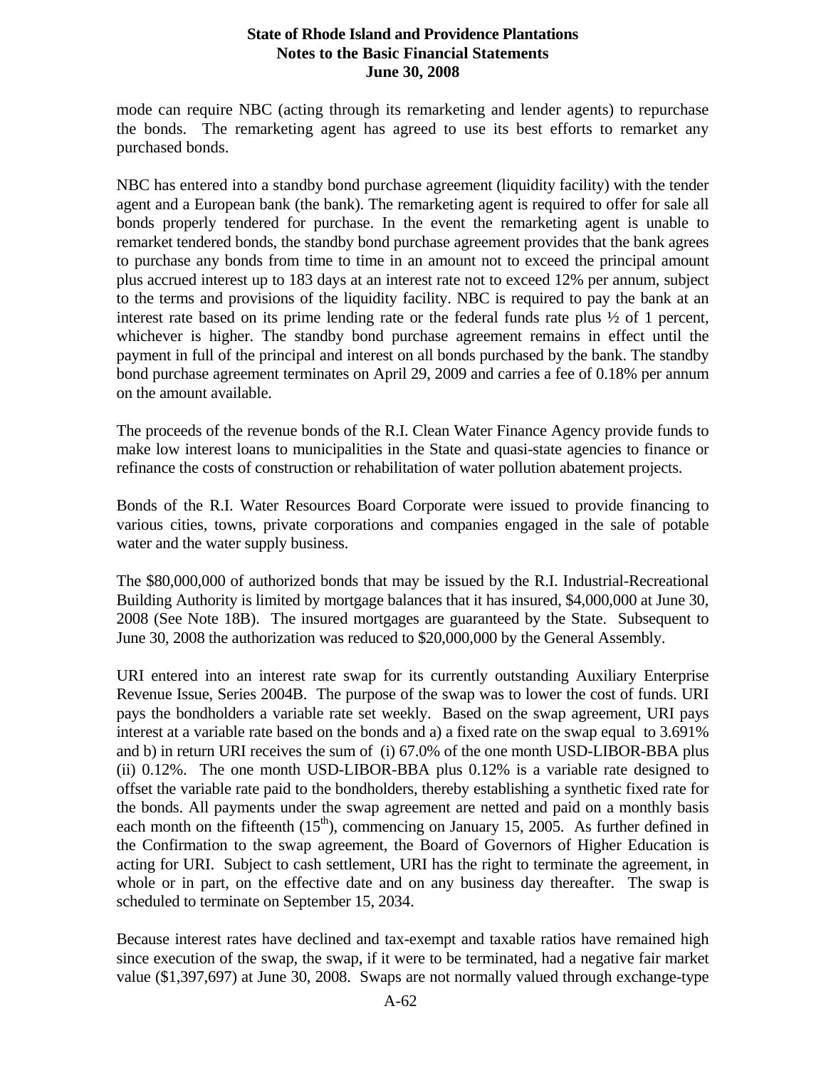mode can require NBC (acting through its remarketing and lender agents) to repurchase the bonds. The remarketing agent has agreed to use its best efforts to remarket any purchased bonds.

NBC has entered into a standby bond purchase agreement (liquidity facility) with the tender agent and a European bank (the bank). The remarketing agent is required to offer for sale all bonds properly tendered for purchase. In the event the remarketing agent is unable to remarket tendered bonds, the standby bond purchase agreement provides that the bank agrees to purchase any bonds from time to time in an amount not to exceed the principal amount plus accrued interest up to 183 days at an interest rate not to exceed 12% per annum, subject to the terms and provisions of the liquidity facility. NBC is required to pay the bank at an interest rate based on its prime lending rate or the federal funds rate plus ½ of 1 percent, whichever is higher. The standby bond purchase agreement remains in effect until the payment in full of the principal and interest on all bonds purchased by the bank. The standby bond purchase agreement terminates on April 29, 2009 and carries a fee of 0.18% per annum on the amount available.

The proceeds of the revenue bonds of the R.I. Clean Water Finance Agency provide funds to make low interest loans to municipalities in the State and quasi-state agencies to finance or refinance the costs of construction or rehabilitation of water pollution abatement projects.

Bonds of the R.I. Water Resources Board Corporate were issued to provide financing to various cities, towns, private corporations and companies engaged in the sale of potable water and the water supply business.

The $80,000,000 of authorized bonds that may be issued by the R.I. Industrial-Recreational Building Authority is limited by mortgage balances that it has insured, $4,000,000 at June 30, 2008 (See Note 18B). The insured mortgages are guaranteed by the State. Subsequent to June 30, 2008 the authorization was reduced to $20,000,000 by the General Assembly.

URI entered into an interest rate swap for its currently outstanding Auxiliary Enterprise Revenue Issue, Series 2004B. The purpose of the swap was to lower the cost of funds. URI pays the bondholders a variable rate set weekly. Based on the swap agreement, URI pays interest at a variable rate based on the bonds and a) a fixed rate on the swap equal to 3.691% and b) in return URI receives the sum of (i) 67.0% of the one month USD-LIBOR-BBA plus (ii) 0.12%. The one month USD-LIBOR-BBA plus 0.12% is a variable rate designed to offset the variable rate paid to the bondholders, thereby establishing a synthetic fixed rate for the bonds. All payments under the swap agreement are netted and paid on a monthly basis each month on the fifteenth (15th), commencing on January 15, 2005. As further defined in the Confirmation to the swap agreement, the Board of Governors of Higher Education is acting for URI. Subject to cash settlement, URI has the right to terminate the agreement, in whole or in part, on the effective date and on any business day thereafter. The swap is scheduled to terminate on September 15, 2034.

Because interest rates have declined and tax-exempt and taxable ratios have remained high since execution of the swap, the swap, if it were to be terminated, had a negative fair market value ($1,397,697) at June 30, 2008. Swaps are not normally valued through exchange-type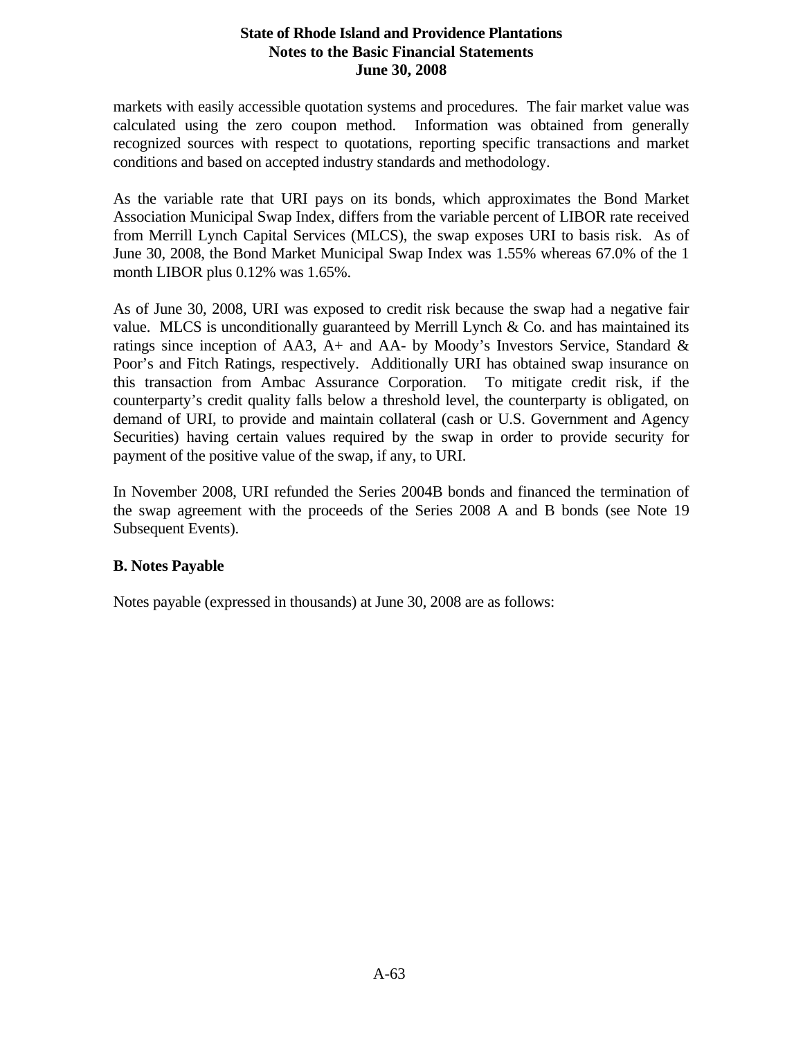markets with easily accessible quotation systems and procedures. The fair market value was calculated using the zero coupon method. Information was obtained from generally recognized sources with respect to quotations, reporting specific transactions and market conditions and based on accepted industry standards and methodology.

As the variable rate that URI pays on its bonds, which approximates the Bond Market Association Municipal Swap Index, differs from the variable percent of LIBOR rate received from Merrill Lynch Capital Services (MLCS), the swap exposes URI to basis risk. As of June 30, 2008, the Bond Market Municipal Swap Index was 1.55% whereas 67.0% of the 1 month LIBOR plus 0.12% was 1.65%.

As of June 30, 2008, URI was exposed to credit risk because the swap had a negative fair value. MLCS is unconditionally guaranteed by Merrill Lynch & Co. and has maintained its ratings since inception of AA3, A+ and AA- by Moody's Investors Service, Standard & Poor's and Fitch Ratings, respectively. Additionally URI has obtained swap insurance on this transaction from Ambac Assurance Corporation. To mitigate credit risk, if the counterparty's credit quality falls below a threshold level, the counterparty is obligated, on demand of URI, to provide and maintain collateral (cash or U.S. Government and Agency Securities) having certain values required by the swap in order to provide security for payment of the positive value of the swap, if any, to URI.

In November 2008, URI refunded the Series 2004B bonds and financed the termination of the swap agreement with the proceeds of the Series 2008 A and B bonds (see Note 19 Subsequent Events).

**B. Notes Payable**

Notes payable (expressed in thousands) at June 30, 2008 are as follows: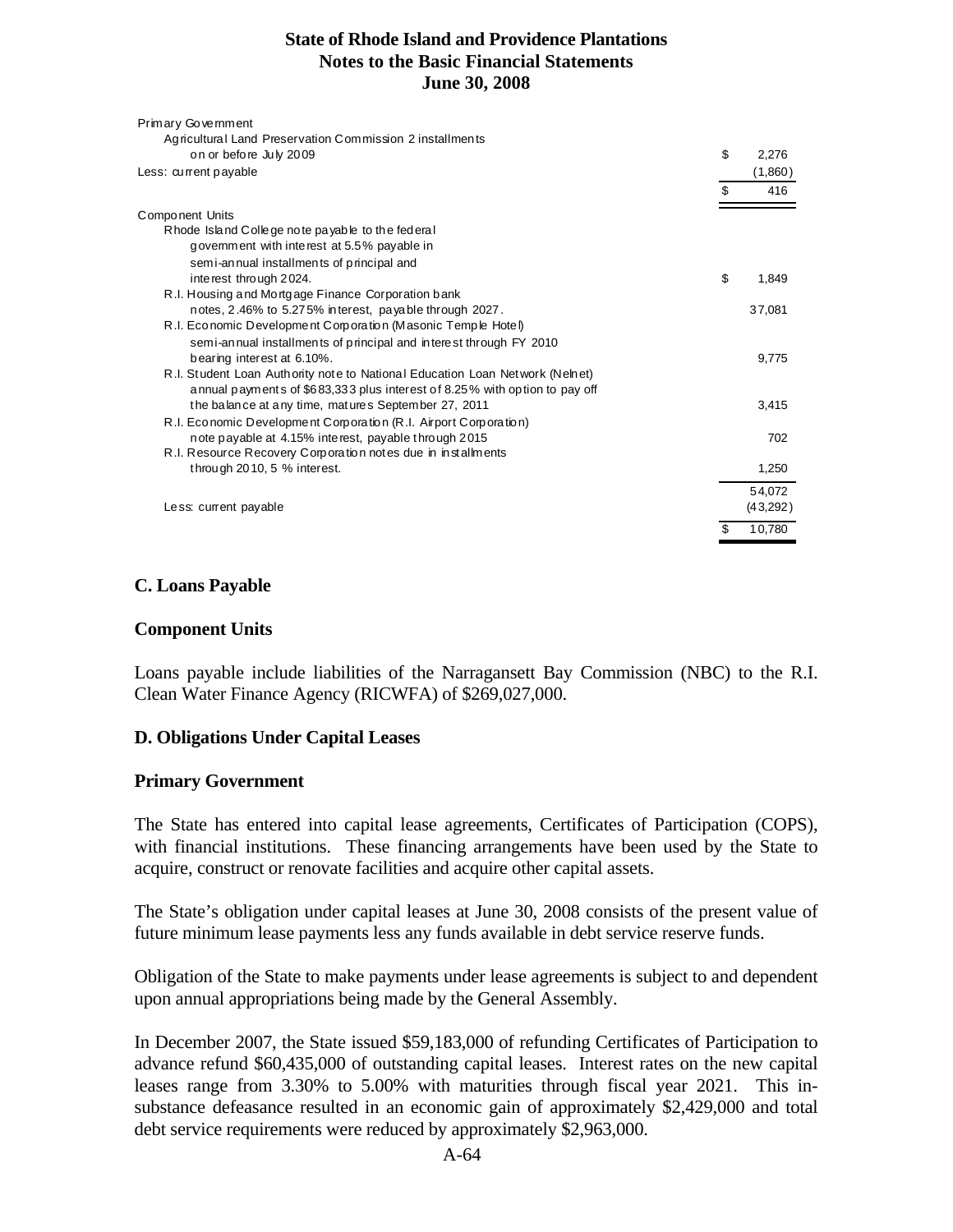| | |
|---|---|
| Primary Government | |
| Agricultural Land Preservation Commission 2 installments on or before July 2009 | $ 2,276 |
| Less: current payable | (1,860) |
| | $ 416 |
| Component Units | |
| Rhode Island College note payable to the federal government with interest at 5.5% payable in semi-annual installments of principal and interest through 2024. | $ 1,849 |
| R.I. Housing and Mortgage Finance Corporation bank notes, 2.46% to 5.275% interest, payable through 2027. | 37,081 |
| R.I. Economic Development Corporation (Masonic Temple Hotel) semi-annual installments of principal and interest through FY 2010 bearing interest at 6.10%. | 9,775 |
| R.I. Student Loan Authority note to National Education Loan Network (Nelnet) annual payments of $683,333 plus interest of 8.25% with option to pay off the balance at any time, matures September 27, 2011 | 3,415 |
| R.I. Economic Development Corporation (R.I. Airport Corporation) note payable at 4.15% interest, payable through 2015 | 702 |
| R.I. Resource Recovery Corporation notes due in installments through 2010, 5 % interest. | 1,250 |
| | 54,072 |
| Less: current payable | (43,292) |
| | $ 10,780 |

## C. Loans Payable

### Component Units

Loans payable include liabilities of the Narragansett Bay Commission (NBC) to the R.I. Clean Water Finance Agency (RICWFA) of $269,027,000.

## D. Obligations Under Capital Leases

### Primary Government

The State has entered into capital lease agreements, Certificates of Participation (COPS), with financial institutions. These financing arrangements have been used by the State to acquire, construct or renovate facilities and acquire other capital assets.

The State's obligation under capital leases at June 30, 2008 consists of the present value of future minimum lease payments less any funds available in debt service reserve funds.

Obligation of the State to make payments under lease agreements is subject to and dependent upon annual appropriations being made by the General Assembly.

In December 2007, the State issued $59,183,000 of refunding Certificates of Participation to advance refund $60,435,000 of outstanding capital leases. Interest rates on the new capital leases range from 3.30% to 5.00% with maturities through fiscal year 2021. This in-substance defeasance resulted in an economic gain of approximately $2,429,000 and total debt service requirements were reduced by approximately $2,963,000.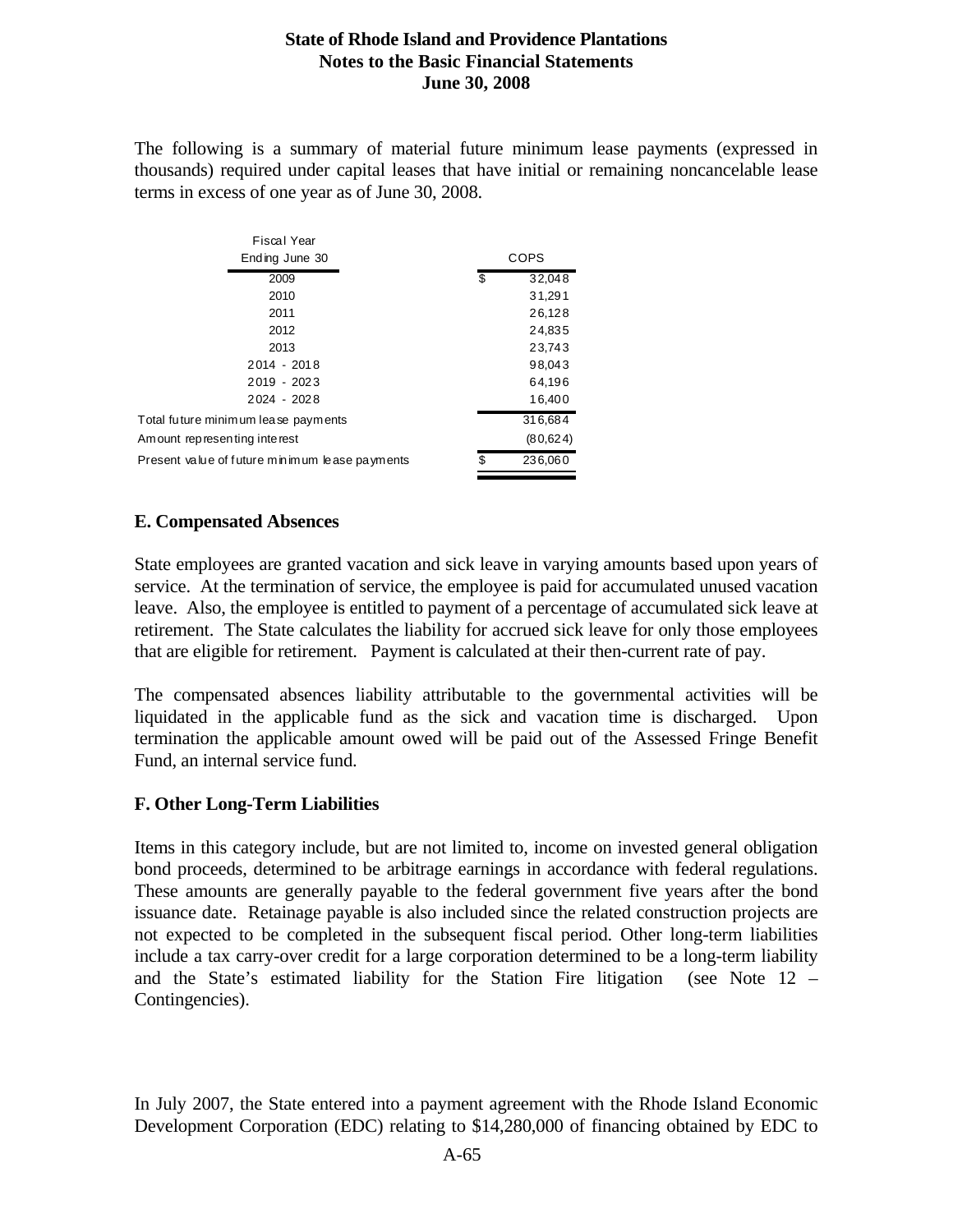The following is a summary of material future minimum lease payments (expressed in thousands) required under capital leases that have initial or remaining noncancelable lease terms in excess of one year as of June 30, 2008.

| Fiscal Year Ending June 30 | COPS |
|---|---|
| 2009 | $ 32,048 |
| 2010 | 31,291 |
| 2011 | 26,128 |
| 2012 | 24,835 |
| 2013 | 23,743 |
| 2014 - 2018 | 98,043 |
| 2019 - 2023 | 64,196 |
| 2024 - 2028 | 16,400 |
| Total future minimum lease payments | 316,684 |
| Amount representing interest | (80,624) |
| Present value of future minimum lease payments | $ 236,060 |

## E. Compensated Absences

State employees are granted vacation and sick leave in varying amounts based upon years of service. At the termination of service, the employee is paid for accumulated unused vacation leave. Also, the employee is entitled to payment of a percentage of accumulated sick leave at retirement. The State calculates the liability for accrued sick leave for only those employees that are eligible for retirement. Payment is calculated at their then-current rate of pay.

The compensated absences liability attributable to the governmental activities will be liquidated in the applicable fund as the sick and vacation time is discharged. Upon termination the applicable amount owed will be paid out of the Assessed Fringe Benefit Fund, an internal service fund.

## F. Other Long-Term Liabilities

Items in this category include, but are not limited to, income on invested general obligation bond proceeds, determined to be arbitrage earnings in accordance with federal regulations. These amounts are generally payable to the federal government five years after the bond issuance date. Retainage payable is also included since the related construction projects are not expected to be completed in the subsequent fiscal period. Other long-term liabilities include a tax carry-over credit for a large corporation determined to be a long-term liability and the State's estimated liability for the Station Fire litigation (see Note 12 – Contingencies).

In July 2007, the State entered into a payment agreement with the Rhode Island Economic Development Corporation (EDC) relating to $14,280,000 of financing obtained by EDC to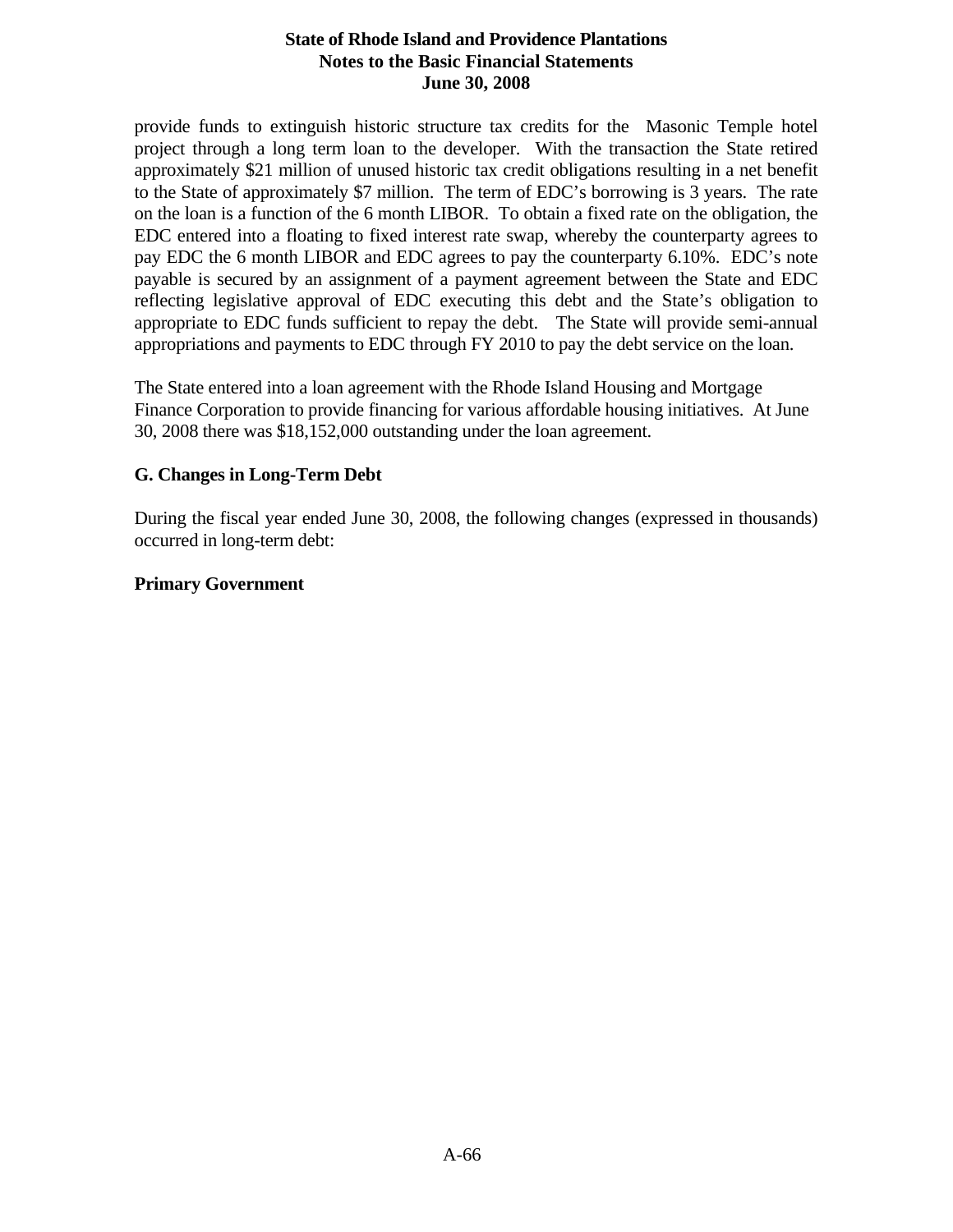provide funds to extinguish historic structure tax credits for the Masonic Temple hotel project through a long term loan to the developer. With the transaction the State retired approximately $21 million of unused historic tax credit obligations resulting in a net benefit to the State of approximately $7 million. The term of EDC's borrowing is 3 years. The rate on the loan is a function of the 6 month LIBOR. To obtain a fixed rate on the obligation, the EDC entered into a floating to fixed interest rate swap, whereby the counterparty agrees to pay EDC the 6 month LIBOR and EDC agrees to pay the counterparty 6.10%. EDC's note payable is secured by an assignment of a payment agreement between the State and EDC reflecting legislative approval of EDC executing this debt and the State's obligation to appropriate to EDC funds sufficient to repay the debt. The State will provide semi-annual appropriations and payments to EDC through FY 2010 to pay the debt service on the loan.

The State entered into a loan agreement with the Rhode Island Housing and Mortgage Finance Corporation to provide financing for various affordable housing initiatives. At June 30, 2008 there was $18,152,000 outstanding under the loan agreement.

### G. Changes in Long-Term Debt

During the fiscal year ended June 30, 2008, the following changes (expressed in thousands) occurred in long-term debt:

**Primary Government**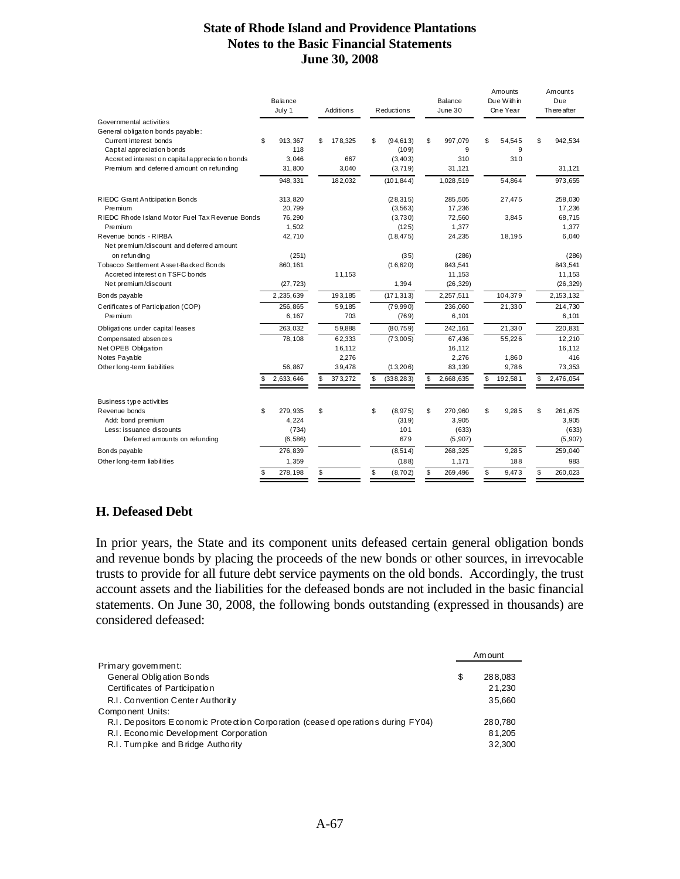# State of Rhode Island and Providence Plantations
## Notes to the Basic Financial Statements
### June 30, 2008

| | Balance July 1 | Additions | Reductions | Balance June 30 | Amounts Due Within One Year | Amounts Due Thereafter |
|---|---|---|---|---|---|---|
| Governmental activities | | | | | | |
| General obligation bonds payable: | | | | | | |
| Current interest bonds | $ 913,367 | $ 178,325 | $ (94,613) | $ 997,079 | $ 54,545 | $ 942,534 |
| Capital appreciation bonds | 118 | | (109) | 9 | 9 | |
| Accreted interest on capital appreciation bonds | 3,046 | 667 | (3,403) | 310 | 310 | |
| Premium and deferred amount on refunding | 31,800 | 3,040 | (3,719) | 31,121 | | 31,121 |
| | 948,331 | 182,032 | (101,844) | 1,028,519 | 54,864 | 973,655 |
| RIEDC Grant Anticipation Bonds | 313,820 | | (28,315) | 285,505 | 27,475 | 258,030 |
| Premium | 20,799 | | (3,563) | 17,236 | | 17,236 |
| RIEDC Rhode Island Motor Fuel Tax Revenue Bonds | 76,290 | | (3,730) | 72,560 | 3,845 | 68,715 |
| Premium | 1,502 | | (125) | 1,377 | | 1,377 |
| Revenue bonds - RIRBA | 42,710 | | (18,475) | 24,235 | 18,195 | 6,040 |
| Net premium/discount and deferred amount on refunding | (251) | | (35) | (286) | | (286) |
| Tobacco Settlement Asset-Backed Bonds | 860,161 | | (16,620) | 843,541 | | 843,541 |
| Accreted interest on TSFC bonds | | 11,153 | | 11,153 | | 11,153 |
| Net premium/discount | (27,723) | | 1,394 | (26,329) | | (26,329) |
| Bonds payable | 2,235,639 | 193,185 | (171,313) | 2,257,511 | 104,379 | 2,153,132 |
| Certificates of Participation (COP) | 256,865 | 59,185 | (79,990) | 236,060 | 21,330 | 214,730 |
| Premium | 6,167 | 703 | (769) | 6,101 | | 6,101 |
| Obligations under capital leases | 263,032 | 59,888 | (80,759) | 242,161 | 21,330 | 220,831 |
| Compensated absences | 78,108 | 62,333 | (73,005) | 67,436 | 55,226 | 12,210 |
| Net OPEB Obligation | | 16,112 | | 16,112 | | 16,112 |
| Notes Payable | | 2,276 | | 2,276 | 1,860 | 416 |
| Other long-term liabilities | 56,867 | 39,478 | (13,206) | 83,139 | 9,786 | 73,353 |
| | $ 2,633,646 | $ 373,272 | $ (338,283) | $ 2,668,635 | $ 192,581 | $ 2,476,054 |
| Business type activities | | | | | | |
| Revenue bonds | $ 279,935 | $ | $ (8,975) | $ 270,960 | $ 9,285 | $ 261,675 |
| Add: bond premium | 4,224 | | (319) | 3,905 | | 3,905 |
| Less: issuance discounts | (734) | | 101 | (633) | | (633) |
| Deferred amounts on refunding | (6,586) | | 679 | (5,907) | | (5,907) |
| Bonds payable | 276,839 | | (8,514) | 268,325 | 9,285 | 259,040 |
| Other long-term liabilities | 1,359 | | (188) | 1,171 | 188 | 983 |
| | $ 278,198 | $ | $ (8,702) | $ 269,496 | $ 9,473 | $ 260,023 |

## H. Defeased Debt

In prior years, the State and its component units defeased certain general obligation bonds and revenue bonds by placing the proceeds of the new bonds or other sources, in irrevocable trusts to provide for all future debt service payments on the old bonds. Accordingly, the trust account assets and the liabilities for the defeased bonds are not included in the basic financial statements. On June 30, 2008, the following bonds outstanding (expressed in thousands) are considered defeased:

| | Amount |
|---|---|
| Primary government: | |
| General Obligation Bonds | $ 288,083 |
| Certificates of Participation | 21,230 |
| R.I. Convention Center Authority | 35,660 |
| Component Units: | |
| R.I. Depositors Economic Protection Corporation (ceased operations during FY04) | 280,780 |
| R.I. Economic Development Corporation | 81,205 |
| R.I. Turnpike and Bridge Authority | 32,300 |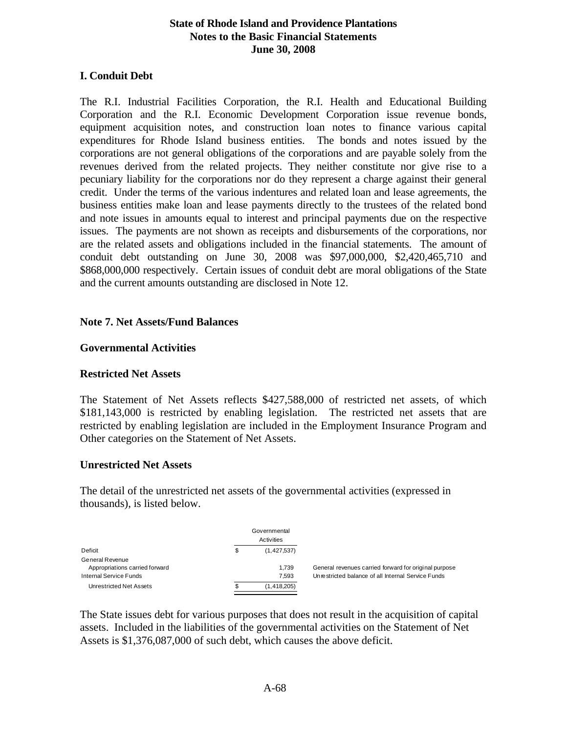### I. Conduit Debt

The R.I. Industrial Facilities Corporation, the R.I. Health and Educational Building Corporation and the R.I. Economic Development Corporation issue revenue bonds, equipment acquisition notes, and construction loan notes to finance various capital expenditures for Rhode Island business entities. The bonds and notes issued by the corporations are not general obligations of the corporations and are payable solely from the revenues derived from the related projects. They neither constitute nor give rise to a pecuniary liability for the corporations nor do they represent a charge against their general credit. Under the terms of the various indentures and related loan and lease agreements, the business entities make loan and lease payments directly to the trustees of the related bond and note issues in amounts equal to interest and principal payments due on the respective issues. The payments are not shown as receipts and disbursements of the corporations, nor are the related assets and obligations included in the financial statements. The amount of conduit debt outstanding on June 30, 2008 was $97,000,000, $2,420,465,710 and $868,000,000 respectively. Certain issues of conduit debt are moral obligations of the State and the current amounts outstanding are disclosed in Note 12.

## Note 7. Net Assets/Fund Balances

### Governmental Activities

### Restricted Net Assets

The Statement of Net Assets reflects $427,588,000 of restricted net assets, of which $181,143,000 is restricted by enabling legislation. The restricted net assets that are restricted by enabling legislation are included in the Employment Insurance Program and Other categories on the Statement of Net Assets.

### Unrestricted Net Assets

The detail of the unrestricted net assets of the governmental activities (expressed in thousands), is listed below.

| | Governmental Activities | |
|---|---|---|
| Deficit | $ (1,427,537) | |
| General Revenue | | |
| Appropriations carried forward | 1,739 | General revenues carried forward for original purpose |
| Internal Service Funds | 7,593 | Unrestricted balance of all Internal Service Funds |
| Unrestricted Net Assets | $ (1,418,205) | |

The State issues debt for various purposes that does not result in the acquisition of capital assets. Included in the liabilities of the governmental activities on the Statement of Net Assets is $1,376,087,000 of such debt, which causes the above deficit.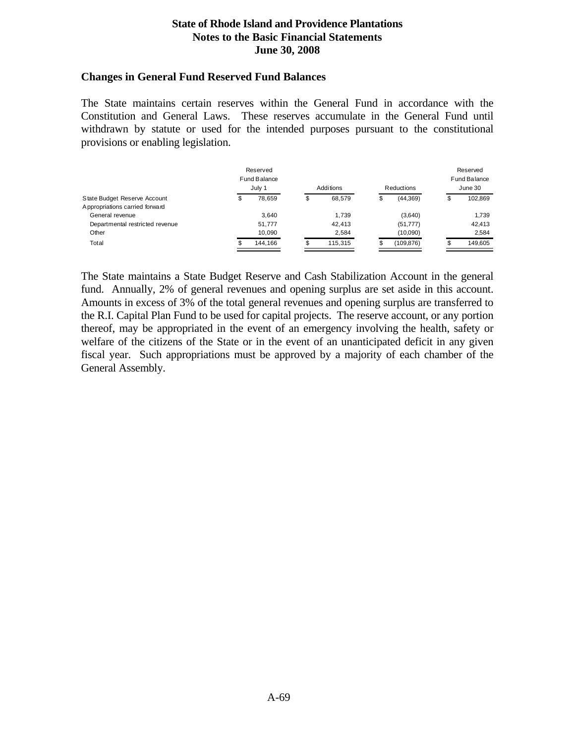### Changes in General Fund Reserved Fund Balances

The State maintains certain reserves within the General Fund in accordance with the Constitution and General Laws. These reserves accumulate in the General Fund until withdrawn by statute or used for the intended purposes pursuant to the constitutional provisions or enabling legislation.

| | Reserved Fund Balance July 1 | Additions | Reductions | Reserved Fund Balance June 30 |
|---|---|---|---|---|
| State Budget Reserve Account | $ 78,659 | $ 68,579 | $ (44,369) | $ 102,869 |
| Appropriations carried forward | | | | |
| General revenue | 3,640 | 1,739 | (3,640) | 1,739 |
| Departmental restricted revenue | 51,777 | 42,413 | (51,777) | 42,413 |
| Other | 10,090 | 2,584 | (10,090) | 2,584 |
| Total | $ 144,166 | $ 115,315 | $ (109,876) | $ 149,605 |

The State maintains a State Budget Reserve and Cash Stabilization Account in the general fund. Annually, 2% of general revenues and opening surplus are set aside in this account. Amounts in excess of 3% of the total general revenues and opening surplus are transferred to the R.I. Capital Plan Fund to be used for capital projects. The reserve account, or any portion thereof, may be appropriated in the event of an emergency involving the health, safety or welfare of the citizens of the State or in the event of an unanticipated deficit in any given fiscal year. Such appropriations must be approved by a majority of each chamber of the General Assembly.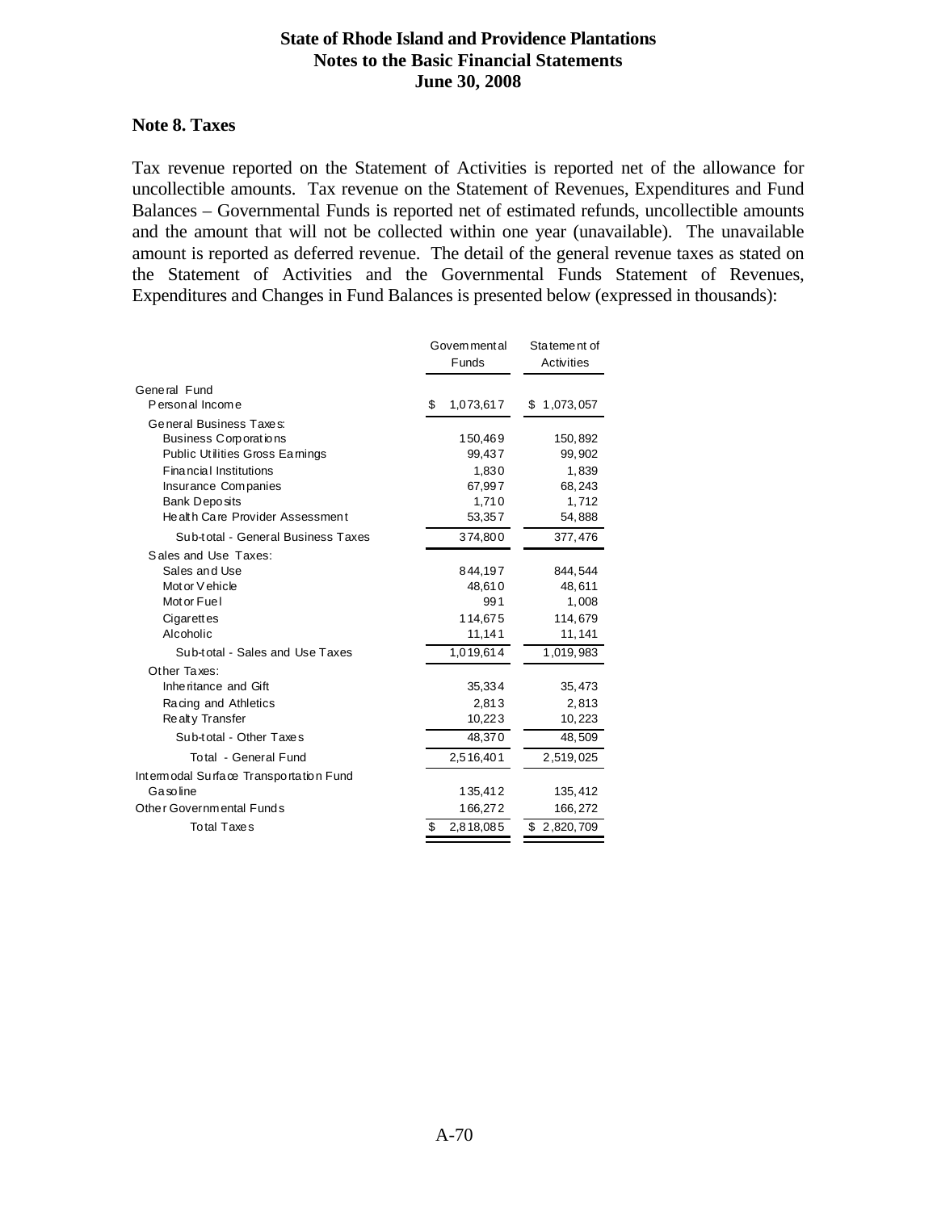## Note 8. Taxes

Tax revenue reported on the Statement of Activities is reported net of the allowance for uncollectible amounts. Tax revenue on the Statement of Revenues, Expenditures and Fund Balances – Governmental Funds is reported net of estimated refunds, uncollectible amounts and the amount that will not be collected within one year (unavailable). The unavailable amount is reported as deferred revenue. The detail of the general revenue taxes as stated on the Statement of Activities and the Governmental Funds Statement of Revenues, Expenditures and Changes in Fund Balances is presented below (expressed in thousands):

| | Governmental Funds | Statement of Activities |
|---|---|---|
| **General Fund** | | |
| Personal Income | $ 1,073,617 | $ 1,073,057 |
| General Business Taxes: | | |
| Business Corporations | 150,469 | 150,892 |
| Public Utilities Gross Earnings | 99,437 | 99,902 |
| Financial Institutions | 1,830 | 1,839 |
| Insurance Companies | 67,997 | 68,243 |
| Bank Deposits | 1,710 | 1,712 |
| Health Care Provider Assessment | 53,357 | 54,888 |
| Sub-total - General Business Taxes | 374,800 | 377,476 |
| Sales and Use Taxes: | | |
| Sales and Use | 844,197 | 844,544 |
| Motor Vehicle | 48,610 | 48,611 |
| Motor Fuel | 991 | 1,008 |
| Cigarettes | 114,675 | 114,679 |
| Alcoholic | 11,141 | 11,141 |
| Sub-total - Sales and Use Taxes | 1,019,614 | 1,019,983 |
| Other Taxes: | | |
| Inheritance and Gift | 35,334 | 35,473 |
| Racing and Athletics | 2,813 | 2,813 |
| Realty Transfer | 10,223 | 10,223 |
| Sub-total - Other Taxes | 48,370 | 48,509 |
| Total - General Fund | 2,516,401 | 2,519,025 |
| **Intermodal Surface Transportation Fund** | | |
| Gasoline | 135,412 | 135,412 |
| Other Governmental Funds | 166,272 | 166,272 |
| Total Taxes | $ 2,818,085 | $ 2,820,709 |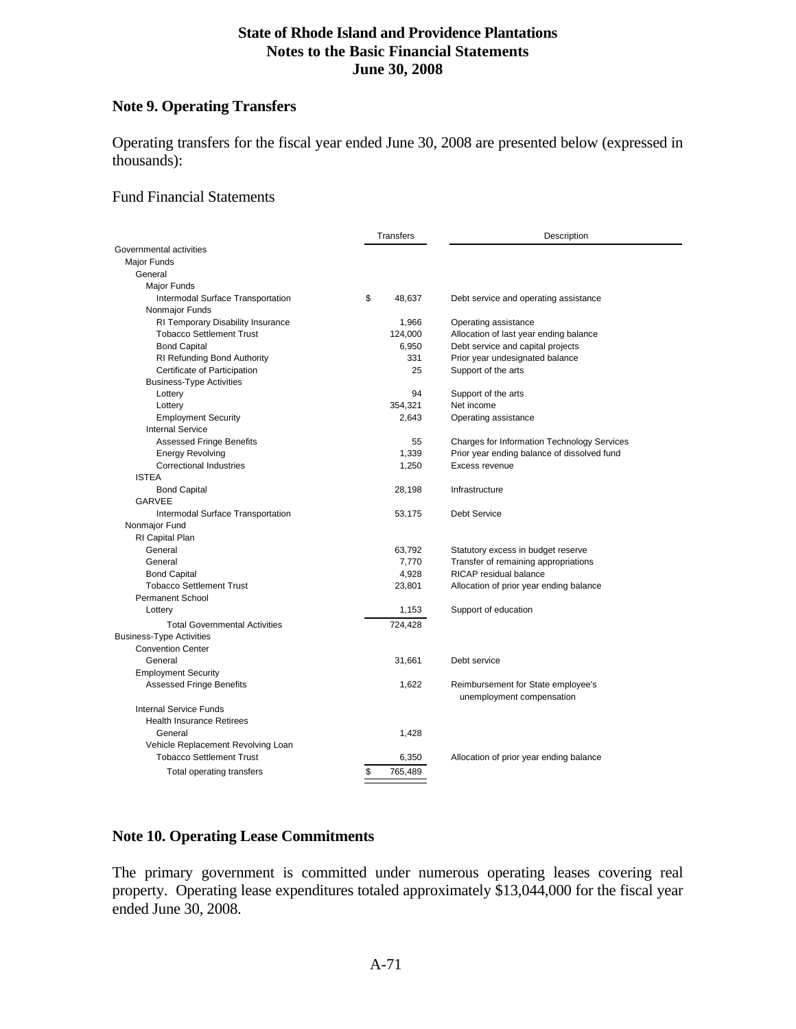## Note 9. Operating Transfers

Operating transfers for the fiscal year ended June 30, 2008 are presented below (expressed in thousands):

Fund Financial Statements

| | Transfers | Description |
|---|---|---|
| Governmental activities | | |
| Major Funds | | |
| General | | |
| Major Funds | | |
| Intermodal Surface Transportation | $ 48,637 | Debt service and operating assistance |
| Nonmajor Funds | | |
| RI Temporary Disability Insurance | 1,966 | Operating assistance |
| Tobacco Settlement Trust | 124,000 | Allocation of last year ending balance |
| Bond Capital | 6,950 | Debt service and capital projects |
| RI Refunding Bond Authority | 331 | Prior year undesignated balance |
| Certificate of Participation | 25 | Support of the arts |
| Business-Type Activities | | |
| Lottery | 94 | Support of the arts |
| Lottery | 354,321 | Net income |
| Employment Security | 2,643 | Operating assistance |
| Internal Service | | |
| Assessed Fringe Benefits | 55 | Charges for Information Technology Services |
| Energy Revolving | 1,339 | Prior year ending balance of dissolved fund |
| Correctional Industries | 1,250 | Excess revenue |
| ISTEA | | |
| Bond Capital | 28,198 | Infrastructure |
| GARVEE | | |
| Intermodal Surface Transportation | 53,175 | Debt Service |
| Nonmajor Fund | | |
| RI Capital Plan | | |
| General | 63,792 | Statutory excess in budget reserve |
| General | 7,770 | Transfer of remaining appropriations |
| Bond Capital | 4,928 | RICAP residual balance |
| Tobacco Settlement Trust | 23,801 | Allocation of prior year ending balance |
| Permanent School | | |
| Lottery | 1,153 | Support of education |
| Total Governmental Activities | 724,428 | |
| Business-Type Activities | | |
| Convention Center | | |
| General | 31,661 | Debt service |
| Employment Security | | |
| Assessed Fringe Benefits | 1,622 | Reimbursement for State employee's unemployment compensation |
| Internal Service Funds | | |
| Health Insurance Retirees | | |
| General | 1,428 | |
| Vehicle Replacement Revolving Loan | | |
| Tobacco Settlement Trust | 6,350 | Allocation of prior year ending balance |
| Total operating transfers | $ 765,489 | |

## Note 10. Operating Lease Commitments

The primary government is committed under numerous operating leases covering real property. Operating lease expenditures totaled approximately $13,044,000 for the fiscal year ended June 30, 2008.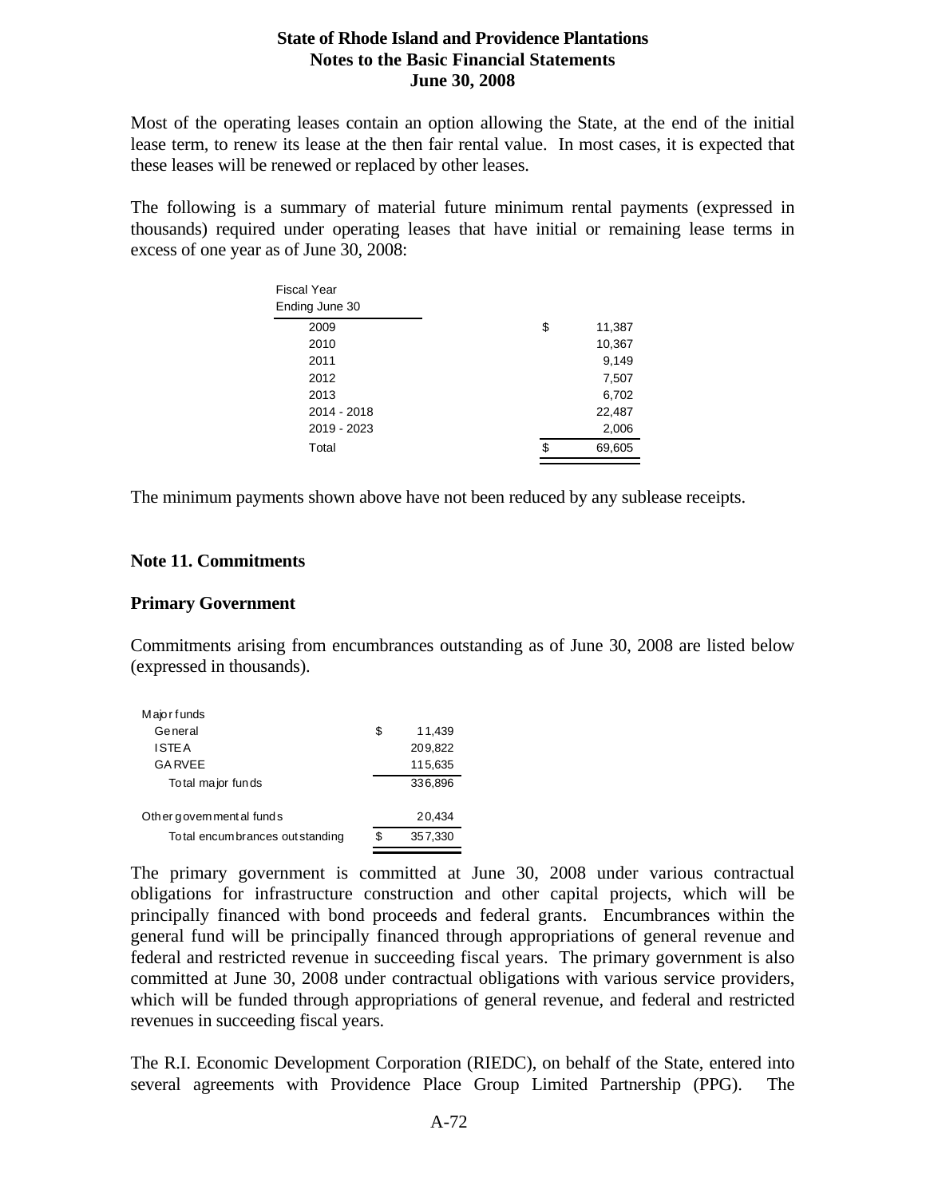Most of the operating leases contain an option allowing the State, at the end of the initial lease term, to renew its lease at the then fair rental value. In most cases, it is expected that these leases will be renewed or replaced by other leases.

The following is a summary of material future minimum rental payments (expressed in thousands) required under operating leases that have initial or remaining lease terms in excess of one year as of June 30, 2008:

| Fiscal Year Ending June 30 | |
|---|---|
| 2009 | $ 11,387 |
| 2010 | 10,367 |
| 2011 | 9,149 |
| 2012 | 7,507 |
| 2013 | 6,702 |
| 2014 - 2018 | 22,487 |
| 2019 - 2023 | 2,006 |
| Total | $ 69,605 |

The minimum payments shown above have not been reduced by any sublease receipts.

## Note 11. Commitments

### Primary Government

Commitments arising from encumbrances outstanding as of June 30, 2008 are listed below (expressed in thousands).

| | |
|---|---|
| Major funds | |
| General | $ 11,439 |
| ISTEA | 209,822 |
| GARVEE | 115,635 |
| Total major funds | 336,896 |
| | |
| Other governmental funds | 20,434 |
| Total encumbrances outstanding | $ 357,330 |

The primary government is committed at June 30, 2008 under various contractual obligations for infrastructure construction and other capital projects, which will be principally financed with bond proceeds and federal grants. Encumbrances within the general fund will be principally financed through appropriations of general revenue and federal and restricted revenue in succeeding fiscal years. The primary government is also committed at June 30, 2008 under contractual obligations with various service providers, which will be funded through appropriations of general revenue, and federal and restricted revenues in succeeding fiscal years.

The R.I. Economic Development Corporation (RIEDC), on behalf of the State, entered into several agreements with Providence Place Group Limited Partnership (PPG). The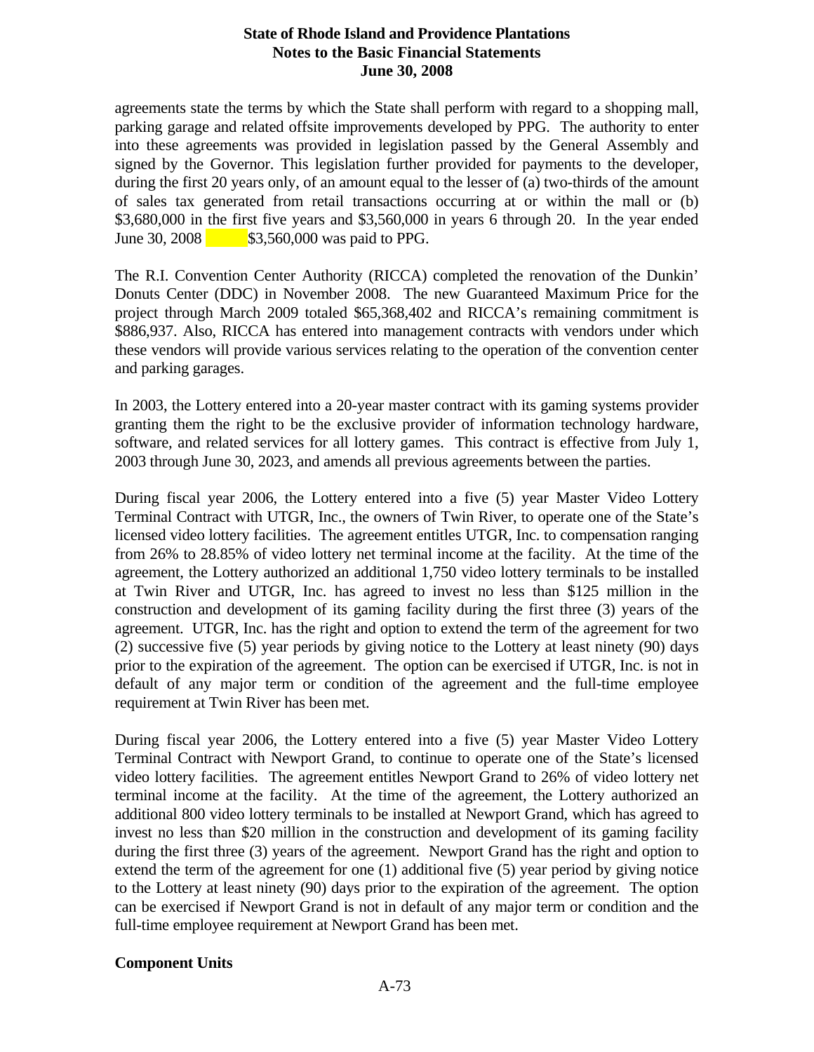agreements state the terms by which the State shall perform with regard to a shopping mall, parking garage and related offsite improvements developed by PPG. The authority to enter into these agreements was provided in legislation passed by the General Assembly and signed by the Governor. This legislation further provided for payments to the developer, during the first 20 years only, of an amount equal to the lesser of (a) two-thirds of the amount of sales tax generated from retail transactions occurring at or within the mall or (b) $3,680,000 in the first five years and $3,560,000 in years 6 through 20. In the year ended June 30, 2008 $3,560,000 was paid to PPG.

The R.I. Convention Center Authority (RICCA) completed the renovation of the Dunkin' Donuts Center (DDC) in November 2008. The new Guaranteed Maximum Price for the project through March 2009 totaled $65,368,402 and RICCA's remaining commitment is $886,937. Also, RICCA has entered into management contracts with vendors under which these vendors will provide various services relating to the operation of the convention center and parking garages.

In 2003, the Lottery entered into a 20-year master contract with its gaming systems provider granting them the right to be the exclusive provider of information technology hardware, software, and related services for all lottery games. This contract is effective from July 1, 2003 through June 30, 2023, and amends all previous agreements between the parties.

During fiscal year 2006, the Lottery entered into a five (5) year Master Video Lottery Terminal Contract with UTGR, Inc., the owners of Twin River, to operate one of the State's licensed video lottery facilities. The agreement entitles UTGR, Inc. to compensation ranging from 26% to 28.85% of video lottery net terminal income at the facility. At the time of the agreement, the Lottery authorized an additional 1,750 video lottery terminals to be installed at Twin River and UTGR, Inc. has agreed to invest no less than $125 million in the construction and development of its gaming facility during the first three (3) years of the agreement. UTGR, Inc. has the right and option to extend the term of the agreement for two (2) successive five (5) year periods by giving notice to the Lottery at least ninety (90) days prior to the expiration of the agreement. The option can be exercised if UTGR, Inc. is not in default of any major term or condition of the agreement and the full-time employee requirement at Twin River has been met.

During fiscal year 2006, the Lottery entered into a five (5) year Master Video Lottery Terminal Contract with Newport Grand, to continue to operate one of the State's licensed video lottery facilities. The agreement entitles Newport Grand to 26% of video lottery net terminal income at the facility. At the time of the agreement, the Lottery authorized an additional 800 video lottery terminals to be installed at Newport Grand, which has agreed to invest no less than $20 million in the construction and development of its gaming facility during the first three (3) years of the agreement. Newport Grand has the right and option to extend the term of the agreement for one (1) additional five (5) year period by giving notice to the Lottery at least ninety (90) days prior to the expiration of the agreement. The option can be exercised if Newport Grand is not in default of any major term or condition and the full-time employee requirement at Newport Grand has been met.

**Component Units**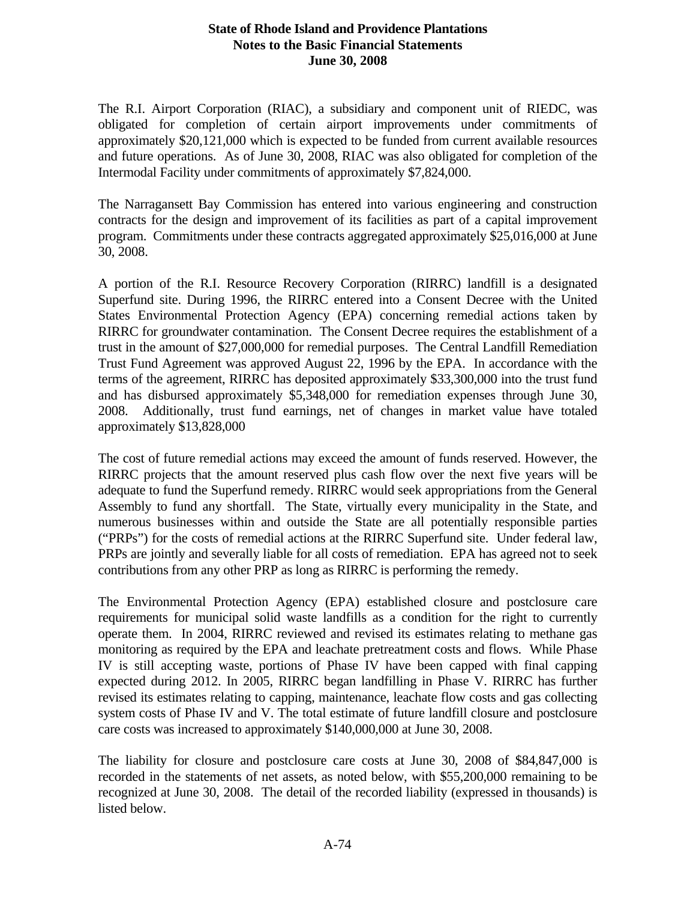The R.I. Airport Corporation (RIAC), a subsidiary and component unit of RIEDC, was obligated for completion of certain airport improvements under commitments of approximately $20,121,000 which is expected to be funded from current available resources and future operations. As of June 30, 2008, RIAC was also obligated for completion of the Intermodal Facility under commitments of approximately $7,824,000.

The Narragansett Bay Commission has entered into various engineering and construction contracts for the design and improvement of its facilities as part of a capital improvement program. Commitments under these contracts aggregated approximately $25,016,000 at June 30, 2008.

A portion of the R.I. Resource Recovery Corporation (RIRRC) landfill is a designated Superfund site. During 1996, the RIRRC entered into a Consent Decree with the United States Environmental Protection Agency (EPA) concerning remedial actions taken by RIRRC for groundwater contamination. The Consent Decree requires the establishment of a trust in the amount of $27,000,000 for remedial purposes. The Central Landfill Remediation Trust Fund Agreement was approved August 22, 1996 by the EPA. In accordance with the terms of the agreement, RIRRC has deposited approximately $33,300,000 into the trust fund and has disbursed approximately $5,348,000 for remediation expenses through June 30, 2008. Additionally, trust fund earnings, net of changes in market value have totaled approximately $13,828,000

The cost of future remedial actions may exceed the amount of funds reserved. However, the RIRRC projects that the amount reserved plus cash flow over the next five years will be adequate to fund the Superfund remedy. RIRRC would seek appropriations from the General Assembly to fund any shortfall. The State, virtually every municipality in the State, and numerous businesses within and outside the State are all potentially responsible parties ("PRPs") for the costs of remedial actions at the RIRRC Superfund site. Under federal law, PRPs are jointly and severally liable for all costs of remediation. EPA has agreed not to seek contributions from any other PRP as long as RIRRC is performing the remedy.

The Environmental Protection Agency (EPA) established closure and postclosure care requirements for municipal solid waste landfills as a condition for the right to currently operate them. In 2004, RIRRC reviewed and revised its estimates relating to methane gas monitoring as required by the EPA and leachate pretreatment costs and flows. While Phase IV is still accepting waste, portions of Phase IV have been capped with final capping expected during 2012. In 2005, RIRRC began landfilling in Phase V. RIRRC has further revised its estimates relating to capping, maintenance, leachate flow costs and gas collecting system costs of Phase IV and V. The total estimate of future landfill closure and postclosure care costs was increased to approximately $140,000,000 at June 30, 2008.

The liability for closure and postclosure care costs at June 30, 2008 of $84,847,000 is recorded in the statements of net assets, as noted below, with $55,200,000 remaining to be recognized at June 30, 2008. The detail of the recorded liability (expressed in thousands) is listed below.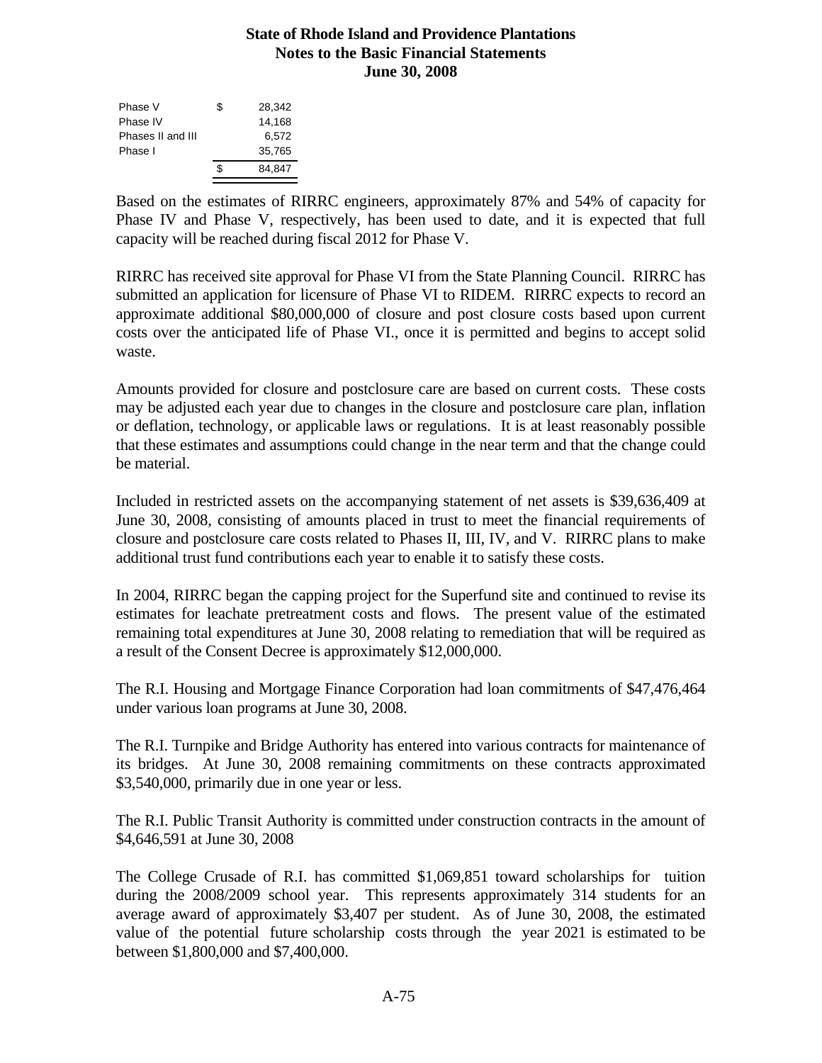| | | |
|---|---|---|
| Phase V | $ | 28,342 |
| Phase IV | | 14,168 |
| Phases II and III | | 6,572 |
| Phase I | | 35,765 |
| | $ | 84,847 |

Based on the estimates of RIRRC engineers, approximately 87% and 54% of capacity for Phase IV and Phase V, respectively, has been used to date, and it is expected that full capacity will be reached during fiscal 2012 for Phase V.

RIRRC has received site approval for Phase VI from the State Planning Council. RIRRC has submitted an application for licensure of Phase VI to RIDEM. RIRRC expects to record an approximate additional $80,000,000 of closure and post closure costs based upon current costs over the anticipated life of Phase VI., once it is permitted and begins to accept solid waste.

Amounts provided for closure and postclosure care are based on current costs. These costs may be adjusted each year due to changes in the closure and postclosure care plan, inflation or deflation, technology, or applicable laws or regulations. It is at least reasonably possible that these estimates and assumptions could change in the near term and that the change could be material.

Included in restricted assets on the accompanying statement of net assets is $39,636,409 at June 30, 2008, consisting of amounts placed in trust to meet the financial requirements of closure and postclosure care costs related to Phases II, III, IV, and V. RIRRC plans to make additional trust fund contributions each year to enable it to satisfy these costs.

In 2004, RIRRC began the capping project for the Superfund site and continued to revise its estimates for leachate pretreatment costs and flows. The present value of the estimated remaining total expenditures at June 30, 2008 relating to remediation that will be required as a result of the Consent Decree is approximately $12,000,000.

The R.I. Housing and Mortgage Finance Corporation had loan commitments of $47,476,464 under various loan programs at June 30, 2008.

The R.I. Turnpike and Bridge Authority has entered into various contracts for maintenance of its bridges. At June 30, 2008 remaining commitments on these contracts approximated $3,540,000, primarily due in one year or less.

The R.I. Public Transit Authority is committed under construction contracts in the amount of $4,646,591 at June 30, 2008

The College Crusade of R.I. has committed $1,069,851 toward scholarships for tuition during the 2008/2009 school year. This represents approximately 314 students for an average award of approximately $3,407 per student. As of June 30, 2008, the estimated value of the potential future scholarship costs through the year 2021 is estimated to be between $1,800,000 and $7,400,000.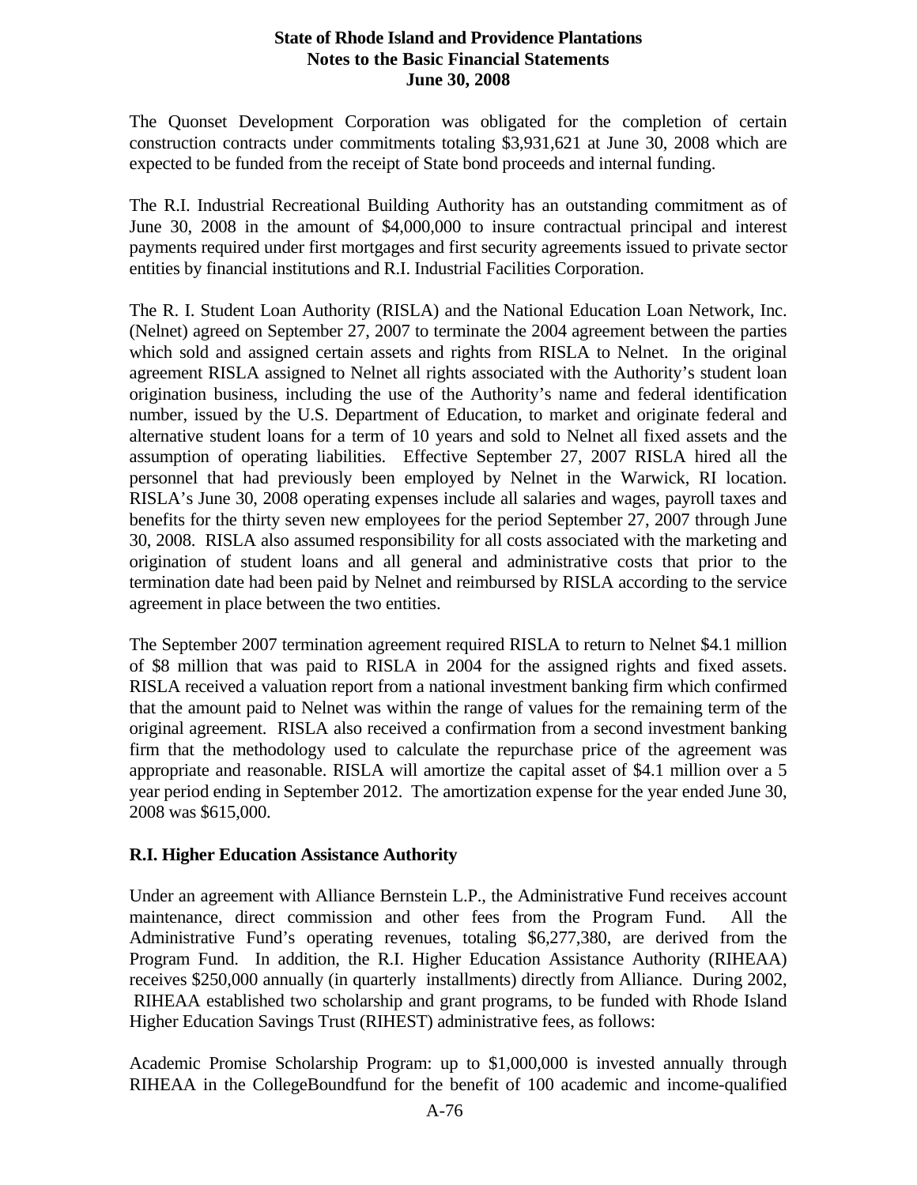The Quonset Development Corporation was obligated for the completion of certain construction contracts under commitments totaling $3,931,621 at June 30, 2008 which are expected to be funded from the receipt of State bond proceeds and internal funding.

The R.I. Industrial Recreational Building Authority has an outstanding commitment as of June 30, 2008 in the amount of $4,000,000 to insure contractual principal and interest payments required under first mortgages and first security agreements issued to private sector entities by financial institutions and R.I. Industrial Facilities Corporation.

The R. I. Student Loan Authority (RISLA) and the National Education Loan Network, Inc. (Nelnet) agreed on September 27, 2007 to terminate the 2004 agreement between the parties which sold and assigned certain assets and rights from RISLA to Nelnet. In the original agreement RISLA assigned to Nelnet all rights associated with the Authority's student loan origination business, including the use of the Authority's name and federal identification number, issued by the U.S. Department of Education, to market and originate federal and alternative student loans for a term of 10 years and sold to Nelnet all fixed assets and the assumption of operating liabilities. Effective September 27, 2007 RISLA hired all the personnel that had previously been employed by Nelnet in the Warwick, RI location. RISLA's June 30, 2008 operating expenses include all salaries and wages, payroll taxes and benefits for the thirty seven new employees for the period September 27, 2007 through June 30, 2008. RISLA also assumed responsibility for all costs associated with the marketing and origination of student loans and all general and administrative costs that prior to the termination date had been paid by Nelnet and reimbursed by RISLA according to the service agreement in place between the two entities.

The September 2007 termination agreement required RISLA to return to Nelnet $4.1 million of $8 million that was paid to RISLA in 2004 for the assigned rights and fixed assets. RISLA received a valuation report from a national investment banking firm which confirmed that the amount paid to Nelnet was within the range of values for the remaining term of the original agreement. RISLA also received a confirmation from a second investment banking firm that the methodology used to calculate the repurchase price of the agreement was appropriate and reasonable. RISLA will amortize the capital asset of $4.1 million over a 5 year period ending in September 2012. The amortization expense for the year ended June 30, 2008 was $615,000.

**R.I. Higher Education Assistance Authority**

Under an agreement with Alliance Bernstein L.P., the Administrative Fund receives account maintenance, direct commission and other fees from the Program Fund. All the Administrative Fund's operating revenues, totaling $6,277,380, are derived from the Program Fund. In addition, the R.I. Higher Education Assistance Authority (RIHEAA) receives $250,000 annually (in quarterly installments) directly from Alliance. During 2002, RIHEAA established two scholarship and grant programs, to be funded with Rhode Island Higher Education Savings Trust (RIHEST) administrative fees, as follows:

Academic Promise Scholarship Program: up to $1,000,000 is invested annually through RIHEAA in the CollegeBoundfund for the benefit of 100 academic and income-qualified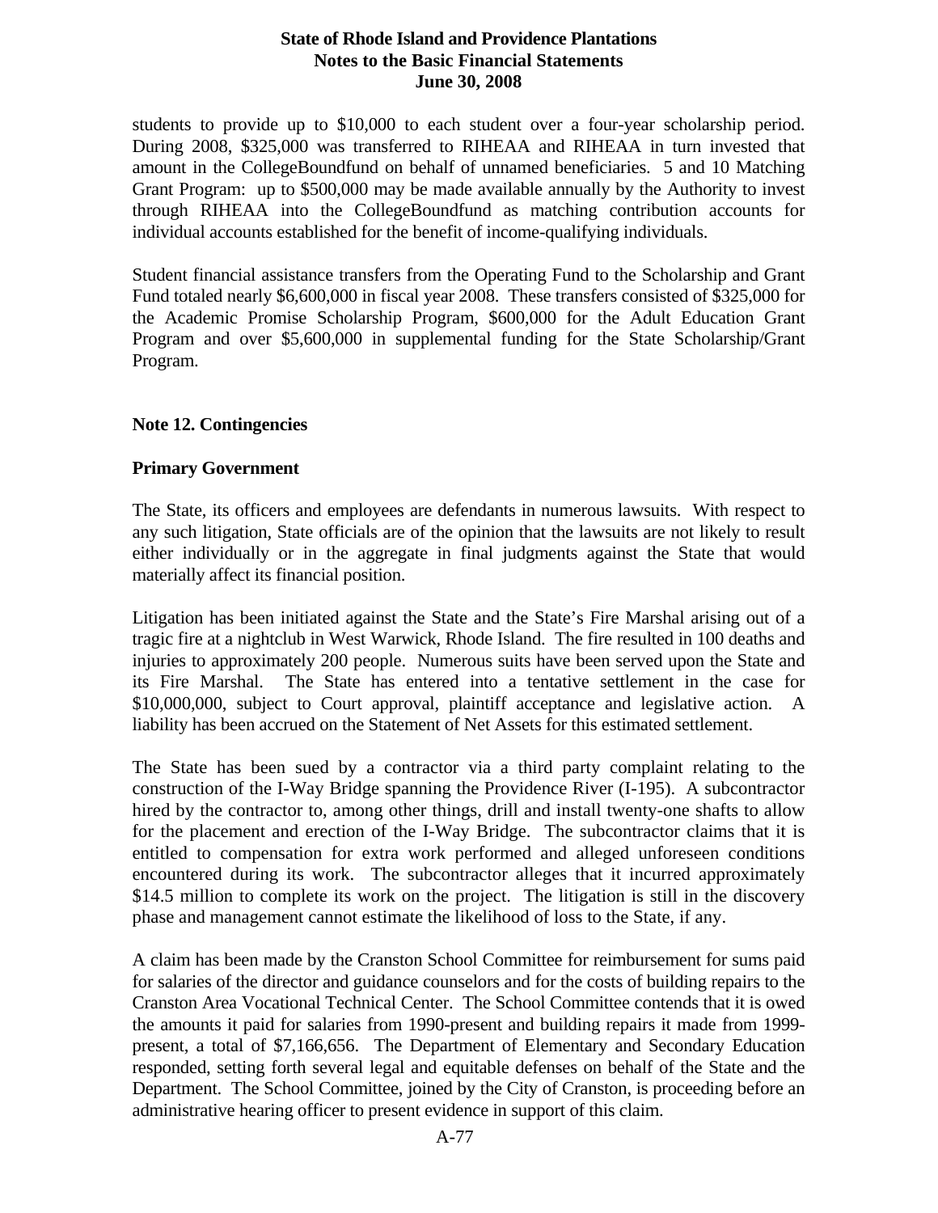students to provide up to \$10,000 to each student over a four-year scholarship period. During 2008, \$325,000 was transferred to RIHEAA and RIHEAA in turn invested that amount in the CollegeBoundfund on behalf of unnamed beneficiaries. 5 and 10 Matching Grant Program: up to \$500,000 may be made available annually by the Authority to invest through RIHEAA into the CollegeBoundfund as matching contribution accounts for individual accounts established for the benefit of income-qualifying individuals.

Student financial assistance transfers from the Operating Fund to the Scholarship and Grant Fund totaled nearly \$6,600,000 in fiscal year 2008. These transfers consisted of \$325,000 for the Academic Promise Scholarship Program, \$600,000 for the Adult Education Grant Program and over \$5,600,000 in supplemental funding for the State Scholarship/Grant Program.

## Note 12. Contingencies

### Primary Government

The State, its officers and employees are defendants in numerous lawsuits. With respect to any such litigation, State officials are of the opinion that the lawsuits are not likely to result either individually or in the aggregate in final judgments against the State that would materially affect its financial position.

Litigation has been initiated against the State and the State's Fire Marshal arising out of a tragic fire at a nightclub in West Warwick, Rhode Island. The fire resulted in 100 deaths and injuries to approximately 200 people. Numerous suits have been served upon the State and its Fire Marshal. The State has entered into a tentative settlement in the case for \$10,000,000, subject to Court approval, plaintiff acceptance and legislative action. A liability has been accrued on the Statement of Net Assets for this estimated settlement.

The State has been sued by a contractor via a third party complaint relating to the construction of the I-Way Bridge spanning the Providence River (I-195). A subcontractor hired by the contractor to, among other things, drill and install twenty-one shafts to allow for the placement and erection of the I-Way Bridge. The subcontractor claims that it is entitled to compensation for extra work performed and alleged unforeseen conditions encountered during its work. The subcontractor alleges that it incurred approximately \$14.5 million to complete its work on the project. The litigation is still in the discovery phase and management cannot estimate the likelihood of loss to the State, if any.

A claim has been made by the Cranston School Committee for reimbursement for sums paid for salaries of the director and guidance counselors and for the costs of building repairs to the Cranston Area Vocational Technical Center. The School Committee contends that it is owed the amounts it paid for salaries from 1990-present and building repairs it made from 1999-present, a total of \$7,166,656. The Department of Elementary and Secondary Education responded, setting forth several legal and equitable defenses on behalf of the State and the Department. The School Committee, joined by the City of Cranston, is proceeding before an administrative hearing officer to present evidence in support of this claim.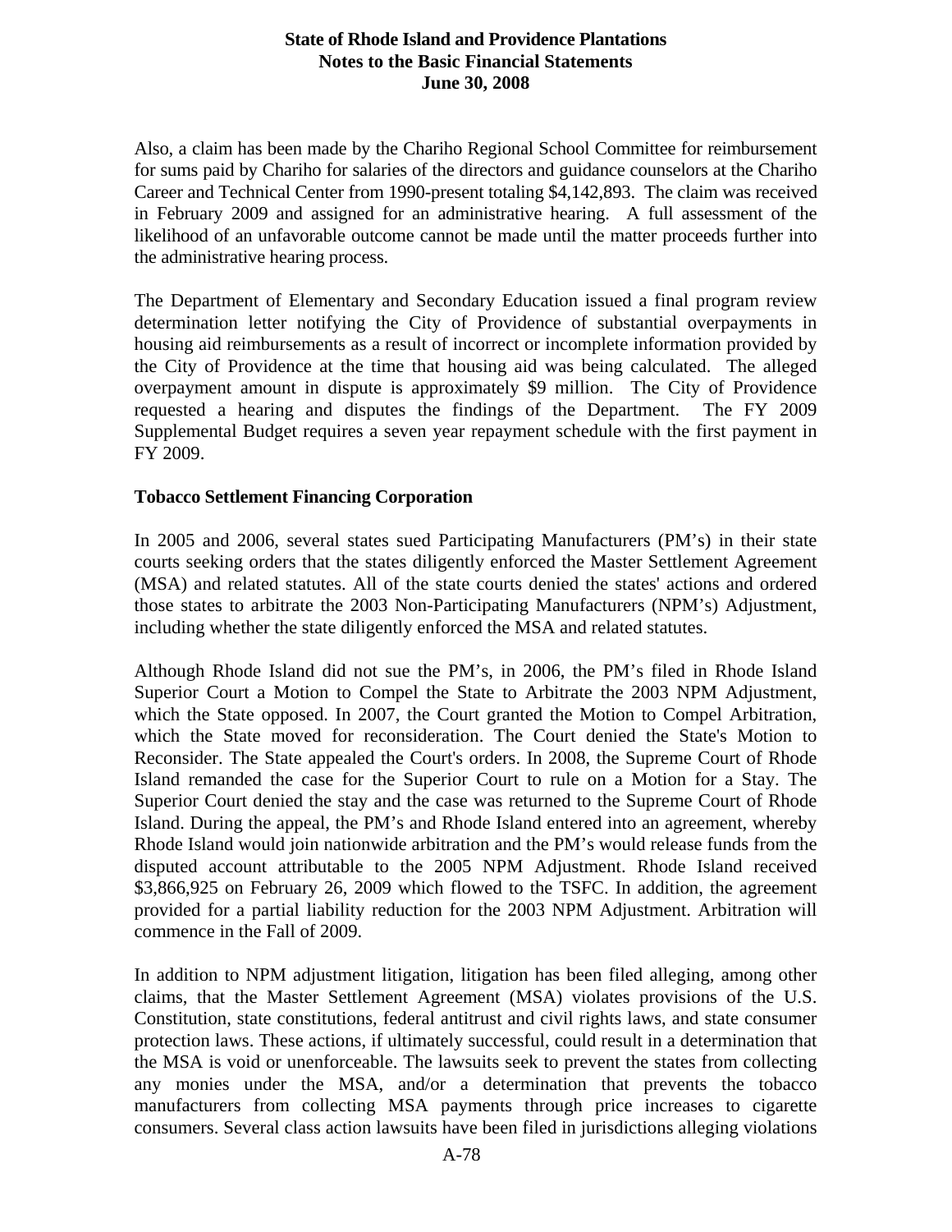Also, a claim has been made by the Chariho Regional School Committee for reimbursement for sums paid by Chariho for salaries of the directors and guidance counselors at the Chariho Career and Technical Center from 1990-present totaling $4,142,893. The claim was received in February 2009 and assigned for an administrative hearing. A full assessment of the likelihood of an unfavorable outcome cannot be made until the matter proceeds further into the administrative hearing process.

The Department of Elementary and Secondary Education issued a final program review determination letter notifying the City of Providence of substantial overpayments in housing aid reimbursements as a result of incorrect or incomplete information provided by the City of Providence at the time that housing aid was being calculated. The alleged overpayment amount in dispute is approximately $9 million. The City of Providence requested a hearing and disputes the findings of the Department. The FY 2009 Supplemental Budget requires a seven year repayment schedule with the first payment in FY 2009.

**Tobacco Settlement Financing Corporation**

In 2005 and 2006, several states sued Participating Manufacturers (PM's) in their state courts seeking orders that the states diligently enforced the Master Settlement Agreement (MSA) and related statutes. All of the state courts denied the states' actions and ordered those states to arbitrate the 2003 Non-Participating Manufacturers (NPM's) Adjustment, including whether the state diligently enforced the MSA and related statutes.

Although Rhode Island did not sue the PM's, in 2006, the PM's filed in Rhode Island Superior Court a Motion to Compel the State to Arbitrate the 2003 NPM Adjustment, which the State opposed. In 2007, the Court granted the Motion to Compel Arbitration, which the State moved for reconsideration. The Court denied the State's Motion to Reconsider. The State appealed the Court's orders. In 2008, the Supreme Court of Rhode Island remanded the case for the Superior Court to rule on a Motion for a Stay. The Superior Court denied the stay and the case was returned to the Supreme Court of Rhode Island. During the appeal, the PM's and Rhode Island entered into an agreement, whereby Rhode Island would join nationwide arbitration and the PM's would release funds from the disputed account attributable to the 2005 NPM Adjustment. Rhode Island received $3,866,925 on February 26, 2009 which flowed to the TSFC. In addition, the agreement provided for a partial liability reduction for the 2003 NPM Adjustment. Arbitration will commence in the Fall of 2009.

In addition to NPM adjustment litigation, litigation has been filed alleging, among other claims, that the Master Settlement Agreement (MSA) violates provisions of the U.S. Constitution, state constitutions, federal antitrust and civil rights laws, and state consumer protection laws. These actions, if ultimately successful, could result in a determination that the MSA is void or unenforceable. The lawsuits seek to prevent the states from collecting any monies under the MSA, and/or a determination that prevents the tobacco manufacturers from collecting MSA payments through price increases to cigarette consumers. Several class action lawsuits have been filed in jurisdictions alleging violations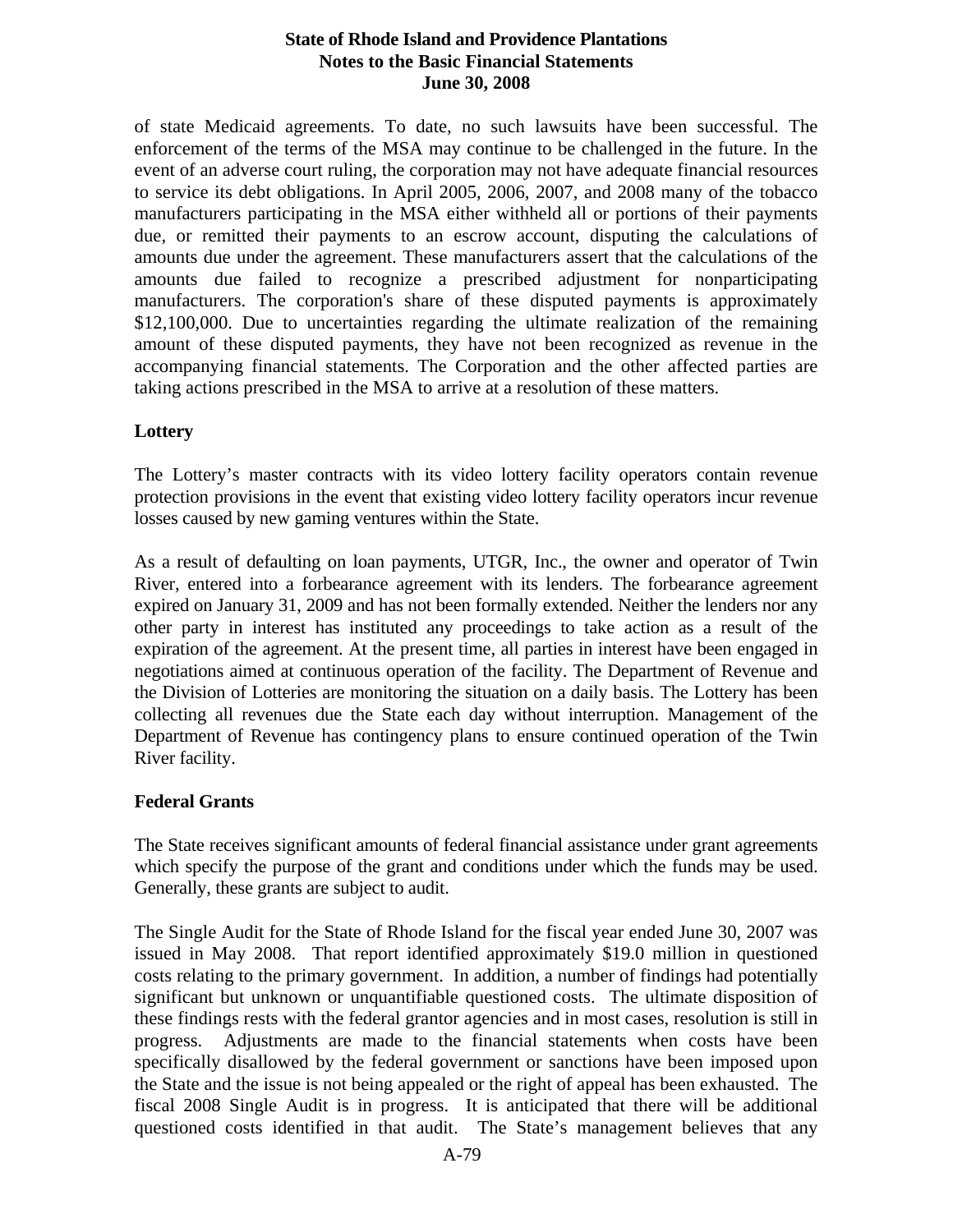of state Medicaid agreements. To date, no such lawsuits have been successful. The enforcement of the terms of the MSA may continue to be challenged in the future. In the event of an adverse court ruling, the corporation may not have adequate financial resources to service its debt obligations. In April 2005, 2006, 2007, and 2008 many of the tobacco manufacturers participating in the MSA either withheld all or portions of their payments due, or remitted their payments to an escrow account, disputing the calculations of amounts due under the agreement. These manufacturers assert that the calculations of the amounts due failed to recognize a prescribed adjustment for nonparticipating manufacturers. The corporation's share of these disputed payments is approximately $12,100,000. Due to uncertainties regarding the ultimate realization of the remaining amount of these disputed payments, they have not been recognized as revenue in the accompanying financial statements. The Corporation and the other affected parties are taking actions prescribed in the MSA to arrive at a resolution of these matters.

**Lottery**

The Lottery's master contracts with its video lottery facility operators contain revenue protection provisions in the event that existing video lottery facility operators incur revenue losses caused by new gaming ventures within the State.

As a result of defaulting on loan payments, UTGR, Inc., the owner and operator of Twin River, entered into a forbearance agreement with its lenders. The forbearance agreement expired on January 31, 2009 and has not been formally extended. Neither the lenders nor any other party in interest has instituted any proceedings to take action as a result of the expiration of the agreement. At the present time, all parties in interest have been engaged in negotiations aimed at continuous operation of the facility. The Department of Revenue and the Division of Lotteries are monitoring the situation on a daily basis. The Lottery has been collecting all revenues due the State each day without interruption. Management of the Department of Revenue has contingency plans to ensure continued operation of the Twin River facility.

**Federal Grants**

The State receives significant amounts of federal financial assistance under grant agreements which specify the purpose of the grant and conditions under which the funds may be used. Generally, these grants are subject to audit.

The Single Audit for the State of Rhode Island for the fiscal year ended June 30, 2007 was issued in May 2008. That report identified approximately $19.0 million in questioned costs relating to the primary government. In addition, a number of findings had potentially significant but unknown or unquantifiable questioned costs. The ultimate disposition of these findings rests with the federal grantor agencies and in most cases, resolution is still in progress. Adjustments are made to the financial statements when costs have been specifically disallowed by the federal government or sanctions have been imposed upon the State and the issue is not being appealed or the right of appeal has been exhausted. The fiscal 2008 Single Audit is in progress. It is anticipated that there will be additional questioned costs identified in that audit. The State's management believes that any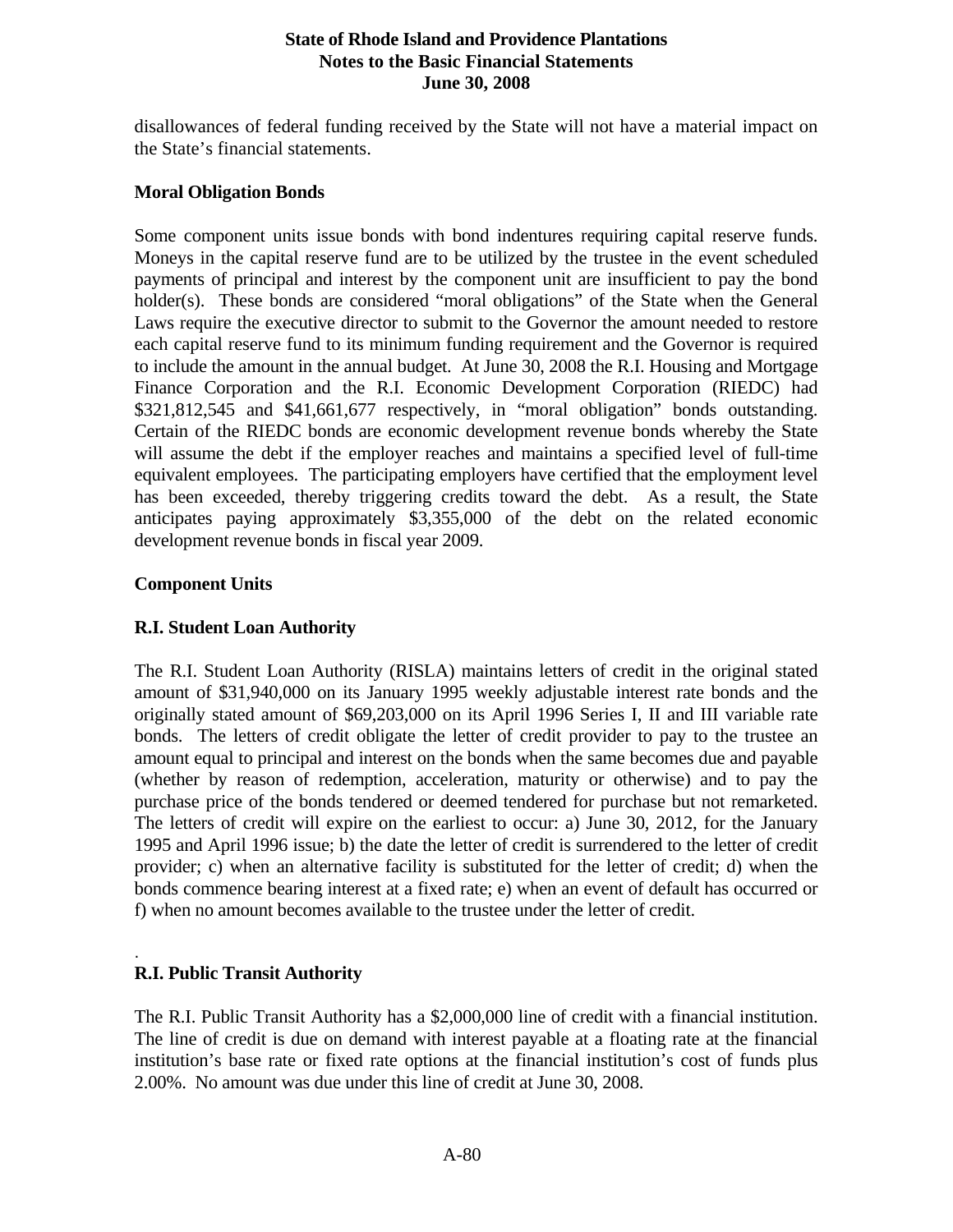disallowances of federal funding received by the State will not have a material impact on the State's financial statements.

**Moral Obligation Bonds**

Some component units issue bonds with bond indentures requiring capital reserve funds. Moneys in the capital reserve fund are to be utilized by the trustee in the event scheduled payments of principal and interest by the component unit are insufficient to pay the bond holder(s). These bonds are considered "moral obligations" of the State when the General Laws require the executive director to submit to the Governor the amount needed to restore each capital reserve fund to its minimum funding requirement and the Governor is required to include the amount in the annual budget. At June 30, 2008 the R.I. Housing and Mortgage Finance Corporation and the R.I. Economic Development Corporation (RIEDC) had $321,812,545 and $41,661,677 respectively, in "moral obligation" bonds outstanding. Certain of the RIEDC bonds are economic development revenue bonds whereby the State will assume the debt if the employer reaches and maintains a specified level of full-time equivalent employees. The participating employers have certified that the employment level has been exceeded, thereby triggering credits toward the debt. As a result, the State anticipates paying approximately $3,355,000 of the debt on the related economic development revenue bonds in fiscal year 2009.

**Component Units**

**R.I. Student Loan Authority**

The R.I. Student Loan Authority (RISLA) maintains letters of credit in the original stated amount of $31,940,000 on its January 1995 weekly adjustable interest rate bonds and the originally stated amount of $69,203,000 on its April 1996 Series I, II and III variable rate bonds. The letters of credit obligate the letter of credit provider to pay to the trustee an amount equal to principal and interest on the bonds when the same becomes due and payable (whether by reason of redemption, acceleration, maturity or otherwise) and to pay the purchase price of the bonds tendered or deemed tendered for purchase but not remarketed. The letters of credit will expire on the earliest to occur: a) June 30, 2012, for the January 1995 and April 1996 issue; b) the date the letter of credit is surrendered to the letter of credit provider; c) when an alternative facility is substituted for the letter of credit; d) when the bonds commence bearing interest at a fixed rate; e) when an event of default has occurred or f) when no amount becomes available to the trustee under the letter of credit.

**R.I. Public Transit Authority**

The R.I. Public Transit Authority has a $2,000,000 line of credit with a financial institution. The line of credit is due on demand with interest payable at a floating rate at the financial institution's base rate or fixed rate options at the financial institution's cost of funds plus 2.00%. No amount was due under this line of credit at June 30, 2008.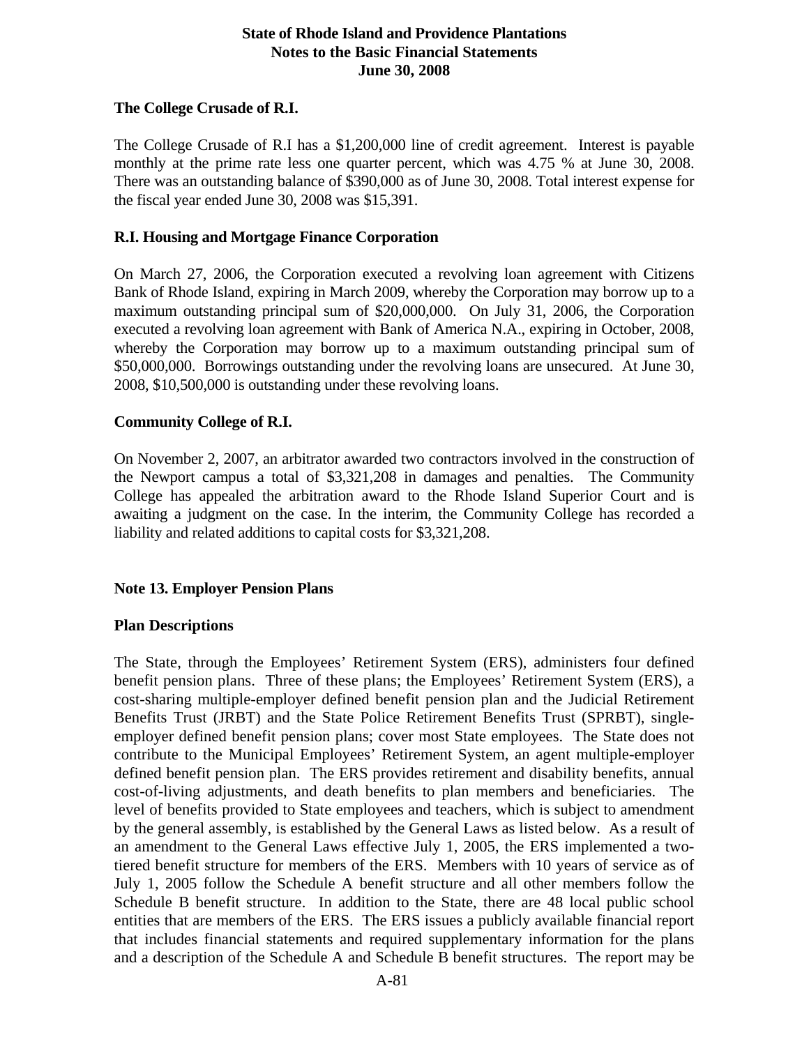### The College Crusade of R.I.

The College Crusade of R.I has a $1,200,000 line of credit agreement. Interest is payable monthly at the prime rate less one quarter percent, which was 4.75 % at June 30, 2008. There was an outstanding balance of $390,000 as of June 30, 2008. Total interest expense for the fiscal year ended June 30, 2008 was $15,391.

### R.I. Housing and Mortgage Finance Corporation

On March 27, 2006, the Corporation executed a revolving loan agreement with Citizens Bank of Rhode Island, expiring in March 2009, whereby the Corporation may borrow up to a maximum outstanding principal sum of $20,000,000. On July 31, 2006, the Corporation executed a revolving loan agreement with Bank of America N.A., expiring in October, 2008, whereby the Corporation may borrow up to a maximum outstanding principal sum of $50,000,000. Borrowings outstanding under the revolving loans are unsecured. At June 30, 2008, $10,500,000 is outstanding under these revolving loans.

### Community College of R.I.

On November 2, 2007, an arbitrator awarded two contractors involved in the construction of the Newport campus a total of $3,321,208 in damages and penalties. The Community College has appealed the arbitration award to the Rhode Island Superior Court and is awaiting a judgment on the case. In the interim, the Community College has recorded a liability and related additions to capital costs for $3,321,208.

## Note 13. Employer Pension Plans

### Plan Descriptions

The State, through the Employees' Retirement System (ERS), administers four defined benefit pension plans. Three of these plans; the Employees' Retirement System (ERS), a cost-sharing multiple-employer defined benefit pension plan and the Judicial Retirement Benefits Trust (JRBT) and the State Police Retirement Benefits Trust (SPRBT), single-employer defined benefit pension plans; cover most State employees. The State does not contribute to the Municipal Employees' Retirement System, an agent multiple-employer defined benefit pension plan. The ERS provides retirement and disability benefits, annual cost-of-living adjustments, and death benefits to plan members and beneficiaries. The level of benefits provided to State employees and teachers, which is subject to amendment by the general assembly, is established by the General Laws as listed below. As a result of an amendment to the General Laws effective July 1, 2005, the ERS implemented a two-tiered benefit structure for members of the ERS. Members with 10 years of service as of July 1, 2005 follow the Schedule A benefit structure and all other members follow the Schedule B benefit structure. In addition to the State, there are 48 local public school entities that are members of the ERS. The ERS issues a publicly available financial report that includes financial statements and required supplementary information for the plans and a description of the Schedule A and Schedule B benefit structures. The report may be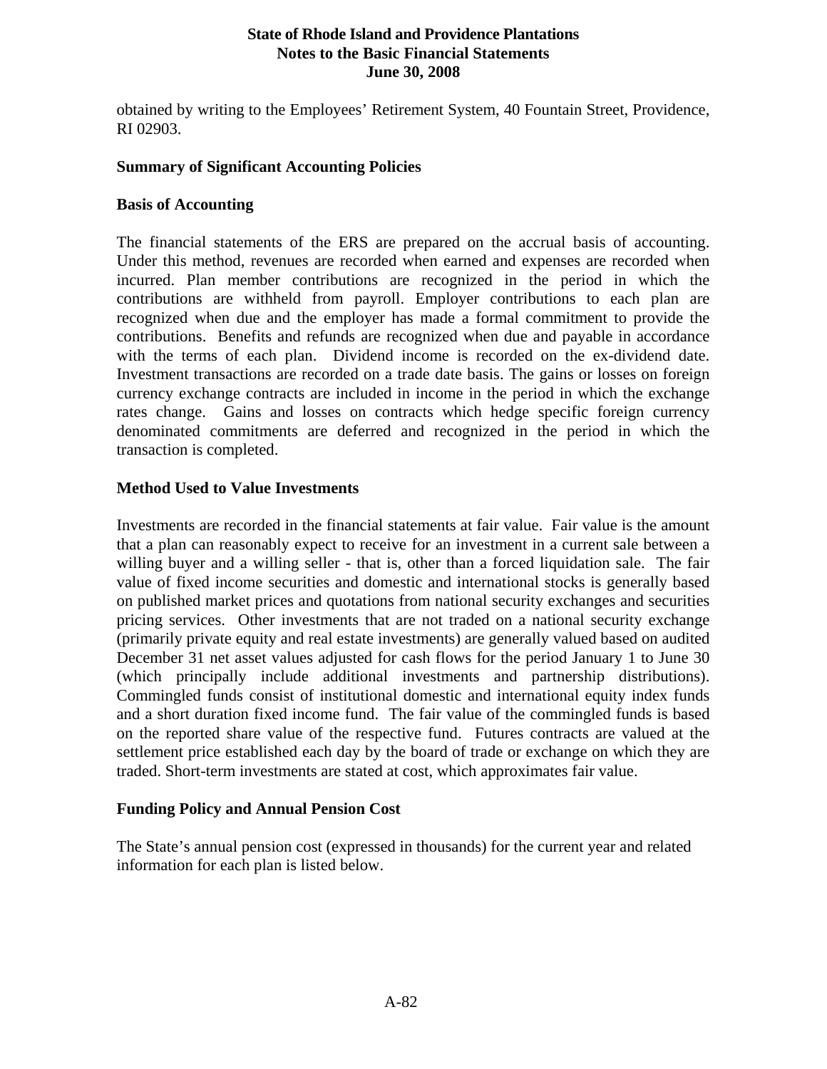obtained by writing to the Employees' Retirement System, 40 Fountain Street, Providence, RI 02903.

**Summary of Significant Accounting Policies**

**Basis of Accounting**

The financial statements of the ERS are prepared on the accrual basis of accounting. Under this method, revenues are recorded when earned and expenses are recorded when incurred. Plan member contributions are recognized in the period in which the contributions are withheld from payroll. Employer contributions to each plan are recognized when due and the employer has made a formal commitment to provide the contributions. Benefits and refunds are recognized when due and payable in accordance with the terms of each plan. Dividend income is recorded on the ex-dividend date. Investment transactions are recorded on a trade date basis. The gains or losses on foreign currency exchange contracts are included in income in the period in which the exchange rates change. Gains and losses on contracts which hedge specific foreign currency denominated commitments are deferred and recognized in the period in which the transaction is completed.

**Method Used to Value Investments**

Investments are recorded in the financial statements at fair value. Fair value is the amount that a plan can reasonably expect to receive for an investment in a current sale between a willing buyer and a willing seller - that is, other than a forced liquidation sale. The fair value of fixed income securities and domestic and international stocks is generally based on published market prices and quotations from national security exchanges and securities pricing services. Other investments that are not traded on a national security exchange (primarily private equity and real estate investments) are generally valued based on audited December 31 net asset values adjusted for cash flows for the period January 1 to June 30 (which principally include additional investments and partnership distributions). Commingled funds consist of institutional domestic and international equity index funds and a short duration fixed income fund. The fair value of the commingled funds is based on the reported share value of the respective fund. Futures contracts are valued at the settlement price established each day by the board of trade or exchange on which they are traded. Short-term investments are stated at cost, which approximates fair value.

**Funding Policy and Annual Pension Cost**

The State's annual pension cost (expressed in thousands) for the current year and related information for each plan is listed below.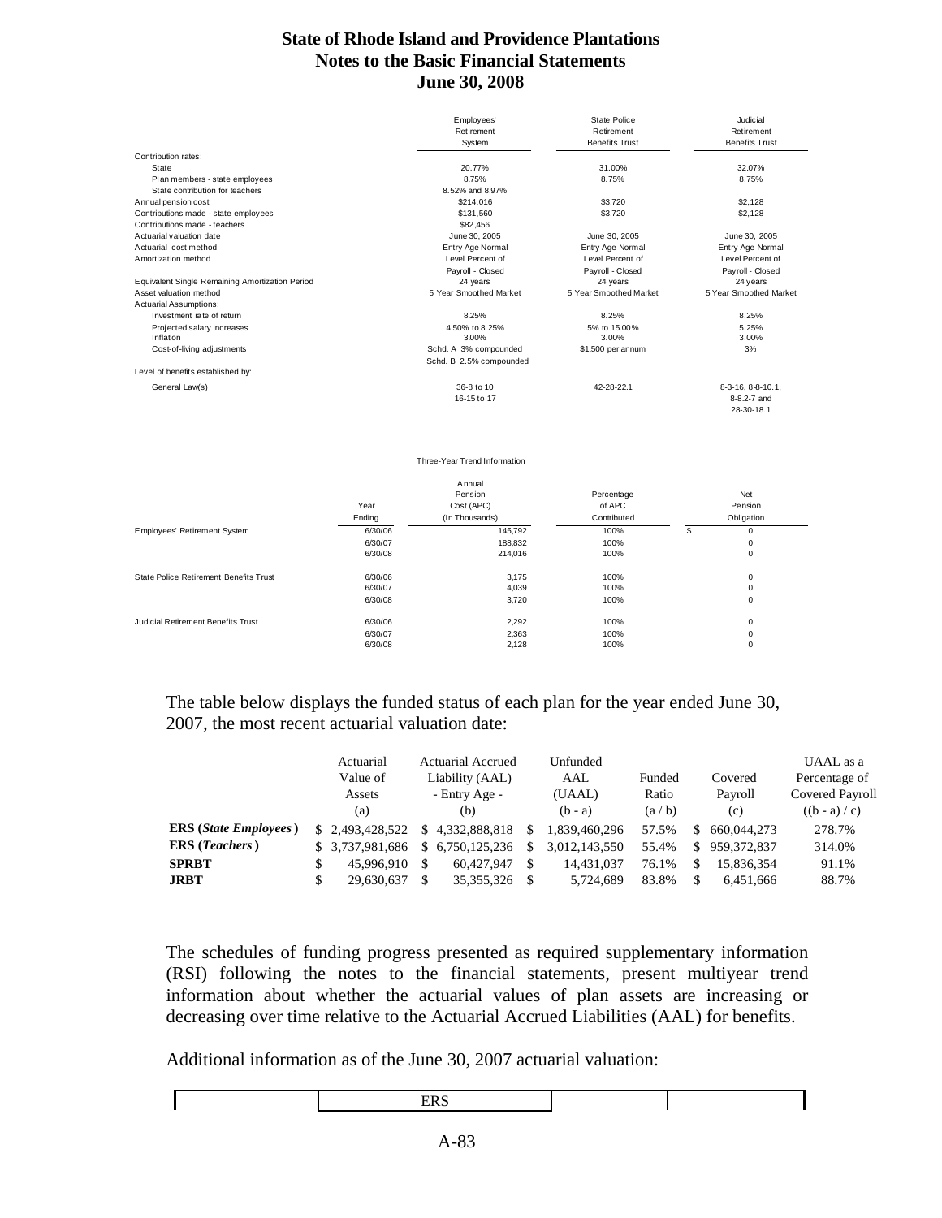# State of Rhode Island and Providence Plantations
## Notes to the Basic Financial Statements
## June 30, 2008

| | Employees' Retirement System | State Police Retirement Benefits Trust | Judicial Retirement Benefits Trust |
|---|---|---|---|
| Contribution rates: | | | |
| State | 20.77% | 31.00% | 32.07% |
| Plan members - state employees | 8.75% | 8.75% | 8.75% |
| State contribution for teachers | 8.52% and 8.97% | | |
| Annual pension cost | $214,016 | $3,720 | $2,128 |
| Contributions made - state employees | $131,560 | $3,720 | $2,128 |
| Contributions made - teachers | $82,456 | | |
| Actuarial valuation date | June 30, 2005 | June 30, 2005 | June 30, 2005 |
| Actuarial cost method | Entry Age Normal | Entry Age Normal | Entry Age Normal |
| Amortization method | Level Percent of Payroll - Closed | Level Percent of Payroll - Closed | Level Percent of Payroll - Closed |
| Equivalent Single Remaining Amortization Period | 24 years | 24 years | 24 years |
| Asset valuation method | 5 Year Smoothed Market | 5 Year Smoothed Market | 5 Year Smoothed Market |
| Actuarial Assumptions: | | | |
| Investment rate of return | 8.25% | 8.25% | 8.25% |
| Projected salary increases | 4.50% to 8.25% | 5% to 15.00% | 5.25% |
| Inflation | 3.00% | 3.00% | 3.00% |
| Cost-of-living adjustments | Schd. A 3% compounded<br>Schd. B 2.5% compounded | $1,500 per annum | 3% |
| Level of benefits established by: | | | |
| General Law(s) | 36-8 to 10<br>16-15 to 17 | 42-28-22.1 | 8-3-16, 8-8-10.1,<br>8-8.2-7 and<br>28-30-18.1 |

Three-Year Trend Information

| | Year Ending | Annual Pension Cost (APC) (In Thousands) | Percentage of APC Contributed | Net Pension Obligation |
|---|---|---|---|---|
| Employees' Retirement System | 6/30/06 | 145,792 | 100% | $ 0 |
| | 6/30/07 | 188,832 | 100% | 0 |
| | 6/30/08 | 214,016 | 100% | 0 |
| State Police Retirement Benefits Trust | 6/30/06 | 3,175 | 100% | 0 |
| | 6/30/07 | 4,039 | 100% | 0 |
| | 6/30/08 | 3,720 | 100% | 0 |
| Judicial Retirement Benefits Trust | 6/30/06 | 2,292 | 100% | 0 |
| | 6/30/07 | 2,363 | 100% | 0 |
| | 6/30/08 | 2,128 | 100% | 0 |

The table below displays the funded status of each plan for the year ended June 30, 2007, the most recent actuarial valuation date:

| | Actuarial Value of Assets (a) | Actuarial Accrued Liability (AAL) - Entry Age - (b) | Unfunded AAL (UAAL) (b - a) | Funded Ratio (a / b) | Covered Payroll (c) | UAAL as a Percentage of Covered Payroll ((b - a) / c) |
|---|---|---|---|---|---|---|
| **ERS (*State Employees*)** | $ 2,493,428,522 | $ 4,332,888,818 | $ 1,839,460,296 | 57.5% | $ 660,044,273 | 278.7% |
| **ERS (*Teachers*)** | $ 3,737,981,686 | $ 6,750,125,236 | $ 3,012,143,550 | 55.4% | $ 959,372,837 | 314.0% |
| **SPRBT** | $ 45,996,910 | $ 60,427,947 | $ 14,431,037 | 76.1% | $ 15,836,354 | 91.1% |
| **JRBT** | $ 29,630,637 | $ 35,355,326 | $ 5,724,689 | 83.8% | $ 6,451,666 | 88.7% |

The schedules of funding progress presented as required supplementary information (RSI) following the notes to the financial statements, present multiyear trend information about whether the actuarial values of plan assets are increasing or decreasing over time relative to the Actuarial Accrued Liabilities (AAL) for benefits.

Additional information as of the June 30, 2007 actuarial valuation:

| | ERS | | |
|---|---|---|---|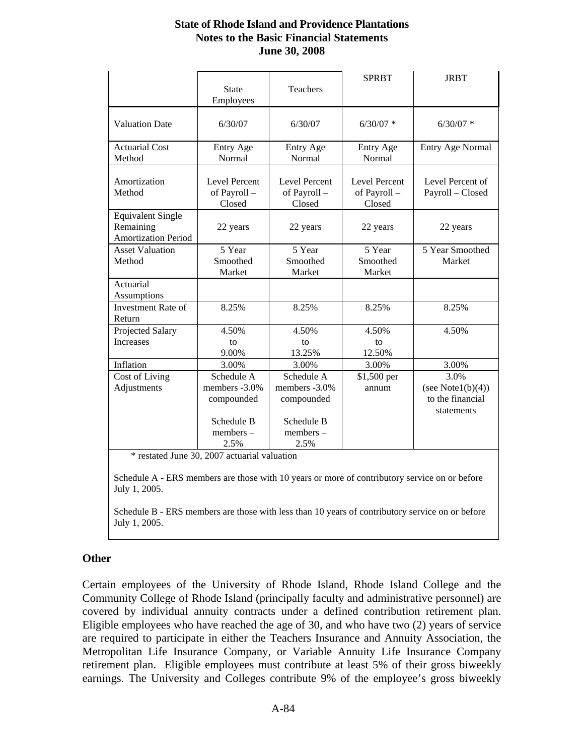| | State Employees | Teachers | SPRBT | JRBT |
|---|---|---|---|---|
| Valuation Date | 6/30/07 | 6/30/07 | 6/30/07 * | 6/30/07 * |
| Actuarial Cost Method | Entry Age Normal | Entry Age Normal | Entry Age Normal | Entry Age Normal |
| Amortization Method | Level Percent of Payroll – Closed | Level Percent of Payroll – Closed | Level Percent of Payroll – Closed | Level Percent of Payroll – Closed |
| Equivalent Single Remaining Amortization Period | 22 years | 22 years | 22 years | 22 years |
| Asset Valuation Method | 5 Year Smoothed Market | 5 Year Smoothed Market | 5 Year Smoothed Market | 5 Year Smoothed Market |
| Actuarial Assumptions | | | | |
| Investment Rate of Return | 8.25% | 8.25% | 8.25% | 8.25% |
| Projected Salary Increases | 4.50% to 9.00% | 4.50% to 13.25% | 4.50% to 12.50% | 4.50% |
| Inflation | 3.00% | 3.00% | 3.00% | 3.00% |
| Cost of Living Adjustments | Schedule A members -3.0% compounded<br><br>Schedule B members – 2.5% | Schedule A members -3.0% compounded<br><br>Schedule B members – 2.5% | $1,500 per annum | 3.0% (see Note1(b)(4)) to the financial statements |

\* restated June 30, 2007 actuarial valuation

Schedule A - ERS members are those with 10 years or more of contributory service on or before July 1, 2005.

Schedule B - ERS members are those with less than 10 years of contributory service on or before July 1, 2005.

## Other

Certain employees of the University of Rhode Island, Rhode Island College and the Community College of Rhode Island (principally faculty and administrative personnel) are covered by individual annuity contracts under a defined contribution retirement plan. Eligible employees who have reached the age of 30, and who have two (2) years of service are required to participate in either the Teachers Insurance and Annuity Association, the Metropolitan Life Insurance Company, or Variable Annuity Life Insurance Company retirement plan. Eligible employees must contribute at least 5% of their gross biweekly earnings. The University and Colleges contribute 9% of the employee's gross biweekly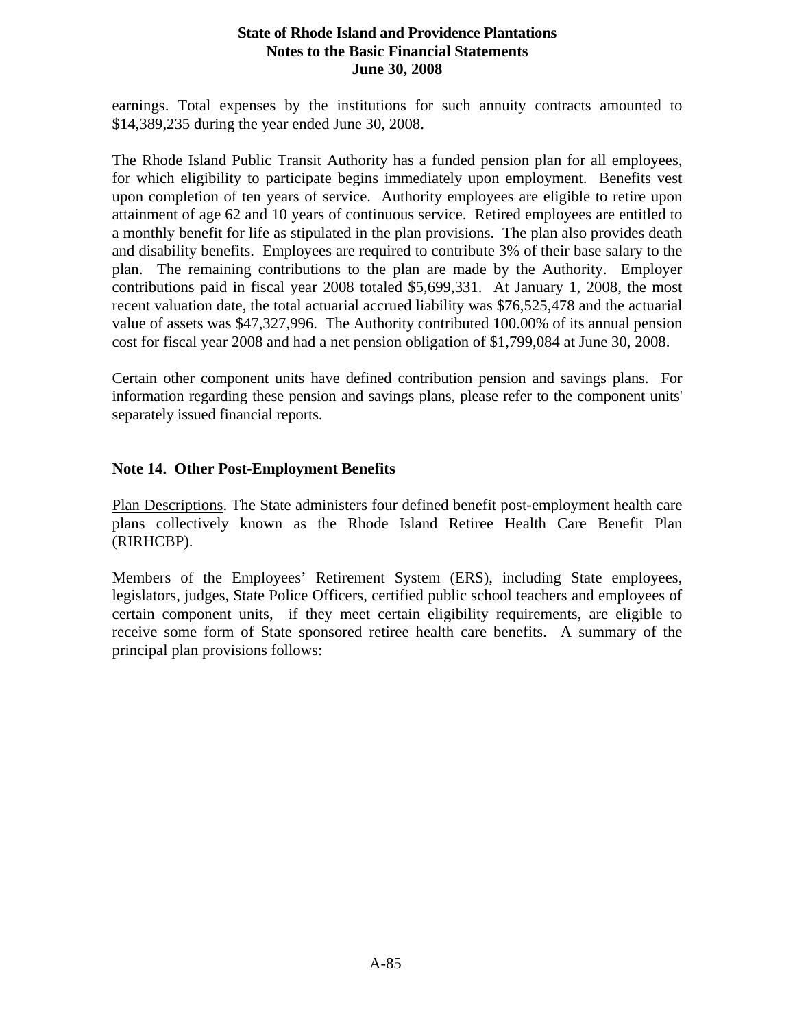earnings. Total expenses by the institutions for such annuity contracts amounted to $14,389,235 during the year ended June 30, 2008.

The Rhode Island Public Transit Authority has a funded pension plan for all employees, for which eligibility to participate begins immediately upon employment. Benefits vest upon completion of ten years of service. Authority employees are eligible to retire upon attainment of age 62 and 10 years of continuous service. Retired employees are entitled to a monthly benefit for life as stipulated in the plan provisions. The plan also provides death and disability benefits. Employees are required to contribute 3% of their base salary to the plan. The remaining contributions to the plan are made by the Authority. Employer contributions paid in fiscal year 2008 totaled $5,699,331. At January 1, 2008, the most recent valuation date, the total actuarial accrued liability was $76,525,478 and the actuarial value of assets was $47,327,996. The Authority contributed 100.00% of its annual pension cost for fiscal year 2008 and had a net pension obligation of $1,799,084 at June 30, 2008.

Certain other component units have defined contribution pension and savings plans. For information regarding these pension and savings plans, please refer to the component units' separately issued financial reports.

## Note 14. Other Post-Employment Benefits

Plan Descriptions. The State administers four defined benefit post-employment health care plans collectively known as the Rhode Island Retiree Health Care Benefit Plan (RIRHCBP).

Members of the Employees' Retirement System (ERS), including State employees, legislators, judges, State Police Officers, certified public school teachers and employees of certain component units, if they meet certain eligibility requirements, are eligible to receive some form of State sponsored retiree health care benefits. A summary of the principal plan provisions follows: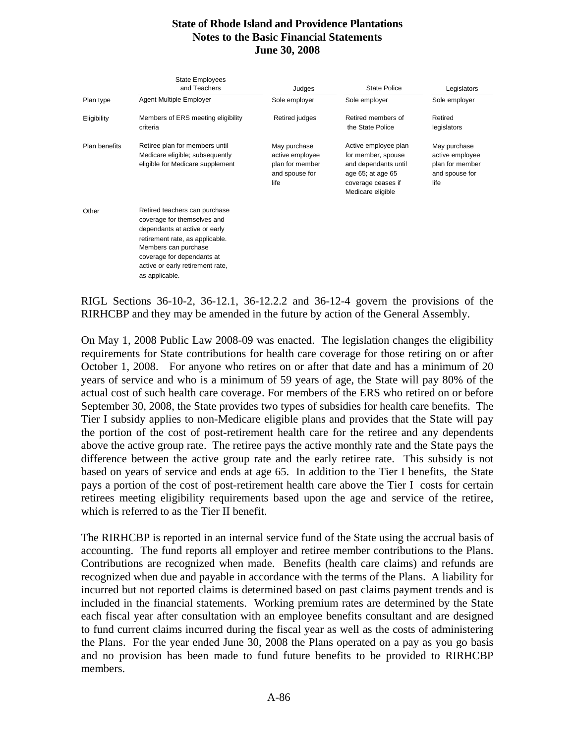|  | State Employees and Teachers | Judges | State Police | Legislators |
|---|---|---|---|---|
| Plan type | Agent Multiple Employer | Sole employer | Sole employer | Sole employer |
| Eligibility | Members of ERS meeting eligibility criteria | Retired judges | Retired members of the State Police | Retired legislators |
| Plan benefits | Retiree plan for members until Medicare eligible; subsequently eligible for Medicare supplement | May purchase active employee plan for member and spouse for life | Active employee plan for member, spouse and dependants until age 65; at age 65 coverage ceases if Medicare eligible | May purchase active employee plan for member and spouse for life |
| Other | Retired teachers can purchase coverage for themselves and dependants at active or early retirement rate, as applicable. Members can purchase coverage for dependants at active or early retirement rate, as applicable. |  |  |  |

RIGL Sections 36-10-2, 36-12.1, 36-12.2.2 and 36-12-4 govern the provisions of the RIRHCBP and they may be amended in the future by action of the General Assembly.

On May 1, 2008 Public Law 2008-09 was enacted. The legislation changes the eligibility requirements for State contributions for health care coverage for those retiring on or after October 1, 2008. For anyone who retires on or after that date and has a minimum of 20 years of service and who is a minimum of 59 years of age, the State will pay 80% of the actual cost of such health care coverage. For members of the ERS who retired on or before September 30, 2008, the State provides two types of subsidies for health care benefits. The Tier I subsidy applies to non-Medicare eligible plans and provides that the State will pay the portion of the cost of post-retirement health care for the retiree and any dependents above the active group rate. The retiree pays the active monthly rate and the State pays the difference between the active group rate and the early retiree rate. This subsidy is not based on years of service and ends at age 65. In addition to the Tier I benefits, the State pays a portion of the cost of post-retirement health care above the Tier I costs for certain retirees meeting eligibility requirements based upon the age and service of the retiree, which is referred to as the Tier II benefit.

The RIRHCBP is reported in an internal service fund of the State using the accrual basis of accounting. The fund reports all employer and retiree member contributions to the Plans. Contributions are recognized when made. Benefits (health care claims) and refunds are recognized when due and payable in accordance with the terms of the Plans. A liability for incurred but not reported claims is determined based on past claims payment trends and is included in the financial statements. Working premium rates are determined by the State each fiscal year after consultation with an employee benefits consultant and are designed to fund current claims incurred during the fiscal year as well as the costs of administering the Plans. For the year ended June 30, 2008 the Plans operated on a pay as you go basis and no provision has been made to fund future benefits to be provided to RIRHCBP members.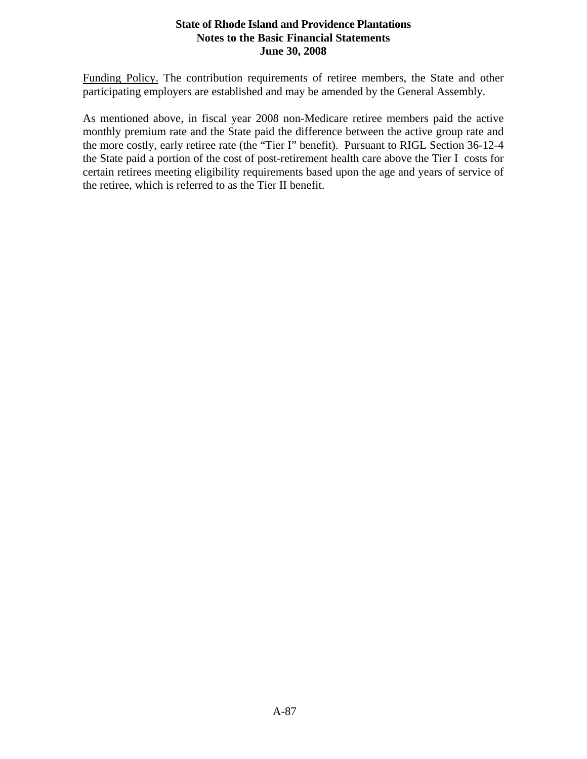Funding Policy. The contribution requirements of retiree members, the State and other participating employers are established and may be amended by the General Assembly.

As mentioned above, in fiscal year 2008 non-Medicare retiree members paid the active monthly premium rate and the State paid the difference between the active group rate and the more costly, early retiree rate (the "Tier I" benefit). Pursuant to RIGL Section 36-12-4 the State paid a portion of the cost of post-retirement health care above the Tier I costs for certain retirees meeting eligibility requirements based upon the age and years of service of the retiree, which is referred to as the Tier II benefit.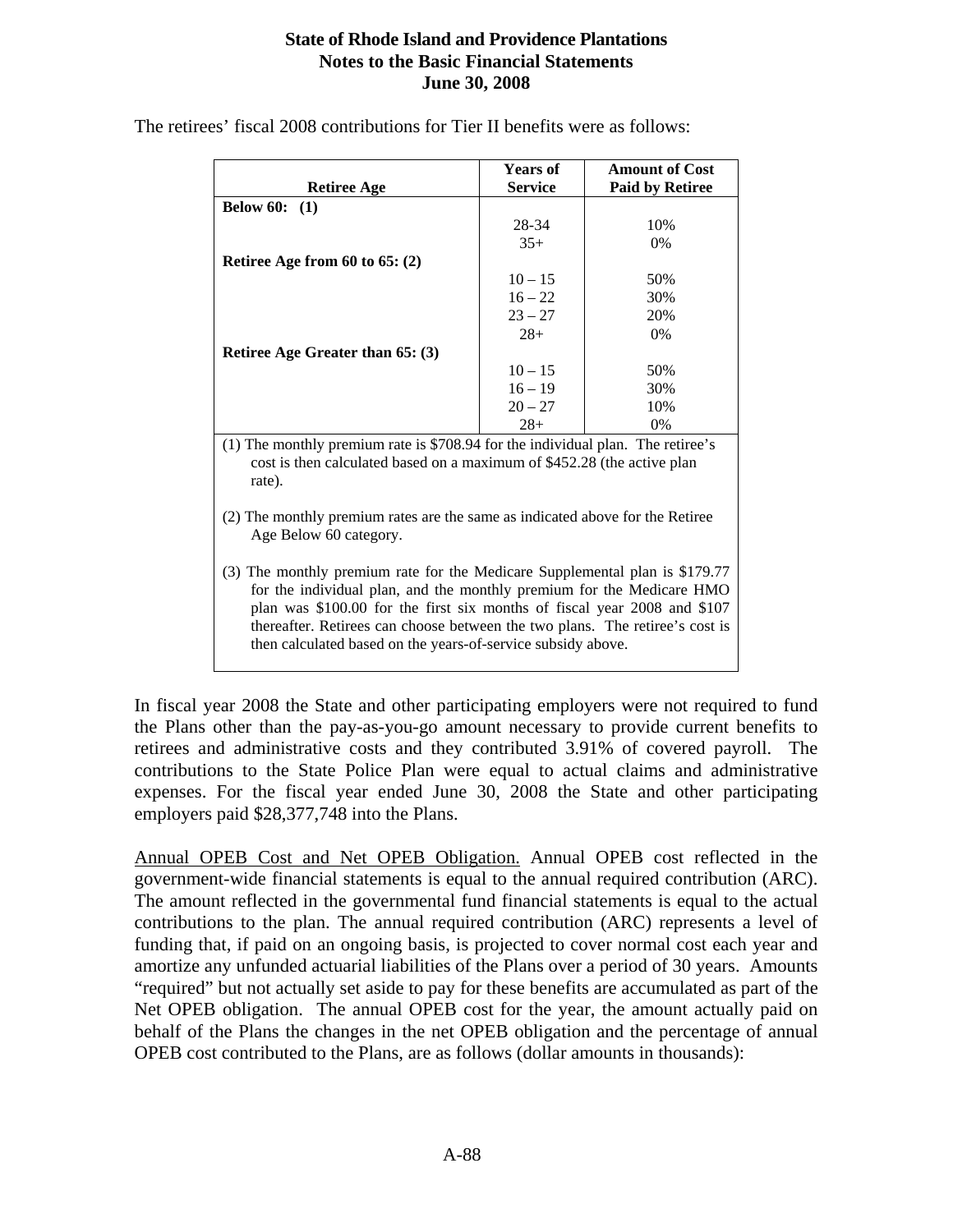The retirees' fiscal 2008 contributions for Tier II benefits were as follows:

| Retiree Age | Years of Service | Amount of Cost Paid by Retiree |
|---|---|---|
| **Below 60: (1)** | | |
| | 28-34 | 10% |
| | 35+ | 0% |
| **Retiree Age from 60 to 65: (2)** | | |
| | 10 – 15 | 50% |
| | 16 – 22 | 30% |
| | 23 – 27 | 20% |
| | 28+ | 0% |
| **Retiree Age Greater than 65: (3)** | | |
| | 10 – 15 | 50% |
| | 16 – 19 | 30% |
| | 20 – 27 | 10% |
| | 28+ | 0% |

(1) The monthly premium rate is $708.94 for the individual plan. The retiree's cost is then calculated based on a maximum of $452.28 (the active plan rate).

(2) The monthly premium rates are the same as indicated above for the Retiree Age Below 60 category.

(3) The monthly premium rate for the Medicare Supplemental plan is $179.77 for the individual plan, and the monthly premium for the Medicare HMO plan was $100.00 for the first six months of fiscal year 2008 and $107 thereafter. Retirees can choose between the two plans. The retiree's cost is then calculated based on the years-of-service subsidy above.

In fiscal year 2008 the State and other participating employers were not required to fund the Plans other than the pay-as-you-go amount necessary to provide current benefits to retirees and administrative costs and they contributed 3.91% of covered payroll. The contributions to the State Police Plan were equal to actual claims and administrative expenses. For the fiscal year ended June 30, 2008 the State and other participating employers paid $28,377,748 into the Plans.

Annual OPEB Cost and Net OPEB Obligation. Annual OPEB cost reflected in the government-wide financial statements is equal to the annual required contribution (ARC). The amount reflected in the governmental fund financial statements is equal to the actual contributions to the plan. The annual required contribution (ARC) represents a level of funding that, if paid on an ongoing basis, is projected to cover normal cost each year and amortize any unfunded actuarial liabilities of the Plans over a period of 30 years. Amounts "required" but not actually set aside to pay for these benefits are accumulated as part of the Net OPEB obligation. The annual OPEB cost for the year, the amount actually paid on behalf of the Plans the changes in the net OPEB obligation and the percentage of annual OPEB cost contributed to the Plans, are as follows (dollar amounts in thousands):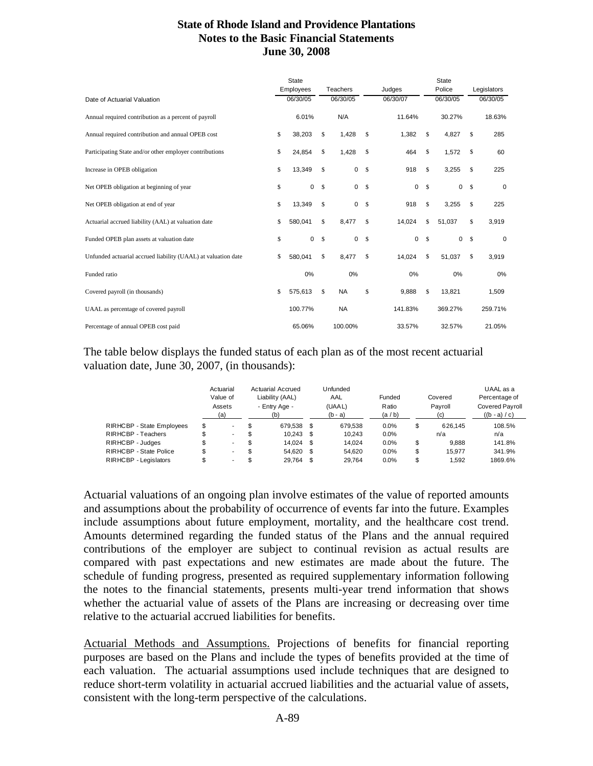# State of Rhode Island and Providence Plantations
## Notes to the Basic Financial Statements
## June 30, 2008

| | State Employees | Teachers | Judges | State Police | Legislators |
|---|---|---|---|---|---|
| Date of Actuarial Valuation | 06/30/05 | 06/30/05 | 06/30/07 | 06/30/05 | 06/30/05 |
| Annual required contribution as a percent of payroll | 6.01% | N/A | 11.64% | 30.27% | 18.63% |
| Annual required contribution and annual OPEB cost | $ 38,203 | $ 1,428 | $ 1,382 | $ 4,827 | $ 285 |
| Participating State and/or other employer contributions | $ 24,854 | $ 1,428 | $ 464 | $ 1,572 | $ 60 |
| Increase in OPEB obligation | $ 13,349 | $ 0 | $ 918 | $ 3,255 | $ 225 |
| Net OPEB obligation at beginning of year | $ 0 | $ 0 | $ 0 | $ 0 | $ 0 |
| Net OPEB obligation at end of year | $ 13,349 | $ 0 | $ 918 | $ 3,255 | $ 225 |
| Actuarial accrued liability (AAL) at valuation date | $ 580,041 | $ 8,477 | $ 14,024 | $ 51,037 | $ 3,919 |
| Funded OPEB plan assets at valuation date | $ 0 | $ 0 | $ 0 | $ 0 | $ 0 |
| Unfunded actuarial accrued liability (UAAL) at valuation date | $ 580,041 | $ 8,477 | $ 14,024 | $ 51,037 | $ 3,919 |
| Funded ratio | 0% | 0% | 0% | 0% | 0% |
| Covered payroll (in thousands) | $ 575,613 | $ NA | $ 9,888 | $ 13,821 | 1,509 |
| UAAL as percentage of covered payroll | 100.77% | NA | 141.83% | 369.27% | 259.71% |
| Percentage of annual OPEB cost paid | 65.06% | 100.00% | 33.57% | 32.57% | 21.05% |

The table below displays the funded status of each plan as of the most recent actuarial valuation date, June 30, 2007, (in thousands):

| | Actuarial Value of Assets (a) | Actuarial Accrued Liability (AAL) - Entry Age - (b) | Unfunded AAL (UAAL) (b - a) | Funded Ratio (a / b) | Covered Payroll (c) | UAAL as a Percentage of Covered Payroll ((b - a) / c) |
|---|---|---|---|---|---|---|
| RIRHCBP - State Employees | $ - | $ 679,538 | $ 679,538 | 0.0% | $ 626,145 | 108.5% |
| RIRHCBP - Teachers | $ - | $ 10,243 | $ 10,243 | 0.0% | n/a | n/a |
| RIRHCBP - Judges | $ - | $ 14,024 | $ 14,024 | 0.0% | $ 9,888 | 141.8% |
| RIRHCBP - State Police | $ - | $ 54,620 | $ 54,620 | 0.0% | $ 15,977 | 341.9% |
| RIRHCBP - Legislators | $ - | $ 29,764 | $ 29,764 | 0.0% | $ 1,592 | 1869.6% |

Actuarial valuations of an ongoing plan involve estimates of the value of reported amounts and assumptions about the probability of occurrence of events far into the future. Examples include assumptions about future employment, mortality, and the healthcare cost trend. Amounts determined regarding the funded status of the Plans and the annual required contributions of the employer are subject to continual revision as actual results are compared with past expectations and new estimates are made about the future. The schedule of funding progress, presented as required supplementary information following the notes to the financial statements, presents multi-year trend information that shows whether the actuarial value of assets of the Plans are increasing or decreasing over time relative to the actuarial accrued liabilities for benefits.

Actuarial Methods and Assumptions. Projections of benefits for financial reporting purposes are based on the Plans and include the types of benefits provided at the time of each valuation. The actuarial assumptions used include techniques that are designed to reduce short-term volatility in actuarial accrued liabilities and the actuarial value of assets, consistent with the long-term perspective of the calculations.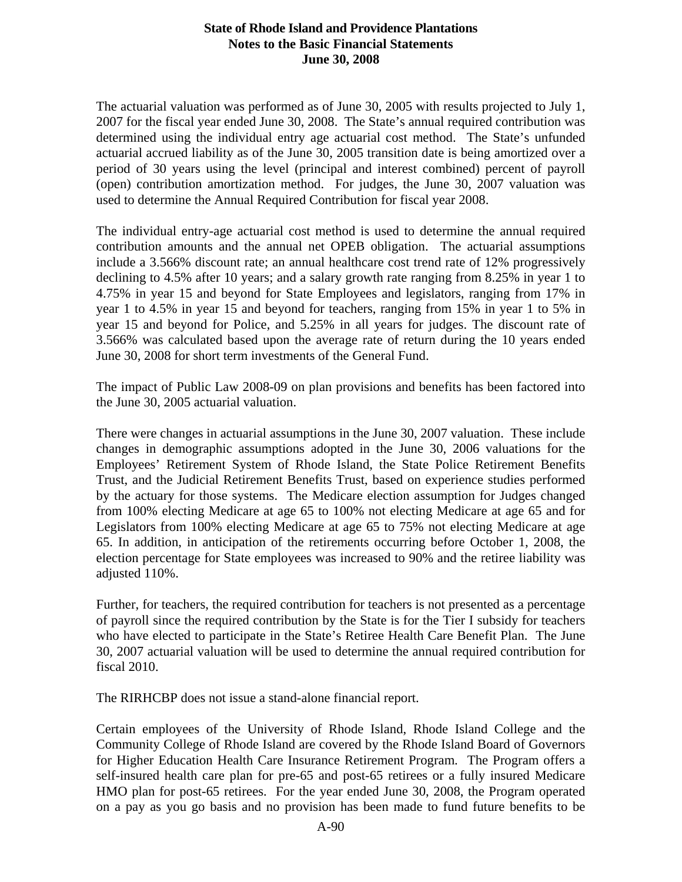The actuarial valuation was performed as of June 30, 2005 with results projected to July 1, 2007 for the fiscal year ended June 30, 2008. The State's annual required contribution was determined using the individual entry age actuarial cost method. The State's unfunded actuarial accrued liability as of the June 30, 2005 transition date is being amortized over a period of 30 years using the level (principal and interest combined) percent of payroll (open) contribution amortization method. For judges, the June 30, 2007 valuation was used to determine the Annual Required Contribution for fiscal year 2008.

The individual entry-age actuarial cost method is used to determine the annual required contribution amounts and the annual net OPEB obligation. The actuarial assumptions include a 3.566% discount rate; an annual healthcare cost trend rate of 12% progressively declining to 4.5% after 10 years; and a salary growth rate ranging from 8.25% in year 1 to 4.75% in year 15 and beyond for State Employees and legislators, ranging from 17% in year 1 to 4.5% in year 15 and beyond for teachers, ranging from 15% in year 1 to 5% in year 15 and beyond for Police, and 5.25% in all years for judges. The discount rate of 3.566% was calculated based upon the average rate of return during the 10 years ended June 30, 2008 for short term investments of the General Fund.

The impact of Public Law 2008-09 on plan provisions and benefits has been factored into the June 30, 2005 actuarial valuation.

There were changes in actuarial assumptions in the June 30, 2007 valuation. These include changes in demographic assumptions adopted in the June 30, 2006 valuations for the Employees' Retirement System of Rhode Island, the State Police Retirement Benefits Trust, and the Judicial Retirement Benefits Trust, based on experience studies performed by the actuary for those systems. The Medicare election assumption for Judges changed from 100% electing Medicare at age 65 to 100% not electing Medicare at age 65 and for Legislators from 100% electing Medicare at age 65 to 75% not electing Medicare at age 65. In addition, in anticipation of the retirements occurring before October 1, 2008, the election percentage for State employees was increased to 90% and the retiree liability was adjusted 110%.

Further, for teachers, the required contribution for teachers is not presented as a percentage of payroll since the required contribution by the State is for the Tier I subsidy for teachers who have elected to participate in the State's Retiree Health Care Benefit Plan. The June 30, 2007 actuarial valuation will be used to determine the annual required contribution for fiscal 2010.

The RIRHCBP does not issue a stand-alone financial report.

Certain employees of the University of Rhode Island, Rhode Island College and the Community College of Rhode Island are covered by the Rhode Island Board of Governors for Higher Education Health Care Insurance Retirement Program. The Program offers a self-insured health care plan for pre-65 and post-65 retirees or a fully insured Medicare HMO plan for post-65 retirees. For the year ended June 30, 2008, the Program operated on a pay as you go basis and no provision has been made to fund future benefits to be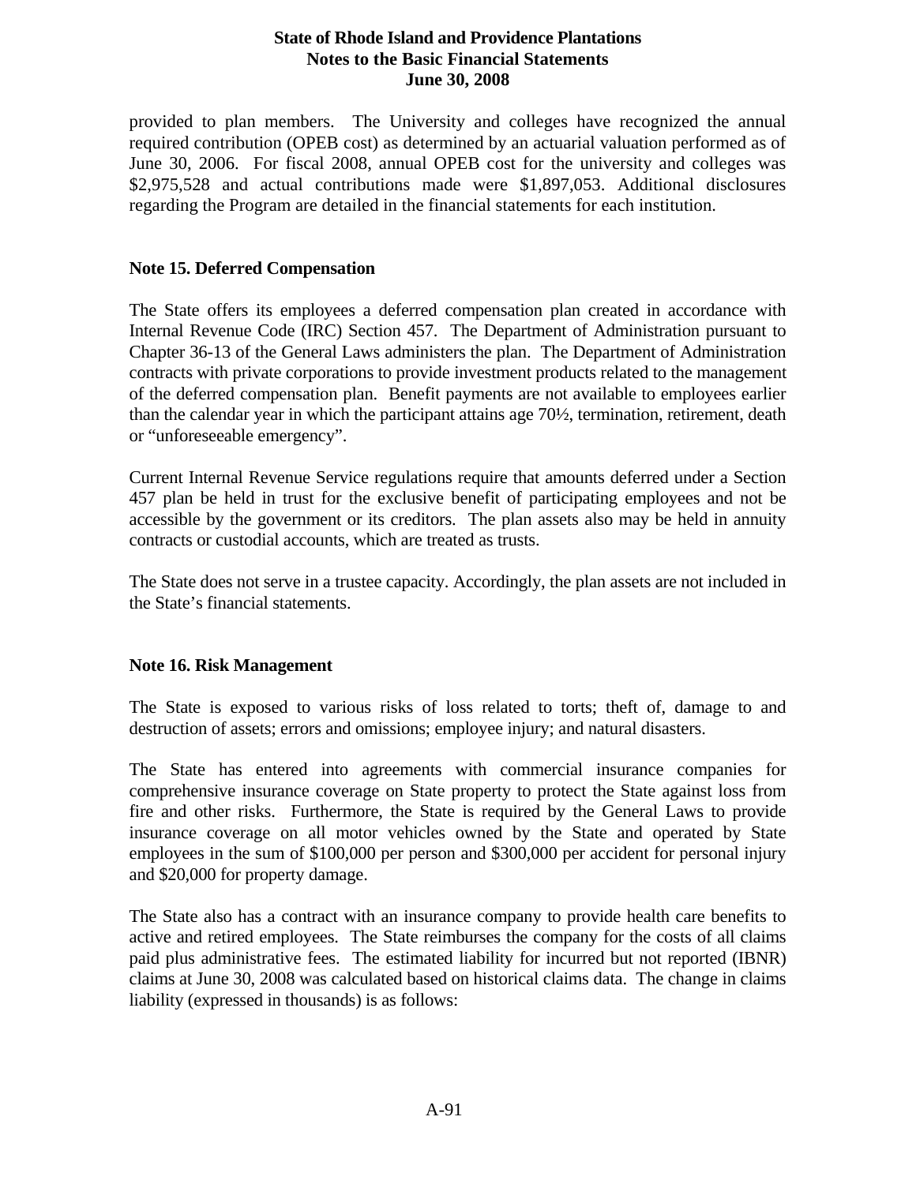provided to plan members. The University and colleges have recognized the annual required contribution (OPEB cost) as determined by an actuarial valuation performed as of June 30, 2006. For fiscal 2008, annual OPEB cost for the university and colleges was $2,975,528 and actual contributions made were $1,897,053. Additional disclosures regarding the Program are detailed in the financial statements for each institution.

## Note 15. Deferred Compensation

The State offers its employees a deferred compensation plan created in accordance with Internal Revenue Code (IRC) Section 457. The Department of Administration pursuant to Chapter 36-13 of the General Laws administers the plan. The Department of Administration contracts with private corporations to provide investment products related to the management of the deferred compensation plan. Benefit payments are not available to employees earlier than the calendar year in which the participant attains age 70½, termination, retirement, death or "unforeseeable emergency".

Current Internal Revenue Service regulations require that amounts deferred under a Section 457 plan be held in trust for the exclusive benefit of participating employees and not be accessible by the government or its creditors. The plan assets also may be held in annuity contracts or custodial accounts, which are treated as trusts.

The State does not serve in a trustee capacity. Accordingly, the plan assets are not included in the State's financial statements.

## Note 16. Risk Management

The State is exposed to various risks of loss related to torts; theft of, damage to and destruction of assets; errors and omissions; employee injury; and natural disasters.

The State has entered into agreements with commercial insurance companies for comprehensive insurance coverage on State property to protect the State against loss from fire and other risks. Furthermore, the State is required by the General Laws to provide insurance coverage on all motor vehicles owned by the State and operated by State employees in the sum of $100,000 per person and $300,000 per accident for personal injury and $20,000 for property damage.

The State also has a contract with an insurance company to provide health care benefits to active and retired employees. The State reimburses the company for the costs of all claims paid plus administrative fees. The estimated liability for incurred but not reported (IBNR) claims at June 30, 2008 was calculated based on historical claims data. The change in claims liability (expressed in thousands) is as follows: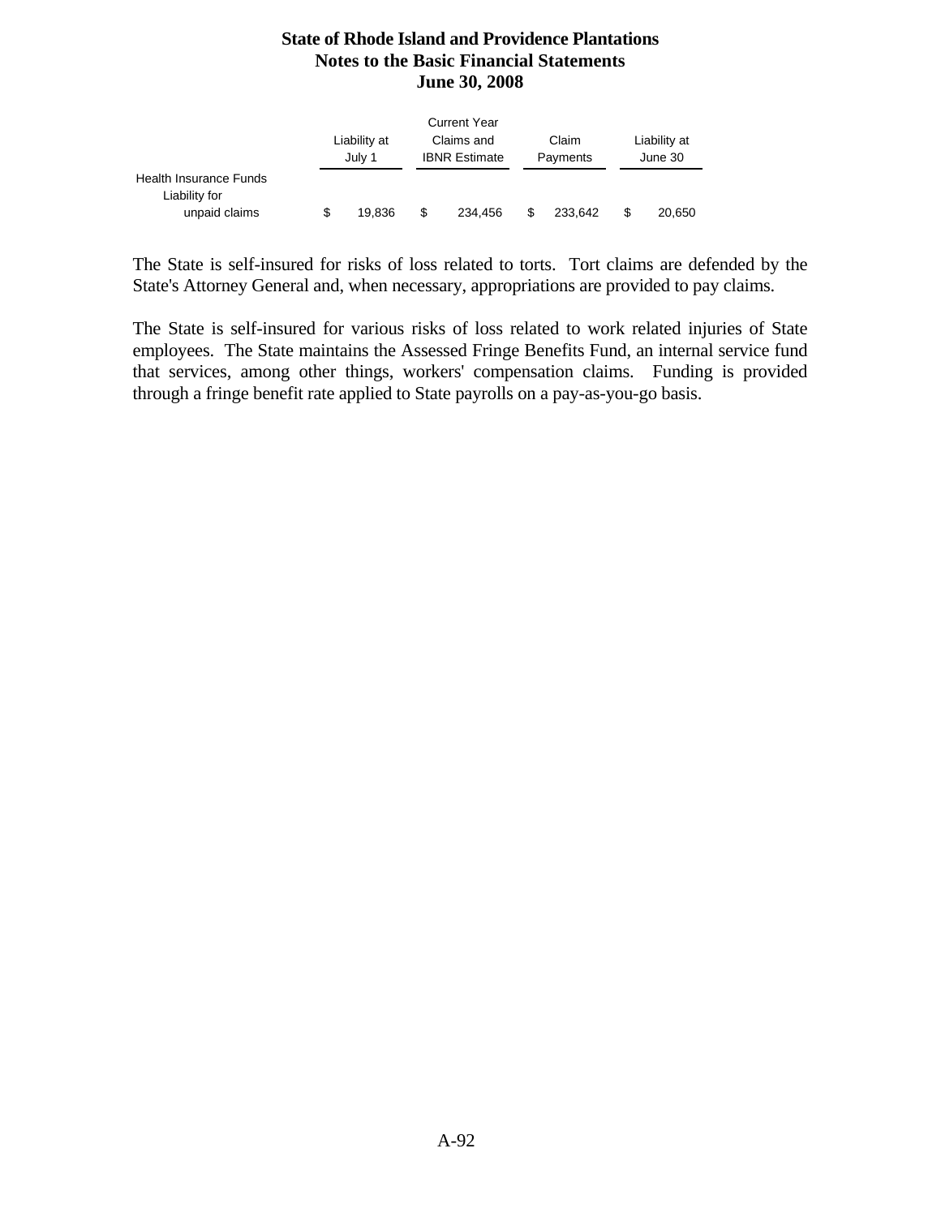| | Liability at July 1 | Current Year Claims and IBNR Estimate | Claim Payments | Liability at June 30 |
|---|---|---|---|---|
| Health Insurance Funds Liability for unpaid claims | $ 19,836 | $ 234,456 | $ 233,642 | $ 20,650 |

The State is self-insured for risks of loss related to torts. Tort claims are defended by the State's Attorney General and, when necessary, appropriations are provided to pay claims.

The State is self-insured for various risks of loss related to work related injuries of State employees. The State maintains the Assessed Fringe Benefits Fund, an internal service fund that services, among other things, workers' compensation claims. Funding is provided through a fringe benefit rate applied to State payrolls on a pay-as-you-go basis.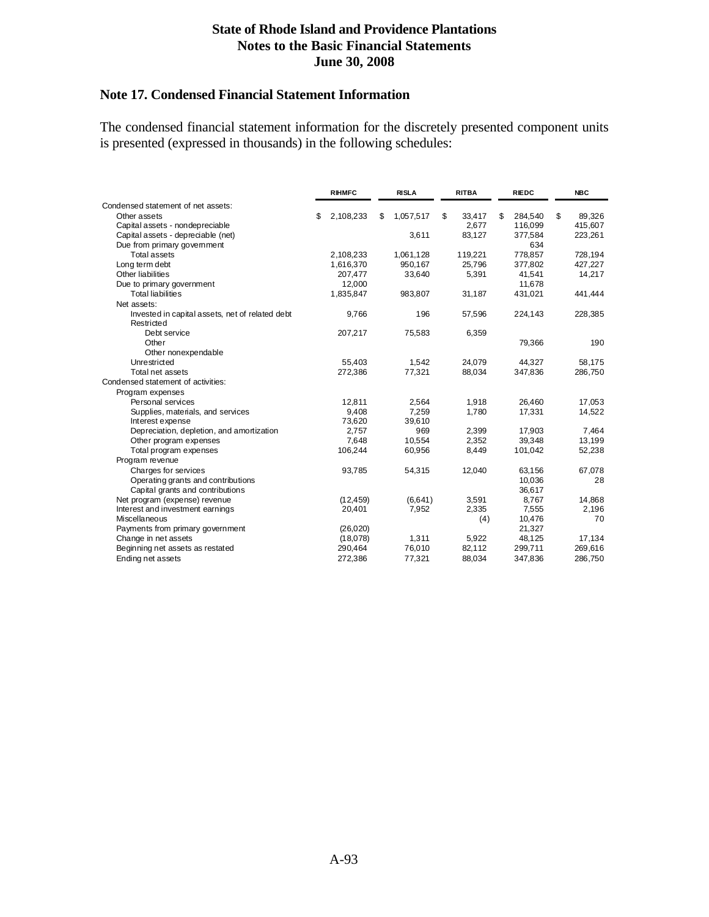# State of Rhode Island and Providence Plantations
## Notes to the Basic Financial Statements
## June 30, 2008

### Note 17. Condensed Financial Statement Information

The condensed financial statement information for the discretely presented component units is presented (expressed in thousands) in the following schedules:

| | RIHMFC | RISLA | RITBA | RIEDC | NBC |
|---|---|---|---|---|---|
| Condensed statement of net assets: | | | | | |
| Other assets | $ 2,108,233 | $ 1,057,517 | $ 33,417 | $ 284,540 | $ 89,326 |
| Capital assets - nondepreciable | | | 2,677 | 116,099 | 415,607 |
| Capital assets - depreciable (net) | | 3,611 | 83,127 | 377,584 | 223,261 |
| Due from primary government | | | | 634 | |
| Total assets | 2,108,233 | 1,061,128 | 119,221 | 778,857 | 728,194 |
| Long term debt | 1,616,370 | 950,167 | 25,796 | 377,802 | 427,227 |
| Other liabilities | 207,477 | 33,640 | 5,391 | 41,541 | 14,217 |
| Due to primary government | 12,000 | | | 11,678 | |
| Total liabilities | 1,835,847 | 983,807 | 31,187 | 431,021 | 441,444 |
| Net assets: | | | | | |
| Invested in capital assets, net of related debt | 9,766 | 196 | 57,596 | 224,143 | 228,385 |
| Restricted | | | | | |
| Debt service | 207,217 | 75,583 | 6,359 | | |
| Other | | | | 79,366 | 190 |
| Other nonexpendable | | | | | |
| Unrestricted | 55,403 | 1,542 | 24,079 | 44,327 | 58,175 |
| Total net assets | 272,386 | 77,321 | 88,034 | 347,836 | 286,750 |
| Condensed statement of activities: | | | | | |
| Program expenses | | | | | |
| Personal services | 12,811 | 2,564 | 1,918 | 26,460 | 17,053 |
| Supplies, materials, and services | 9,408 | 7,259 | 1,780 | 17,331 | 14,522 |
| Interest expense | 73,620 | 39,610 | | | |
| Depreciation, depletion, and amortization | 2,757 | 969 | 2,399 | 17,903 | 7,464 |
| Other program expenses | 7,648 | 10,554 | 2,352 | 39,348 | 13,199 |
| Total program expenses | 106,244 | 60,956 | 8,449 | 101,042 | 52,238 |
| Program revenue | | | | | |
| Charges for services | 93,785 | 54,315 | 12,040 | 63,156 | 67,078 |
| Operating grants and contributions | | | | 10,036 | 28 |
| Capital grants and contributions | | | | 36,617 | |
| Net program (expense) revenue | (12,459) | (6,641) | 3,591 | 8,767 | 14,868 |
| Interest and investment earnings | 20,401 | 7,952 | 2,335 | 7,555 | 2,196 |
| Miscellaneous | | | (4) | 10,476 | 70 |
| Payments from primary government | (26,020) | | | 21,327 | |
| Change in net assets | (18,078) | 1,311 | 5,922 | 48,125 | 17,134 |
| Beginning net assets as restated | 290,464 | 76,010 | 82,112 | 299,711 | 269,616 |
| Ending net assets | 272,386 | 77,321 | 88,034 | 347,836 | 286,750 |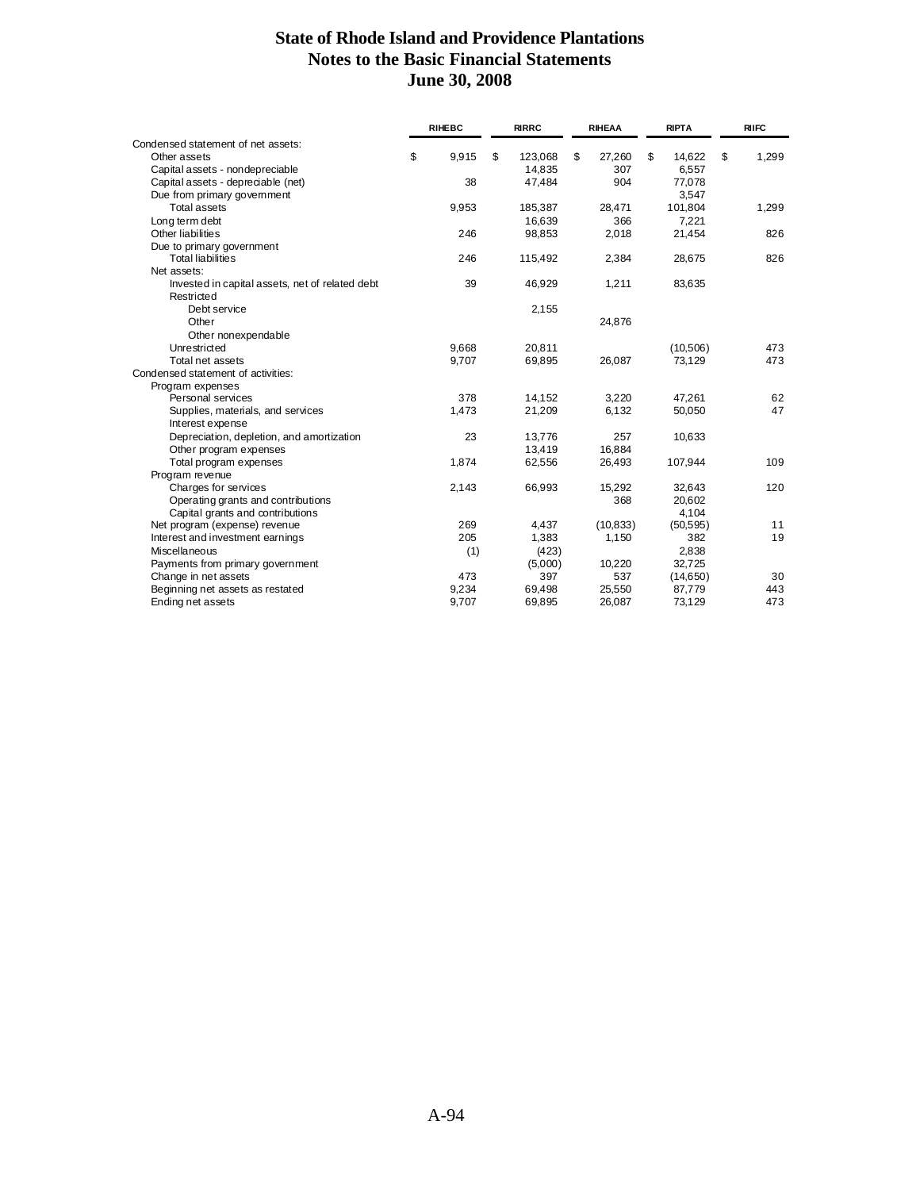# State of Rhode Island and Providence Plantations
## Notes to the Basic Financial Statements
## June 30, 2008

| | RIHEBC | RIRRC | RIHEAA | RIPTA | RIIFC |
|---|---|---|---|---|---|
| Condensed statement of net assets: | | | | | |
| Other assets | $ 9,915 | $ 123,068 | $ 27,260 | $ 14,622 | $ 1,299 |
| Capital assets - nondepreciable | | 14,835 | 307 | 6,557 | |
| Capital assets - depreciable (net) | 38 | 47,484 | 904 | 77,078 | |
| Due from primary government | | | | 3,547 | |
| Total assets | 9,953 | 185,387 | 28,471 | 101,804 | 1,299 |
| Long term debt | | 16,639 | 366 | 7,221 | |
| Other liabilities | 246 | 98,853 | 2,018 | 21,454 | 826 |
| Due to primary government | | | | | |
| Total liabilities | 246 | 115,492 | 2,384 | 28,675 | 826 |
| Net assets: | | | | | |
| Invested in capital assets, net of related debt | 39 | 46,929 | 1,211 | 83,635 | |
| Restricted | | | | | |
| Debt service | | 2,155 | | | |
| Other | | | 24,876 | | |
| Other nonexpendable | | | | | |
| Unrestricted | 9,668 | 20,811 | | (10,506) | 473 |
| Total net assets | 9,707 | 69,895 | 26,087 | 73,129 | 473 |
| Condensed statement of activities: | | | | | |
| Program expenses | | | | | |
| Personal services | 378 | 14,152 | 3,220 | 47,261 | 62 |
| Supplies, materials, and services | 1,473 | 21,209 | 6,132 | 50,050 | 47 |
| Interest expense | | | | | |
| Depreciation, depletion, and amortization | 23 | 13,776 | 257 | 10,633 | |
| Other program expenses | | 13,419 | 16,884 | | |
| Total program expenses | 1,874 | 62,556 | 26,493 | 107,944 | 109 |
| Program revenue | | | | | |
| Charges for services | 2,143 | 66,993 | 15,292 | 32,643 | 120 |
| Operating grants and contributions | | | 368 | 20,602 | |
| Capital grants and contributions | | | | 4,104 | |
| Net program (expense) revenue | 269 | 4,437 | (10,833) | (50,595) | 11 |
| Interest and investment earnings | 205 | 1,383 | 1,150 | 382 | 19 |
| Miscellaneous | (1) | (423) | | 2,838 | |
| Payments from primary government | | (5,000) | 10,220 | 32,725 | |
| Change in net assets | 473 | 397 | 537 | (14,650) | 30 |
| Beginning net assets as restated | 9,234 | 69,498 | 25,550 | 87,779 | 443 |
| Ending net assets | 9,707 | 69,895 | 26,087 | 73,129 | 473 |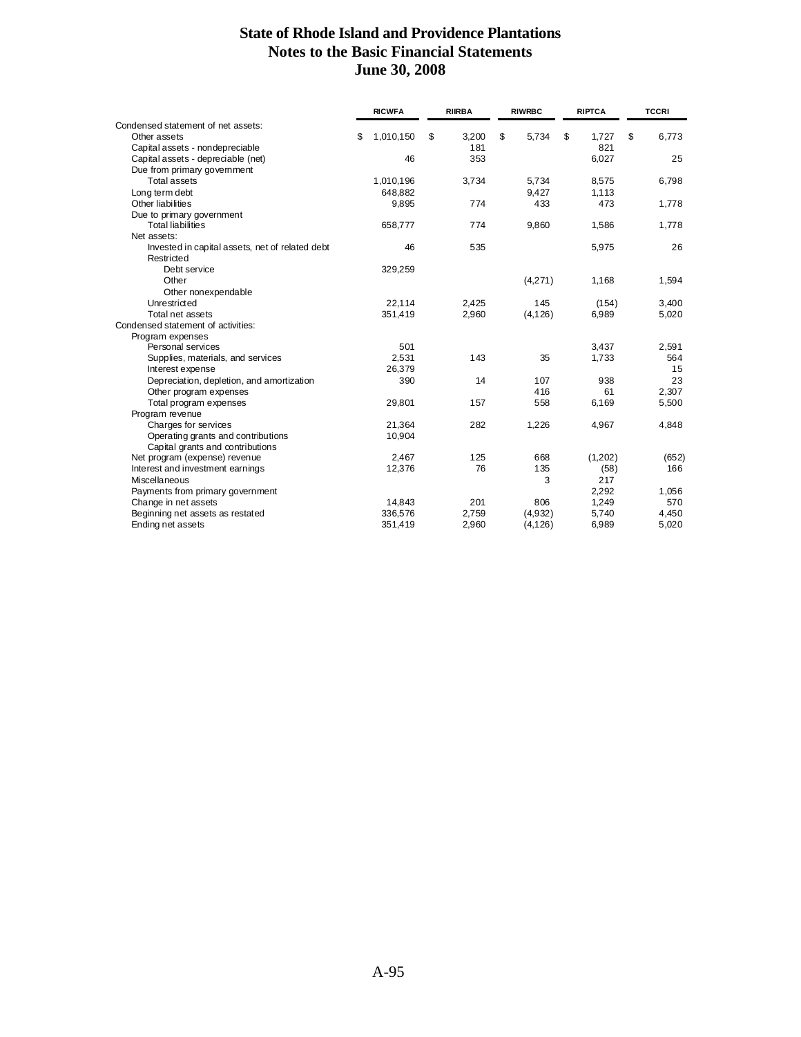# State of Rhode Island and Providence Plantations
## Notes to the Basic Financial Statements
### June 30, 2008

| | RICWFA | RIIRBA | RIWRBC | RIPTCA | TCCRI |
|---|---|---|---|---|---|
| Condensed statement of net assets: | | | | | |
| Other assets | $ 1,010,150 | $ 3,200 | $ 5,734 | $ 1,727 | $ 6,773 |
| Capital assets - nondepreciable | | 181 | | 821 | |
| Capital assets - depreciable (net) | 46 | 353 | | 6,027 | 25 |
| Due from primary government | | | | | |
| Total assets | 1,010,196 | 3,734 | 5,734 | 8,575 | 6,798 |
| Long term debt | 648,882 | | 9,427 | 1,113 | |
| Other liabilities | 9,895 | 774 | 433 | 473 | 1,778 |
| Due to primary government | | | | | |
| Total liabilities | 658,777 | 774 | 9,860 | 1,586 | 1,778 |
| Net assets: | | | | | |
| Invested in capital assets, net of related debt | 46 | 535 | | 5,975 | 26 |
| Restricted | | | | | |
| Debt service | 329,259 | | | | |
| Other | | | (4,271) | 1,168 | 1,594 |
| Other nonexpendable | | | | | |
| Unrestricted | 22,114 | 2,425 | 145 | (154) | 3,400 |
| Total net assets | 351,419 | 2,960 | (4,126) | 6,989 | 5,020 |
| Condensed statement of activities: | | | | | |
| Program expenses | | | | | |
| Personal services | 501 | | | 3,437 | 2,591 |
| Supplies, materials, and services | 2,531 | 143 | 35 | 1,733 | 564 |
| Interest expense | 26,379 | | | | 15 |
| Depreciation, depletion, and amortization | 390 | 14 | 107 | 938 | 23 |
| Other program expenses | | | 416 | 61 | 2,307 |
| Total program expenses | 29,801 | 157 | 558 | 6,169 | 5,500 |
| Program revenue | | | | | |
| Charges for services | 21,364 | 282 | 1,226 | 4,967 | 4,848 |
| Operating grants and contributions | 10,904 | | | | |
| Capital grants and contributions | | | | | |
| Net program (expense) revenue | 2,467 | 125 | 668 | (1,202) | (652) |
| Interest and investment earnings | 12,376 | 76 | 135 | (58) | 166 |
| Miscellaneous | | | 3 | 217 | |
| Payments from primary government | | | | 2,292 | 1,056 |
| Change in net assets | 14,843 | 201 | 806 | 1,249 | 570 |
| Beginning net assets as restated | 336,576 | 2,759 | (4,932) | 5,740 | 4,450 |
| Ending net assets | 351,419 | 2,960 | (4,126) | 6,989 | 5,020 |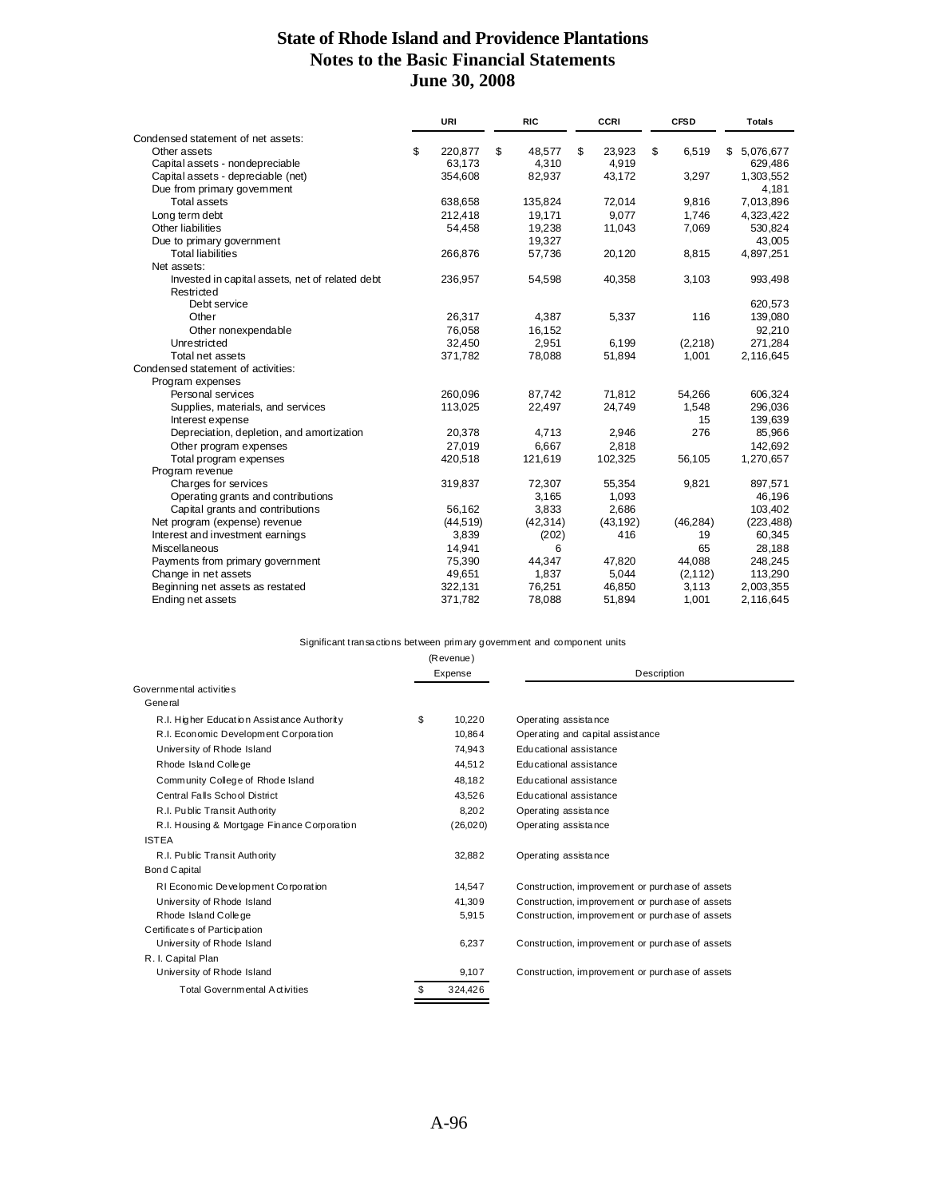# State of Rhode Island and Providence Plantations
## Notes to the Basic Financial Statements
### June 30, 2008

| | URI | RIC | CCRI | CFSD | Totals |
|---|---|---|---|---|---|
| Condensed statement of net assets: | | | | | |
| Other assets | $ 220,877 | $ 48,577 | $ 23,923 | $ 6,519 | $ 5,076,677 |
| Capital assets - nondepreciable | 63,173 | 4,310 | 4,919 | | 629,486 |
| Capital assets - depreciable (net) | 354,608 | 82,937 | 43,172 | 3,297 | 1,303,552 |
| Due from primary government | | | | | 4,181 |
| Total assets | 638,658 | 135,824 | 72,014 | 9,816 | 7,013,896 |
| Long term debt | 212,418 | 19,171 | 9,077 | 1,746 | 4,323,422 |
| Other liabilities | 54,458 | 19,238 | 11,043 | 7,069 | 530,824 |
| Due to primary government | | 19,327 | | | 43,005 |
| Total liabilities | 266,876 | 57,736 | 20,120 | 8,815 | 4,897,251 |
| Net assets: | | | | | |
| Invested in capital assets, net of related debt | 236,957 | 54,598 | 40,358 | 3,103 | 993,498 |
| Restricted | | | | | |
| Debt service | | | | | 620,573 |
| Other | 26,317 | 4,387 | 5,337 | 116 | 139,080 |
| Other nonexpendable | 76,058 | 16,152 | | | 92,210 |
| Unrestricted | 32,450 | 2,951 | 6,199 | (2,218) | 271,284 |
| Total net assets | 371,782 | 78,088 | 51,894 | 1,001 | 2,116,645 |
| Condensed statement of activities: | | | | | |
| Program expenses | | | | | |
| Personal services | 260,096 | 87,742 | 71,812 | 54,266 | 606,324 |
| Supplies, materials, and services | 113,025 | 22,497 | 24,749 | 1,548 | 296,036 |
| Interest expense | | | | 15 | 139,639 |
| Depreciation, depletion, and amortization | 20,378 | 4,713 | 2,946 | 276 | 85,966 |
| Other program expenses | 27,019 | 6,667 | 2,818 | | 142,692 |
| Total program expenses | 420,518 | 121,619 | 102,325 | 56,105 | 1,270,657 |
| Program revenue | | | | | |
| Charges for services | 319,837 | 72,307 | 55,354 | 9,821 | 897,571 |
| Operating grants and contributions | | 3,165 | 1,093 | | 46,196 |
| Capital grants and contributions | 56,162 | 3,833 | 2,686 | | 103,402 |
| Net program (expense) revenue | (44,519) | (42,314) | (43,192) | (46,284) | (223,488) |
| Interest and investment earnings | 3,839 | (202) | 416 | 19 | 60,345 |
| Miscellaneous | 14,941 | 6 | | 65 | 28,188 |
| Payments from primary government | 75,390 | 44,347 | 47,820 | 44,088 | 248,245 |
| Change in net assets | 49,651 | 1,837 | 5,044 | (2,112) | 113,290 |
| Beginning net assets as restated | 322,131 | 76,251 | 46,850 | 3,113 | 2,003,355 |
| Ending net assets | 371,782 | 78,088 | 51,894 | 1,001 | 2,116,645 |

Significant transactions between primary government and component units

| | (Revenue) Expense | Description |
|---|---|---|
| Governmental activities | | |
| General | | |
| R.I. Higher Education Assistance Authority | $ 10,220 | Operating assistance |
| R.I. Economic Development Corporation | 10,864 | Operating and capital assistance |
| University of Rhode Island | 74,943 | Educational assistance |
| Rhode Island College | 44,512 | Educational assistance |
| Community College of Rhode Island | 48,182 | Educational assistance |
| Central Falls School District | 43,526 | Educational assistance |
| R.I. Public Transit Authority | 8,202 | Operating assistance |
| R.I. Housing & Mortgage Finance Corporation | (26,020) | Operating assistance |
| ISTEA | | |
| R.I. Public Transit Authority | 32,882 | Operating assistance |
| Bond Capital | | |
| RI Economic Development Corporation | 14,547 | Construction, improvement or purchase of assets |
| University of Rhode Island | 41,309 | Construction, improvement or purchase of assets |
| Rhode Island College | 5,915 | Construction, improvement or purchase of assets |
| Certificates of Participation | | |
| University of Rhode Island | 6,237 | Construction, improvement or purchase of assets |
| R. I. Capital Plan | | |
| University of Rhode Island | 9,107 | Construction, improvement or purchase of assets |
| Total Governmental Activities | $ 324,426 | |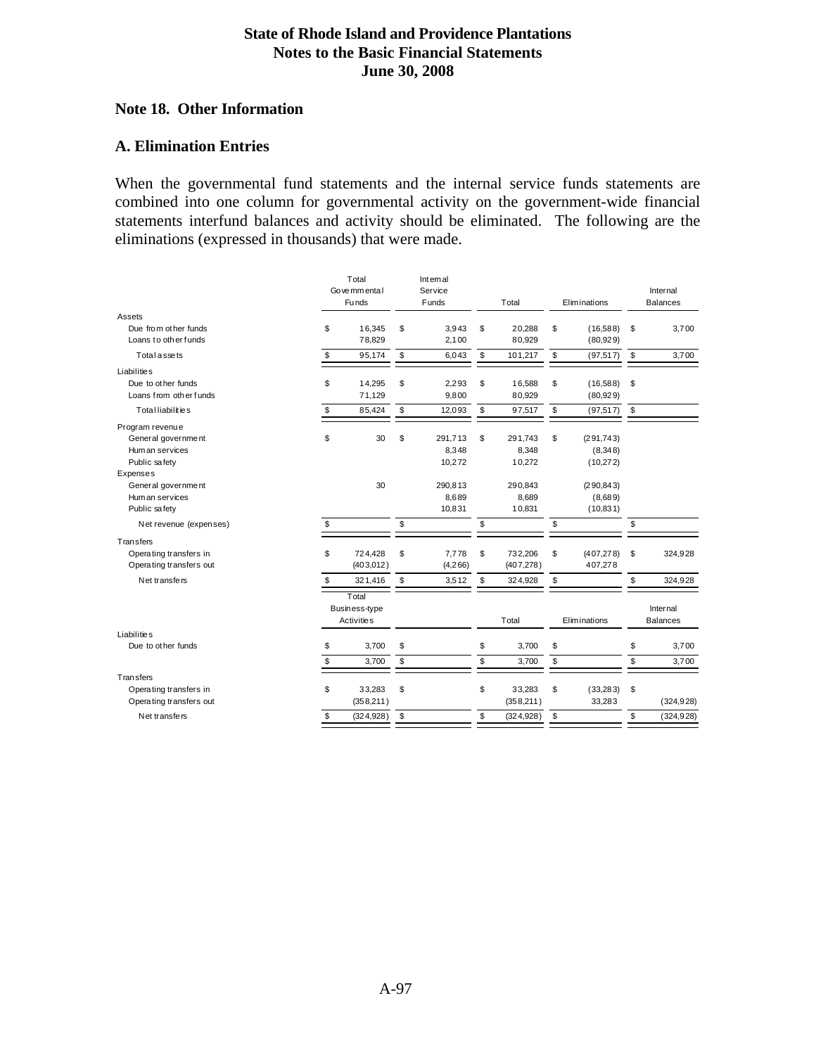## Note 18. Other Information

### A. Elimination Entries

When the governmental fund statements and the internal service funds statements are combined into one column for governmental activity on the government-wide financial statements interfund balances and activity should be eliminated. The following are the eliminations (expressed in thousands) that were made.

| | Total Governmental Funds | Internal Service Funds | Total | Eliminations | Internal Balances |
|---|---|---|---|---|---|
| Assets | | | | | |
| Due from other funds | $ 16,345 | $ 3,943 | $ 20,288 | $ (16,588) | $ 3,700 |
| Loans to other funds | 78,829 | 2,100 | 80,929 | (80,929) | |
| Total assets | $ 95,174 | $ 6,043 | $ 101,217 | $ (97,517) | $ 3,700 |
| Liabilities | | | | | |
| Due to other funds | $ 14,295 | $ 2,293 | $ 16,588 | $ (16,588) | $ |
| Loans from other funds | 71,129 | 9,800 | 80,929 | (80,929) | |
| Total liabilities | $ 85,424 | $ 12,093 | $ 97,517 | $ (97,517) | $ |
| Program revenue | | | | | |
| General government | $ 30 | $ 291,713 | $ 291,743 | $ (291,743) | |
| Human services | | 8,348 | 8,348 | (8,348) | |
| Public safety | | 10,272 | 10,272 | (10,272) | |
| Expenses | | | | | |
| General government | 30 | 290,813 | 290,843 | (290,843) | |
| Human services | | 8,689 | 8,689 | (8,689) | |
| Public safety | | 10,831 | 10,831 | (10,831) | |
| Net revenue (expenses) | $ | $ | $ | $ | $ |
| Transfers | | | | | |
| Operating transfers in | $ 724,428 | $ 7,778 | $ 732,206 | $ (407,278) | $ 324,928 |
| Operating transfers out | (403,012) | (4,266) | (407,278) | 407,278 | |
| Net transfers | $ 321,416 | $ 3,512 | $ 324,928 | $ | $ 324,928 |
| | **Total Business-type Activities** | | **Total** | **Eliminations** | **Internal Balances** |
| Liabilities | | | | | |
| Due to other funds | $ 3,700 | $ | $ 3,700 | $ | $ 3,700 |
| | $ 3,700 | $ | $ 3,700 | $ | $ 3,700 |
| Transfers | | | | | |
| Operating transfers in | $ 33,283 | $ | $ 33,283 | $ (33,283) | $ |
| Operating transfers out | (358,211) | | (358,211) | 33,283 | (324,928) |
| Net transfers | $ (324,928) | $ | $ (324,928) | $ | $ (324,928) |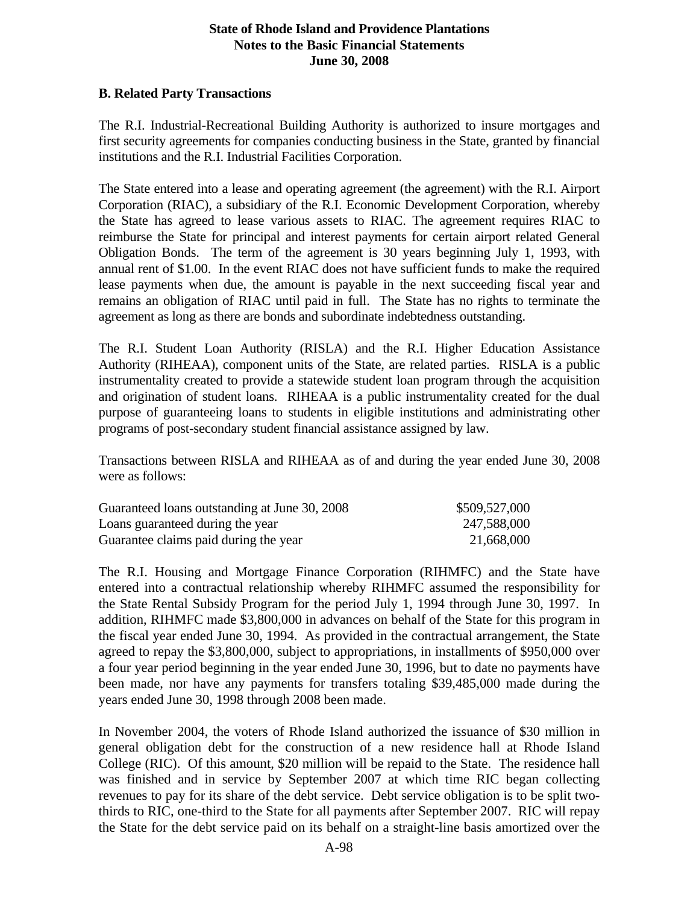## B. Related Party Transactions

The R.I. Industrial-Recreational Building Authority is authorized to insure mortgages and first security agreements for companies conducting business in the State, granted by financial institutions and the R.I. Industrial Facilities Corporation.

The State entered into a lease and operating agreement (the agreement) with the R.I. Airport Corporation (RIAC), a subsidiary of the R.I. Economic Development Corporation, whereby the State has agreed to lease various assets to RIAC. The agreement requires RIAC to reimburse the State for principal and interest payments for certain airport related General Obligation Bonds. The term of the agreement is 30 years beginning July 1, 1993, with annual rent of $1.00. In the event RIAC does not have sufficient funds to make the required lease payments when due, the amount is payable in the next succeeding fiscal year and remains an obligation of RIAC until paid in full. The State has no rights to terminate the agreement as long as there are bonds and subordinate indebtedness outstanding.

The R.I. Student Loan Authority (RISLA) and the R.I. Higher Education Assistance Authority (RIHEAA), component units of the State, are related parties. RISLA is a public instrumentality created to provide a statewide student loan program through the acquisition and origination of student loans. RIHEAA is a public instrumentality created for the dual purpose of guaranteeing loans to students in eligible institutions and administrating other programs of post-secondary student financial assistance assigned by law.

Transactions between RISLA and RIHEAA as of and during the year ended June 30, 2008 were as follows:

| | |
|---|---|
| Guaranteed loans outstanding at June 30, 2008 | $509,527,000 |
| Loans guaranteed during the year | 247,588,000 |
| Guarantee claims paid during the year | 21,668,000 |

The R.I. Housing and Mortgage Finance Corporation (RIHMFC) and the State have entered into a contractual relationship whereby RIHMFC assumed the responsibility for the State Rental Subsidy Program for the period July 1, 1994 through June 30, 1997. In addition, RIHMFC made $3,800,000 in advances on behalf of the State for this program in the fiscal year ended June 30, 1994. As provided in the contractual arrangement, the State agreed to repay the $3,800,000, subject to appropriations, in installments of $950,000 over a four year period beginning in the year ended June 30, 1996, but to date no payments have been made, nor have any payments for transfers totaling $39,485,000 made during the years ended June 30, 1998 through 2008 been made.

In November 2004, the voters of Rhode Island authorized the issuance of $30 million in general obligation debt for the construction of a new residence hall at Rhode Island College (RIC). Of this amount, $20 million will be repaid to the State. The residence hall was finished and in service by September 2007 at which time RIC began collecting revenues to pay for its share of the debt service. Debt service obligation is to be split two-thirds to RIC, one-third to the State for all payments after September 2007. RIC will repay the State for the debt service paid on its behalf on a straight-line basis amortized over the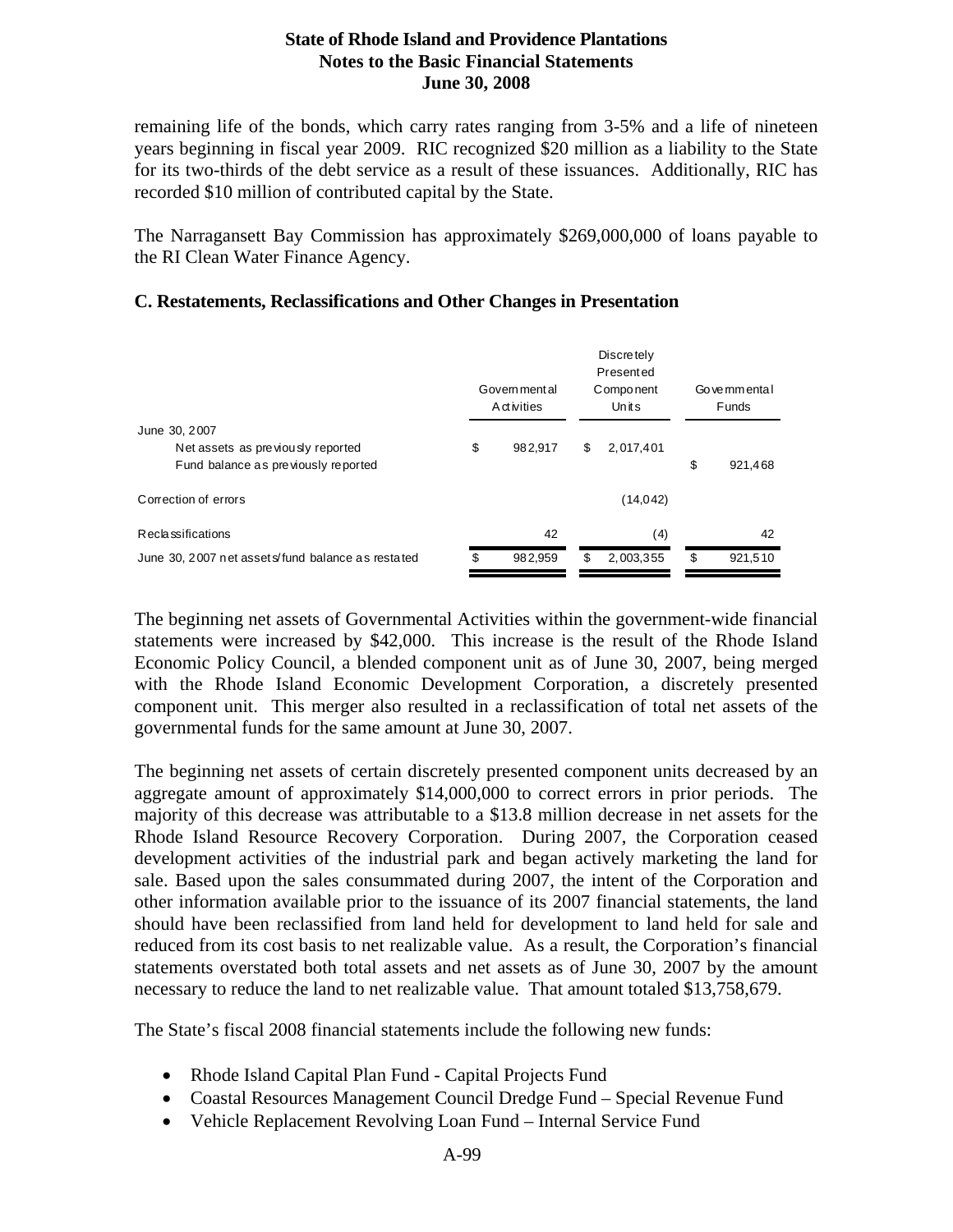remaining life of the bonds, which carry rates ranging from 3-5% and a life of nineteen years beginning in fiscal year 2009. RIC recognized $20 million as a liability to the State for its two-thirds of the debt service as a result of these issuances. Additionally, RIC has recorded $10 million of contributed capital by the State.

The Narragansett Bay Commission has approximately $269,000,000 of loans payable to the RI Clean Water Finance Agency.

### C. Restatements, Reclassifications and Other Changes in Presentation

| | Governmental Activities | Discretely Presented Component Units | Governmental Funds |
|---|---|---|---|
| June 30, 2007 | | | |
| Net assets as previously reported | $ 982,917 | $ 2,017,401 | |
| Fund balance as previously reported | | | $ 921,468 |
| Correction of errors | | (14,042) | |
| Reclassifications | 42 | (4) | 42 |
| June 30, 2007 net assets/fund balance as restated | $ 982,959 | $ 2,003,355 | $ 921,510 |

The beginning net assets of Governmental Activities within the government-wide financial statements were increased by $42,000. This increase is the result of the Rhode Island Economic Policy Council, a blended component unit as of June 30, 2007, being merged with the Rhode Island Economic Development Corporation, a discretely presented component unit. This merger also resulted in a reclassification of total net assets of the governmental funds for the same amount at June 30, 2007.

The beginning net assets of certain discretely presented component units decreased by an aggregate amount of approximately $14,000,000 to correct errors in prior periods. The majority of this decrease was attributable to a $13.8 million decrease in net assets for the Rhode Island Resource Recovery Corporation. During 2007, the Corporation ceased development activities of the industrial park and began actively marketing the land for sale. Based upon the sales consummated during 2007, the intent of the Corporation and other information available prior to the issuance of its 2007 financial statements, the land should have been reclassified from land held for development to land held for sale and reduced from its cost basis to net realizable value. As a result, the Corporation's financial statements overstated both total assets and net assets as of June 30, 2007 by the amount necessary to reduce the land to net realizable value. That amount totaled $13,758,679.

The State's fiscal 2008 financial statements include the following new funds:

- Rhode Island Capital Plan Fund - Capital Projects Fund
- Coastal Resources Management Council Dredge Fund – Special Revenue Fund
- Vehicle Replacement Revolving Loan Fund – Internal Service Fund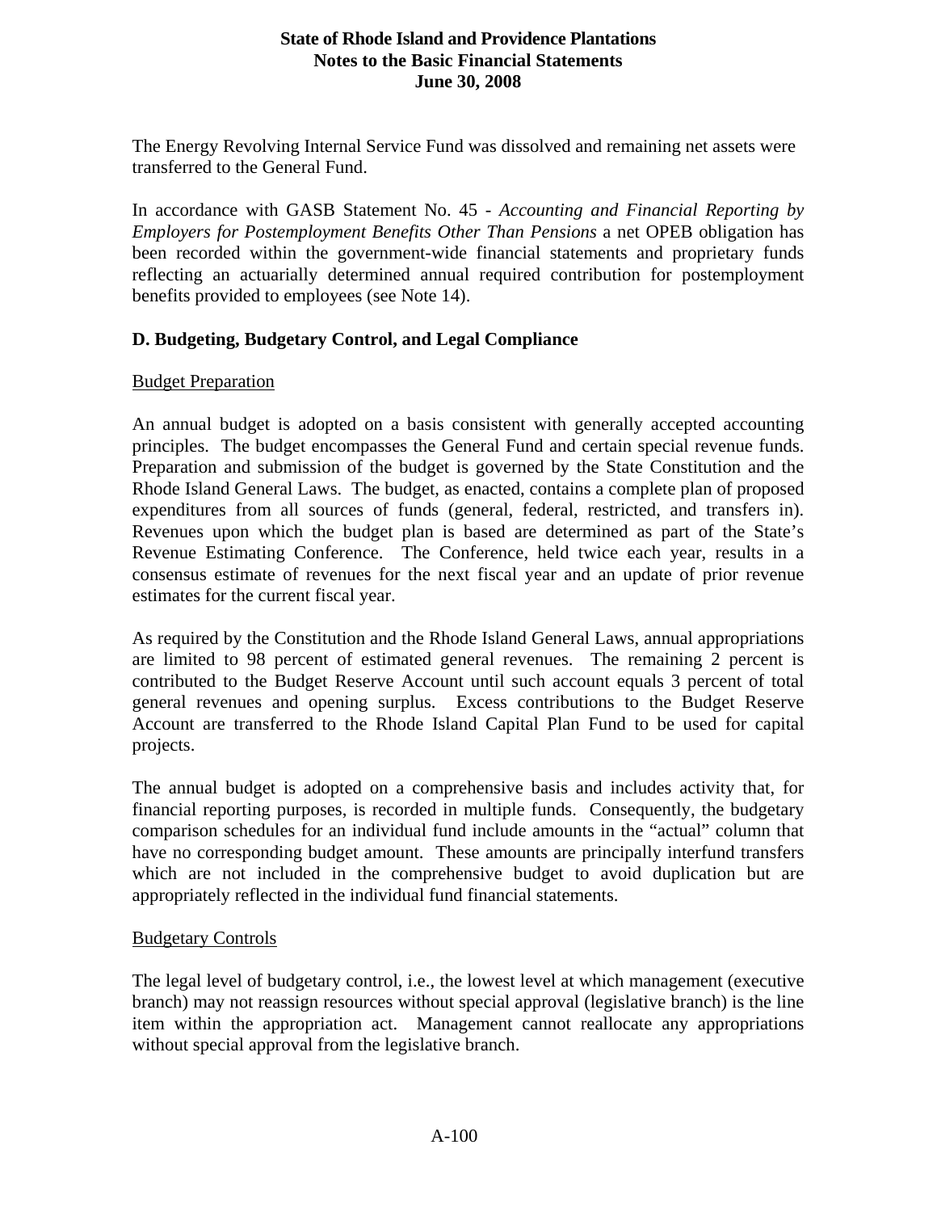The Energy Revolving Internal Service Fund was dissolved and remaining net assets were transferred to the General Fund.

In accordance with GASB Statement No. 45 - *Accounting and Financial Reporting by Employers for Postemployment Benefits Other Than Pensions* a net OPEB obligation has been recorded within the government-wide financial statements and proprietary funds reflecting an actuarially determined annual required contribution for postemployment benefits provided to employees (see Note 14).

## D. Budgeting, Budgetary Control, and Legal Compliance

Budget Preparation

An annual budget is adopted on a basis consistent with generally accepted accounting principles. The budget encompasses the General Fund and certain special revenue funds. Preparation and submission of the budget is governed by the State Constitution and the Rhode Island General Laws. The budget, as enacted, contains a complete plan of proposed expenditures from all sources of funds (general, federal, restricted, and transfers in). Revenues upon which the budget plan is based are determined as part of the State's Revenue Estimating Conference. The Conference, held twice each year, results in a consensus estimate of revenues for the next fiscal year and an update of prior revenue estimates for the current fiscal year.

As required by the Constitution and the Rhode Island General Laws, annual appropriations are limited to 98 percent of estimated general revenues. The remaining 2 percent is contributed to the Budget Reserve Account until such account equals 3 percent of total general revenues and opening surplus. Excess contributions to the Budget Reserve Account are transferred to the Rhode Island Capital Plan Fund to be used for capital projects.

The annual budget is adopted on a comprehensive basis and includes activity that, for financial reporting purposes, is recorded in multiple funds. Consequently, the budgetary comparison schedules for an individual fund include amounts in the "actual" column that have no corresponding budget amount. These amounts are principally interfund transfers which are not included in the comprehensive budget to avoid duplication but are appropriately reflected in the individual fund financial statements.

Budgetary Controls

The legal level of budgetary control, i.e., the lowest level at which management (executive branch) may not reassign resources without special approval (legislative branch) is the line item within the appropriation act. Management cannot reallocate any appropriations without special approval from the legislative branch.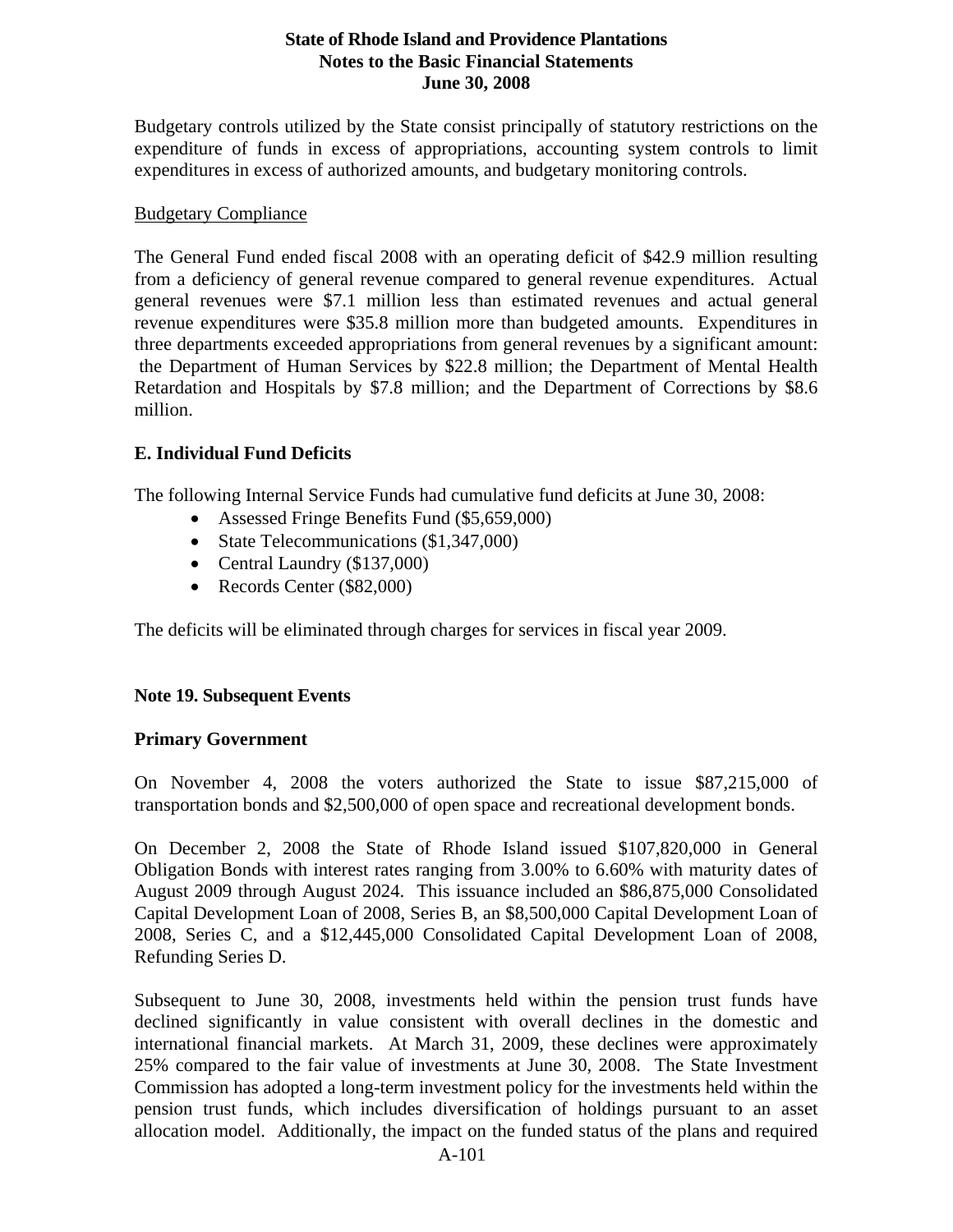Budgetary controls utilized by the State consist principally of statutory restrictions on the expenditure of funds in excess of appropriations, accounting system controls to limit expenditures in excess of authorized amounts, and budgetary monitoring controls.

Budgetary Compliance

The General Fund ended fiscal 2008 with an operating deficit of $42.9 million resulting from a deficiency of general revenue compared to general revenue expenditures. Actual general revenues were $7.1 million less than estimated revenues and actual general revenue expenditures were $35.8 million more than budgeted amounts. Expenditures in three departments exceeded appropriations from general revenues by a significant amount: the Department of Human Services by $22.8 million; the Department of Mental Health Retardation and Hospitals by $7.8 million; and the Department of Corrections by $8.6 million.

### E. Individual Fund Deficits

The following Internal Service Funds had cumulative fund deficits at June 30, 2008:

- Assessed Fringe Benefits Fund ($5,659,000)
- State Telecommunications ($1,347,000)
- Central Laundry ($137,000)
- Records Center ($82,000)

The deficits will be eliminated through charges for services in fiscal year 2009.

## Note 19. Subsequent Events

### Primary Government

On November 4, 2008 the voters authorized the State to issue $87,215,000 of transportation bonds and $2,500,000 of open space and recreational development bonds.

On December 2, 2008 the State of Rhode Island issued $107,820,000 in General Obligation Bonds with interest rates ranging from 3.00% to 6.60% with maturity dates of August 2009 through August 2024. This issuance included an $86,875,000 Consolidated Capital Development Loan of 2008, Series B, an $8,500,000 Capital Development Loan of 2008, Series C, and a $12,445,000 Consolidated Capital Development Loan of 2008, Refunding Series D.

Subsequent to June 30, 2008, investments held within the pension trust funds have declined significantly in value consistent with overall declines in the domestic and international financial markets. At March 31, 2009, these declines were approximately 25% compared to the fair value of investments at June 30, 2008. The State Investment Commission has adopted a long-term investment policy for the investments held within the pension trust funds, which includes diversification of holdings pursuant to an asset allocation model. Additionally, the impact on the funded status of the plans and required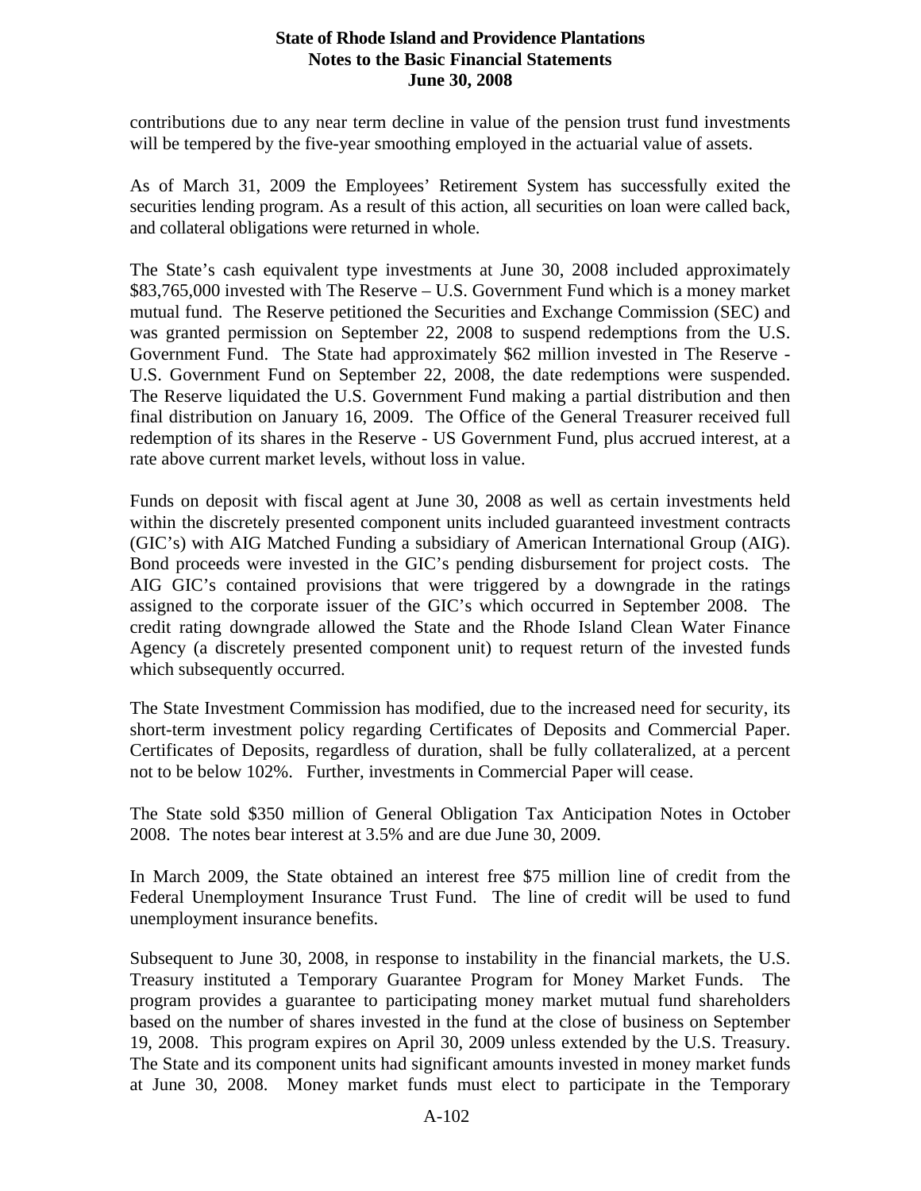contributions due to any near term decline in value of the pension trust fund investments will be tempered by the five-year smoothing employed in the actuarial value of assets.

As of March 31, 2009 the Employees' Retirement System has successfully exited the securities lending program. As a result of this action, all securities on loan were called back, and collateral obligations were returned in whole.

The State's cash equivalent type investments at June 30, 2008 included approximately $83,765,000 invested with The Reserve – U.S. Government Fund which is a money market mutual fund. The Reserve petitioned the Securities and Exchange Commission (SEC) and was granted permission on September 22, 2008 to suspend redemptions from the U.S. Government Fund. The State had approximately $62 million invested in The Reserve - U.S. Government Fund on September 22, 2008, the date redemptions were suspended. The Reserve liquidated the U.S. Government Fund making a partial distribution and then final distribution on January 16, 2009. The Office of the General Treasurer received full redemption of its shares in the Reserve - US Government Fund, plus accrued interest, at a rate above current market levels, without loss in value.

Funds on deposit with fiscal agent at June 30, 2008 as well as certain investments held within the discretely presented component units included guaranteed investment contracts (GIC's) with AIG Matched Funding a subsidiary of American International Group (AIG). Bond proceeds were invested in the GIC's pending disbursement for project costs. The AIG GIC's contained provisions that were triggered by a downgrade in the ratings assigned to the corporate issuer of the GIC's which occurred in September 2008. The credit rating downgrade allowed the State and the Rhode Island Clean Water Finance Agency (a discretely presented component unit) to request return of the invested funds which subsequently occurred.

The State Investment Commission has modified, due to the increased need for security, its short-term investment policy regarding Certificates of Deposits and Commercial Paper. Certificates of Deposits, regardless of duration, shall be fully collateralized, at a percent not to be below 102%. Further, investments in Commercial Paper will cease.

The State sold $350 million of General Obligation Tax Anticipation Notes in October 2008. The notes bear interest at 3.5% and are due June 30, 2009.

In March 2009, the State obtained an interest free $75 million line of credit from the Federal Unemployment Insurance Trust Fund. The line of credit will be used to fund unemployment insurance benefits.

Subsequent to June 30, 2008, in response to instability in the financial markets, the U.S. Treasury instituted a Temporary Guarantee Program for Money Market Funds. The program provides a guarantee to participating money market mutual fund shareholders based on the number of shares invested in the fund at the close of business on September 19, 2008. This program expires on April 30, 2009 unless extended by the U.S. Treasury. The State and its component units had significant amounts invested in money market funds at June 30, 2008. Money market funds must elect to participate in the Temporary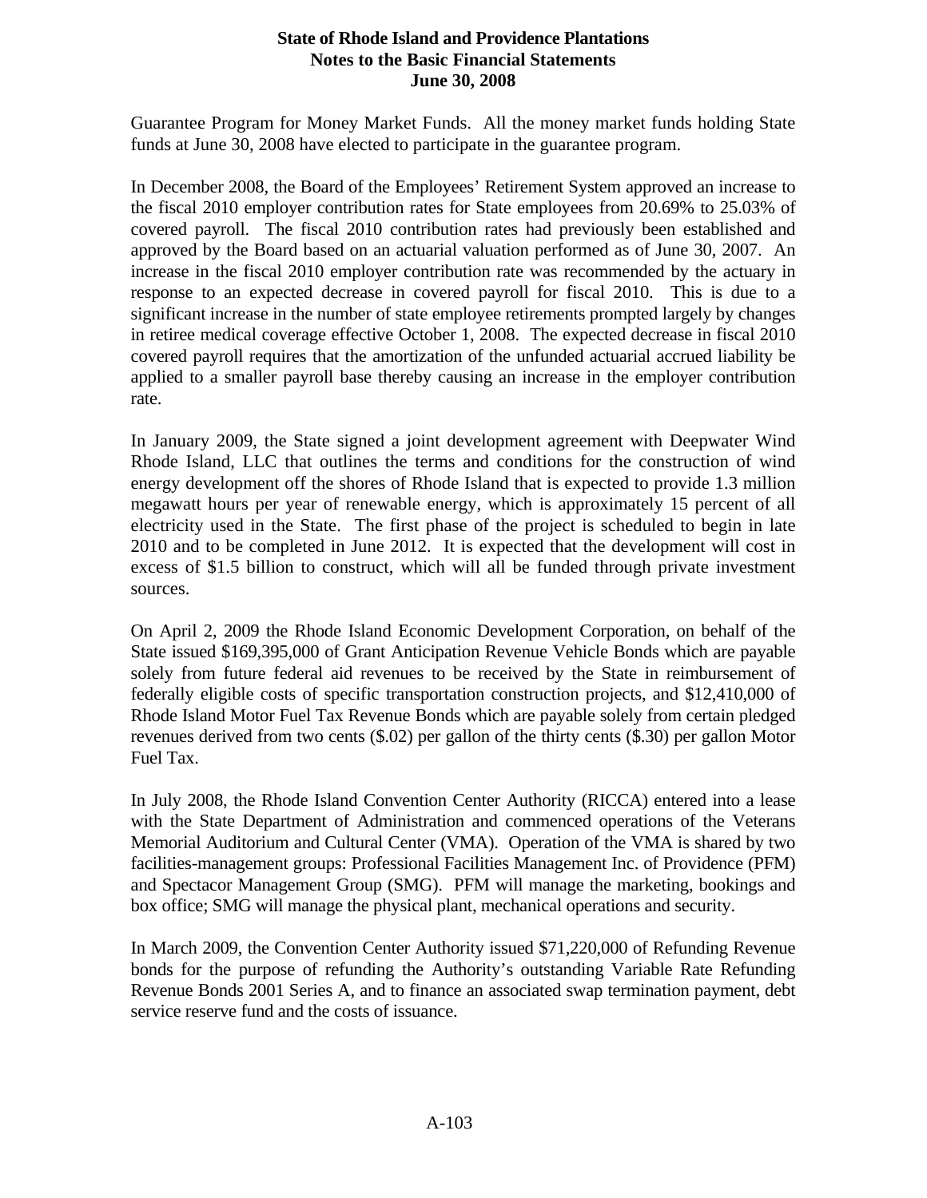Guarantee Program for Money Market Funds. All the money market funds holding State funds at June 30, 2008 have elected to participate in the guarantee program.

In December 2008, the Board of the Employees' Retirement System approved an increase to the fiscal 2010 employer contribution rates for State employees from 20.69% to 25.03% of covered payroll. The fiscal 2010 contribution rates had previously been established and approved by the Board based on an actuarial valuation performed as of June 30, 2007. An increase in the fiscal 2010 employer contribution rate was recommended by the actuary in response to an expected decrease in covered payroll for fiscal 2010. This is due to a significant increase in the number of state employee retirements prompted largely by changes in retiree medical coverage effective October 1, 2008. The expected decrease in fiscal 2010 covered payroll requires that the amortization of the unfunded actuarial accrued liability be applied to a smaller payroll base thereby causing an increase in the employer contribution rate.

In January 2009, the State signed a joint development agreement with Deepwater Wind Rhode Island, LLC that outlines the terms and conditions for the construction of wind energy development off the shores of Rhode Island that is expected to provide 1.3 million megawatt hours per year of renewable energy, which is approximately 15 percent of all electricity used in the State. The first phase of the project is scheduled to begin in late 2010 and to be completed in June 2012. It is expected that the development will cost in excess of $1.5 billion to construct, which will all be funded through private investment sources.

On April 2, 2009 the Rhode Island Economic Development Corporation, on behalf of the State issued $169,395,000 of Grant Anticipation Revenue Vehicle Bonds which are payable solely from future federal aid revenues to be received by the State in reimbursement of federally eligible costs of specific transportation construction projects, and $12,410,000 of Rhode Island Motor Fuel Tax Revenue Bonds which are payable solely from certain pledged revenues derived from two cents ($.02) per gallon of the thirty cents ($.30) per gallon Motor Fuel Tax.

In July 2008, the Rhode Island Convention Center Authority (RICCA) entered into a lease with the State Department of Administration and commenced operations of the Veterans Memorial Auditorium and Cultural Center (VMA). Operation of the VMA is shared by two facilities-management groups: Professional Facilities Management Inc. of Providence (PFM) and Spectacor Management Group (SMG). PFM will manage the marketing, bookings and box office; SMG will manage the physical plant, mechanical operations and security.

In March 2009, the Convention Center Authority issued $71,220,000 of Refunding Revenue bonds for the purpose of refunding the Authority's outstanding Variable Rate Refunding Revenue Bonds 2001 Series A, and to finance an associated swap termination payment, debt service reserve fund and the costs of issuance.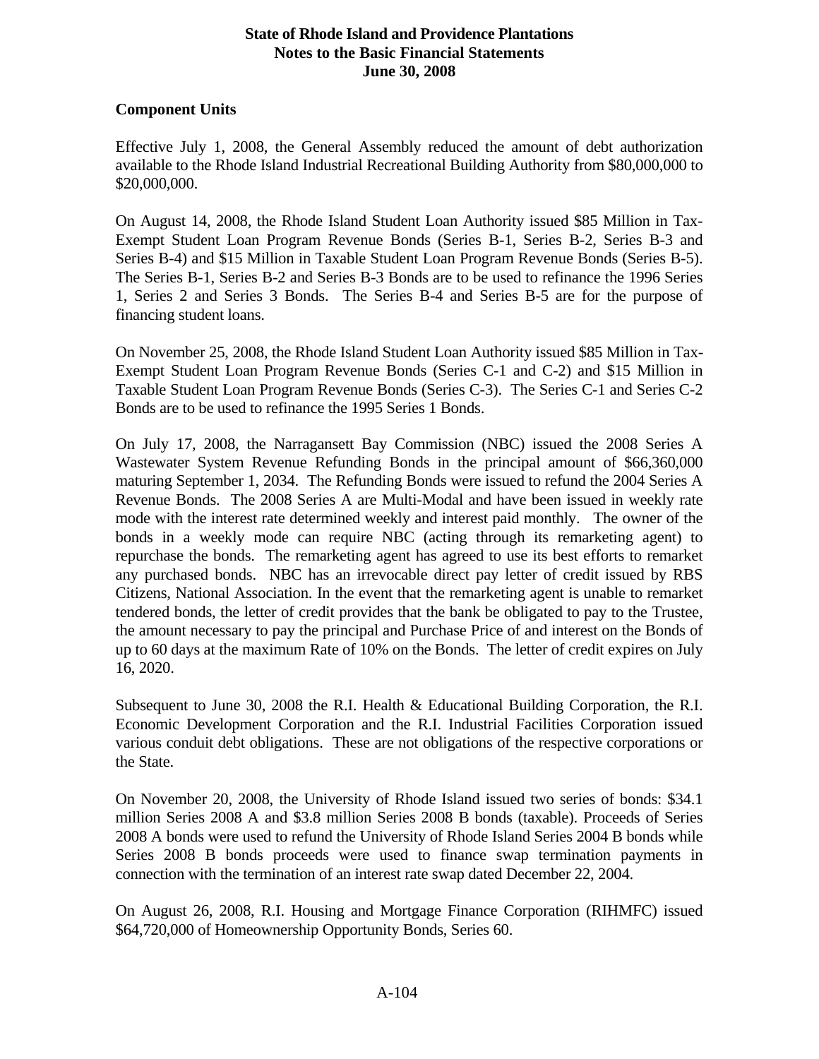## Component Units

Effective July 1, 2008, the General Assembly reduced the amount of debt authorization available to the Rhode Island Industrial Recreational Building Authority from $80,000,000 to $20,000,000.

On August 14, 2008, the Rhode Island Student Loan Authority issued $85 Million in Tax-Exempt Student Loan Program Revenue Bonds (Series B-1, Series B-2, Series B-3 and Series B-4) and $15 Million in Taxable Student Loan Program Revenue Bonds (Series B-5). The Series B-1, Series B-2 and Series B-3 Bonds are to be used to refinance the 1996 Series 1, Series 2 and Series 3 Bonds. The Series B-4 and Series B-5 are for the purpose of financing student loans.

On November 25, 2008, the Rhode Island Student Loan Authority issued $85 Million in Tax-Exempt Student Loan Program Revenue Bonds (Series C-1 and C-2) and $15 Million in Taxable Student Loan Program Revenue Bonds (Series C-3). The Series C-1 and Series C-2 Bonds are to be used to refinance the 1995 Series 1 Bonds.

On July 17, 2008, the Narragansett Bay Commission (NBC) issued the 2008 Series A Wastewater System Revenue Refunding Bonds in the principal amount of $66,360,000 maturing September 1, 2034. The Refunding Bonds were issued to refund the 2004 Series A Revenue Bonds. The 2008 Series A are Multi-Modal and have been issued in weekly rate mode with the interest rate determined weekly and interest paid monthly. The owner of the bonds in a weekly mode can require NBC (acting through its remarketing agent) to repurchase the bonds. The remarketing agent has agreed to use its best efforts to remarket any purchased bonds. NBC has an irrevocable direct pay letter of credit issued by RBS Citizens, National Association. In the event that the remarketing agent is unable to remarket tendered bonds, the letter of credit provides that the bank be obligated to pay to the Trustee, the amount necessary to pay the principal and Purchase Price of and interest on the Bonds of up to 60 days at the maximum Rate of 10% on the Bonds. The letter of credit expires on July 16, 2020.

Subsequent to June 30, 2008 the R.I. Health & Educational Building Corporation, the R.I. Economic Development Corporation and the R.I. Industrial Facilities Corporation issued various conduit debt obligations. These are not obligations of the respective corporations or the State.

On November 20, 2008, the University of Rhode Island issued two series of bonds: $34.1 million Series 2008 A and $3.8 million Series 2008 B bonds (taxable). Proceeds of Series 2008 A bonds were used to refund the University of Rhode Island Series 2004 B bonds while Series 2008 B bonds proceeds were used to finance swap termination payments in connection with the termination of an interest rate swap dated December 22, 2004.

On August 26, 2008, R.I. Housing and Mortgage Finance Corporation (RIHMFC) issued $64,720,000 of Homeownership Opportunity Bonds, Series 60.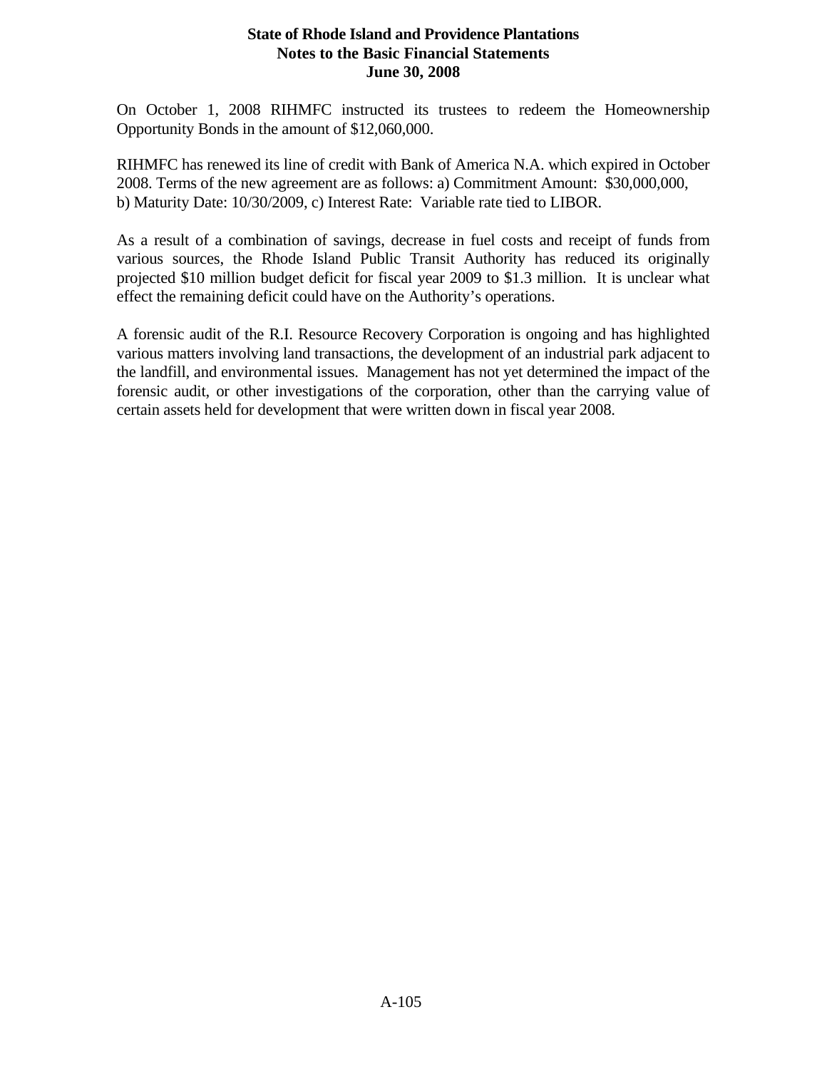On October 1, 2008 RIHMFC instructed its trustees to redeem the Homeownership Opportunity Bonds in the amount of $12,060,000.

RIHMFC has renewed its line of credit with Bank of America N.A. which expired in October 2008. Terms of the new agreement are as follows: a) Commitment Amount: $30,000,000, b) Maturity Date: 10/30/2009, c) Interest Rate: Variable rate tied to LIBOR.

As a result of a combination of savings, decrease in fuel costs and receipt of funds from various sources, the Rhode Island Public Transit Authority has reduced its originally projected $10 million budget deficit for fiscal year 2009 to $1.3 million. It is unclear what effect the remaining deficit could have on the Authority's operations.

A forensic audit of the R.I. Resource Recovery Corporation is ongoing and has highlighted various matters involving land transactions, the development of an industrial park adjacent to the landfill, and environmental issues. Management has not yet determined the impact of the forensic audit, or other investigations of the corporation, other than the carrying value of certain assets held for development that were written down in fiscal year 2008.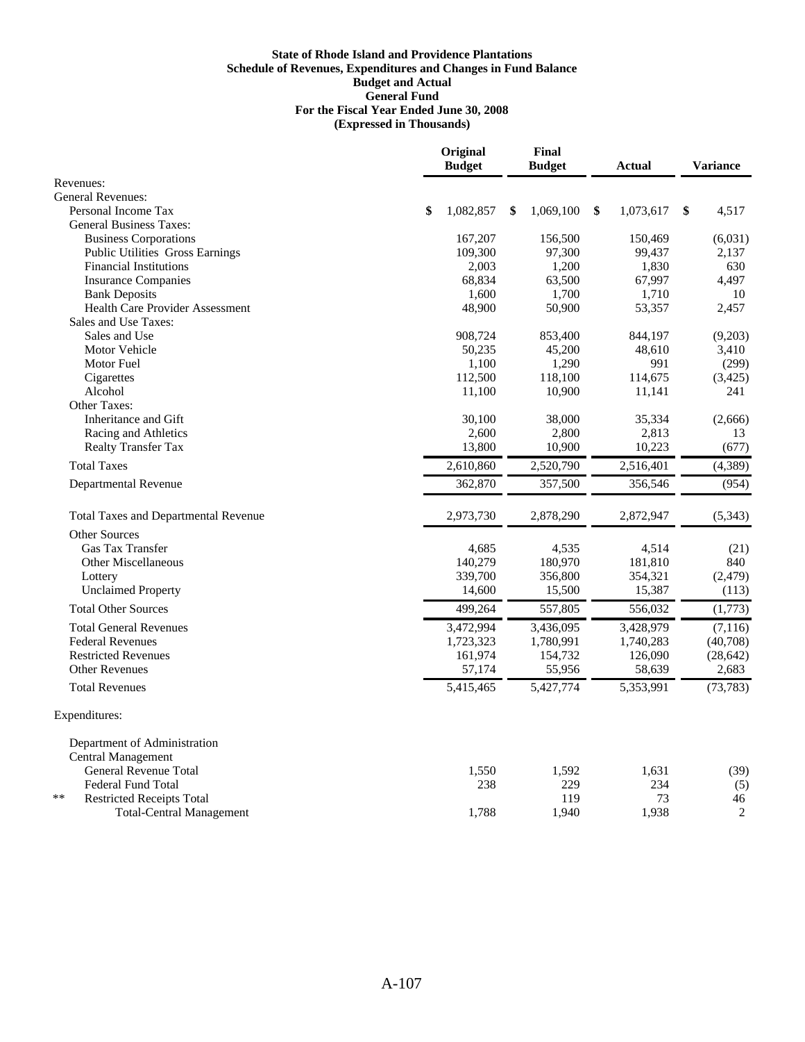**State of Rhode Island and Providence Plantations**
**Schedule of Revenues, Expenditures and Changes in Fund Balance**
**Budget and Actual**
**General Fund**
**For the Fiscal Year Ended June 30, 2008**
**(Expressed in Thousands)**

| | Original Budget | Final Budget | Actual | Variance |
|---|---|---|---|---|
| Revenues: | | | | |
| General Revenues: | | | | |
| Personal Income Tax | $ 1,082,857 | $ 1,069,100 | $ 1,073,617 | $ 4,517 |
| General Business Taxes: | | | | |
| Business Corporations | 167,207 | 156,500 | 150,469 | (6,031) |
| Public Utilities Gross Earnings | 109,300 | 97,300 | 99,437 | 2,137 |
| Financial Institutions | 2,003 | 1,200 | 1,830 | 630 |
| Insurance Companies | 68,834 | 63,500 | 67,997 | 4,497 |
| Bank Deposits | 1,600 | 1,700 | 1,710 | 10 |
| Health Care Provider Assessment | 48,900 | 50,900 | 53,357 | 2,457 |
| Sales and Use Taxes: | | | | |
| Sales and Use | 908,724 | 853,400 | 844,197 | (9,203) |
| Motor Vehicle | 50,235 | 45,200 | 48,610 | 3,410 |
| Motor Fuel | 1,100 | 1,290 | 991 | (299) |
| Cigarettes | 112,500 | 118,100 | 114,675 | (3,425) |
| Alcohol | 11,100 | 10,900 | 11,141 | 241 |
| Other Taxes: | | | | |
| Inheritance and Gift | 30,100 | 38,000 | 35,334 | (2,666) |
| Racing and Athletics | 2,600 | 2,800 | 2,813 | 13 |
| Realty Transfer Tax | 13,800 | 10,900 | 10,223 | (677) |
| Total Taxes | 2,610,860 | 2,520,790 | 2,516,401 | (4,389) |
| Departmental Revenue | 362,870 | 357,500 | 356,546 | (954) |
| Total Taxes and Departmental Revenue | 2,973,730 | 2,878,290 | 2,872,947 | (5,343) |
| Other Sources | | | | |
| Gas Tax Transfer | 4,685 | 4,535 | 4,514 | (21) |
| Other Miscellaneous | 140,279 | 180,970 | 181,810 | 840 |
| Lottery | 339,700 | 356,800 | 354,321 | (2,479) |
| Unclaimed Property | 14,600 | 15,500 | 15,387 | (113) |
| Total Other Sources | 499,264 | 557,805 | 556,032 | (1,773) |
| Total General Revenues | 3,472,994 | 3,436,095 | 3,428,979 | (7,116) |
| Federal Revenues | 1,723,323 | 1,780,991 | 1,740,283 | (40,708) |
| Restricted Revenues | 161,974 | 154,732 | 126,090 | (28,642) |
| Other Revenues | 57,174 | 55,956 | 58,639 | 2,683 |
| Total Revenues | 5,415,465 | 5,427,774 | 5,353,991 | (73,783) |
| Expenditures: | | | | |
| Department of Administration | | | | |
| Central Management | | | | |
| General Revenue Total | 1,550 | 1,592 | 1,631 | (39) |
| Federal Fund Total | 238 | 229 | 234 | (5) |
| ** Restricted Receipts Total | | 119 | 73 | 46 |
| Total-Central Management | 1,788 | 1,940 | 1,938 | 2 |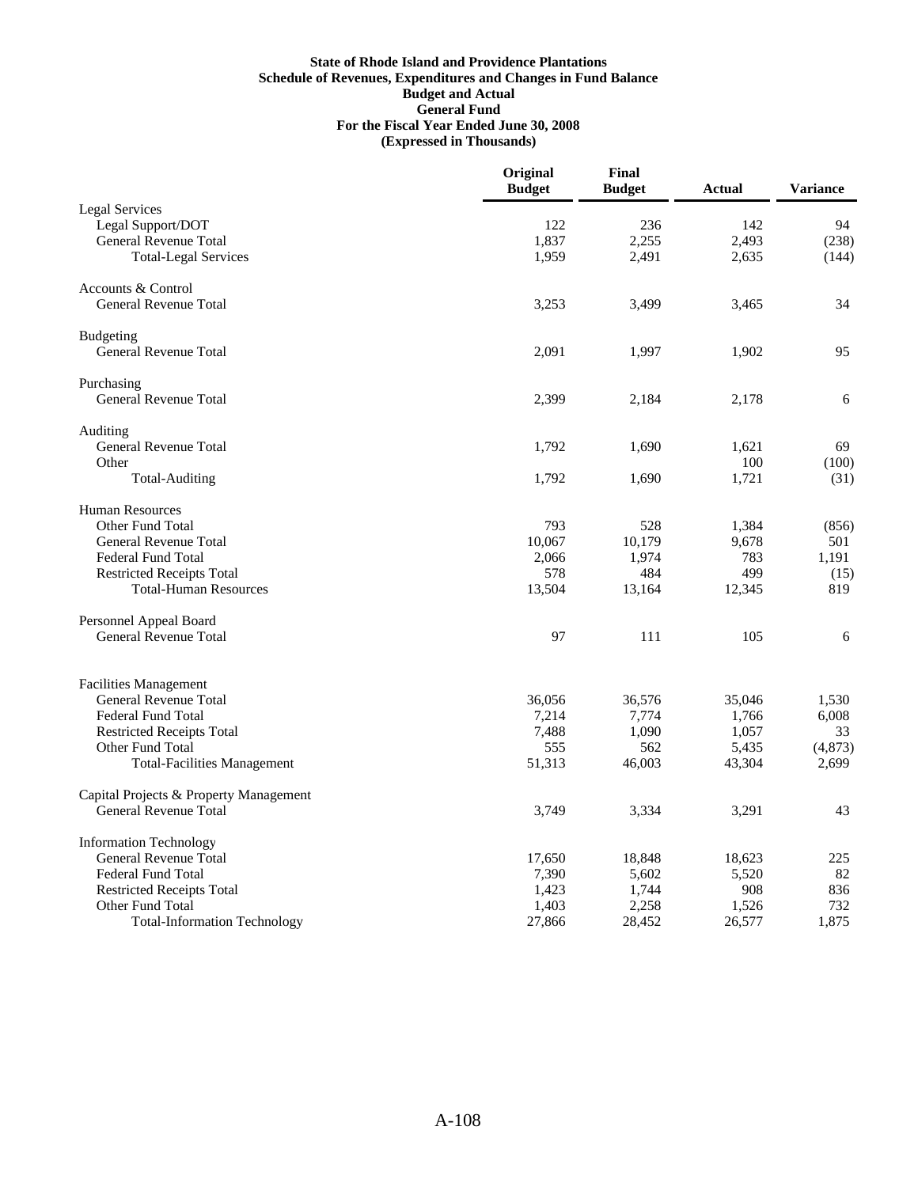**State of Rhode Island and Providence Plantations**
**Schedule of Revenues, Expenditures and Changes in Fund Balance**
**Budget and Actual**
**General Fund**
**For the Fiscal Year Ended June 30, 2008**
**(Expressed in Thousands)**

| | Original Budget | Final Budget | Actual | Variance |
|---|---|---|---|---|
| Legal Services | | | | |
| Legal Support/DOT | 122 | 236 | 142 | 94 |
| General Revenue Total | 1,837 | 2,255 | 2,493 | (238) |
| Total-Legal Services | 1,959 | 2,491 | 2,635 | (144) |
| Accounts & Control | | | | |
| General Revenue Total | 3,253 | 3,499 | 3,465 | 34 |
| Budgeting | | | | |
| General Revenue Total | 2,091 | 1,997 | 1,902 | 95 |
| Purchasing | | | | |
| General Revenue Total | 2,399 | 2,184 | 2,178 | 6 |
| Auditing | | | | |
| General Revenue Total | 1,792 | 1,690 | 1,621 | 69 |
| Other | | | 100 | (100) |
| Total-Auditing | 1,792 | 1,690 | 1,721 | (31) |
| Human Resources | | | | |
| Other Fund Total | 793 | 528 | 1,384 | (856) |
| General Revenue Total | 10,067 | 10,179 | 9,678 | 501 |
| Federal Fund Total | 2,066 | 1,974 | 783 | 1,191 |
| Restricted Receipts Total | 578 | 484 | 499 | (15) |
| Total-Human Resources | 13,504 | 13,164 | 12,345 | 819 |
| Personnel Appeal Board | | | | |
| General Revenue Total | 97 | 111 | 105 | 6 |
| Facilities Management | | | | |
| General Revenue Total | 36,056 | 36,576 | 35,046 | 1,530 |
| Federal Fund Total | 7,214 | 7,774 | 1,766 | 6,008 |
| Restricted Receipts Total | 7,488 | 1,090 | 1,057 | 33 |
| Other Fund Total | 555 | 562 | 5,435 | (4,873) |
| Total-Facilities Management | 51,313 | 46,003 | 43,304 | 2,699 |
| Capital Projects & Property Management | | | | |
| General Revenue Total | 3,749 | 3,334 | 3,291 | 43 |
| Information Technology | | | | |
| General Revenue Total | 17,650 | 18,848 | 18,623 | 225 |
| Federal Fund Total | 7,390 | 5,602 | 5,520 | 82 |
| Restricted Receipts Total | 1,423 | 1,744 | 908 | 836 |
| Other Fund Total | 1,403 | 2,258 | 1,526 | 732 |
| Total-Information Technology | 27,866 | 28,452 | 26,577 | 1,875 |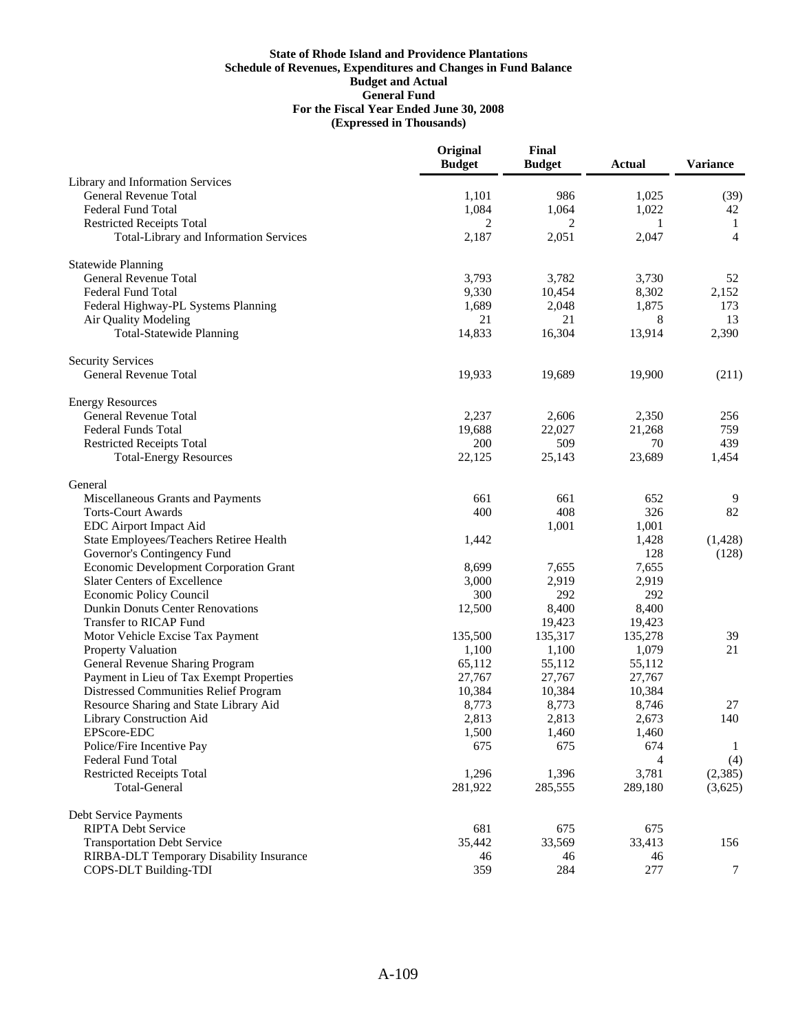**State of Rhode Island and Providence Plantations**
**Schedule of Revenues, Expenditures and Changes in Fund Balance**
**Budget and Actual**
**General Fund**
**For the Fiscal Year Ended June 30, 2008**
**(Expressed in Thousands)**

| | Original Budget | Final Budget | Actual | Variance |
|---|---|---|---|---|
| Library and Information Services | | | | |
| General Revenue Total | 1,101 | 986 | 1,025 | (39) |
| Federal Fund Total | 1,084 | 1,064 | 1,022 | 42 |
| Restricted Receipts Total | 2 | 2 | 1 | 1 |
| Total-Library and Information Services | 2,187 | 2,051 | 2,047 | 4 |
| Statewide Planning | | | | |
| General Revenue Total | 3,793 | 3,782 | 3,730 | 52 |
| Federal Fund Total | 9,330 | 10,454 | 8,302 | 2,152 |
| Federal Highway-PL Systems Planning | 1,689 | 2,048 | 1,875 | 173 |
| Air Quality Modeling | 21 | 21 | 8 | 13 |
| Total-Statewide Planning | 14,833 | 16,304 | 13,914 | 2,390 |
| Security Services | | | | |
| General Revenue Total | 19,933 | 19,689 | 19,900 | (211) |
| Energy Resources | | | | |
| General Revenue Total | 2,237 | 2,606 | 2,350 | 256 |
| Federal Funds Total | 19,688 | 22,027 | 21,268 | 759 |
| Restricted Receipts Total | 200 | 509 | 70 | 439 |
| Total-Energy Resources | 22,125 | 25,143 | 23,689 | 1,454 |
| General | | | | |
| Miscellaneous Grants and Payments | 661 | 661 | 652 | 9 |
| Torts-Court Awards | 400 | 408 | 326 | 82 |
| EDC Airport Impact Aid | | 1,001 | 1,001 | |
| State Employees/Teachers Retiree Health | 1,442 | | 1,428 | (1,428) |
| Governor's Contingency Fund | | | 128 | (128) |
| Economic Development Corporation Grant | 8,699 | 7,655 | 7,655 | |
| Slater Centers of Excellence | 3,000 | 2,919 | 2,919 | |
| Economic Policy Council | 300 | 292 | 292 | |
| Dunkin Donuts Center Renovations | 12,500 | 8,400 | 8,400 | |
| Transfer to RICAP Fund | | 19,423 | 19,423 | |
| Motor Vehicle Excise Tax Payment | 135,500 | 135,317 | 135,278 | 39 |
| Property Valuation | 1,100 | 1,100 | 1,079 | 21 |
| General Revenue Sharing Program | 65,112 | 55,112 | 55,112 | |
| Payment in Lieu of Tax Exempt Properties | 27,767 | 27,767 | 27,767 | |
| Distressed Communities Relief Program | 10,384 | 10,384 | 10,384 | |
| Resource Sharing and State Library Aid | 8,773 | 8,773 | 8,746 | 27 |
| Library Construction Aid | 2,813 | 2,813 | 2,673 | 140 |
| EPScore-EDC | 1,500 | 1,460 | 1,460 | |
| Police/Fire Incentive Pay | 675 | 675 | 674 | 1 |
| Federal Fund Total | | | 4 | (4) |
| Restricted Receipts Total | 1,296 | 1,396 | 3,781 | (2,385) |
| Total-General | 281,922 | 285,555 | 289,180 | (3,625) |
| Debt Service Payments | | | | |
| RIPTA Debt Service | 681 | 675 | 675 | |
| Transportation Debt Service | 35,442 | 33,569 | 33,413 | 156 |
| RIRBA-DLT Temporary Disability Insurance | 46 | 46 | 46 | |
| COPS-DLT Building-TDI | 359 | 284 | 277 | 7 |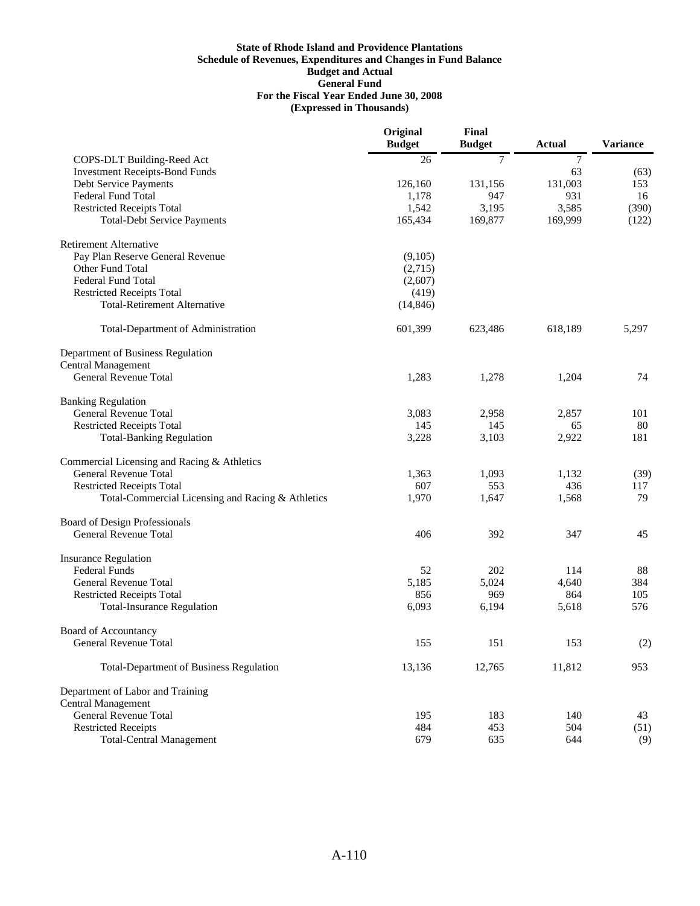**State of Rhode Island and Providence Plantations**
**Schedule of Revenues, Expenditures and Changes in Fund Balance**
**Budget and Actual**
**General Fund**
**For the Fiscal Year Ended June 30, 2008**
**(Expressed in Thousands)**

| | Original Budget | Final Budget | Actual | Variance |
|---|---|---|---|---|
| COPS-DLT Building-Reed Act | 26 | 7 | 7 | |
| Investment Receipts-Bond Funds | | | 63 | (63) |
| Debt Service Payments | 126,160 | 131,156 | 131,003 | 153 |
| Federal Fund Total | 1,178 | 947 | 931 | 16 |
| Restricted Receipts Total | 1,542 | 3,195 | 3,585 | (390) |
| Total-Debt Service Payments | 165,434 | 169,877 | 169,999 | (122) |
| | | | | |
| Retirement Alternative | | | | |
| Pay Plan Reserve General Revenue | (9,105) | | | |
| Other Fund Total | (2,715) | | | |
| Federal Fund Total | (2,607) | | | |
| Restricted Receipts Total | (419) | | | |
| Total-Retirement Alternative | (14,846) | | | |
| | | | | |
| Total-Department of Administration | 601,399 | 623,486 | 618,189 | 5,297 |
| | | | | |
| Department of Business Regulation | | | | |
| Central Management | | | | |
| General Revenue Total | 1,283 | 1,278 | 1,204 | 74 |
| | | | | |
| Banking Regulation | | | | |
| General Revenue Total | 3,083 | 2,958 | 2,857 | 101 |
| Restricted Receipts Total | 145 | 145 | 65 | 80 |
| Total-Banking Regulation | 3,228 | 3,103 | 2,922 | 181 |
| | | | | |
| Commercial Licensing and Racing & Athletics | | | | |
| General Revenue Total | 1,363 | 1,093 | 1,132 | (39) |
| Restricted Receipts Total | 607 | 553 | 436 | 117 |
| Total-Commercial Licensing and Racing & Athletics | 1,970 | 1,647 | 1,568 | 79 |
| | | | | |
| Board of Design Professionals | | | | |
| General Revenue Total | 406 | 392 | 347 | 45 |
| | | | | |
| Insurance Regulation | | | | |
| Federal Funds | 52 | 202 | 114 | 88 |
| General Revenue Total | 5,185 | 5,024 | 4,640 | 384 |
| Restricted Receipts Total | 856 | 969 | 864 | 105 |
| Total-Insurance Regulation | 6,093 | 6,194 | 5,618 | 576 |
| | | | | |
| Board of Accountancy | | | | |
| General Revenue Total | 155 | 151 | 153 | (2) |
| | | | | |
| Total-Department of Business Regulation | 13,136 | 12,765 | 11,812 | 953 |
| | | | | |
| Department of Labor and Training | | | | |
| Central Management | | | | |
| General Revenue Total | 195 | 183 | 140 | 43 |
| Restricted Receipts | 484 | 453 | 504 | (51) |
| Total-Central Management | 679 | 635 | 644 | (9) |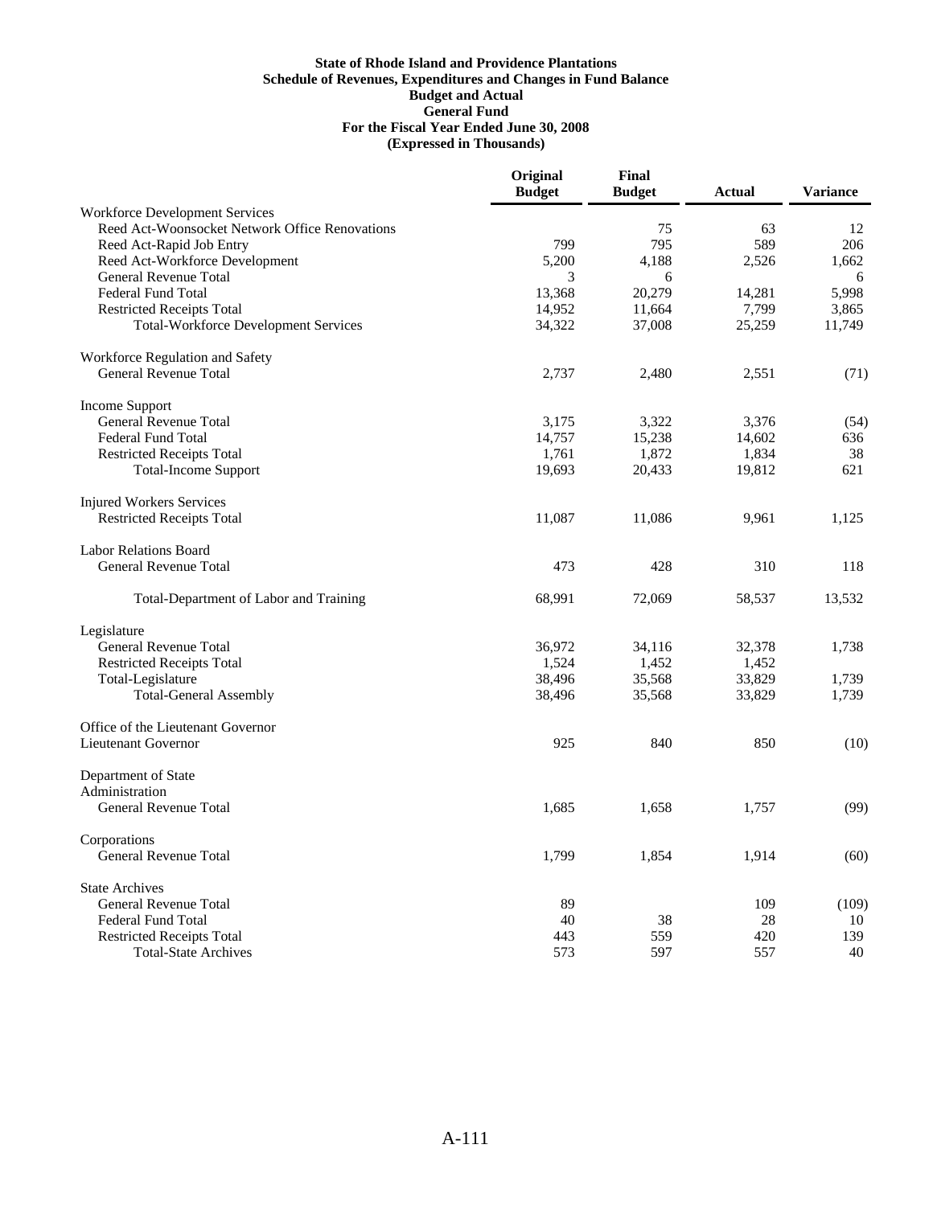**State of Rhode Island and Providence Plantations**
**Schedule of Revenues, Expenditures and Changes in Fund Balance**
**Budget and Actual**
**General Fund**
**For the Fiscal Year Ended June 30, 2008**
**(Expressed in Thousands)**

| | Original Budget | Final Budget | Actual | Variance |
|---|---|---|---|---|
| Workforce Development Services | | | | |
| Reed Act-Woonsocket Network Office Renovations | | 75 | 63 | 12 |
| Reed Act-Rapid Job Entry | 799 | 795 | 589 | 206 |
| Reed Act-Workforce Development | 5,200 | 4,188 | 2,526 | 1,662 |
| General Revenue Total | 3 | 6 | | 6 |
| Federal Fund Total | 13,368 | 20,279 | 14,281 | 5,998 |
| Restricted Receipts Total | 14,952 | 11,664 | 7,799 | 3,865 |
| Total-Workforce Development Services | 34,322 | 37,008 | 25,259 | 11,749 |
| | | | | |
| Workforce Regulation and Safety | | | | |
| General Revenue Total | 2,737 | 2,480 | 2,551 | (71) |
| | | | | |
| Income Support | | | | |
| General Revenue Total | 3,175 | 3,322 | 3,376 | (54) |
| Federal Fund Total | 14,757 | 15,238 | 14,602 | 636 |
| Restricted Receipts Total | 1,761 | 1,872 | 1,834 | 38 |
| Total-Income Support | 19,693 | 20,433 | 19,812 | 621 |
| | | | | |
| Injured Workers Services | | | | |
| Restricted Receipts Total | 11,087 | 11,086 | 9,961 | 1,125 |
| | | | | |
| Labor Relations Board | | | | |
| General Revenue Total | 473 | 428 | 310 | 118 |
| | | | | |
| Total-Department of Labor and Training | 68,991 | 72,069 | 58,537 | 13,532 |
| | | | | |
| Legislature | | | | |
| General Revenue Total | 36,972 | 34,116 | 32,378 | 1,738 |
| Restricted Receipts Total | 1,524 | 1,452 | 1,452 | |
| Total-Legislature | 38,496 | 35,568 | 33,829 | 1,739 |
| Total-General Assembly | 38,496 | 35,568 | 33,829 | 1,739 |
| | | | | |
| Office of the Lieutenant Governor | | | | |
| Lieutenant Governor | 925 | 840 | 850 | (10) |
| | | | | |
| Department of State | | | | |
| Administration | | | | |
| General Revenue Total | 1,685 | 1,658 | 1,757 | (99) |
| | | | | |
| Corporations | | | | |
| General Revenue Total | 1,799 | 1,854 | 1,914 | (60) |
| | | | | |
| State Archives | | | | |
| General Revenue Total | 89 | | 109 | (109) |
| Federal Fund Total | 40 | 38 | 28 | 10 |
| Restricted Receipts Total | 443 | 559 | 420 | 139 |
| Total-State Archives | 573 | 597 | 557 | 40 |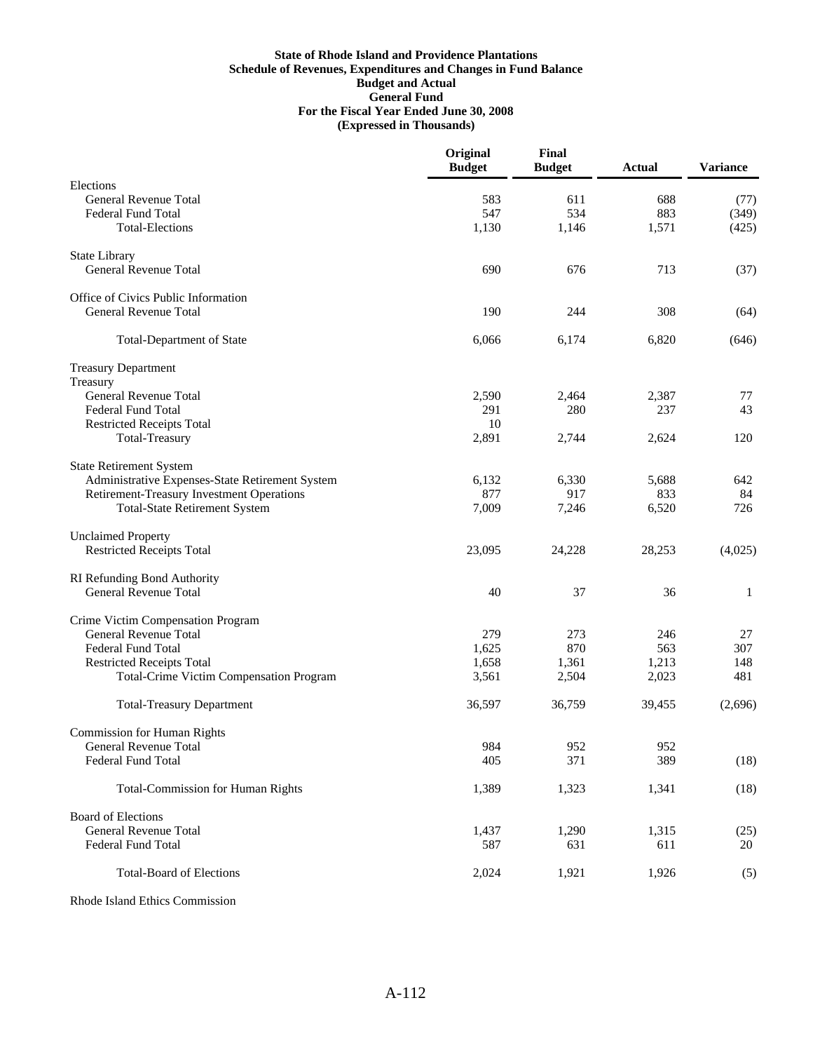**State of Rhode Island and Providence Plantations**
**Schedule of Revenues, Expenditures and Changes in Fund Balance**
**Budget and Actual**
**General Fund**
**For the Fiscal Year Ended June 30, 2008**
**(Expressed in Thousands)**

| | Original Budget | Final Budget | Actual | Variance |
|---|---|---|---|---|
| Elections | | | | |
| General Revenue Total | 583 | 611 | 688 | (77) |
| Federal Fund Total | 547 | 534 | 883 | (349) |
| Total-Elections | 1,130 | 1,146 | 1,571 | (425) |
| State Library | | | | |
| General Revenue Total | 690 | 676 | 713 | (37) |
| Office of Civics Public Information | | | | |
| General Revenue Total | 190 | 244 | 308 | (64) |
| Total-Department of State | 6,066 | 6,174 | 6,820 | (646) |
| Treasury Department | | | | |
| Treasury | | | | |
| General Revenue Total | 2,590 | 2,464 | 2,387 | 77 |
| Federal Fund Total | 291 | 280 | 237 | 43 |
| Restricted Receipts Total | 10 | | | |
| Total-Treasury | 2,891 | 2,744 | 2,624 | 120 |
| State Retirement System | | | | |
| Administrative Expenses-State Retirement System | 6,132 | 6,330 | 5,688 | 642 |
| Retirement-Treasury Investment Operations | 877 | 917 | 833 | 84 |
| Total-State Retirement System | 7,009 | 7,246 | 6,520 | 726 |
| Unclaimed Property | | | | |
| Restricted Receipts Total | 23,095 | 24,228 | 28,253 | (4,025) |
| RI Refunding Bond Authority | | | | |
| General Revenue Total | 40 | 37 | 36 | 1 |
| Crime Victim Compensation Program | | | | |
| General Revenue Total | 279 | 273 | 246 | 27 |
| Federal Fund Total | 1,625 | 870 | 563 | 307 |
| Restricted Receipts Total | 1,658 | 1,361 | 1,213 | 148 |
| Total-Crime Victim Compensation Program | 3,561 | 2,504 | 2,023 | 481 |
| Total-Treasury Department | 36,597 | 36,759 | 39,455 | (2,696) |
| Commission for Human Rights | | | | |
| General Revenue Total | 984 | 952 | 952 | |
| Federal Fund Total | 405 | 371 | 389 | (18) |
| Total-Commission for Human Rights | 1,389 | 1,323 | 1,341 | (18) |
| Board of Elections | | | | |
| General Revenue Total | 1,437 | 1,290 | 1,315 | (25) |
| Federal Fund Total | 587 | 631 | 611 | 20 |
| Total-Board of Elections | 2,024 | 1,921 | 1,926 | (5) |
| Rhode Island Ethics Commission | | | | |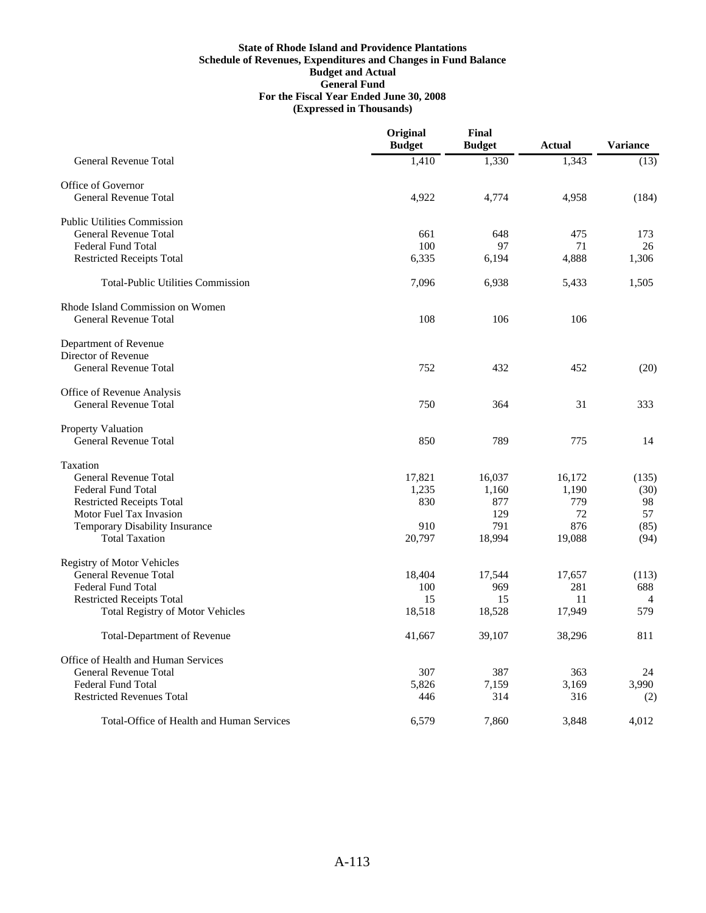**State of Rhode Island and Providence Plantations**
**Schedule of Revenues, Expenditures and Changes in Fund Balance**
**Budget and Actual**
**General Fund**
**For the Fiscal Year Ended June 30, 2008**
**(Expressed in Thousands)**

| | Original Budget | Final Budget | Actual | Variance |
|---|---|---|---|---|
| General Revenue Total | 1,410 | 1,330 | 1,343 | (13) |
| Office of Governor | | | | |
| General Revenue Total | 4,922 | 4,774 | 4,958 | (184) |
| Public Utilities Commission | | | | |
| General Revenue Total | 661 | 648 | 475 | 173 |
| Federal Fund Total | 100 | 97 | 71 | 26 |
| Restricted Receipts Total | 6,335 | 6,194 | 4,888 | 1,306 |
| Total-Public Utilities Commission | 7,096 | 6,938 | 5,433 | 1,505 |
| Rhode Island Commission on Women | | | | |
| General Revenue Total | 108 | 106 | 106 | |
| Department of Revenue | | | | |
| Director of Revenue | | | | |
| General Revenue Total | 752 | 432 | 452 | (20) |
| Office of Revenue Analysis | | | | |
| General Revenue Total | 750 | 364 | 31 | 333 |
| Property Valuation | | | | |
| General Revenue Total | 850 | 789 | 775 | 14 |
| Taxation | | | | |
| General Revenue Total | 17,821 | 16,037 | 16,172 | (135) |
| Federal Fund Total | 1,235 | 1,160 | 1,190 | (30) |
| Restricted Receipts Total | 830 | 877 | 779 | 98 |
| Motor Fuel Tax Invasion | | 129 | 72 | 57 |
| Temporary Disability Insurance | 910 | 791 | 876 | (85) |
| Total Taxation | 20,797 | 18,994 | 19,088 | (94) |
| Registry of Motor Vehicles | | | | |
| General Revenue Total | 18,404 | 17,544 | 17,657 | (113) |
| Federal Fund Total | 100 | 969 | 281 | 688 |
| Restricted Receipts Total | 15 | 15 | 11 | 4 |
| Total Registry of Motor Vehicles | 18,518 | 18,528 | 17,949 | 579 |
| Total-Department of Revenue | 41,667 | 39,107 | 38,296 | 811 |
| Office of Health and Human Services | | | | |
| General Revenue Total | 307 | 387 | 363 | 24 |
| Federal Fund Total | 5,826 | 7,159 | 3,169 | 3,990 |
| Restricted Revenues Total | 446 | 314 | 316 | (2) |
| Total-Office of Health and Human Services | 6,579 | 7,860 | 3,848 | 4,012 |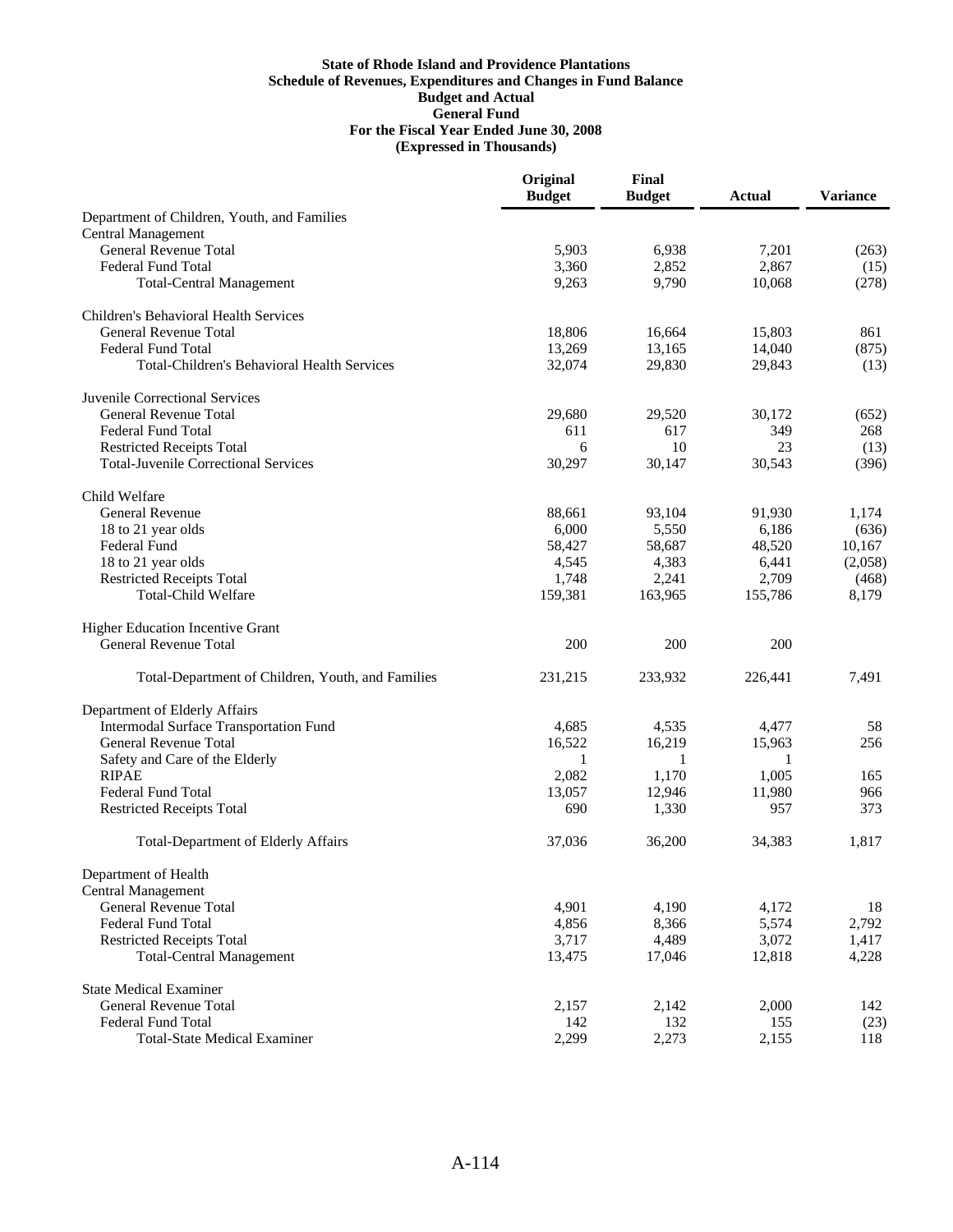**State of Rhode Island and Providence Plantations**
**Schedule of Revenues, Expenditures and Changes in Fund Balance**
**Budget and Actual**
**General Fund**
**For the Fiscal Year Ended June 30, 2008**
**(Expressed in Thousands)**

| | Original Budget | Final Budget | Actual | Variance |
|---|---|---|---|---|
| Department of Children, Youth, and Families | | | | |
| Central Management | | | | |
| General Revenue Total | 5,903 | 6,938 | 7,201 | (263) |
| Federal Fund Total | 3,360 | 2,852 | 2,867 | (15) |
| Total-Central Management | 9,263 | 9,790 | 10,068 | (278) |
| Children's Behavioral Health Services | | | | |
| General Revenue Total | 18,806 | 16,664 | 15,803 | 861 |
| Federal Fund Total | 13,269 | 13,165 | 14,040 | (875) |
| Total-Children's Behavioral Health Services | 32,074 | 29,830 | 29,843 | (13) |
| Juvenile Correctional Services | | | | |
| General Revenue Total | 29,680 | 29,520 | 30,172 | (652) |
| Federal Fund Total | 611 | 617 | 349 | 268 |
| Restricted Receipts Total | 6 | 10 | 23 | (13) |
| Total-Juvenile Correctional Services | 30,297 | 30,147 | 30,543 | (396) |
| Child Welfare | | | | |
| General Revenue | 88,661 | 93,104 | 91,930 | 1,174 |
| 18 to 21 year olds | 6,000 | 5,550 | 6,186 | (636) |
| Federal Fund | 58,427 | 58,687 | 48,520 | 10,167 |
| 18 to 21 year olds | 4,545 | 4,383 | 6,441 | (2,058) |
| Restricted Receipts Total | 1,748 | 2,241 | 2,709 | (468) |
| Total-Child Welfare | 159,381 | 163,965 | 155,786 | 8,179 |
| Higher Education Incentive Grant | | | | |
| General Revenue Total | 200 | 200 | 200 | |
| Total-Department of Children, Youth, and Families | 231,215 | 233,932 | 226,441 | 7,491 |
| Department of Elderly Affairs | | | | |
| Intermodal Surface Transportation Fund | 4,685 | 4,535 | 4,477 | 58 |
| General Revenue Total | 16,522 | 16,219 | 15,963 | 256 |
| Safety and Care of the Elderly | 1 | 1 | 1 | |
| RIPAE | 2,082 | 1,170 | 1,005 | 165 |
| Federal Fund Total | 13,057 | 12,946 | 11,980 | 966 |
| Restricted Receipts Total | 690 | 1,330 | 957 | 373 |
| Total-Department of Elderly Affairs | 37,036 | 36,200 | 34,383 | 1,817 |
| Department of Health | | | | |
| Central Management | | | | |
| General Revenue Total | 4,901 | 4,190 | 4,172 | 18 |
| Federal Fund Total | 4,856 | 8,366 | 5,574 | 2,792 |
| Restricted Receipts Total | 3,717 | 4,489 | 3,072 | 1,417 |
| Total-Central Management | 13,475 | 17,046 | 12,818 | 4,228 |
| State Medical Examiner | | | | |
| General Revenue Total | 2,157 | 2,142 | 2,000 | 142 |
| Federal Fund Total | 142 | 132 | 155 | (23) |
| Total-State Medical Examiner | 2,299 | 2,273 | 2,155 | 118 |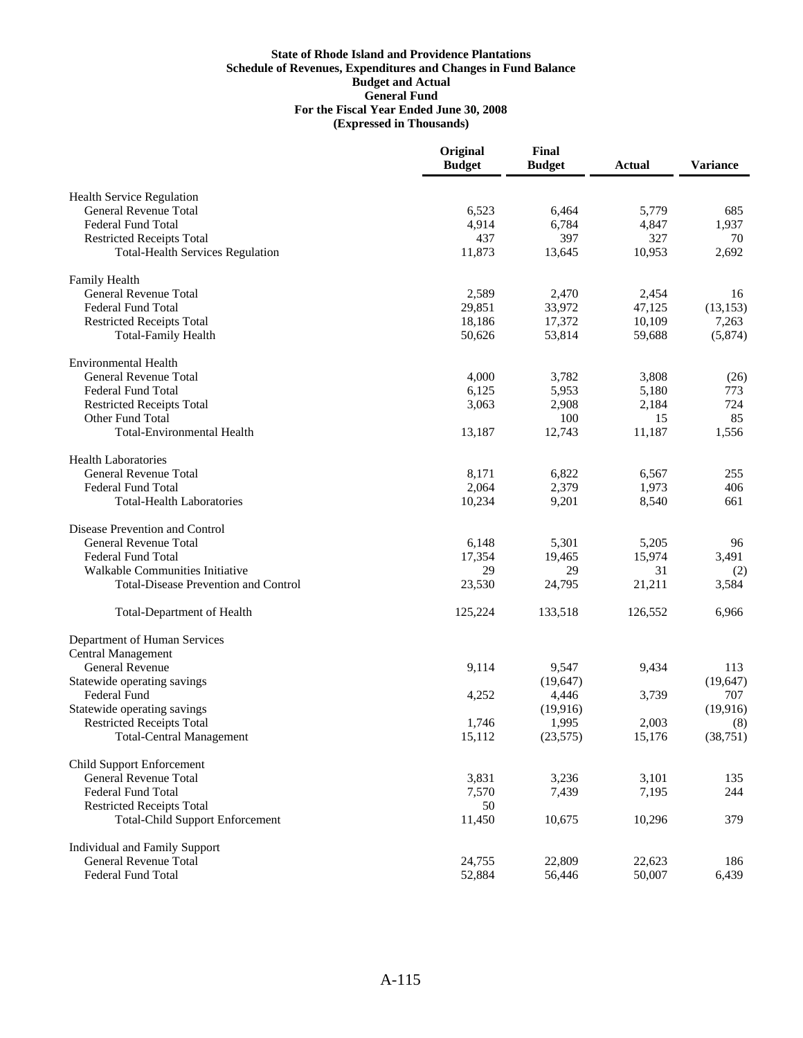**State of Rhode Island and Providence Plantations**
**Schedule of Revenues, Expenditures and Changes in Fund Balance**
**Budget and Actual**
**General Fund**
**For the Fiscal Year Ended June 30, 2008**
**(Expressed in Thousands)**

| | Original Budget | Final Budget | Actual | Variance |
|---|---|---|---|---|
| Health Service Regulation | | | | |
| General Revenue Total | 6,523 | 6,464 | 5,779 | 685 |
| Federal Fund Total | 4,914 | 6,784 | 4,847 | 1,937 |
| Restricted Receipts Total | 437 | 397 | 327 | 70 |
| Total-Health Services Regulation | 11,873 | 13,645 | 10,953 | 2,692 |
| Family Health | | | | |
| General Revenue Total | 2,589 | 2,470 | 2,454 | 16 |
| Federal Fund Total | 29,851 | 33,972 | 47,125 | (13,153) |
| Restricted Receipts Total | 18,186 | 17,372 | 10,109 | 7,263 |
| Total-Family Health | 50,626 | 53,814 | 59,688 | (5,874) |
| Environmental Health | | | | |
| General Revenue Total | 4,000 | 3,782 | 3,808 | (26) |
| Federal Fund Total | 6,125 | 5,953 | 5,180 | 773 |
| Restricted Receipts Total | 3,063 | 2,908 | 2,184 | 724 |
| Other Fund Total | | 100 | 15 | 85 |
| Total-Environmental Health | 13,187 | 12,743 | 11,187 | 1,556 |
| Health Laboratories | | | | |
| General Revenue Total | 8,171 | 6,822 | 6,567 | 255 |
| Federal Fund Total | 2,064 | 2,379 | 1,973 | 406 |
| Total-Health Laboratories | 10,234 | 9,201 | 8,540 | 661 |
| Disease Prevention and Control | | | | |
| General Revenue Total | 6,148 | 5,301 | 5,205 | 96 |
| Federal Fund Total | 17,354 | 19,465 | 15,974 | 3,491 |
| Walkable Communities Initiative | 29 | 29 | 31 | (2) |
| Total-Disease Prevention and Control | 23,530 | 24,795 | 21,211 | 3,584 |
| Total-Department of Health | 125,224 | 133,518 | 126,552 | 6,966 |
| Department of Human Services | | | | |
| Central Management | | | | |
| General Revenue | 9,114 | 9,547 | 9,434 | 113 |
| Statewide operating savings | | (19,647) | | (19,647) |
| Federal Fund | 4,252 | 4,446 | 3,739 | 707 |
| Statewide operating savings | | (19,916) | | (19,916) |
| Restricted Receipts Total | 1,746 | 1,995 | 2,003 | (8) |
| Total-Central Management | 15,112 | (23,575) | 15,176 | (38,751) |
| Child Support Enforcement | | | | |
| General Revenue Total | 3,831 | 3,236 | 3,101 | 135 |
| Federal Fund Total | 7,570 | 7,439 | 7,195 | 244 |
| Restricted Receipts Total | 50 | | | |
| Total-Child Support Enforcement | 11,450 | 10,675 | 10,296 | 379 |
| Individual and Family Support | | | | |
| General Revenue Total | 24,755 | 22,809 | 22,623 | 186 |
| Federal Fund Total | 52,884 | 56,446 | 50,007 | 6,439 |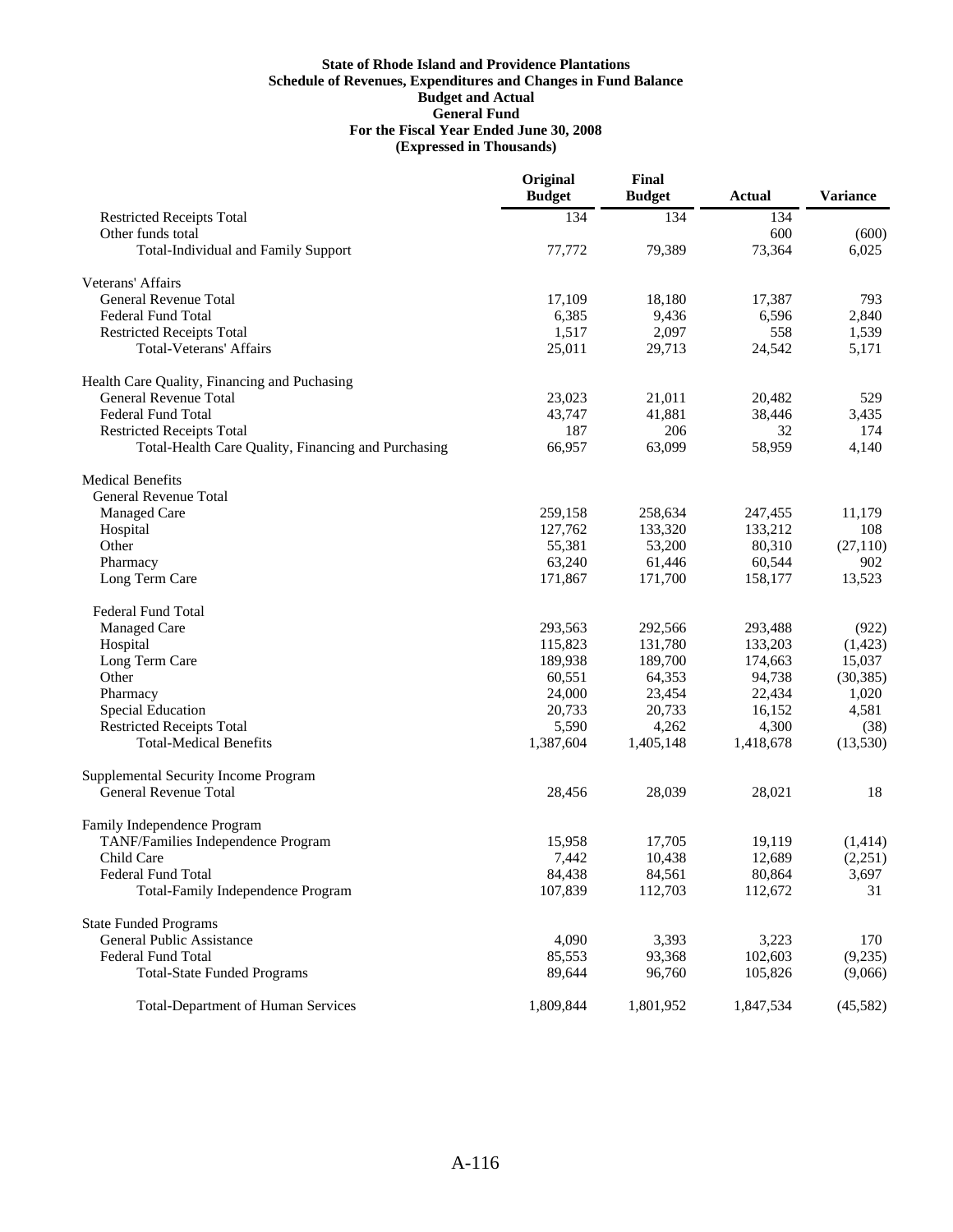**State of Rhode Island and Providence Plantations**
**Schedule of Revenues, Expenditures and Changes in Fund Balance**
**Budget and Actual**
**General Fund**
**For the Fiscal Year Ended June 30, 2008**
**(Expressed in Thousands)**

| | Original Budget | Final Budget | Actual | Variance |
|---|---|---|---|---|
| Restricted Receipts Total | 134 | 134 | 134 | |
| Other funds total | | | 600 | (600) |
| Total-Individual and Family Support | 77,772 | 79,389 | 73,364 | 6,025 |
| | | | | |
| Veterans' Affairs | | | | |
| General Revenue Total | 17,109 | 18,180 | 17,387 | 793 |
| Federal Fund Total | 6,385 | 9,436 | 6,596 | 2,840 |
| Restricted Receipts Total | 1,517 | 2,097 | 558 | 1,539 |
| Total-Veterans' Affairs | 25,011 | 29,713 | 24,542 | 5,171 |
| | | | | |
| Health Care Quality, Financing and Puchasing | | | | |
| General Revenue Total | 23,023 | 21,011 | 20,482 | 529 |
| Federal Fund Total | 43,747 | 41,881 | 38,446 | 3,435 |
| Restricted Receipts Total | 187 | 206 | 32 | 174 |
| Total-Health Care Quality, Financing and Purchasing | 66,957 | 63,099 | 58,959 | 4,140 |
| | | | | |
| Medical Benefits | | | | |
| General Revenue Total | | | | |
| Managed Care | 259,158 | 258,634 | 247,455 | 11,179 |
| Hospital | 127,762 | 133,320 | 133,212 | 108 |
| Other | 55,381 | 53,200 | 80,310 | (27,110) |
| Pharmacy | 63,240 | 61,446 | 60,544 | 902 |
| Long Term Care | 171,867 | 171,700 | 158,177 | 13,523 |
| | | | | |
| Federal Fund Total | | | | |
| Managed Care | 293,563 | 292,566 | 293,488 | (922) |
| Hospital | 115,823 | 131,780 | 133,203 | (1,423) |
| Long Term Care | 189,938 | 189,700 | 174,663 | 15,037 |
| Other | 60,551 | 64,353 | 94,738 | (30,385) |
| Pharmacy | 24,000 | 23,454 | 22,434 | 1,020 |
| Special Education | 20,733 | 20,733 | 16,152 | 4,581 |
| Restricted Receipts Total | 5,590 | 4,262 | 4,300 | (38) |
| Total-Medical Benefits | 1,387,604 | 1,405,148 | 1,418,678 | (13,530) |
| | | | | |
| Supplemental Security Income Program | | | | |
| General Revenue Total | 28,456 | 28,039 | 28,021 | 18 |
| | | | | |
| Family Independence Program | | | | |
| TANF/Families Independence Program | 15,958 | 17,705 | 19,119 | (1,414) |
| Child Care | 7,442 | 10,438 | 12,689 | (2,251) |
| Federal Fund Total | 84,438 | 84,561 | 80,864 | 3,697 |
| Total-Family Independence Program | 107,839 | 112,703 | 112,672 | 31 |
| | | | | |
| State Funded Programs | | | | |
| General Public Assistance | 4,090 | 3,393 | 3,223 | 170 |
| Federal Fund Total | 85,553 | 93,368 | 102,603 | (9,235) |
| Total-State Funded Programs | 89,644 | 96,760 | 105,826 | (9,066) |
| | | | | |
| Total-Department of Human Services | 1,809,844 | 1,801,952 | 1,847,534 | (45,582) |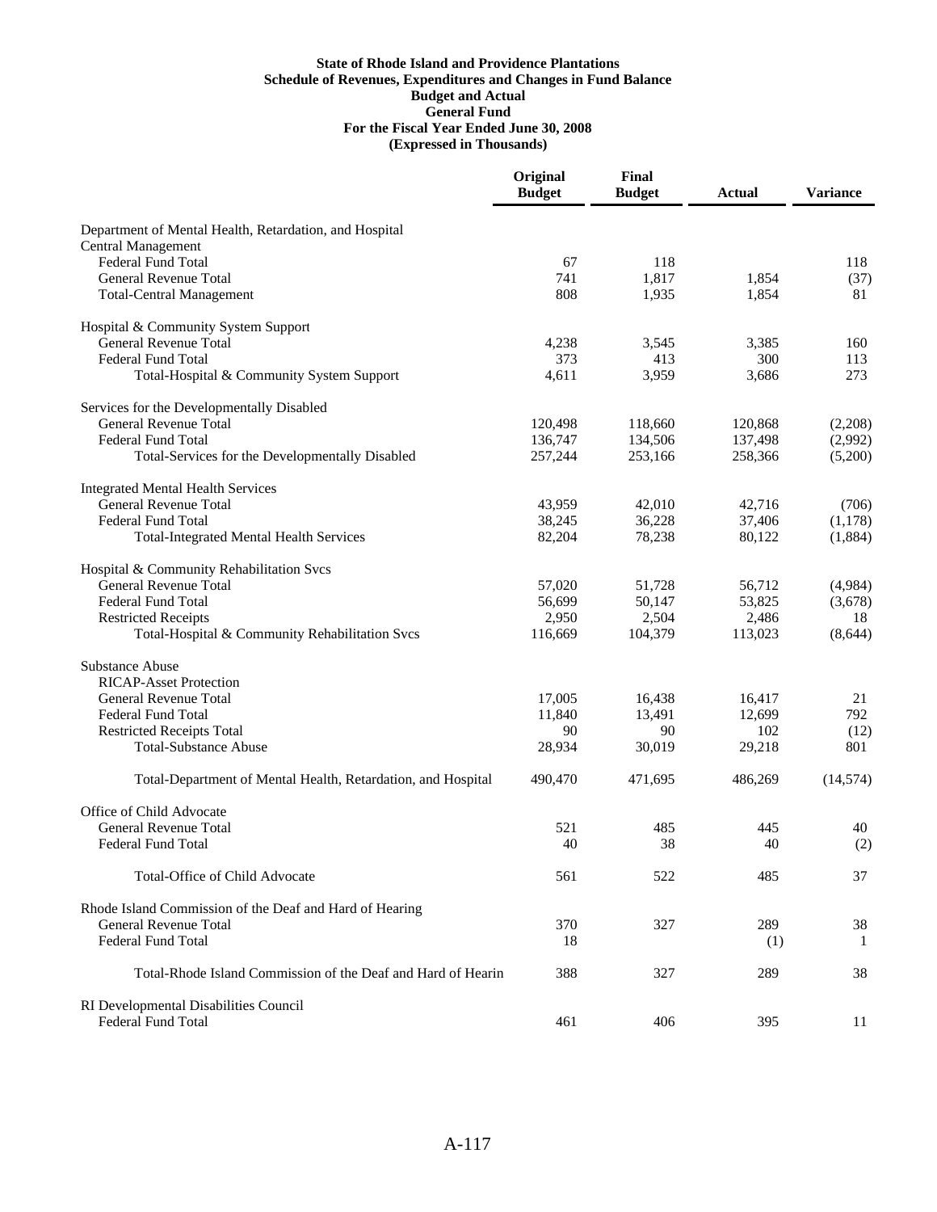**State of Rhode Island and Providence Plantations**
**Schedule of Revenues, Expenditures and Changes in Fund Balance**
**Budget and Actual**
**General Fund**
**For the Fiscal Year Ended June 30, 2008**
**(Expressed in Thousands)**

| | Original Budget | Final Budget | Actual | Variance |
|---|---|---|---|---|
| Department of Mental Health, Retardation, and Hospital | | | | |
| Central Management | | | | |
| Federal Fund Total | 67 | 118 | | 118 |
| General Revenue Total | 741 | 1,817 | 1,854 | (37) |
| Total-Central Management | 808 | 1,935 | 1,854 | 81 |
| Hospital & Community System Support | | | | |
| General Revenue Total | 4,238 | 3,545 | 3,385 | 160 |
| Federal Fund Total | 373 | 413 | 300 | 113 |
| Total-Hospital & Community System Support | 4,611 | 3,959 | 3,686 | 273 |
| Services for the Developmentally Disabled | | | | |
| General Revenue Total | 120,498 | 118,660 | 120,868 | (2,208) |
| Federal Fund Total | 136,747 | 134,506 | 137,498 | (2,992) |
| Total-Services for the Developmentally Disabled | 257,244 | 253,166 | 258,366 | (5,200) |
| Integrated Mental Health Services | | | | |
| General Revenue Total | 43,959 | 42,010 | 42,716 | (706) |
| Federal Fund Total | 38,245 | 36,228 | 37,406 | (1,178) |
| Total-Integrated Mental Health Services | 82,204 | 78,238 | 80,122 | (1,884) |
| Hospital & Community Rehabilitation Svcs | | | | |
| General Revenue Total | 57,020 | 51,728 | 56,712 | (4,984) |
| Federal Fund Total | 56,699 | 50,147 | 53,825 | (3,678) |
| Restricted Receipts | 2,950 | 2,504 | 2,486 | 18 |
| Total-Hospital & Community Rehabilitation Svcs | 116,669 | 104,379 | 113,023 | (8,644) |
| Substance Abuse | | | | |
| RICAP-Asset Protection | | | | |
| General Revenue Total | 17,005 | 16,438 | 16,417 | 21 |
| Federal Fund Total | 11,840 | 13,491 | 12,699 | 792 |
| Restricted Receipts Total | 90 | 90 | 102 | (12) |
| Total-Substance Abuse | 28,934 | 30,019 | 29,218 | 801 |
| Total-Department of Mental Health, Retardation, and Hospital | 490,470 | 471,695 | 486,269 | (14,574) |
| Office of Child Advocate | | | | |
| General Revenue Total | 521 | 485 | 445 | 40 |
| Federal Fund Total | 40 | 38 | 40 | (2) |
| Total-Office of Child Advocate | 561 | 522 | 485 | 37 |
| Rhode Island Commission of the Deaf and Hard of Hearing | | | | |
| General Revenue Total | 370 | 327 | 289 | 38 |
| Federal Fund Total | 18 | | (1) | 1 |
| Total-Rhode Island Commission of the Deaf and Hard of Hearin | 388 | 327 | 289 | 38 |
| RI Developmental Disabilities Council | | | | |
| Federal Fund Total | 461 | 406 | 395 | 11 |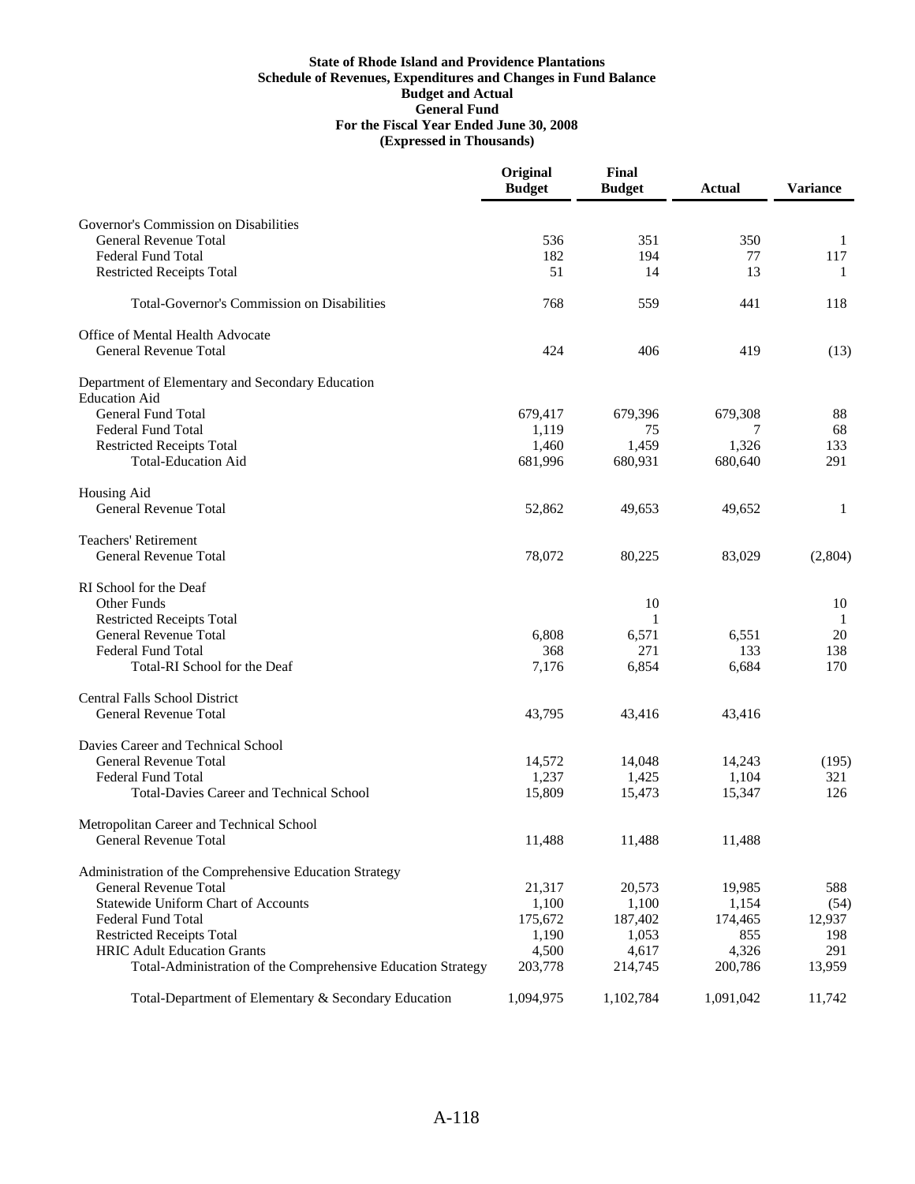**State of Rhode Island and Providence Plantations**
**Schedule of Revenues, Expenditures and Changes in Fund Balance**
**Budget and Actual**
**General Fund**
**For the Fiscal Year Ended June 30, 2008**
**(Expressed in Thousands)**

| | Original Budget | Final Budget | Actual | Variance |
|---|---|---|---|---|
| Governor's Commission on Disabilities | | | | |
| General Revenue Total | 536 | 351 | 350 | 1 |
| Federal Fund Total | 182 | 194 | 77 | 117 |
| Restricted Receipts Total | 51 | 14 | 13 | 1 |
| Total-Governor's Commission on Disabilities | 768 | 559 | 441 | 118 |
| Office of Mental Health Advocate | | | | |
| General Revenue Total | 424 | 406 | 419 | (13) |
| Department of Elementary and Secondary Education | | | | |
| Education Aid | | | | |
| General Fund Total | 679,417 | 679,396 | 679,308 | 88 |
| Federal Fund Total | 1,119 | 75 | 7 | 68 |
| Restricted Receipts Total | 1,460 | 1,459 | 1,326 | 133 |
| Total-Education Aid | 681,996 | 680,931 | 680,640 | 291 |
| Housing Aid | | | | |
| General Revenue Total | 52,862 | 49,653 | 49,652 | 1 |
| Teachers' Retirement | | | | |
| General Revenue Total | 78,072 | 80,225 | 83,029 | (2,804) |
| RI School for the Deaf | | | | |
| Other Funds | | 10 | | 10 |
| Restricted Receipts Total | | 1 | | 1 |
| General Revenue Total | 6,808 | 6,571 | 6,551 | 20 |
| Federal Fund Total | 368 | 271 | 133 | 138 |
| Total-RI School for the Deaf | 7,176 | 6,854 | 6,684 | 170 |
| Central Falls School District | | | | |
| General Revenue Total | 43,795 | 43,416 | 43,416 | |
| Davies Career and Technical School | | | | |
| General Revenue Total | 14,572 | 14,048 | 14,243 | (195) |
| Federal Fund Total | 1,237 | 1,425 | 1,104 | 321 |
| Total-Davies Career and Technical School | 15,809 | 15,473 | 15,347 | 126 |
| Metropolitan Career and Technical School | | | | |
| General Revenue Total | 11,488 | 11,488 | 11,488 | |
| Administration of the Comprehensive Education Strategy | | | | |
| General Revenue Total | 21,317 | 20,573 | 19,985 | 588 |
| Statewide Uniform Chart of Accounts | 1,100 | 1,100 | 1,154 | (54) |
| Federal Fund Total | 175,672 | 187,402 | 174,465 | 12,937 |
| Restricted Receipts Total | 1,190 | 1,053 | 855 | 198 |
| HRIC Adult Education Grants | 4,500 | 4,617 | 4,326 | 291 |
| Total-Administration of the Comprehensive Education Strategy | 203,778 | 214,745 | 200,786 | 13,959 |
| Total-Department of Elementary & Secondary Education | 1,094,975 | 1,102,784 | 1,091,042 | 11,742 |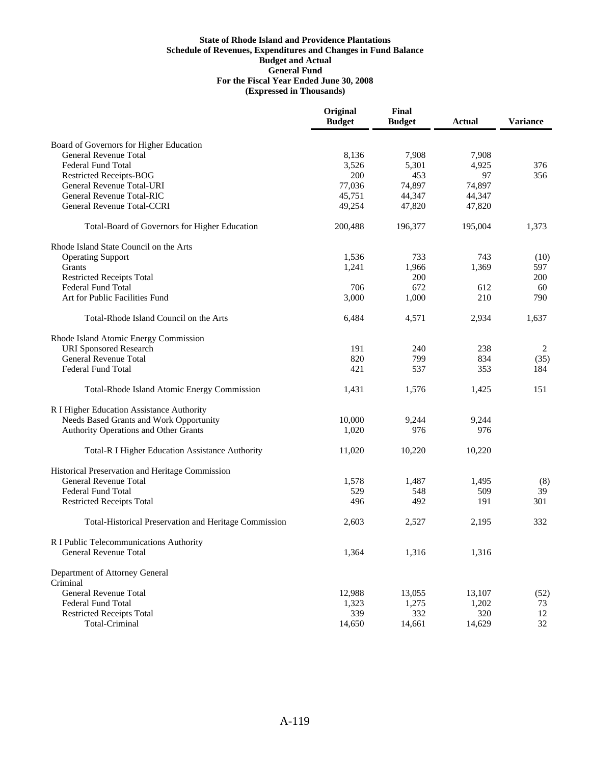**State of Rhode Island and Providence Plantations**
**Schedule of Revenues, Expenditures and Changes in Fund Balance**
**Budget and Actual**
**General Fund**
**For the Fiscal Year Ended June 30, 2008**
**(Expressed in Thousands)**

| | Original Budget | Final Budget | Actual | Variance |
|---|---|---|---|---|
| Board of Governors for Higher Education | | | | |
| General Revenue Total | 8,136 | 7,908 | 7,908 | |
| Federal Fund Total | 3,526 | 5,301 | 4,925 | 376 |
| Restricted Receipts-BOG | 200 | 453 | 97 | 356 |
| General Revenue Total-URI | 77,036 | 74,897 | 74,897 | |
| General Revenue Total-RIC | 45,751 | 44,347 | 44,347 | |
| General Revenue Total-CCRI | 49,254 | 47,820 | 47,820 | |
| Total-Board of Governors for Higher Education | 200,488 | 196,377 | 195,004 | 1,373 |
| Rhode Island State Council on the Arts | | | | |
| Operating Support | 1,536 | 733 | 743 | (10) |
| Grants | 1,241 | 1,966 | 1,369 | 597 |
| Restricted Receipts Total | | 200 | | 200 |
| Federal Fund Total | 706 | 672 | 612 | 60 |
| Art for Public Facilities Fund | 3,000 | 1,000 | 210 | 790 |
| Total-Rhode Island Council on the Arts | 6,484 | 4,571 | 2,934 | 1,637 |
| Rhode Island Atomic Energy Commission | | | | |
| URI Sponsored Research | 191 | 240 | 238 | 2 |
| General Revenue Total | 820 | 799 | 834 | (35) |
| Federal Fund Total | 421 | 537 | 353 | 184 |
| Total-Rhode Island Atomic Energy Commission | 1,431 | 1,576 | 1,425 | 151 |
| R I Higher Education Assistance Authority | | | | |
| Needs Based Grants and Work Opportunity | 10,000 | 9,244 | 9,244 | |
| Authority Operations and Other Grants | 1,020 | 976 | 976 | |
| Total-R I Higher Education Assistance Authority | 11,020 | 10,220 | 10,220 | |
| Historical Preservation and Heritage Commission | | | | |
| General Revenue Total | 1,578 | 1,487 | 1,495 | (8) |
| Federal Fund Total | 529 | 548 | 509 | 39 |
| Restricted Receipts Total | 496 | 492 | 191 | 301 |
| Total-Historical Preservation and Heritage Commission | 2,603 | 2,527 | 2,195 | 332 |
| R I Public Telecommunications Authority | | | | |
| General Revenue Total | 1,364 | 1,316 | 1,316 | |
| Department of Attorney General | | | | |
| Criminal | | | | |
| General Revenue Total | 12,988 | 13,055 | 13,107 | (52) |
| Federal Fund Total | 1,323 | 1,275 | 1,202 | 73 |
| Restricted Receipts Total | 339 | 332 | 320 | 12 |
| Total-Criminal | 14,650 | 14,661 | 14,629 | 32 |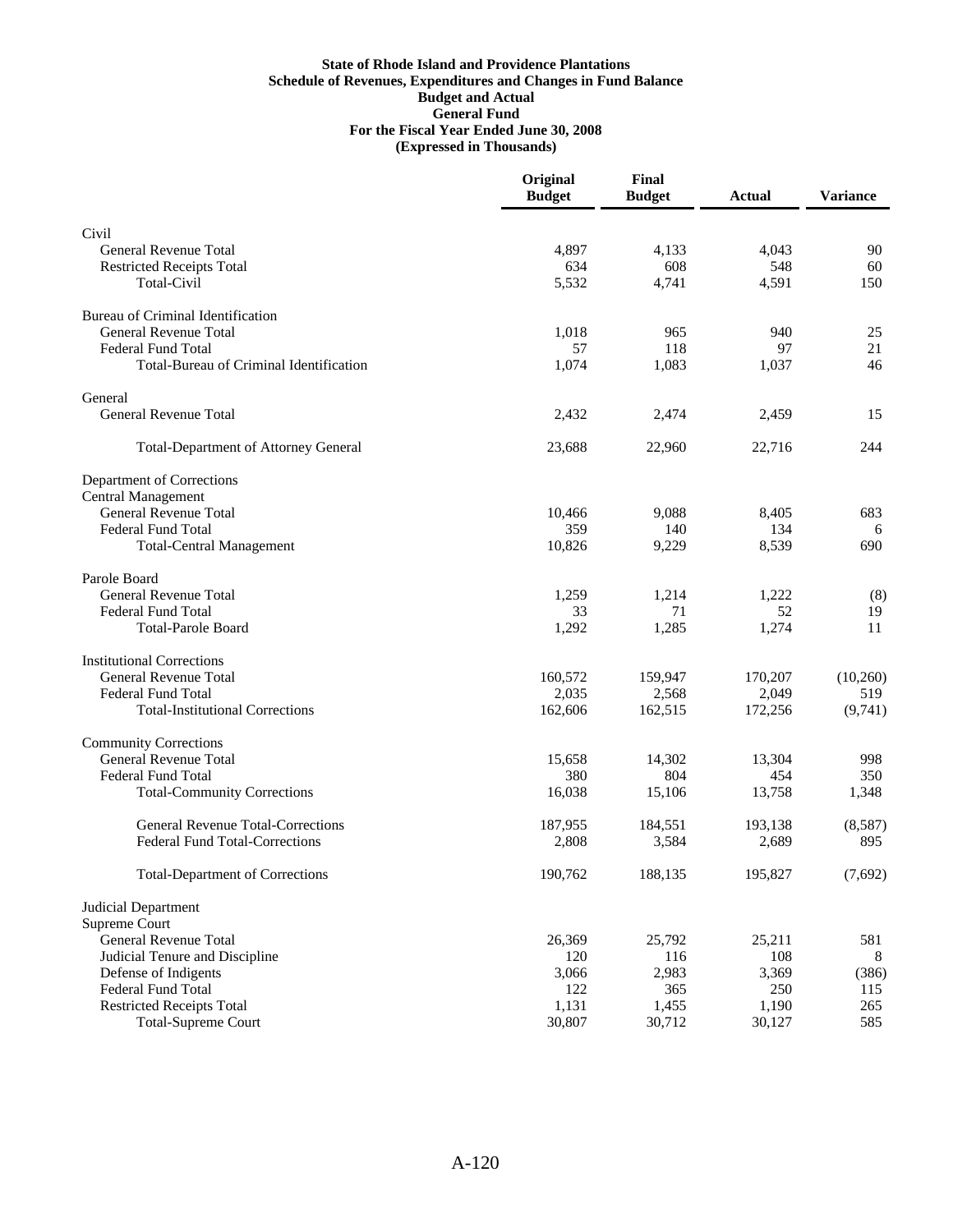**State of Rhode Island and Providence Plantations**
**Schedule of Revenues, Expenditures and Changes in Fund Balance**
**Budget and Actual**
**General Fund**
**For the Fiscal Year Ended June 30, 2008**
**(Expressed in Thousands)**

| | Original Budget | Final Budget | Actual | Variance |
|---|---|---|---|---|
| Civil | | | | |
| General Revenue Total | 4,897 | 4,133 | 4,043 | 90 |
| Restricted Receipts Total | 634 | 608 | 548 | 60 |
| Total-Civil | 5,532 | 4,741 | 4,591 | 150 |
| Bureau of Criminal Identification | | | | |
| General Revenue Total | 1,018 | 965 | 940 | 25 |
| Federal Fund Total | 57 | 118 | 97 | 21 |
| Total-Bureau of Criminal Identification | 1,074 | 1,083 | 1,037 | 46 |
| General | | | | |
| General Revenue Total | 2,432 | 2,474 | 2,459 | 15 |
| Total-Department of Attorney General | 23,688 | 22,960 | 22,716 | 244 |
| Department of Corrections | | | | |
| Central Management | | | | |
| General Revenue Total | 10,466 | 9,088 | 8,405 | 683 |
| Federal Fund Total | 359 | 140 | 134 | 6 |
| Total-Central Management | 10,826 | 9,229 | 8,539 | 690 |
| Parole Board | | | | |
| General Revenue Total | 1,259 | 1,214 | 1,222 | (8) |
| Federal Fund Total | 33 | 71 | 52 | 19 |
| Total-Parole Board | 1,292 | 1,285 | 1,274 | 11 |
| Institutional Corrections | | | | |
| General Revenue Total | 160,572 | 159,947 | 170,207 | (10,260) |
| Federal Fund Total | 2,035 | 2,568 | 2,049 | 519 |
| Total-Institutional Corrections | 162,606 | 162,515 | 172,256 | (9,741) |
| Community Corrections | | | | |
| General Revenue Total | 15,658 | 14,302 | 13,304 | 998 |
| Federal Fund Total | 380 | 804 | 454 | 350 |
| Total-Community Corrections | 16,038 | 15,106 | 13,758 | 1,348 |
| General Revenue Total-Corrections | 187,955 | 184,551 | 193,138 | (8,587) |
| Federal Fund Total-Corrections | 2,808 | 3,584 | 2,689 | 895 |
| Total-Department of Corrections | 190,762 | 188,135 | 195,827 | (7,692) |
| Judicial Department | | | | |
| Supreme Court | | | | |
| General Revenue Total | 26,369 | 25,792 | 25,211 | 581 |
| Judicial Tenure and Discipline | 120 | 116 | 108 | 8 |
| Defense of Indigents | 3,066 | 2,983 | 3,369 | (386) |
| Federal Fund Total | 122 | 365 | 250 | 115 |
| Restricted Receipts Total | 1,131 | 1,455 | 1,190 | 265 |
| Total-Supreme Court | 30,807 | 30,712 | 30,127 | 585 |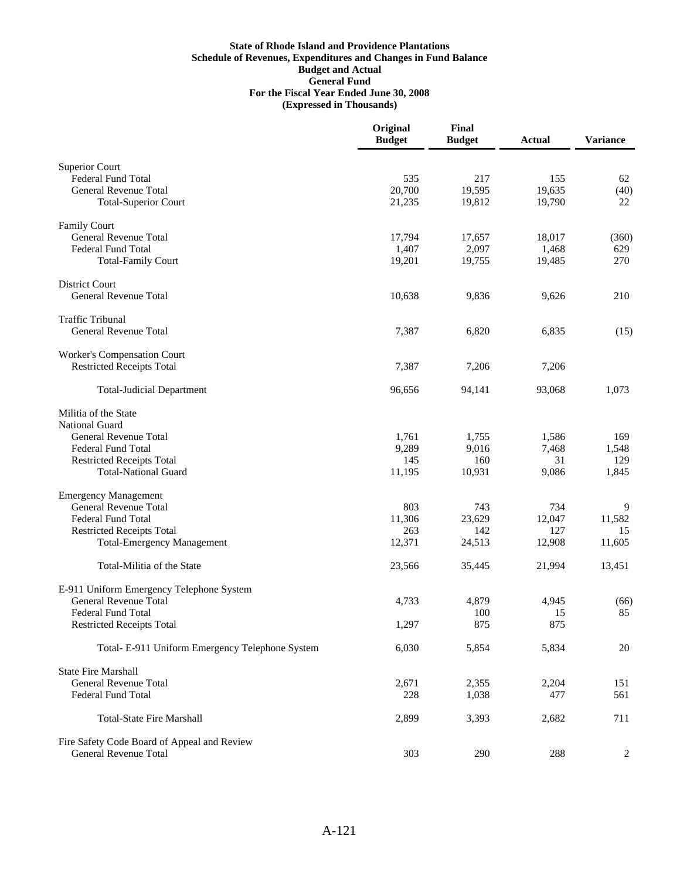**State of Rhode Island and Providence Plantations**
**Schedule of Revenues, Expenditures and Changes in Fund Balance**
**Budget and Actual**
**General Fund**
**For the Fiscal Year Ended June 30, 2008**
**(Expressed in Thousands)**

| | Original Budget | Final Budget | Actual | Variance |
|---|---|---|---|---|
| Superior Court | | | | |
| Federal Fund Total | 535 | 217 | 155 | 62 |
| General Revenue Total | 20,700 | 19,595 | 19,635 | (40) |
| Total-Superior Court | 21,235 | 19,812 | 19,790 | 22 |
| Family Court | | | | |
| General Revenue Total | 17,794 | 17,657 | 18,017 | (360) |
| Federal Fund Total | 1,407 | 2,097 | 1,468 | 629 |
| Total-Family Court | 19,201 | 19,755 | 19,485 | 270 |
| District Court | | | | |
| General Revenue Total | 10,638 | 9,836 | 9,626 | 210 |
| Traffic Tribunal | | | | |
| General Revenue Total | 7,387 | 6,820 | 6,835 | (15) |
| Worker's Compensation Court | | | | |
| Restricted Receipts Total | 7,387 | 7,206 | 7,206 | |
| Total-Judicial Department | 96,656 | 94,141 | 93,068 | 1,073 |
| Militia of the State | | | | |
| National Guard | | | | |
| General Revenue Total | 1,761 | 1,755 | 1,586 | 169 |
| Federal Fund Total | 9,289 | 9,016 | 7,468 | 1,548 |
| Restricted Receipts Total | 145 | 160 | 31 | 129 |
| Total-National Guard | 11,195 | 10,931 | 9,086 | 1,845 |
| Emergency Management | | | | |
| General Revenue Total | 803 | 743 | 734 | 9 |
| Federal Fund Total | 11,306 | 23,629 | 12,047 | 11,582 |
| Restricted Receipts Total | 263 | 142 | 127 | 15 |
| Total-Emergency Management | 12,371 | 24,513 | 12,908 | 11,605 |
| Total-Militia of the State | 23,566 | 35,445 | 21,994 | 13,451 |
| E-911 Uniform Emergency Telephone System | | | | |
| General Revenue Total | 4,733 | 4,879 | 4,945 | (66) |
| Federal Fund Total | | 100 | 15 | 85 |
| Restricted Receipts Total | 1,297 | 875 | 875 | |
| Total- E-911 Uniform Emergency Telephone System | 6,030 | 5,854 | 5,834 | 20 |
| State Fire Marshall | | | | |
| General Revenue Total | 2,671 | 2,355 | 2,204 | 151 |
| Federal Fund Total | 228 | 1,038 | 477 | 561 |
| Total-State Fire Marshall | 2,899 | 3,393 | 2,682 | 711 |
| Fire Safety Code Board of Appeal and Review | | | | |
| General Revenue Total | 303 | 290 | 288 | 2 |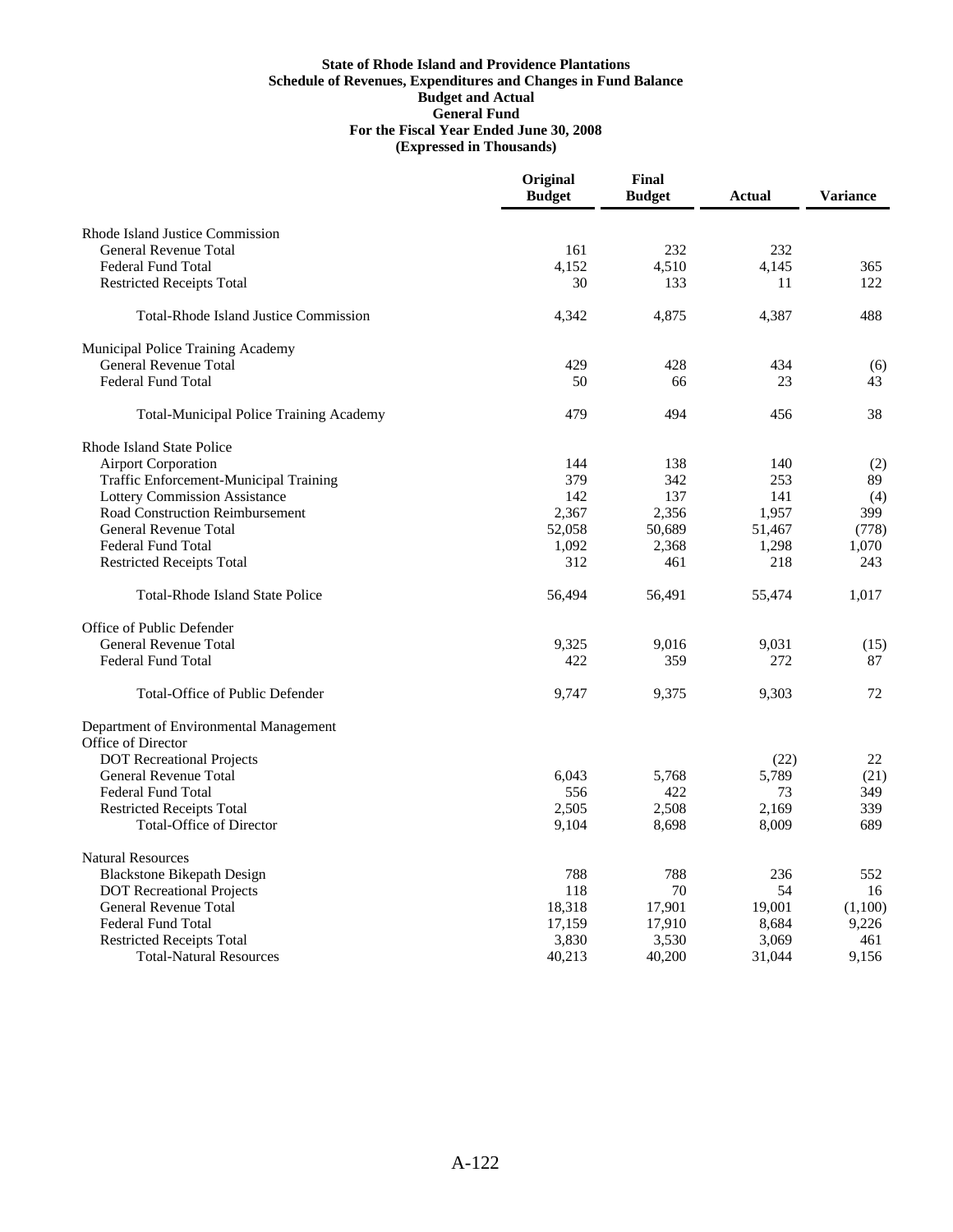**State of Rhode Island and Providence Plantations**
**Schedule of Revenues, Expenditures and Changes in Fund Balance**
**Budget and Actual**
**General Fund**
**For the Fiscal Year Ended June 30, 2008**
**(Expressed in Thousands)**

| | Original Budget | Final Budget | Actual | Variance |
|---|---|---|---|---|
| Rhode Island Justice Commission | | | | |
| General Revenue Total | 161 | 232 | 232 | |
| Federal Fund Total | 4,152 | 4,510 | 4,145 | 365 |
| Restricted Receipts Total | 30 | 133 | 11 | 122 |
| Total-Rhode Island Justice Commission | 4,342 | 4,875 | 4,387 | 488 |
| Municipal Police Training Academy | | | | |
| General Revenue Total | 429 | 428 | 434 | (6) |
| Federal Fund Total | 50 | 66 | 23 | 43 |
| Total-Municipal Police Training Academy | 479 | 494 | 456 | 38 |
| Rhode Island State Police | | | | |
| Airport Corporation | 144 | 138 | 140 | (2) |
| Traffic Enforcement-Municipal Training | 379 | 342 | 253 | 89 |
| Lottery Commission Assistance | 142 | 137 | 141 | (4) |
| Road Construction Reimbursement | 2,367 | 2,356 | 1,957 | 399 |
| General Revenue Total | 52,058 | 50,689 | 51,467 | (778) |
| Federal Fund Total | 1,092 | 2,368 | 1,298 | 1,070 |
| Restricted Receipts Total | 312 | 461 | 218 | 243 |
| Total-Rhode Island State Police | 56,494 | 56,491 | 55,474 | 1,017 |
| Office of Public Defender | | | | |
| General Revenue Total | 9,325 | 9,016 | 9,031 | (15) |
| Federal Fund Total | 422 | 359 | 272 | 87 |
| Total-Office of Public Defender | 9,747 | 9,375 | 9,303 | 72 |
| Department of Environmental Management | | | | |
| Office of Director | | | | |
| DOT Recreational Projects | | | (22) | 22 |
| General Revenue Total | 6,043 | 5,768 | 5,789 | (21) |
| Federal Fund Total | 556 | 422 | 73 | 349 |
| Restricted Receipts Total | 2,505 | 2,508 | 2,169 | 339 |
| Total-Office of Director | 9,104 | 8,698 | 8,009 | 689 |
| Natural Resources | | | | |
| Blackstone Bikepath Design | 788 | 788 | 236 | 552 |
| DOT Recreational Projects | 118 | 70 | 54 | 16 |
| General Revenue Total | 18,318 | 17,901 | 19,001 | (1,100) |
| Federal Fund Total | 17,159 | 17,910 | 8,684 | 9,226 |
| Restricted Receipts Total | 3,830 | 3,530 | 3,069 | 461 |
| Total-Natural Resources | 40,213 | 40,200 | 31,044 | 9,156 |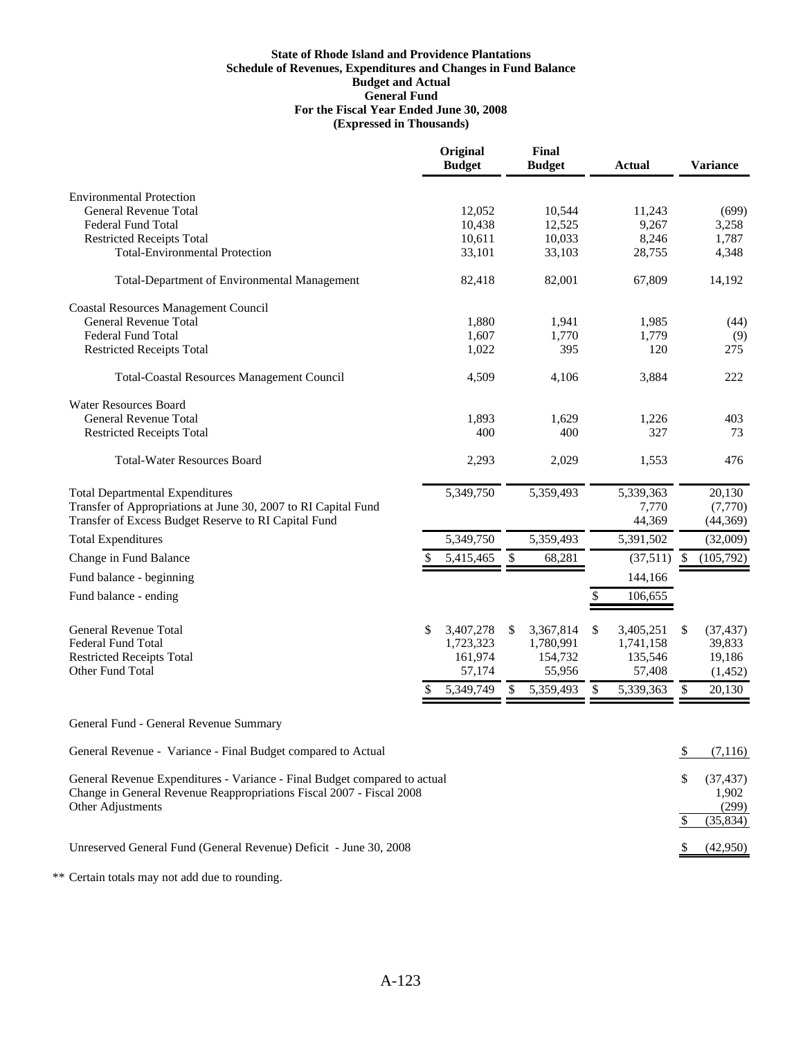**State of Rhode Island and Providence Plantations**
**Schedule of Revenues, Expenditures and Changes in Fund Balance**
**Budget and Actual**
**General Fund**
**For the Fiscal Year Ended June 30, 2008**
**(Expressed in Thousands)**

| | Original Budget | Final Budget | Actual | Variance |
|---|---|---|---|---|
| Environmental Protection | | | | |
| General Revenue Total | 12,052 | 10,544 | 11,243 | (699) |
| Federal Fund Total | 10,438 | 12,525 | 9,267 | 3,258 |
| Restricted Receipts Total | 10,611 | 10,033 | 8,246 | 1,787 |
| Total-Environmental Protection | 33,101 | 33,103 | 28,755 | 4,348 |
| Total-Department of Environmental Management | 82,418 | 82,001 | 67,809 | 14,192 |
| Coastal Resources Management Council | | | | |
| General Revenue Total | 1,880 | 1,941 | 1,985 | (44) |
| Federal Fund Total | 1,607 | 1,770 | 1,779 | (9) |
| Restricted Receipts Total | 1,022 | 395 | 120 | 275 |
| Total-Coastal Resources Management Council | 4,509 | 4,106 | 3,884 | 222 |
| Water Resources Board | | | | |
| General Revenue Total | 1,893 | 1,629 | 1,226 | 403 |
| Restricted Receipts Total | 400 | 400 | 327 | 73 |
| Total-Water Resources Board | 2,293 | 2,029 | 1,553 | 476 |
| Total Departmental Expenditures | 5,349,750 | 5,359,493 | 5,339,363 | 20,130 |
| Transfer of Appropriations at June 30, 2007 to RI Capital Fund | | | 7,770 | (7,770) |
| Transfer of Excess Budget Reserve to RI Capital Fund | | | 44,369 | (44,369) |
| Total Expenditures | 5,349,750 | 5,359,493 | 5,391,502 | (32,009) |
| Change in Fund Balance | $ 5,415,465 | $ 68,281 | (37,511) | $ (105,792) |
| Fund balance - beginning | | | 144,166 | |
| Fund balance - ending | | | $ 106,655 | |
| General Revenue Total | $ 3,407,278 | $ 3,367,814 | $ 3,405,251 | $ (37,437) |
| Federal Fund Total | 1,723,323 | 1,780,991 | 1,741,158 | 39,833 |
| Restricted Receipts Total | 161,974 | 154,732 | 135,546 | 19,186 |
| Other Fund Total | 57,174 | 55,956 | 57,408 | (1,452) |
| | $ 5,349,749 | $ 5,359,493 | $ 5,339,363 | $ 20,130 |

General Fund - General Revenue Summary

| | |
|---|---|
| General Revenue - Variance - Final Budget compared to Actual | $ (7,116) |
| General Revenue Expenditures - Variance - Final Budget compared to actual | $ (37,437) |
| Change in General Revenue Reappropriations Fiscal 2007 - Fiscal 2008 | 1,902 |
| Other Adjustments | (299) |
| | $ (35,834) |
| Unreserved General Fund (General Revenue) Deficit - June 30, 2008 | $ (42,950) |

** Certain totals may not add due to rounding.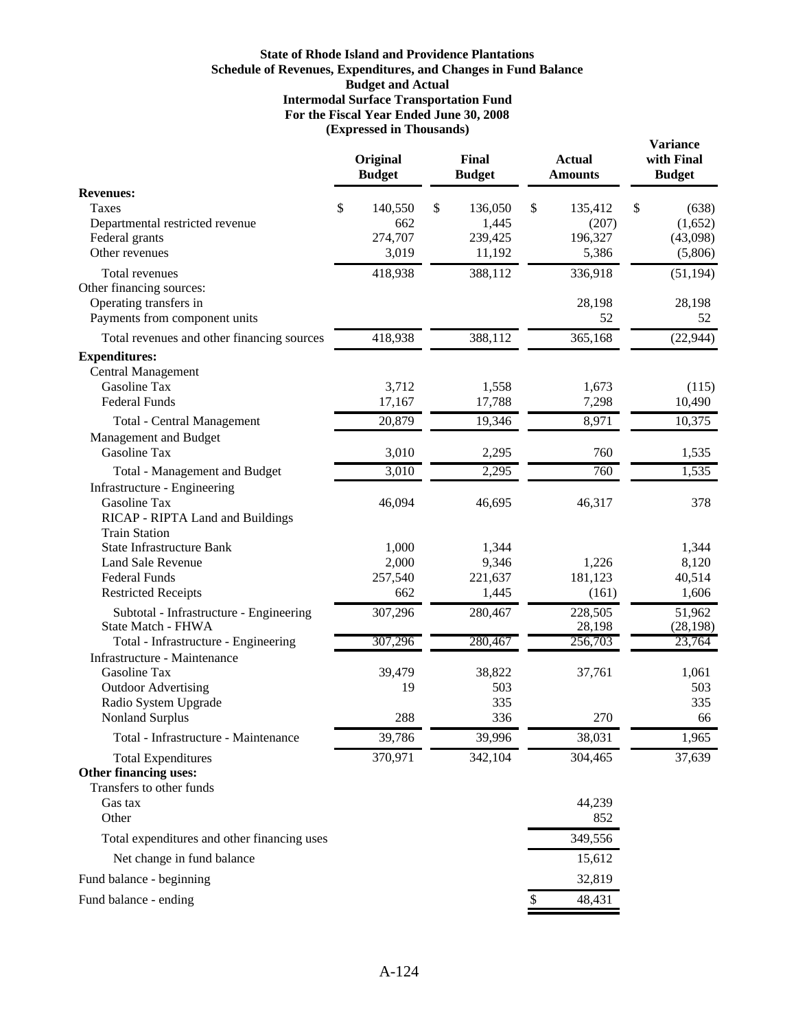**State of Rhode Island and Providence Plantations**
**Schedule of Revenues, Expenditures, and Changes in Fund Balance**
**Budget and Actual**
**Intermodal Surface Transportation Fund**
**For the Fiscal Year Ended June 30, 2008**
**(Expressed in Thousands)**

| | Original Budget | Final Budget | Actual Amounts | Variance with Final Budget |
|---|---|---|---|---|
| **Revenues:** | | | | |
| Taxes | $ 140,550 | $ 136,050 | $ 135,412 | $ (638) |
| Departmental restricted revenue | 662 | 1,445 | (207) | (1,652) |
| Federal grants | 274,707 | 239,425 | 196,327 | (43,098) |
| Other revenues | 3,019 | 11,192 | 5,386 | (5,806) |
| Total revenues | 418,938 | 388,112 | 336,918 | (51,194) |
| Other financing sources: | | | | |
| Operating transfers in | | | 28,198 | 28,198 |
| Payments from component units | | | 52 | 52 |
| Total revenues and other financing sources | 418,938 | 388,112 | 365,168 | (22,944) |
| **Expenditures:** | | | | |
| Central Management | | | | |
| Gasoline Tax | 3,712 | 1,558 | 1,673 | (115) |
| Federal Funds | 17,167 | 17,788 | 7,298 | 10,490 |
| Total - Central Management | 20,879 | 19,346 | 8,971 | 10,375 |
| Management and Budget | | | | |
| Gasoline Tax | 3,010 | 2,295 | 760 | 1,535 |
| Total - Management and Budget | 3,010 | 2,295 | 760 | 1,535 |
| Infrastructure - Engineering | | | | |
| Gasoline Tax | 46,094 | 46,695 | 46,317 | 378 |
| RICAP - RIPTA Land and Buildings | | | | |
| Train Station | | | | |
| State Infrastructure Bank | 1,000 | 1,344 | | 1,344 |
| Land Sale Revenue | 2,000 | 9,346 | 1,226 | 8,120 |
| Federal Funds | 257,540 | 221,637 | 181,123 | 40,514 |
| Restricted Receipts | 662 | 1,445 | (161) | 1,606 |
| Subtotal - Infrastructure - Engineering | 307,296 | 280,467 | 228,505 | 51,962 |
| State Match - FHWA | | | 28,198 | (28,198) |
| Total - Infrastructure - Engineering | 307,296 | 280,467 | 256,703 | 23,764 |
| Infrastructure - Maintenance | | | | |
| Gasoline Tax | 39,479 | 38,822 | 37,761 | 1,061 |
| Outdoor Advertising | 19 | 503 | | 503 |
| Radio System Upgrade | | 335 | | 335 |
| Nonland Surplus | 288 | 336 | 270 | 66 |
| Total - Infrastructure - Maintenance | 39,786 | 39,996 | 38,031 | 1,965 |
| Total Expenditures | 370,971 | 342,104 | 304,465 | 37,639 |
| **Other financing uses:** | | | | |
| Transfers to other funds | | | | |
| Gas tax | | | 44,239 | |
| Other | | | 852 | |
| Total expenditures and other financing uses | | | 349,556 | |
| Net change in fund balance | | | 15,612 | |
| Fund balance - beginning | | | 32,819 | |
| Fund balance - ending | | | $ 48,431 | |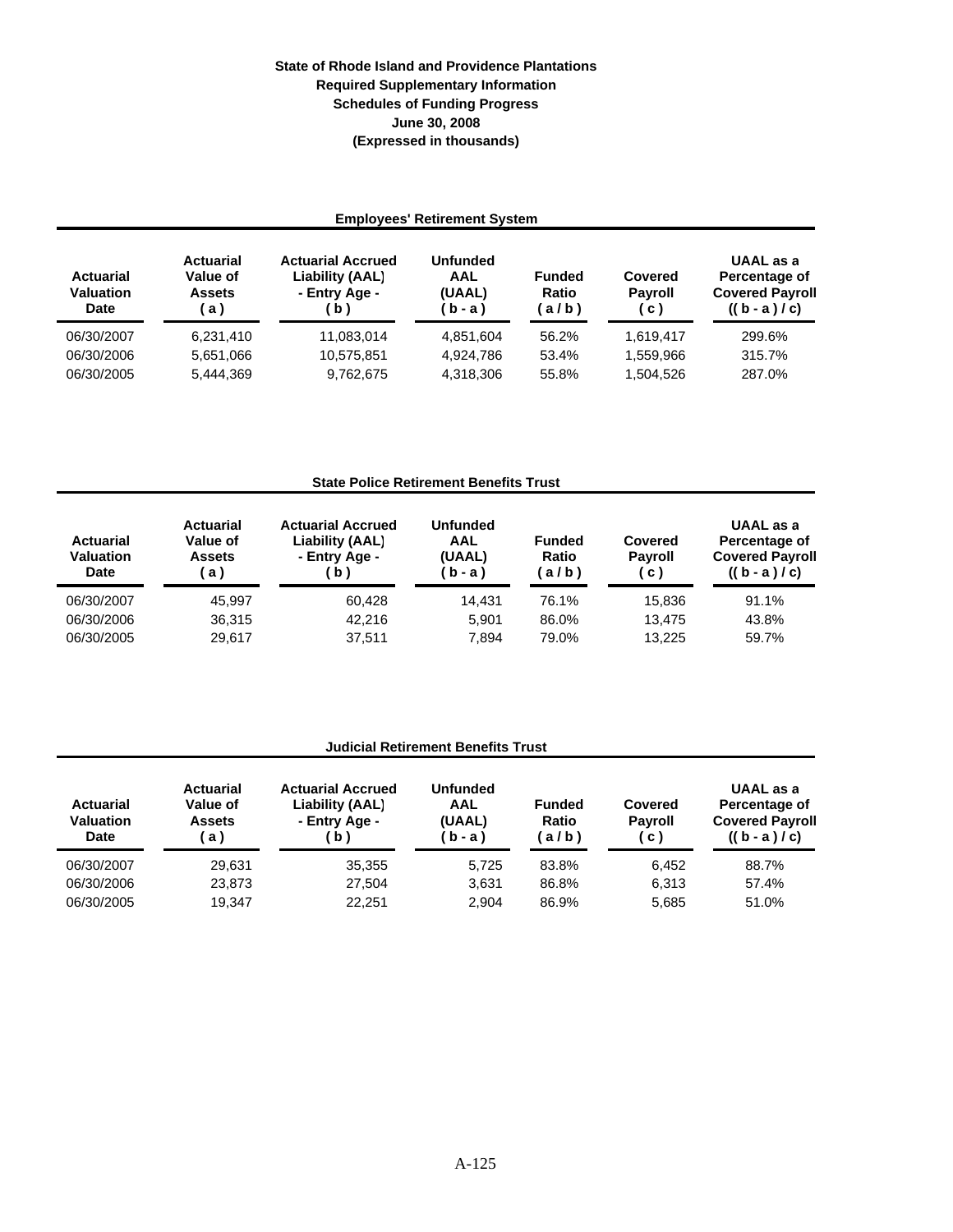# State of Rhode Island and Providence Plantations
## Required Supplementary Information
## Schedules of Funding Progress
## June 30, 2008
## (Expressed in thousands)

### Employees' Retirement System

| Actuarial Valuation Date | Actuarial Value of Assets ( a ) | Actuarial Accrued Liability (AAL) - Entry Age - ( b ) | Unfunded AAL (UAAL) ( b - a ) | Funded Ratio ( a / b ) | Covered Payroll ( c ) | UAAL as a Percentage of Covered Payroll (( b - a ) / c) |
|---|---|---|---|---|---|---|
| 06/30/2007 | 6,231,410 | 11,083,014 | 4,851,604 | 56.2% | 1,619,417 | 299.6% |
| 06/30/2006 | 5,651,066 | 10,575,851 | 4,924,786 | 53.4% | 1,559,966 | 315.7% |
| 06/30/2005 | 5,444,369 | 9,762,675 | 4,318,306 | 55.8% | 1,504,526 | 287.0% |

### State Police Retirement Benefits Trust

| Actuarial Valuation Date | Actuarial Value of Assets ( a ) | Actuarial Accrued Liability (AAL) - Entry Age - ( b ) | Unfunded AAL (UAAL) ( b - a ) | Funded Ratio ( a / b ) | Covered Payroll ( c ) | UAAL as a Percentage of Covered Payroll (( b - a ) / c) |
|---|---|---|---|---|---|---|
| 06/30/2007 | 45,997 | 60,428 | 14,431 | 76.1% | 15,836 | 91.1% |
| 06/30/2006 | 36,315 | 42,216 | 5,901 | 86.0% | 13,475 | 43.8% |
| 06/30/2005 | 29,617 | 37,511 | 7,894 | 79.0% | 13,225 | 59.7% |

### Judicial Retirement Benefits Trust

| Actuarial Valuation Date | Actuarial Value of Assets ( a ) | Actuarial Accrued Liability (AAL) - Entry Age - ( b ) | Unfunded AAL (UAAL) ( b - a ) | Funded Ratio ( a / b ) | Covered Payroll ( c ) | UAAL as a Percentage of Covered Payroll (( b - a ) / c) |
|---|---|---|---|---|---|---|
| 06/30/2007 | 29,631 | 35,355 | 5,725 | 83.8% | 6,452 | 88.7% |
| 06/30/2006 | 23,873 | 27,504 | 3,631 | 86.8% | 6,313 | 57.4% |
| 06/30/2005 | 19,347 | 22,251 | 2,904 | 86.9% | 5,685 | 51.0% |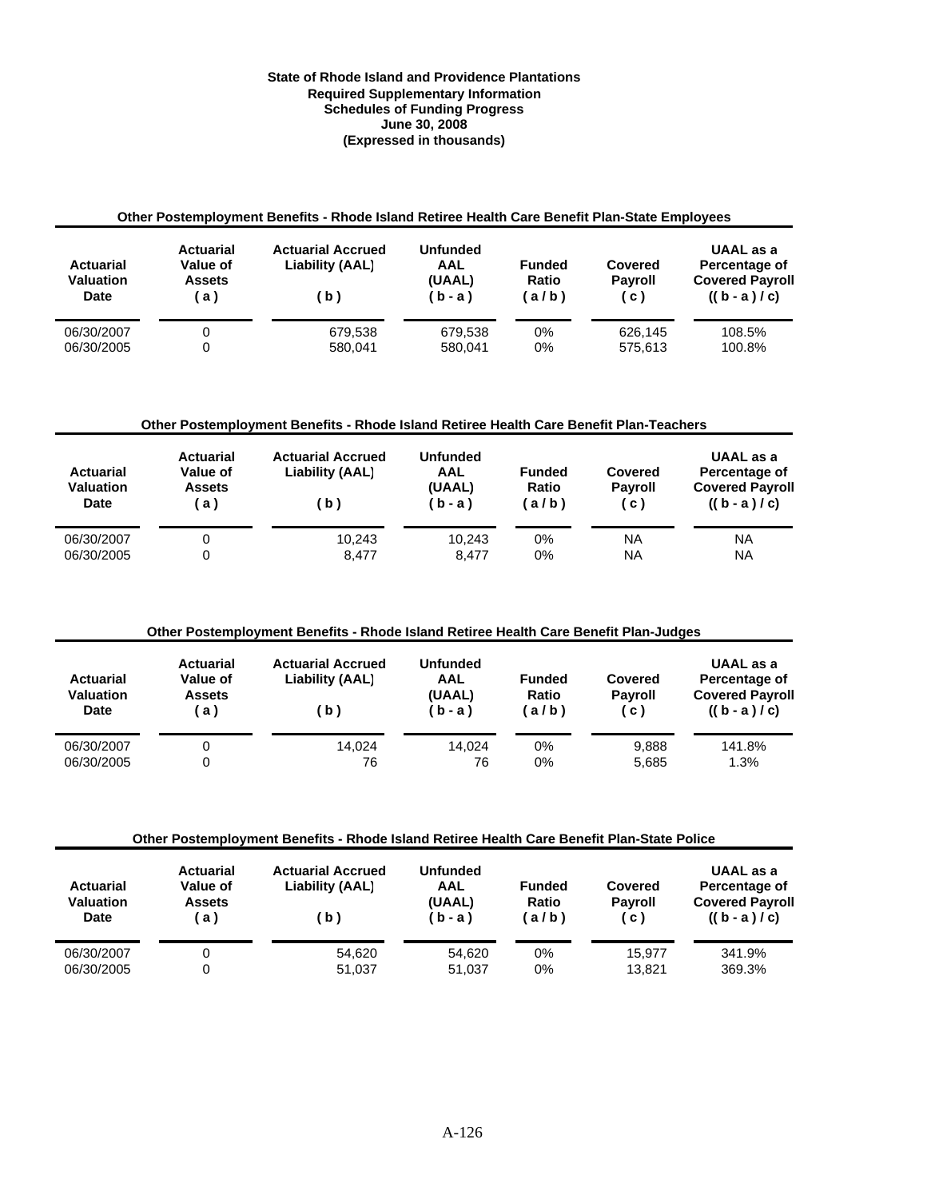**State of Rhode Island and Providence Plantations**
**Required Supplementary Information**
**Schedules of Funding Progress**
**June 30, 2008**
**(Expressed in thousands)**

### Other Postemployment Benefits - Rhode Island Retiree Health Care Benefit Plan-State Employees

| Actuarial Valuation Date | Actuarial Value of Assets ( a ) | Actuarial Accrued Liability (AAL) ( b ) | Unfunded AAL (UAAL) ( b - a ) | Funded Ratio ( a / b ) | Covered Payroll ( c ) | UAAL as a Percentage of Covered Payroll (( b - a ) / c) |
|---|---|---|---|---|---|---|
| 06/30/2007 | 0 | 679,538 | 679,538 | 0% | 626,145 | 108.5% |
| 06/30/2005 | 0 | 580,041 | 580,041 | 0% | 575,613 | 100.8% |

### Other Postemployment Benefits - Rhode Island Retiree Health Care Benefit Plan-Teachers

| Actuarial Valuation Date | Actuarial Value of Assets ( a ) | Actuarial Accrued Liability (AAL) ( b ) | Unfunded AAL (UAAL) ( b - a ) | Funded Ratio ( a / b ) | Covered Payroll ( c ) | UAAL as a Percentage of Covered Payroll (( b - a ) / c) |
|---|---|---|---|---|---|---|
| 06/30/2007 | 0 | 10,243 | 10,243 | 0% | NA | NA |
| 06/30/2005 | 0 | 8,477 | 8,477 | 0% | NA | NA |

### Other Postemployment Benefits - Rhode Island Retiree Health Care Benefit Plan-Judges

| Actuarial Valuation Date | Actuarial Value of Assets ( a ) | Actuarial Accrued Liability (AAL) ( b ) | Unfunded AAL (UAAL) ( b - a ) | Funded Ratio ( a / b ) | Covered Payroll ( c ) | UAAL as a Percentage of Covered Payroll (( b - a ) / c) |
|---|---|---|---|---|---|---|
| 06/30/2007 | 0 | 14,024 | 14,024 | 0% | 9,888 | 141.8% |
| 06/30/2005 | 0 | 76 | 76 | 0% | 5,685 | 1.3% |

### Other Postemployment Benefits - Rhode Island Retiree Health Care Benefit Plan-State Police

| Actuarial Valuation Date | Actuarial Value of Assets ( a ) | Actuarial Accrued Liability (AAL) ( b ) | Unfunded AAL (UAAL) ( b - a ) | Funded Ratio ( a / b ) | Covered Payroll ( c ) | UAAL as a Percentage of Covered Payroll (( b - a ) / c) |
|---|---|---|---|---|---|---|
| 06/30/2007 | 0 | 54,620 | 54,620 | 0% | 15,977 | 341.9% |
| 06/30/2005 | 0 | 51,037 | 51,037 | 0% | 13,821 | 369.3% |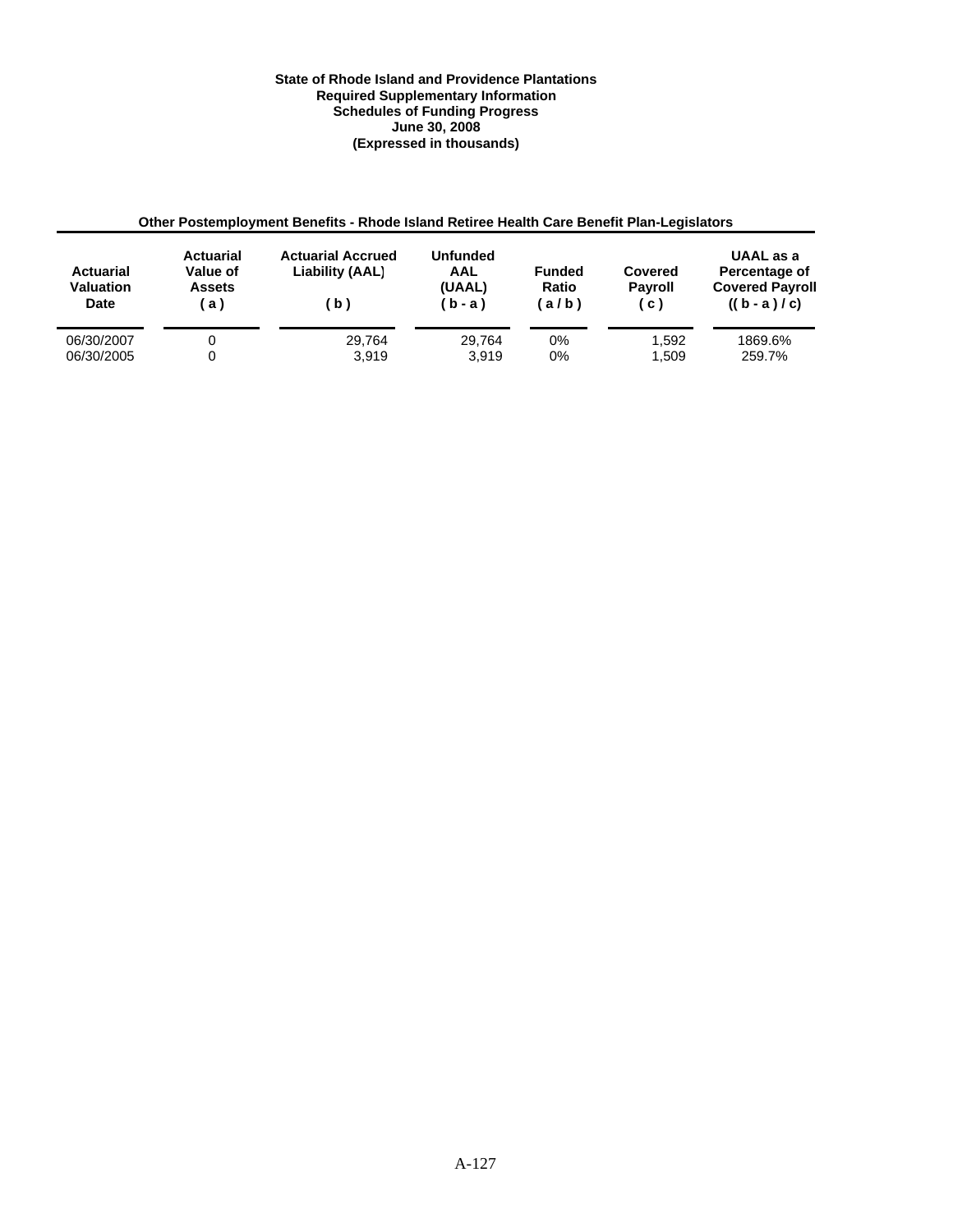**State of Rhode Island and Providence Plantations**
**Required Supplementary Information**
**Schedules of Funding Progress**
**June 30, 2008**
**(Expressed in thousands)**

**Other Postemployment Benefits - Rhode Island Retiree Health Care Benefit Plan-Legislators**

| Actuarial Valuation Date | Actuarial Value of Assets ( a ) | Actuarial Accrued Liability (AAL) ( b ) | Unfunded AAL (UAAL) ( b - a ) | Funded Ratio ( a / b ) | Covered Payroll ( c ) | UAAL as a Percentage of Covered Payroll (( b - a ) / c) |
|---|---|---|---|---|---|---|
| 06/30/2007 | 0 | 29,764 | 29,764 | 0% | 1,592 | 1869.6% |
| 06/30/2005 | 0 | 3,919 | 3,919 | 0% | 1,509 | 259.7% |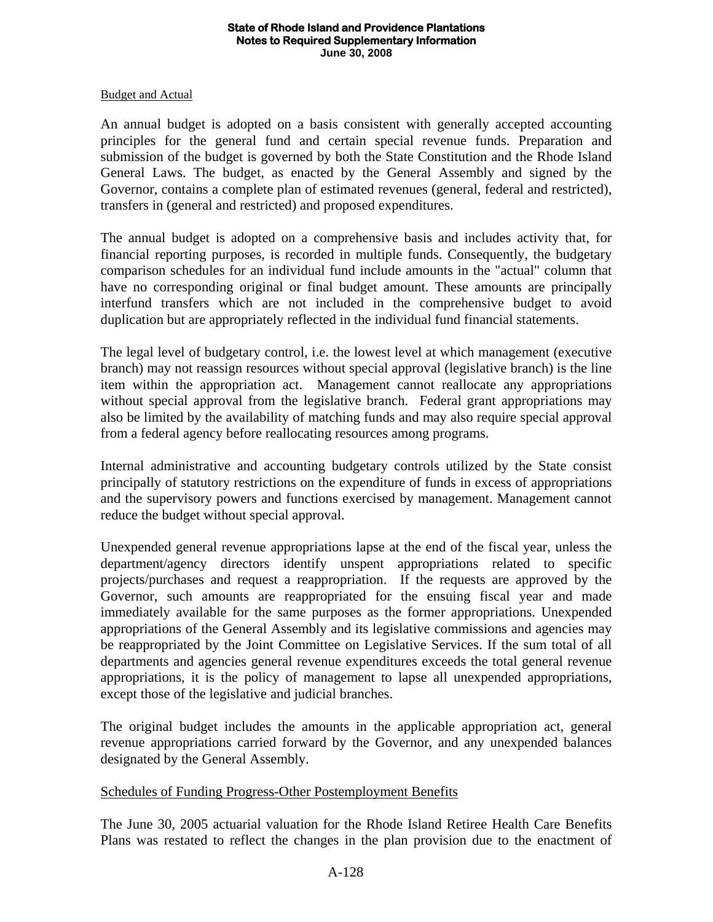Budget and Actual

An annual budget is adopted on a basis consistent with generally accepted accounting principles for the general fund and certain special revenue funds. Preparation and submission of the budget is governed by both the State Constitution and the Rhode Island General Laws. The budget, as enacted by the General Assembly and signed by the Governor, contains a complete plan of estimated revenues (general, federal and restricted), transfers in (general and restricted) and proposed expenditures.

The annual budget is adopted on a comprehensive basis and includes activity that, for financial reporting purposes, is recorded in multiple funds. Consequently, the budgetary comparison schedules for an individual fund include amounts in the "actual" column that have no corresponding original or final budget amount. These amounts are principally interfund transfers which are not included in the comprehensive budget to avoid duplication but are appropriately reflected in the individual fund financial statements.

The legal level of budgetary control, i.e. the lowest level at which management (executive branch) may not reassign resources without special approval (legislative branch) is the line item within the appropriation act. Management cannot reallocate any appropriations without special approval from the legislative branch. Federal grant appropriations may also be limited by the availability of matching funds and may also require special approval from a federal agency before reallocating resources among programs.

Internal administrative and accounting budgetary controls utilized by the State consist principally of statutory restrictions on the expenditure of funds in excess of appropriations and the supervisory powers and functions exercised by management. Management cannot reduce the budget without special approval.

Unexpended general revenue appropriations lapse at the end of the fiscal year, unless the department/agency directors identify unspent appropriations related to specific projects/purchases and request a reappropriation. If the requests are approved by the Governor, such amounts are reappropriated for the ensuing fiscal year and made immediately available for the same purposes as the former appropriations. Unexpended appropriations of the General Assembly and its legislative commissions and agencies may be reappropriated by the Joint Committee on Legislative Services. If the sum total of all departments and agencies general revenue expenditures exceeds the total general revenue appropriations, it is the policy of management to lapse all unexpended appropriations, except those of the legislative and judicial branches.

The original budget includes the amounts in the applicable appropriation act, general revenue appropriations carried forward by the Governor, and any unexpended balances designated by the General Assembly.

Schedules of Funding Progress-Other Postemployment Benefits

The June 30, 2005 actuarial valuation for the Rhode Island Retiree Health Care Benefits Plans was restated to reflect the changes in the plan provision due to the enactment of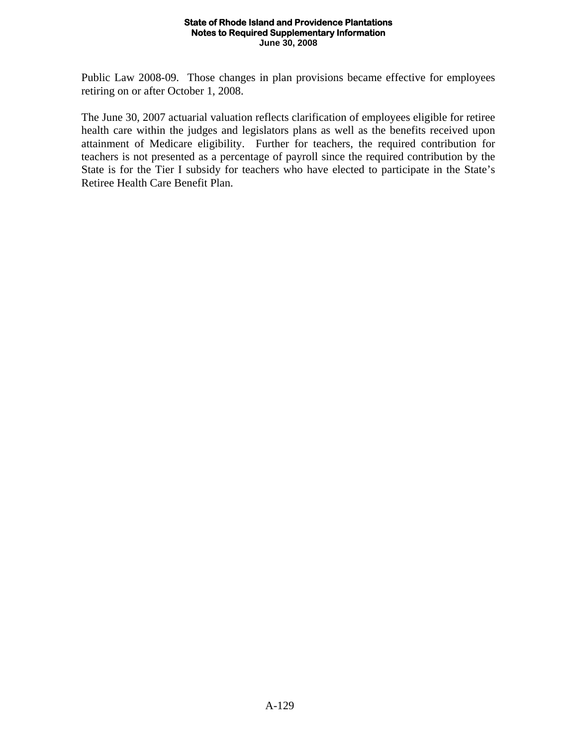Public Law 2008-09. Those changes in plan provisions became effective for employees retiring on or after October 1, 2008.

The June 30, 2007 actuarial valuation reflects clarification of employees eligible for retiree health care within the judges and legislators plans as well as the benefits received upon attainment of Medicare eligibility. Further for teachers, the required contribution for teachers is not presented as a percentage of payroll since the required contribution by the State is for the Tier I subsidy for teachers who have elected to participate in the State's Retiree Health Care Benefit Plan.